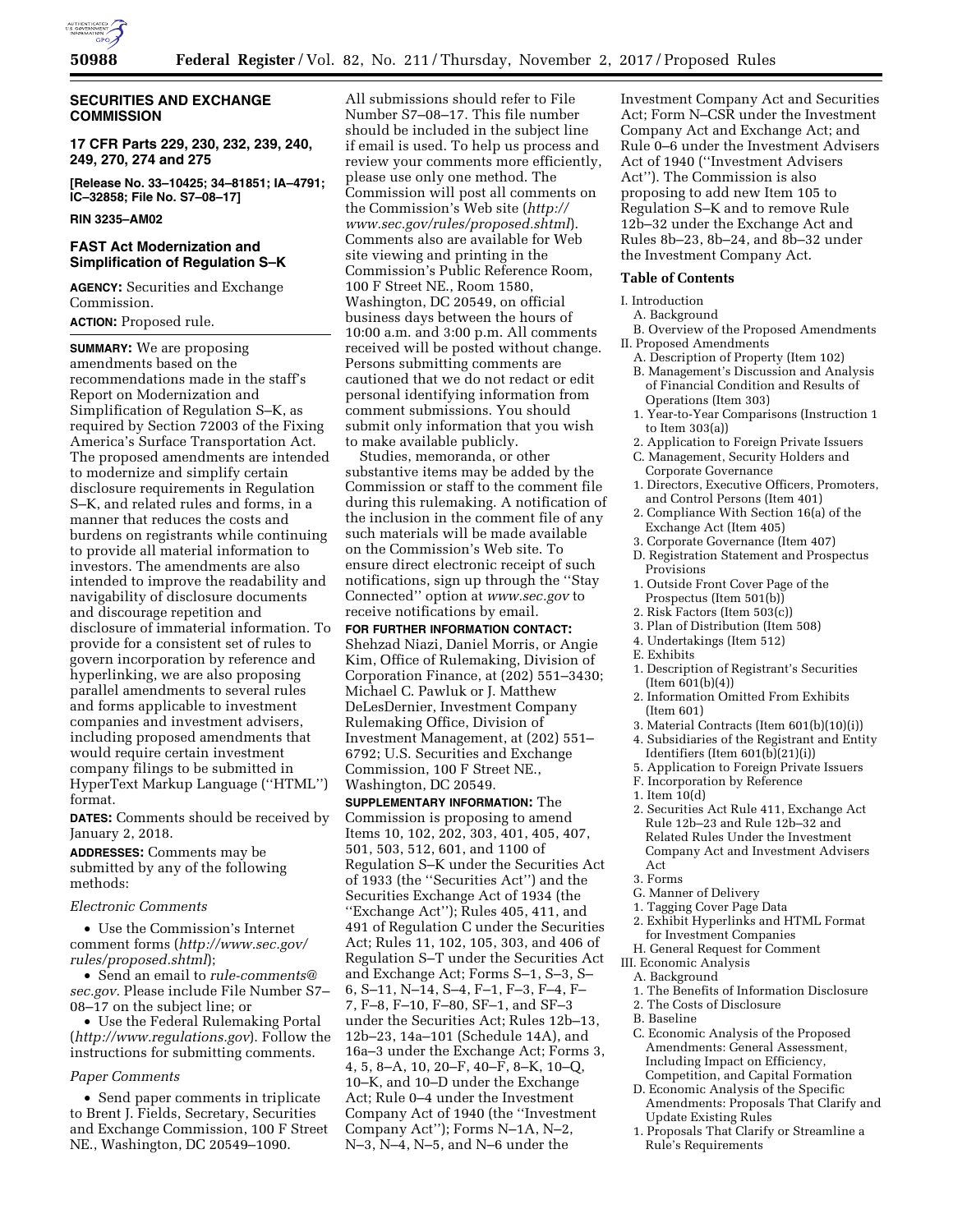## SECURITIES AND EXCHANGE COMMISSION

### 17 CFR Parts 229, 230, 232, 239, 240, 249, 270, 274 and 275

**[Release No. 33–10425; 34–81851; IA–4791; IC–32858; File No. S7–08–17]**

**RIN 3235–AM02**

## FAST Act Modernization and Simplification of Regulation S–K

**AGENCY:** Securities and Exchange Commission.

**ACTION:** Proposed rule.

**SUMMARY:** We are proposing amendments based on the recommendations made in the staff's Report on Modernization and Simplification of Regulation S–K, as required by Section 72003 of the Fixing America's Surface Transportation Act. The proposed amendments are intended to modernize and simplify certain disclosure requirements in Regulation S–K, and related rules and forms, in a manner that reduces the costs and burdens on registrants while continuing to provide all material information to investors. The amendments are also intended to improve the readability and navigability of disclosure documents and discourage repetition and disclosure of immaterial information. To provide for a consistent set of rules to govern incorporation by reference and hyperlinking, we are also proposing parallel amendments to several rules and forms applicable to investment companies and investment advisers, including proposed amendments that would require certain investment company filings to be submitted in HyperText Markup Language (''HTML'') format.

**DATES:** Comments should be received by January 2, 2018.

**ADDRESSES:** Comments may be submitted by any of the following methods:

*Electronic Comments*

- Use the Commission's Internet comment forms (*http://www.sec.gov/rules/proposed.shtml*);
- Send an email to *rule-comments@sec.gov.* Please include File Number S7–08–17 on the subject line; or
- Use the Federal Rulemaking Portal (*http://www.regulations.gov*). Follow the instructions for submitting comments.

*Paper Comments*

- Send paper comments in triplicate to Brent J. Fields, Secretary, Securities and Exchange Commission, 100 F Street NE., Washington, DC 20549–1090.

All submissions should refer to File Number S7–08–17. This file number should be included in the subject line if email is used. To help us process and review your comments more efficiently, please use only one method. The Commission will post all comments on the Commission's Web site (*http://www.sec.gov/rules/proposed.shtml*). Comments also are available for Web site viewing and printing in the Commission's Public Reference Room, 100 F Street NE., Room 1580, Washington, DC 20549, on official business days between the hours of 10:00 a.m. and 3:00 p.m. All comments received will be posted without change. Persons submitting comments are cautioned that we do not redact or edit personal identifying information from comment submissions. You should submit only information that you wish to make available publicly.

Studies, memoranda, or other substantive items may be added by the Commission or staff to the comment file during this rulemaking. A notification of the inclusion in the comment file of any such materials will be made available on the Commission's Web site. To ensure direct electronic receipt of such notifications, sign up through the ''Stay Connected'' option at *www.sec.gov* to receive notifications by email.

**FOR FURTHER INFORMATION CONTACT:** Shehzad Niazi, Daniel Morris, or Angie Kim, Office of Rulemaking, Division of Corporation Finance, at (202) 551–3430; Michael C. Pawluk or J. Matthew DeLesDernier, Investment Company Rulemaking Office, Division of Investment Management, at (202) 551–6792; U.S. Securities and Exchange Commission, 100 F Street NE., Washington, DC 20549.

**SUPPLEMENTARY INFORMATION:** The Commission is proposing to amend Items 10, 102, 202, 303, 401, 405, 407, 501, 503, 512, 601, and 1100 of Regulation S–K under the Securities Act of 1933 (the ''Securities Act'') and the Securities Exchange Act of 1934 (the ''Exchange Act''); Rules 405, 411, and 491 of Regulation C under the Securities Act; Rules 11, 102, 105, 303, and 406 of Regulation S–T under the Securities Act and Exchange Act; Forms S–1, S–3, S–6, S–11, N–14, S–4, F–1, F–3, F–4, F–7, F–8, F–10, F–80, SF–1, and SF–3 under the Securities Act; Rules 12b–13, 12b–23, 14a–101 (Schedule 14A), and 16a–3 under the Exchange Act; Forms 3, 4, 5, 8–A, 10, 20–F, 40–F, 8–K, 10–Q, 10–K, and 10–D under the Exchange Act; Rule 0–4 under the Investment Company Act of 1940 (the ''Investment Company Act''); Forms N–1A, N–2, N–3, N–4, N–5, and N–6 under the Investment Company Act and Securities Act; Form N–CSR under the Investment Company Act and Exchange Act; and Rule 0–6 under the Investment Advisers Act of 1940 (''Investment Advisers Act''). The Commission is also proposing to add new Item 105 to Regulation S–K and to remove Rule 12b–32 under the Exchange Act and Rules 8b–23, 8b–24, and 8b–32 under the Investment Company Act.

### Table of Contents

I. Introduction
- A. Background
- B. Overview of the Proposed Amendments

II. Proposed Amendments
- A. Description of Property (Item 102)
- B. Management's Discussion and Analysis of Financial Condition and Results of Operations (Item 303)
  1. Year-to-Year Comparisons (Instruction 1 to Item 303(a))
  2. Application to Foreign Private Issuers
- C. Management, Security Holders and Corporate Governance
  1. Directors, Executive Officers, Promoters, and Control Persons (Item 401)
  2. Compliance With Section 16(a) of the Exchange Act (Item 405)
  3. Corporate Governance (Item 407)
- D. Registration Statement and Prospectus Provisions
  1. Outside Front Cover Page of the Prospectus (Item 501(b))
  2. Risk Factors (Item 503(c))
  3. Plan of Distribution (Item 508)
  4. Undertakings (Item 512)
- E. Exhibits
  1. Description of Registrant's Securities (Item 601(b)(4))
  2. Information Omitted From Exhibits (Item 601)
  3. Material Contracts (Item 601(b)(10)(i))
  4. Subsidiaries of the Registrant and Entity Identifiers (Item 601(b)(21)(i))
  5. Application to Foreign Private Issuers
- F. Incorporation by Reference
  1. Item 10(d)
  2. Securities Act Rule 411, Exchange Act Rule 12b–23 and Rule 12b–32 and Related Rules Under the Investment Company Act and Investment Advisers Act
  3. Forms
- G. Manner of Delivery
  1. Tagging Cover Page Data
  2. Exhibit Hyperlinks and HTML Format for Investment Companies
- H. General Request for Comment

III. Economic Analysis
- A. Background
  1. The Benefits of Information Disclosure
  2. The Costs of Disclosure
- B. Baseline
- C. Economic Analysis of the Proposed Amendments: General Assessment, Including Impact on Efficiency, Competition, and Capital Formation
- D. Economic Analysis of the Specific Amendments: Proposals That Clarify and Update Existing Rules
  1. Proposals That Clarify or Streamline a Rule's Requirements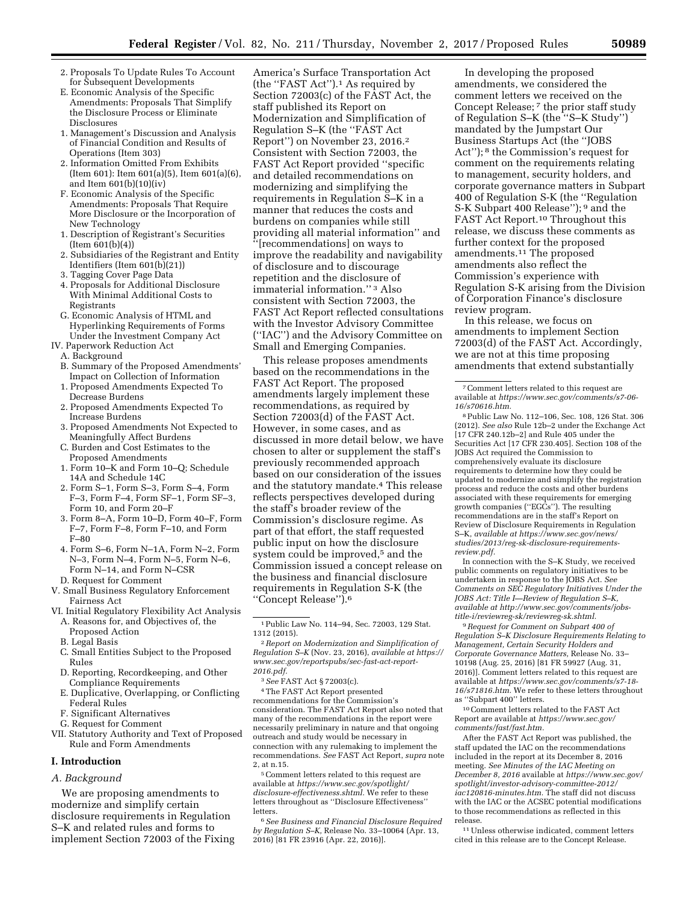2. Proposals To Update Rules To Account for Subsequent Developments
E. Economic Analysis of the Specific Amendments: Proposals That Simplify the Disclosure Process or Eliminate Disclosures
1. Management's Discussion and Analysis of Financial Condition and Results of Operations (Item 303)
2. Information Omitted From Exhibits (Item 601): Item 601(a)(5), Item 601(a)(6), and Item 601(b)(10)(iv)
F. Economic Analysis of the Specific Amendments: Proposals That Require More Disclosure or the Incorporation of New Technology
1. Description of Registrant's Securities (Item 601(b)(4))
2. Subsidiaries of the Registrant and Entity Identifiers (Item 601(b)(21))
3. Tagging Cover Page Data
4. Proposals for Additional Disclosure With Minimal Additional Costs to Registrants
G. Economic Analysis of HTML and Hyperlinking Requirements of Forms Under the Investment Company Act
IV. Paperwork Reduction Act
A. Background
B. Summary of the Proposed Amendments' Impact on Collection of Information
1. Proposed Amendments Expected To Decrease Burdens
2. Proposed Amendments Expected To Increase Burdens
3. Proposed Amendments Not Expected to Meaningfully Affect Burdens
C. Burden and Cost Estimates to the Proposed Amendments
1. Form 10–K and Form 10–Q; Schedule 14A and Schedule 14C
2. Form S–1, Form S–3, Form S–4, Form F–3, Form F–4, Form SF–1, Form SF–3, Form 10, and Form 20–F
3. Form 8–A, Form 10–D, Form 40–F, Form F–7, Form F–8, Form F–10, and Form F–80
4. Form S–6, Form N–1A, Form N–2, Form N–3, Form N–4, Form N–5, Form N–6, Form N–14, and Form N–CSR
D. Request for Comment
V. Small Business Regulatory Enforcement Fairness Act
VI. Initial Regulatory Flexibility Act Analysis
A. Reasons for, and Objectives of, the Proposed Action
B. Legal Basis
C. Small Entities Subject to the Proposed Rules
D. Reporting, Recordkeeping, and Other Compliance Requirements
E. Duplicative, Overlapping, or Conflicting Federal Rules
F. Significant Alternatives
G. Request for Comment
VII. Statutory Authority and Text of Proposed Rule and Form Amendments

## I. Introduction

### A. Background

We are proposing amendments to modernize and simplify certain disclosure requirements in Regulation S–K and related rules and forms to implement Section 72003 of the Fixing America's Surface Transportation Act (the ''FAST Act'').[1] As required by Section 72003(c) of the FAST Act, the staff published its Report on Modernization and Simplification of Regulation S–K (the ''FAST Act Report'') on November 23, 2016.[2] Consistent with Section 72003, the FAST Act Report provided ''specific and detailed recommendations on modernizing and simplifying the requirements in Regulation S–K in a manner that reduces the costs and burdens on companies while still providing all material information'' and ''[recommendations] on ways to improve the readability and navigability of disclosure and to discourage repetition and the disclosure of immaterial information.''[3] Also consistent with Section 72003, the FAST Act Report reflected consultations with the Investor Advisory Committee (''IAC'') and the Advisory Committee on Small and Emerging Companies.

This release proposes amendments based on the recommendations in the FAST Act Report. The proposed amendments largely implement these recommendations, as required by Section 72003(d) of the FAST Act. However, in some cases, and as discussed in more detail below, we have chosen to alter or supplement the staff's previously recommended approach based on our consideration of the issues and the statutory mandate.[4] This release reflects perspectives developed during the staff's broader review of the Commission's disclosure regime. As part of that effort, the staff requested public input on how the disclosure system could be improved,[5] and the Commission issued a concept release on the business and financial disclosure requirements in Regulation S-K (the ''Concept Release'').[6]

In developing the proposed amendments, we considered the comment letters we received on the Concept Release;[7] the prior staff study of Regulation S–K (the ''S–K Study'') mandated by the Jumpstart Our Business Startups Act (the ''JOBS Act'');[8] the Commission's request for comment on the requirements relating to management, security holders, and corporate governance matters in Subpart 400 of Regulation S-K (the ''Regulation S-K Subpart 400 Release'');[9] and the FAST Act Report.[10] Throughout this release, we discuss these comments as further context for the proposed amendments.[11] The proposed amendments also reflect the Commission's experience with Regulation S-K arising from the Division of Corporation Finance's disclosure review program.

In this release, we focus on amendments to implement Section 72003(d) of the FAST Act. Accordingly, we are not at this time proposing amendments that extend substantially

---

[1] Public Law No. 114–94, Sec. 72003, 129 Stat. 1312 (2015).

[2] *Report on Modernization and Simplification of Regulation S–K* (Nov. 23, 2016), *available at https://www.sec.gov/reportspubs/sec-fast-act-report-2016.pdf.*

[3] *See* FAST Act § 72003(c).

[4] The FAST Act Report presented recommendations for the Commission's consideration. The FAST Act Report also noted that many of the recommendations in the report were necessarily preliminary in nature and that ongoing outreach and study would be necessary in connection with any rulemaking to implement the recommendations. *See* FAST Act Report, *supra* note 2, at n.15.

[5] Comment letters related to this request are available at *https://www.sec.gov/spotlight/disclosure-effectiveness.shtml.* We refer to these letters throughout as ''Disclosure Effectiveness'' letters.

[6] *See Business and Financial Disclosure Required by Regulation S–K,* Release No. 33–10064 (Apr. 13, 2016) [81 FR 23916 (Apr. 22, 2016)].

[7] Comment letters related to this request are available at *https://www.sec.gov/comments/s7-06-16/s70616.htm.*

[8] Public Law No. 112–106, Sec. 108, 126 Stat. 306 (2012). *See also* Rule 12b–2 under the Exchange Act [17 CFR 240.12b–2] and Rule 405 under the Securities Act [17 CFR 230.405]. Section 108 of the JOBS Act required the Commission to comprehensively evaluate its disclosure requirements to determine how they could be updated to modernize and simplify the registration process and reduce the costs and other burdens associated with these requirements for emerging growth companies (''EGCs''). The resulting recommendations are in the staff's Report on Review of Disclosure Requirements in Regulation S–K, *available at https://www.sec.gov/news/studies/2013/reg-sk-disclosure-requirements-review.pdf.*

In connection with the S–K Study, we received public comments on regulatory initiatives to be undertaken in response to the JOBS Act. *See Comments on SEC Regulatory Initiatives Under the JOBS Act: Title I—Review of Regulation S–K, available at http://www.sec.gov/comments/jobs-title-i/reviewreg-sk/reviewreg-sk.shtml.*

[9] *Request for Comment on Subpart 400 of Regulation S–K Disclosure Requirements Relating to Management, Certain Security Holders and Corporate Governance Matters,* Release No. 33–10198 (Aug. 25, 2016) [81 FR 59927 (Aug. 31, 2016)]. Comment letters related to this request are available at *https://www.sec.gov/comments/s7-18-16/s71816.htm.* We refer to these letters throughout as ''Subpart 400'' letters.

[10] Comment letters related to the FAST Act Report are available at *https://www.sec.gov/comments/fast/fast.htm.*

After the FAST Act Report was published, the staff updated the IAC on the recommendations included in the report at its December 8, 2016 meeting. *See Minutes of the IAC Meeting on December 8, 2016* available at *https://www.sec.gov/spotlight/investor-advisory-committee-2012/iac120816-minutes.htm.* The staff did not discuss with the IAC or the ACSEC potential modifications to those recommendations as reflected in this release.

[11] Unless otherwise indicated, comment letters cited in this release are to the Concept Release.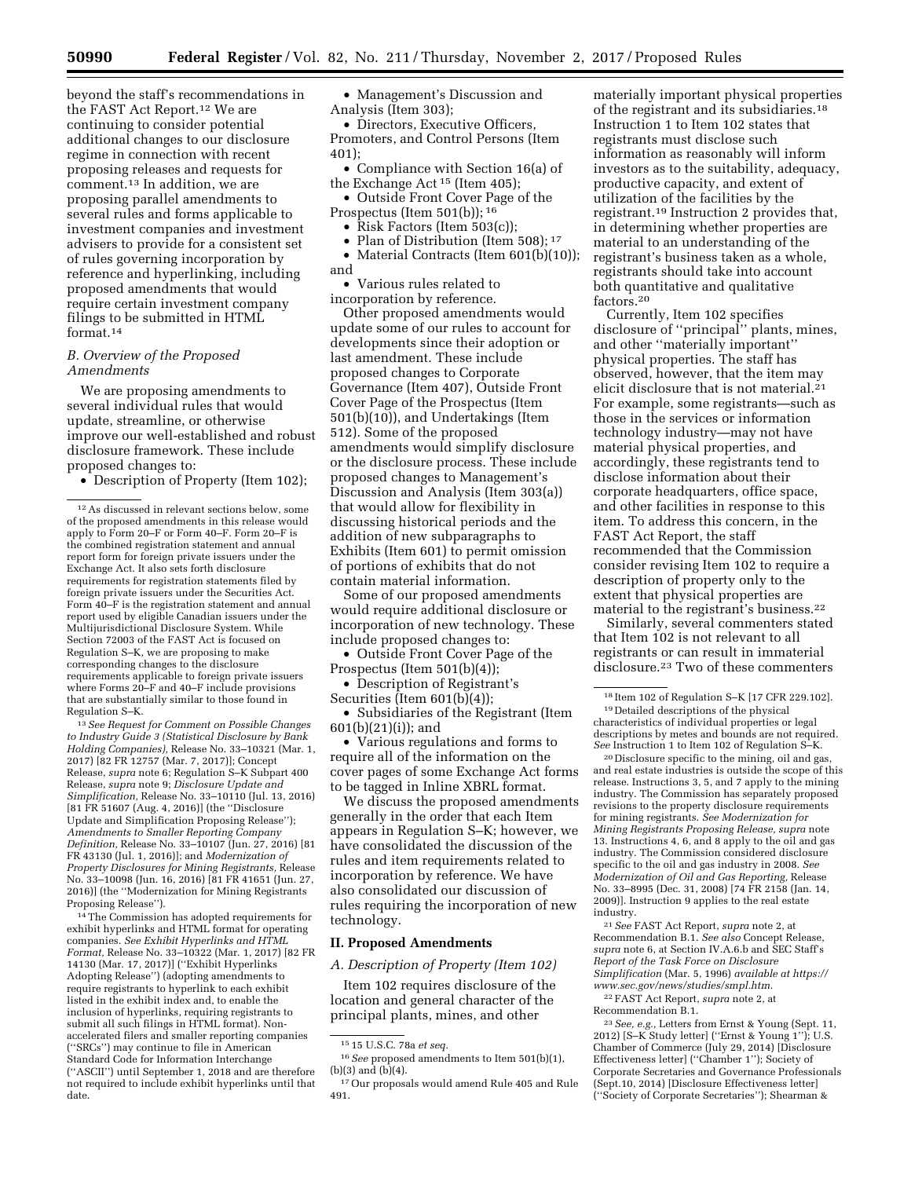beyond the staff's recommendations in the FAST Act Report.[12] We are continuing to consider potential additional changes to our disclosure regime in connection with recent proposing releases and requests for comment.[13] In addition, we are proposing parallel amendments to several rules and forms applicable to investment companies and investment advisers to provide for a consistent set of rules governing incorporation by reference and hyperlinking, including proposed amendments that would require certain investment company filings to be submitted in HTML format.[14]

### B. Overview of the Proposed Amendments

We are proposing amendments to several individual rules that would update, streamline, or otherwise improve our well-established and robust disclosure framework. These include proposed changes to:

- Description of Property (Item 102);
- Management's Discussion and Analysis (Item 303);
- Directors, Executive Officers, Promoters, and Control Persons (Item 401);
- Compliance with Section 16(a) of the Exchange Act[15] (Item 405);
- Outside Front Cover Page of the Prospectus (Item 501(b));[16]
- Risk Factors (Item 503(c));
- Plan of Distribution (Item 508);[17]
- Material Contracts (Item 601(b)(10)); and
- Various rules related to incorporation by reference.

Other proposed amendments would update some of our rules to account for developments since their adoption or last amendment. These include proposed changes to Corporate Governance (Item 407), Outside Front Cover Page of the Prospectus (Item 501(b)(10)), and Undertakings (Item 512). Some of the proposed amendments would simplify disclosure or the disclosure process. These include proposed changes to Management's Discussion and Analysis (Item 303(a)) that would allow for flexibility in discussing historical periods and the addition of new subparagraphs to Exhibits (Item 601) to permit omission of portions of exhibits that do not contain material information.

Some of our proposed amendments would require additional disclosure or incorporation of new technology. These include proposed changes to:

- Outside Front Cover Page of the Prospectus (Item 501(b)(4));
- Description of Registrant's Securities (Item 601(b)(4));
- Subsidiaries of the Registrant (Item 601(b)(21)(i)); and
- Various regulations and forms to require all of the information on the cover pages of some Exchange Act forms to be tagged in Inline XBRL format.

We discuss the proposed amendments generally in the order that each Item appears in Regulation S–K; however, we have consolidated the discussion of the rules and item requirements related to incorporation by reference. We have also consolidated our discussion of rules requiring the incorporation of new technology.

## II. Proposed Amendments

### A. Description of Property (Item 102)

Item 102 requires disclosure of the location and general character of the principal plants, mines, and other materially important physical properties of the registrant and its subsidiaries.[18] Instruction 1 to Item 102 states that registrants must disclose such information as reasonably will inform investors as to the suitability, adequacy, productive capacity, and extent of utilization of the facilities by the registrant.[19] Instruction 2 provides that, in determining whether properties are material to an understanding of the registrant's business taken as a whole, registrants should take into account both quantitative and qualitative factors.[20]

Currently, Item 102 specifies disclosure of "principal" plants, mines, and other "materially important" physical properties. The staff has observed, however, that the item may elicit disclosure that is not material.[21] For example, some registrants—such as those in the services or information technology industry—may not have material physical properties, and accordingly, these registrants tend to disclose information about their corporate headquarters, office space, and other facilities in response to this item. To address this concern, in the FAST Act Report, the staff recommended that the Commission consider revising Item 102 to require a description of property only to the extent that physical properties are material to the registrant's business.[22]

Similarly, several commenters stated that Item 102 is not relevant to all registrants or can result in immaterial disclosure.[23] Two of these commenters

---

[12] As discussed in relevant sections below, some of the proposed amendments in this release would apply to Form 20–F or Form 40–F. Form 20–F is the combined registration statement and annual report form for foreign private issuers under the Exchange Act. It also sets forth disclosure requirements for registration statements filed by foreign private issuers under the Securities Act. Form 40–F is the registration statement and annual report used by eligible Canadian issuers under the Multijurisdictional Disclosure System. While Section 72003 of the FAST Act is focused on Regulation S–K, we are proposing to make corresponding changes to the disclosure requirements applicable to foreign private issuers where Forms 20–F and 40–F include provisions that are substantially similar to those found in Regulation S–K.

[13] *See Request for Comment on Possible Changes to Industry Guide 3 (Statistical Disclosure by Bank Holding Companies),* Release No. 33–10321 (Mar. 1, 2017) [82 FR 12757 (Mar. 7, 2017)]; Concept Release, *supra* note 6; Regulation S–K Subpart 400 Release, *supra* note 9; *Disclosure Update and Simplification,* Release No. 33–10110 (Jul. 13, 2016) [81 FR 51607 (Aug. 4, 2016)] (the "Disclosure Update and Simplification Proposing Release"); *Amendments to Smaller Reporting Company Definition,* Release No. 33–10107 (Jun. 27, 2016) [81 FR 43130 (Jul. 1, 2016)]; and *Modernization of Property Disclosures for Mining Registrants,* Release No. 33–10098 (Jun. 16, 2016) [81 FR 41651 (Jun. 27, 2016)] (the "Modernization for Mining Registrants Proposing Release").

[14] The Commission has adopted requirements for exhibit hyperlinks and HTML format for operating companies. *See Exhibit Hyperlinks and HTML Format,* Release No. 33–10322 (Mar. 1, 2017) [82 FR 14130 (Mar. 17, 2017)] ("Exhibit Hyperlinks Adopting Release") (adopting amendments to require registrants to hyperlink to each exhibit listed in the exhibit index and, to enable the inclusion of hyperlinks, requiring registrants to submit all such filings in HTML format). Non-accelerated filers and smaller reporting companies ("SRCs") may continue to file in American Standard Code for Information Interchange ("ASCII") until September 1, 2018 and are therefore not required to include exhibit hyperlinks until that date.

[15] 15 U.S.C. 78a *et seq.*

[16] *See* proposed amendments to Item 501(b)(1), (b)(3) and (b)(4).

[17] Our proposals would amend Rule 405 and Rule 491.

[18] Item 102 of Regulation S–K [17 CFR 229.102].

[19] Detailed descriptions of the physical characteristics of individual properties or legal descriptions by metes and bounds are not required. *See* Instruction 1 to Item 102 of Regulation S–K.

[20] Disclosure specific to the mining, oil and gas, and real estate industries is outside the scope of this release. Instructions 3, 5, and 7 apply to the mining industry. The Commission has separately proposed revisions to the property disclosure requirements for mining registrants. *See Modernization for Mining Registrants Proposing Release, supra* note 13. Instructions 4, 6, and 8 apply to the oil and gas industry. The Commission considered disclosure specific to the oil and gas industry in 2008. *See Modernization of Oil and Gas Reporting,* Release No. 33–8995 (Dec. 31, 2008) [74 FR 2158 (Jan. 14, 2009)]. Instruction 9 applies to the real estate industry.

[21] *See* FAST Act Report, *supra* note 2, at Recommendation B.1. *See also* Concept Release, *supra* note 6, at Section IV.A.6.b and SEC Staff's *Report of the Task Force on Disclosure Simplification* (Mar. 5, 1996) *available at https://www.sec.gov/news/studies/smpl.htm.*

[22] FAST Act Report, *supra* note 2, at Recommendation B.1.

[23] *See, e.g.,* Letters from Ernst & Young (Sept. 11, 2012) [S–K Study letter] ("Ernst & Young 1"); U.S. Chamber of Commerce (July 29, 2014) [Disclosure Effectiveness letter] ("Chamber 1"); Society of Corporate Secretaries and Governance Professionals (Sept.10, 2014) [Disclosure Effectiveness letter] ("Society of Corporate Secretaries"); Shearman &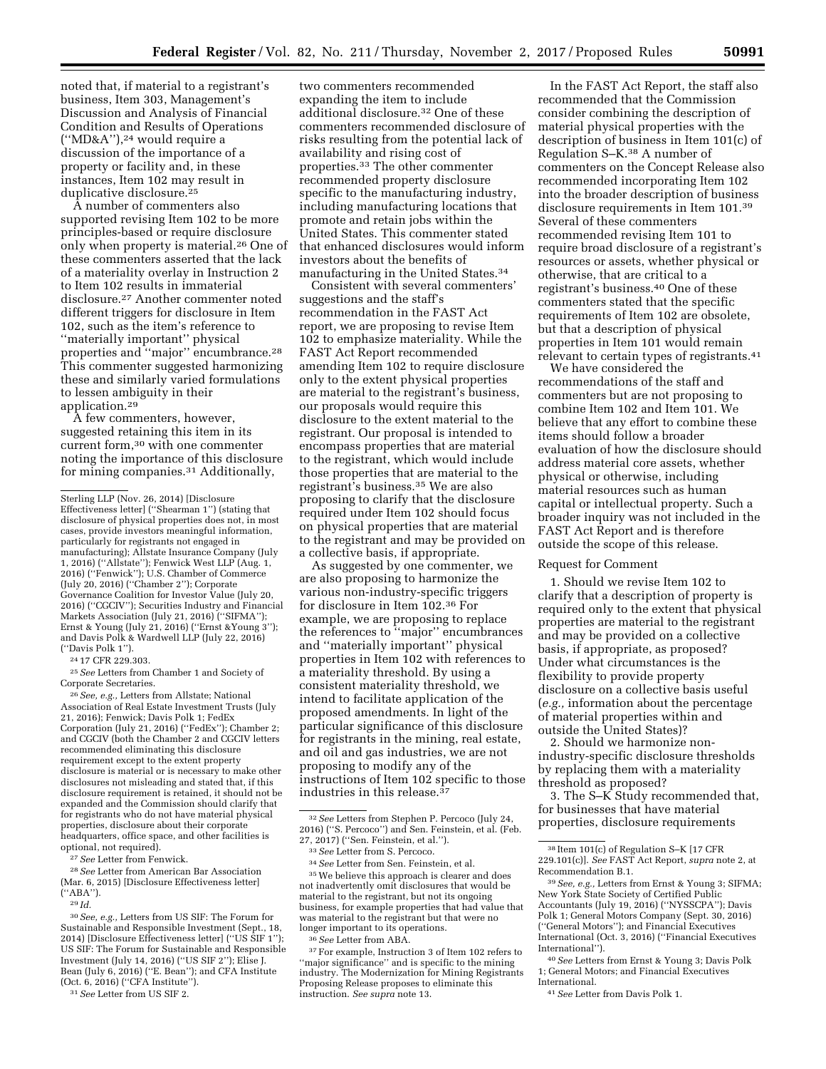noted that, if material to a registrant's business, Item 303, Management's Discussion and Analysis of Financial Condition and Results of Operations (''MD&A''),[24] would require a discussion of the importance of a property or facility and, in these instances, Item 102 may result in duplicative disclosure.[25]

A number of commenters also supported revising Item 102 to be more principles-based or require disclosure only when property is material.[26] One of these commenters asserted that the lack of a materiality overlay in Instruction 2 to Item 102 results in immaterial disclosure.[27] Another commenter noted different triggers for disclosure in Item 102, such as the item's reference to ''materially important'' physical properties and ''major'' encumbrance.[28] This commenter suggested harmonizing these and similarly varied formulations to lessen ambiguity in their application.[29]

A few commenters, however, suggested retaining this item in its current form,[30] with one commenter noting the importance of this disclosure for mining companies.[31] Additionally, two commenters recommended expanding the item to include additional disclosure.[32] One of these commenters recommended disclosure of risks resulting from the potential lack of availability and rising cost of properties.[33] The other commenter recommended property disclosure specific to the manufacturing industry, including manufacturing locations that promote and retain jobs within the United States. This commenter stated that enhanced disclosures would inform investors about the benefits of manufacturing in the United States.[34]

Consistent with several commenters' suggestions and the staff's recommendation in the FAST Act report, we are proposing to revise Item 102 to emphasize materiality. While the FAST Act Report recommended amending Item 102 to require disclosure only to the extent physical properties are material to the registrant's business, our proposals would require this disclosure to the extent material to the registrant. Our proposal is intended to encompass properties that are material to the registrant, which would include those properties that are material to the registrant's business.[35] We are also proposing to clarify that the disclosure required under Item 102 should focus on physical properties that are material to the registrant and may be provided on a collective basis, if appropriate.

As suggested by one commenter, we are also proposing to harmonize the various non-industry-specific triggers for disclosure in Item 102.[36] For example, we are proposing to replace the references to ''major'' encumbrances and ''materially important'' physical properties in Item 102 with references to a materiality threshold. By using a consistent materiality threshold, we intend to facilitate application of the proposed amendments. In light of the particular significance of this disclosure for registrants in the mining, real estate, and oil and gas industries, we are not proposing to modify any of the instructions of Item 102 specific to those industries in this release.[37]

In the FAST Act Report, the staff also recommended that the Commission consider combining the description of material physical properties with the description of business in Item 101(c) of Regulation S–K.[38] A number of commenters on the Concept Release also recommended incorporating Item 102 into the broader description of business disclosure requirements in Item 101.[39] Several of these commenters recommended revising Item 101 to require broad disclosure of a registrant's resources or assets, whether physical or otherwise, that are critical to a registrant's business.[40] One of these commenters stated that the specific requirements of Item 102 are obsolete, but that a description of physical properties in Item 101 would remain relevant to certain types of registrants.[41]

We have considered the recommendations of the staff and commenters but are not proposing to combine Item 102 and Item 101. We believe that any effort to combine these items should follow a broader evaluation of how the disclosure should address material core assets, whether physical or otherwise, including material resources such as human capital or intellectual property. Such a broader inquiry was not included in the FAST Act Report and is therefore outside the scope of this release.

Request for Comment

1. Should we revise Item 102 to clarify that a description of property is required only to the extent that physical properties are material to the registrant and may be provided on a collective basis, if appropriate, as proposed? Under what circumstances is the flexibility to provide property disclosure on a collective basis useful (*e.g.,* information about the percentage of material properties within and outside the United States)?

2. Should we harmonize non-industry-specific disclosure thresholds by replacing them with a materiality threshold as proposed?

3. The S–K Study recommended that, for businesses that have material properties, disclosure requirements

---

Sterling LLP (Nov. 26, 2014) [Disclosure Effectiveness letter] (''Shearman 1'') (stating that disclosure of physical properties does not, in most cases, provide investors meaningful information, particularly for registrants not engaged in manufacturing); Allstate Insurance Company (July 1, 2016) (''Allstate''); Fenwick West LLP (Aug. 1, 2016) (''Fenwick''); U.S. Chamber of Commerce (July 20, 2016) (''Chamber 2''); Corporate Governance Coalition for Investor Value (July 20, 2016) (''CGCIV''); Securities Industry and Financial Markets Association (July 21, 2016) (''SIFMA''); Ernst & Young (July 21, 2016) (''Ernst &Young 3''); and Davis Polk & Wardwell LLP (July 22, 2016) (''Davis Polk 1'').

[24] 17 CFR 229.303.

[25] *See* Letters from Chamber 1 and Society of Corporate Secretaries.

[26] *See, e.g.,* Letters from Allstate; National Association of Real Estate Investment Trusts (July 21, 2016); Fenwick; Davis Polk 1; FedEx Corporation (July 21, 2016) (''FedEx''); Chamber 2; and CGCIV (both the Chamber 2 and CGCIV letters recommended eliminating this disclosure requirement except to the extent property disclosure is material or is necessary to make other disclosures not misleading and stated that, if this disclosure requirement is retained, it should not be expanded and the Commission should clarify that for registrants who do not have material physical properties, disclosure about their corporate headquarters, office space, and other facilities is optional, not required).

[27] *See* Letter from Fenwick.

[28] *See* Letter from American Bar Association (Mar. 6, 2015) [Disclosure Effectiveness letter] (''ABA'').

[29] *Id.*

[30] *See, e.g.,* Letters from US SIF: The Forum for Sustainable and Responsible Investment (Sept., 18, 2014) [Disclosure Effectiveness letter] (''US SIF 1''); US SIF: The Forum for Sustainable and Responsible Investment (July 14, 2016) (''US SIF 2''); Elise J. Bean (July 6, 2016) (''E. Bean''); and CFA Institute (Oct. 6, 2016) (''CFA Institute'').

[31] *See* Letter from US SIF 2.

[32] *See* Letters from Stephen P. Percoco (July 24, 2016) (''S. Percoco'') and Sen. Feinstein, et al. (Feb. 27, 2017) (''Sen. Feinstein, et al.'').

[33] *See* Letter from S. Percoco.

[34] *See* Letter from Sen. Feinstein, et al.

[35] We believe this approach is clearer and does not inadvertently omit disclosures that would be material to the registrant, but not its ongoing business, for example properties that had value that was material to the registrant but that were no longer important to its operations.

[36] *See* Letter from ABA.

[37] For example, Instruction 3 of Item 102 refers to ''major significance'' and is specific to the mining industry. The Modernization for Mining Registrants Proposing Release proposes to eliminate this instruction. *See supra* note 13.

[38] Item 101(c) of Regulation S–K [17 CFR 229.101(c)]. *See* FAST Act Report, *supra* note 2, at Recommendation B.1.

[39] *See, e.g.,* Letters from Ernst & Young 3; SIFMA; New York State Society of Certified Public Accountants (July 19, 2016) (''NYSSCPA''); Davis Polk 1; General Motors Company (Sept. 30, 2016) (''General Motors''); and Financial Executives International (Oct. 3, 2016) (''Financial Executives International'').

[40] *See* Letters from Ernst & Young 3; Davis Polk 1; General Motors; and Financial Executives International.

[41] *See* Letter from Davis Polk 1.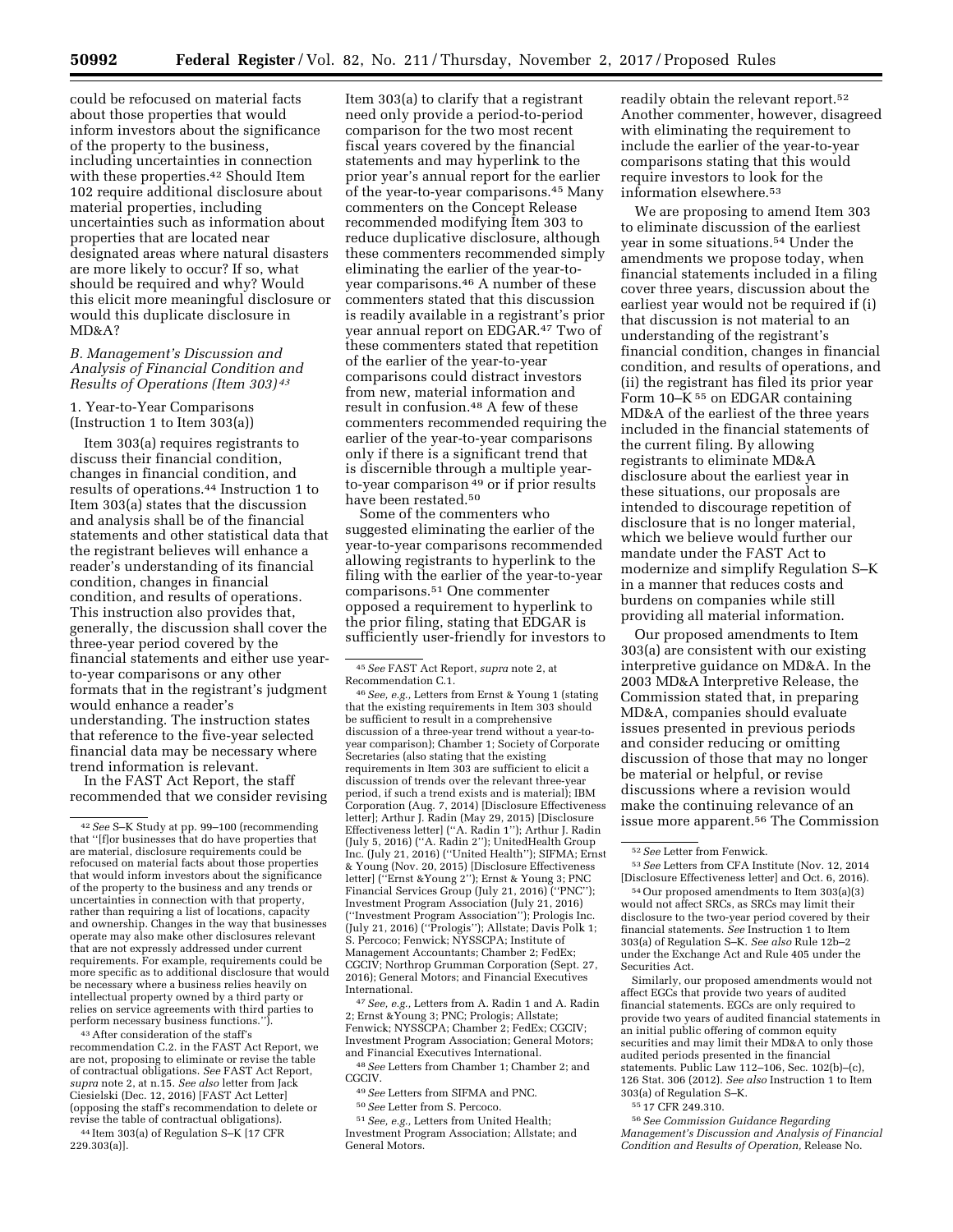could be refocused on material facts about those properties that would inform investors about the significance of the property to the business, including uncertainties in connection with these properties.[42] Should Item 102 require additional disclosure about material properties, including uncertainties such as information about properties that are located near designated areas where natural disasters are more likely to occur? If so, what should be required and why? Would this elicit more meaningful disclosure or would this duplicate disclosure in MD&A?

### *B. Management's Discussion and Analysis of Financial Condition and Results of Operations (Item 303)*[43]

#### 1. Year-to-Year Comparisons (Instruction 1 to Item 303(a))

Item 303(a) requires registrants to discuss their financial condition, changes in financial condition, and results of operations.[44] Instruction 1 to Item 303(a) states that the discussion and analysis shall be of the financial statements and other statistical data that the registrant believes will enhance a reader's understanding of its financial condition, changes in financial condition, and results of operations. This instruction also provides that, generally, the discussion shall cover the three-year period covered by the financial statements and either use year-to-year comparisons or any other formats that in the registrant's judgment would enhance a reader's understanding. The instruction states that reference to the five-year selected financial data may be necessary where trend information is relevant.

In the FAST Act Report, the staff recommended that we consider revising Item 303(a) to clarify that a registrant need only provide a period-to-period comparison for the two most recent fiscal years covered by the financial statements and may hyperlink to the prior year's annual report for the earlier of the year-to-year comparisons.[45] Many commenters on the Concept Release recommended modifying Item 303 to reduce duplicative disclosure, although these commenters recommended simply eliminating the earlier of the year-to-year comparisons.[46] A number of these commenters stated that this discussion is readily available in a registrant's prior year annual report on EDGAR.[47] Two of these commenters stated that repetition of the earlier of the year-to-year comparisons could distract investors from new, material information and result in confusion.[48] A few of these commenters recommended requiring the earlier of the year-to-year comparisons only if there is a significant trend that is discernible through a multiple year-to-year comparison[49] or if prior results have been restated.[50]

Some of the commenters who suggested eliminating the earlier of the year-to-year comparisons recommended allowing registrants to hyperlink to the filing with the earlier of the year-to-year comparisons.[51] One commenter opposed a requirement to hyperlink to the prior filing, stating that EDGAR is sufficiently user-friendly for investors to readily obtain the relevant report.[52] Another commenter, however, disagreed with eliminating the requirement to include the earlier of the year-to-year comparisons stating that this would require investors to look for the information elsewhere.[53]

We are proposing to amend Item 303 to eliminate discussion of the earliest year in some situations.[54] Under the amendments we propose today, when financial statements included in a filing cover three years, discussion about the earliest year would not be required if (i) that discussion is not material to an understanding of the registrant's financial condition, changes in financial condition, and results of operations, and (ii) the registrant has filed its prior year Form 10–K[55] on EDGAR containing MD&A of the earliest of the three years included in the financial statements of the current filing. By allowing registrants to eliminate MD&A disclosure about the earliest year in these situations, our proposals are intended to discourage repetition of disclosure that is no longer material, which we believe would further our mandate under the FAST Act to modernize and simplify Regulation S–K in a manner that reduces costs and burdens on companies while still providing all material information.

Our proposed amendments to Item 303(a) are consistent with our existing interpretive guidance on MD&A. In the 2003 MD&A Interpretive Release, the Commission stated that, in preparing MD&A, companies should evaluate issues presented in previous periods and consider reducing or omitting discussion of those that may no longer be material or helpful, or revise discussions where a revision would make the continuing relevance of an issue more apparent.[56] The Commission

---

[42] *See* S–K Study at pp. 99–100 (recommending that "[f]or businesses that do have properties that are material, disclosure requirements could be refocused on material facts about those properties that would inform investors about the significance of the property to the business and any trends or uncertainties in connection with that property, rather than requiring a list of locations, capacity and ownership. Changes in the way that businesses operate may also make other disclosures relevant that are not expressly addressed under current requirements. For example, requirements could be more specific as to additional disclosure that would be necessary where a business relies heavily on intellectual property owned by a third party or relies on service agreements with third parties to perform necessary business functions.").

[43] After consideration of the staff's recommendation C.2. in the FAST Act Report, we are not, proposing to eliminate or revise the table of contractual obligations. *See* FAST Act Report, *supra* note 2, at n.15. *See also* letter from Jack Ciesielski (Dec. 12, 2016) [FAST Act Letter] (opposing the staff's recommendation to delete or revise the table of contractual obligations).

[44] Item 303(a) of Regulation S–K [17 CFR 229.303(a)].

[45] *See* FAST Act Report, *supra* note 2, at Recommendation C.1.

[46] *See, e.g.,* Letters from Ernst & Young 1 (stating that the existing requirements in Item 303 should be sufficient to result in a comprehensive discussion of a three-year trend without a year-to-year comparison); Chamber 1; Society of Corporate Secretaries (also stating that the existing requirements in Item 303 are sufficient to elicit a discussion of trends over the relevant three-year period, if such a trend exists and is material); IBM Corporation (Aug. 7, 2014) [Disclosure Effectiveness letter]; Arthur J. Radin (May 29, 2015) [Disclosure Effectiveness letter] ("A. Radin 1"); Arthur J. Radin (July 5, 2016) ("A. Radin 2"); UnitedHealth Group Inc. (July 21, 2016) ("United Health"); SIFMA; Ernst & Young (Nov. 20, 2015) [Disclosure Effectiveness letter] ("Ernst &Young 2"); Ernst & Young 3; PNC Financial Services Group (July 21, 2016) ("PNC"); Investment Program Association (July 21, 2016) ("Investment Program Association"); Prologis Inc. (July 21, 2016) ("Prologis"); Allstate; Davis Polk 1; S. Percoco; Fenwick; NYSSCPA; Institute of Management Accountants; Chamber 2; FedEx; CGCIV; Northrop Grumman Corporation (Sept. 27, 2016); General Motors; and Financial Executives International.

[47] *See, e.g.,* Letters from A. Radin 1 and A. Radin 2; Ernst &Young 3; PNC; Prologis; Allstate; Fenwick; NYSSCPA; Chamber 2; FedEx; CGCIV; Investment Program Association; General Motors; and Financial Executives International.

[48] *See* Letters from Chamber 1; Chamber 2; and CGCIV.

[49] *See* Letters from SIFMA and PNC.

[50] *See* Letter from S. Percoco.

[51] *See, e.g.,* Letters from United Health; Investment Program Association; Allstate; and General Motors.

[52] *See* Letter from Fenwick.

[53] *See* Letters from CFA Institute (Nov. 12, 2014 [Disclosure Effectiveness letter] and Oct. 6, 2016).

[54] Our proposed amendments to Item 303(a)(3) would not affect SRCs, as SRCs may limit their disclosure to the two-year period covered by their financial statements. *See* Instruction 1 to Item 303(a) of Regulation S–K. *See also* Rule 12b–2 under the Exchange Act and Rule 405 under the Securities Act.

Similarly, our proposed amendments would not affect EGCs that provide two years of audited financial statements. EGCs are only required to provide two years of audited financial statements in an initial public offering of common equity securities and may limit their MD&A to only those audited periods presented in the financial statements. Public Law 112–106, Sec. 102(b)–(c), 126 Stat. 306 (2012). *See also* Instruction 1 to Item 303(a) of Regulation S–K.

[55] 17 CFR 249.310.

[56] *See Commission Guidance Regarding Management's Discussion and Analysis of Financial Condition and Results of Operation,* Release No.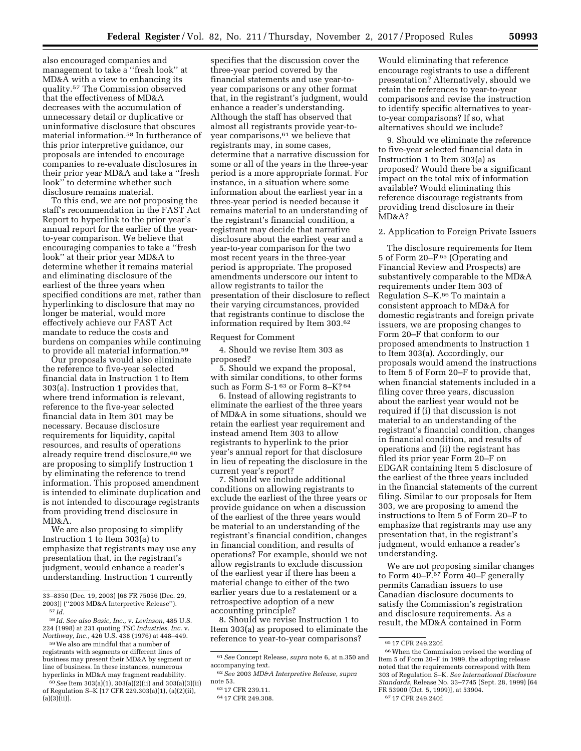also encouraged companies and management to take a ''fresh look'' at MD&A with a view to enhancing its quality.[57] The Commission observed that the effectiveness of MD&A decreases with the accumulation of unnecessary detail or duplicative or uninformative disclosure that obscures material information.[58] In furtherance of this prior interpretive guidance, our proposals are intended to encourage companies to re-evaluate disclosures in their prior year MD&A and take a ''fresh look'' to determine whether such disclosure remains material.

To this end, we are not proposing the staff's recommendation in the FAST Act Report to hyperlink to the prior year's annual report for the earlier of the year-to-year comparison. We believe that encouraging companies to take a ''fresh look'' at their prior year MD&A to determine whether it remains material and eliminating disclosure of the earliest of the three years when specified conditions are met, rather than hyperlinking to disclosure that may no longer be material, would more effectively achieve our FAST Act mandate to reduce the costs and burdens on companies while continuing to provide all material information.[59]

Our proposals would also eliminate the reference to five-year selected financial data in Instruction 1 to Item 303(a). Instruction 1 provides that, where trend information is relevant, reference to the five-year selected financial data in Item 301 may be necessary. Because disclosure requirements for liquidity, capital resources, and results of operations already require trend disclosure,[60] we are proposing to simplify Instruction 1 by eliminating the reference to trend information. This proposed amendment is intended to eliminate duplication and is not intended to discourage registrants from providing trend disclosure in MD&A.

We are also proposing to simplify Instruction 1 to Item 303(a) to emphasize that registrants may use any presentation that, in the registrant's judgment, would enhance a reader's understanding. Instruction 1 currently specifies that the discussion cover the three-year period covered by the financial statements and use year-to-year comparisons or any other format that, in the registrant's judgment, would enhance a reader's understanding. Although the staff has observed that almost all registrants provide year-to-year comparisons,[61] we believe that registrants may, in some cases, determine that a narrative discussion for some or all of the years in the three-year period is a more appropriate format. For instance, in a situation where some information about the earliest year in a three-year period is needed because it remains material to an understanding of the registrant's financial condition, a registrant may decide that narrative disclosure about the earliest year and a year-to-year comparison for the two most recent years in the three-year period is appropriate. The proposed amendments underscore our intent to allow registrants to tailor the presentation of their disclosure to reflect their varying circumstances, provided that registrants continue to disclose the information required by Item 303.[62]

Request for Comment

4. Should we revise Item 303 as proposed?

5. Should we expand the proposal, with similar conditions, to other forms such as Form S-1 [63] or Form 8–K? [64]

6. Instead of allowing registrants to eliminate the earliest of the three years of MD&A in some situations, should we retain the earliest year requirement and instead amend Item 303 to allow registrants to hyperlink to the prior year's annual report for that disclosure in lieu of repeating the disclosure in the current year's report?

7. Should we include additional conditions on allowing registrants to exclude the earliest of the three years or provide guidance on when a discussion of the earliest of the three years would be material to an understanding of the registrant's financial condition, changes in financial condition, and results of operations? For example, should we not allow registrants to exclude discussion of the earliest year if there has been a material change to either of the two earlier years due to a restatement or a retrospective adoption of a new accounting principle?

8. Should we revise Instruction 1 to Item 303(a) as proposed to eliminate the reference to year-to-year comparisons? Would eliminating that reference encourage registrants to use a different presentation? Alternatively, should we retain the references to year-to-year comparisons and revise the instruction to identify specific alternatives to year-to-year comparisons? If so, what alternatives should we include?

9. Should we eliminate the reference to five-year selected financial data in Instruction 1 to Item 303(a) as proposed? Would there be a significant impact on the total mix of information available? Would eliminating this reference discourage registrants from providing trend disclosure in their MD&A?

2. Application to Foreign Private Issuers

The disclosure requirements for Item 5 of Form 20–F [65] (Operating and Financial Review and Prospects) are substantively comparable to the MD&A requirements under Item 303 of Regulation S–K.[66] To maintain a consistent approach to MD&A for domestic registrants and foreign private issuers, we are proposing changes to Form 20–F that conform to our proposed amendments to Instruction 1 to Item 303(a). Accordingly, our proposals would amend the instructions to Item 5 of Form 20–F to provide that, when financial statements included in a filing cover three years, discussion about the earliest year would not be required if (i) that discussion is not material to an understanding of the registrant's financial condition, changes in financial condition, and results of operations and (ii) the registrant has filed its prior year Form 20–F on EDGAR containing Item 5 disclosure of the earliest of the three years included in the financial statements of the current filing. Similar to our proposals for Item 303, we are proposing to amend the instructions to Item 5 of Form 20–F to emphasize that registrants may use any presentation that, in the registrant's judgment, would enhance a reader's understanding.

We are not proposing similar changes to Form 40–F.[67] Form 40–F generally permits Canadian issuers to use Canadian disclosure documents to satisfy the Commission's registration and disclosure requirements. As a result, the MD&A contained in Form

---

33–8350 (Dec. 19, 2003) [68 FR 75056 (Dec. 29, 2003)] (''2003 MD&A Interpretive Release'').

[57] *Id.*

[58] *Id. See also Basic, Inc.,* v. *Levinson,* 485 U.S. 224 (1998) at 231 quoting *TSC Industries, Inc.* v. *Northway, Inc.,* 426 U.S. 438 (1976) at 448–449.

[59] We also are mindful that a number of registrants with segments or different lines of business may present their MD&A by segment or line of business. In these instances, numerous hyperlinks in MD&A may fragment readability.

[60] *See* Item 303(a)(1), 303(a)(2)(ii) and 303(a)(3)(ii) of Regulation S–K [17 CFR 229.303(a)(1), (a)(2)(ii), (a)(3)(ii)].

[61] *See* Concept Release, *supra* note 6, at n.350 and accompanying text.

[62] *See* 2003 *MD&A Interpretive Release, supra* note 53.

[63] 17 CFR 239.11.

[64] 17 CFR 249.308.

[65] 17 CFR 249.220f.

[66] When the Commission revised the wording of Item 5 of Form 20–F in 1999, the adopting release noted that the requirements correspond with Item 303 of Regulation S–K. *See International Disclosure Standards,* Release No. 33–7745 (Sept. 28, 1999) [64 FR 53900 (Oct. 5, 1999)], at 53904.

[67] 17 CFR 249.240f.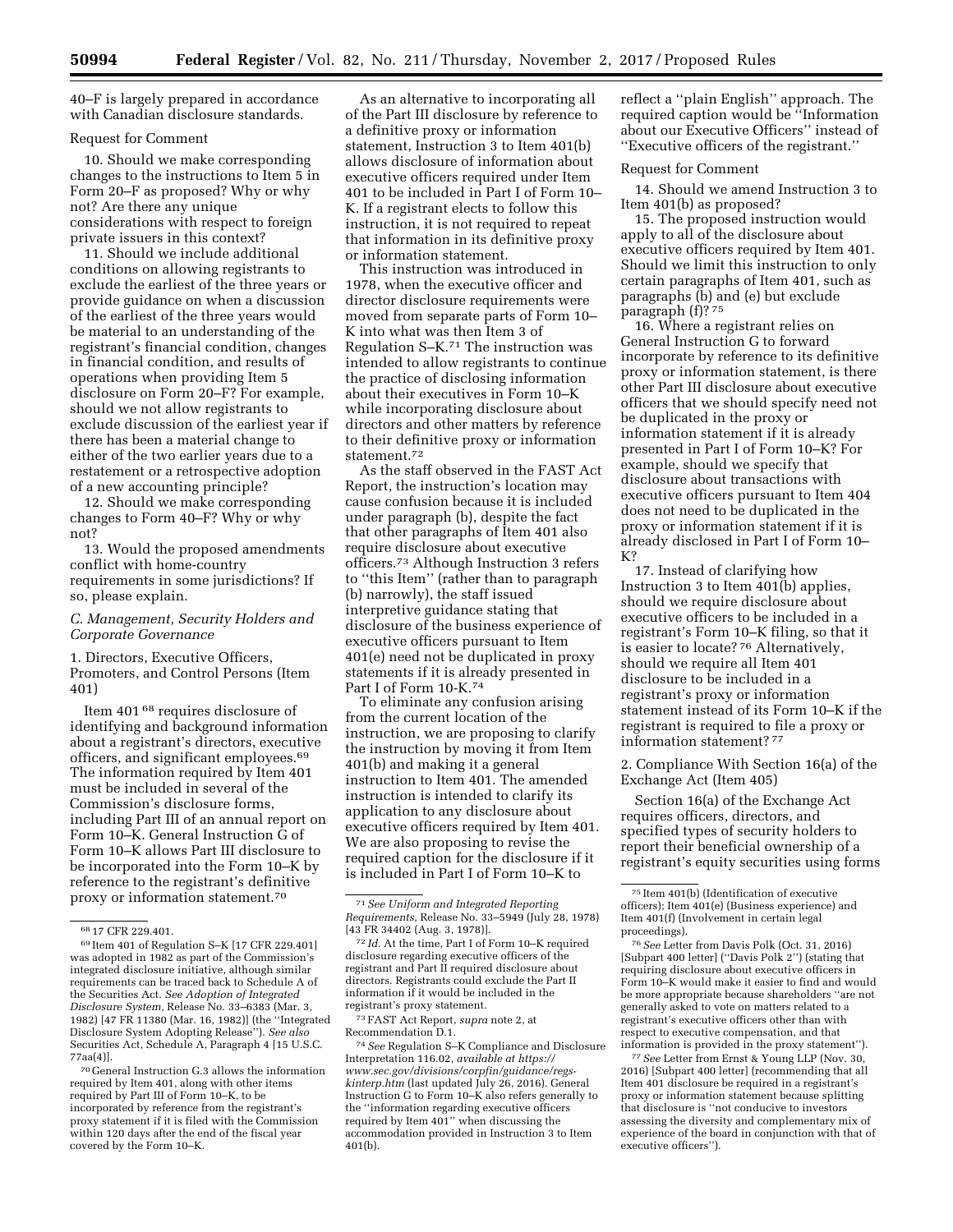40–F is largely prepared in accordance with Canadian disclosure standards.

Request for Comment

10. Should we make corresponding changes to the instructions to Item 5 in Form 20–F as proposed? Why or why not? Are there any unique considerations with respect to foreign private issuers in this context?

11. Should we include additional conditions on allowing registrants to exclude the earliest of the three years or provide guidance on when a discussion of the earliest of the three years would be material to an understanding of the registrant's financial condition, changes in financial condition, and results of operations when providing Item 5 disclosure on Form 20–F? For example, should we not allow registrants to exclude discussion of the earliest year if there has been a material change to either of the two earlier years due to a restatement or a retrospective adoption of a new accounting principle?

12. Should we make corresponding changes to Form 40–F? Why or why not?

13. Would the proposed amendments conflict with home-country requirements in some jurisdictions? If so, please explain.

### *C. Management, Security Holders and Corporate Governance*

#### 1. Directors, Executive Officers, Promoters, and Control Persons (Item 401)

Item 401 [68] requires disclosure of identifying and background information about a registrant's directors, executive officers, and significant employees.[69] The information required by Item 401 must be included in several of the Commission's disclosure forms, including Part III of an annual report on Form 10–K. General Instruction G of Form 10–K allows Part III disclosure to be incorporated into the Form 10–K by reference to the registrant's definitive proxy or information statement.[70]

As an alternative to incorporating all of the Part III disclosure by reference to a definitive proxy or information statement, Instruction 3 to Item 401(b) allows disclosure of information about executive officers required under Item 401 to be included in Part I of Form 10–K. If a registrant elects to follow this instruction, it is not required to repeat that information in its definitive proxy or information statement.

This instruction was introduced in 1978, when the executive officer and director disclosure requirements were moved from separate parts of Form 10–K into what was then Item 3 of Regulation S–K.[71] The instruction was intended to allow registrants to continue the practice of disclosing information about their executives in Form 10–K while incorporating disclosure about directors and other matters by reference to their definitive proxy or information statement.[72]

As the staff observed in the FAST Act Report, the instruction's location may cause confusion because it is included under paragraph (b), despite the fact that other paragraphs of Item 401 also require disclosure about executive officers.[73] Although Instruction 3 refers to "this Item" (rather than to paragraph (b) narrowly), the staff issued interpretive guidance stating that disclosure of the business experience of executive officers pursuant to Item 401(e) need not be duplicated in proxy statements if it is already presented in Part I of Form 10-K.[74]

To eliminate any confusion arising from the current location of the instruction, we are proposing to clarify the instruction by moving it from Item 401(b) and making it a general instruction to Item 401. The amended instruction is intended to clarify its application to any disclosure about executive officers required by Item 401. We are also proposing to revise the required caption for the disclosure if it is included in Part I of Form 10–K to reflect a "plain English" approach. The required caption would be "Information about our Executive Officers" instead of "Executive officers of the registrant."

Request for Comment

14. Should we amend Instruction 3 to Item 401(b) as proposed?

15. The proposed instruction would apply to all of the disclosure about executive officers required by Item 401. Should we limit this instruction to only certain paragraphs of Item 401, such as paragraphs (b) and (e) but exclude paragraph (f)?[75]

16. Where a registrant relies on General Instruction G to forward incorporate by reference to its definitive proxy or information statement, is there other Part III disclosure about executive officers that we should specify need not be duplicated in the proxy or information statement if it is already presented in Part I of Form 10–K? For example, should we specify that disclosure about transactions with executive officers pursuant to Item 404 does not need to be duplicated in the proxy or information statement if it is already disclosed in Part I of Form 10–K?

17. Instead of clarifying how Instruction 3 to Item 401(b) applies, should we require disclosure about executive officers to be included in a registrant's Form 10–K filing, so that it is easier to locate?[76] Alternatively, should we require all Item 401 disclosure to be included in a registrant's proxy or information statement instead of its Form 10–K if the registrant is required to file a proxy or information statement?[77]

#### 2. Compliance With Section 16(a) of the Exchange Act (Item 405)

Section 16(a) of the Exchange Act requires officers, directors, and specified types of security holders to report their beneficial ownership of a registrant's equity securities using forms

---

[68] 17 CFR 229.401.

[69] Item 401 of Regulation S–K [17 CFR 229.401] was adopted in 1982 as part of the Commission's integrated disclosure initiative, although similar requirements can be traced back to Schedule A of the Securities Act. *See Adoption of Integrated Disclosure System,* Release No. 33–6383 (Mar. 3, 1982) [47 FR 11380 (Mar. 16, 1982)] (the "Integrated Disclosure System Adopting Release"). *See also* Securities Act, Schedule A, Paragraph 4 [15 U.S.C. 77aa(4)].

[70] General Instruction G.3 allows the information required by Item 401, along with other items required by Part III of Form 10–K, to be incorporated by reference from the registrant's proxy statement if it is filed with the Commission within 120 days after the end of the fiscal year covered by the Form 10–K.

[71] *See Uniform and Integrated Reporting Requirements,* Release No. 33–5949 (July 28, 1978) [43 FR 34402 (Aug. 3, 1978)].

[72] *Id.* At the time, Part I of Form 10–K required disclosure regarding executive officers of the registrant and Part II required disclosure about directors. Registrants could exclude the Part II information if it would be included in the registrant's proxy statement.

[73] FAST Act Report, *supra* note 2, at Recommendation D.1.

[74] *See* Regulation S–K Compliance and Disclosure Interpretation 116.02, *available at https://www.sec.gov/divisions/corpfin/guidance/regs-kinterp.htm* (last updated July 26, 2016). General Instruction G to Form 10–K also refers generally to the "information regarding executive officers required by Item 401" when discussing the accommodation provided in Instruction 3 to Item 401(b).

[75] Item 401(b) (Identification of executive officers); Item 401(e) (Business experience) and Item 401(f) (Involvement in certain legal proceedings).

[76] *See* Letter from Davis Polk (Oct. 31, 2016) [Subpart 400 letter] ("Davis Polk 2") (stating that requiring disclosure about executive officers in Form 10–K would make it easier to find and would be more appropriate because shareholders "are not generally asked to vote on matters related to a registrant's executive officers other than with respect to executive compensation, and that information is provided in the proxy statement").

[77] *See* Letter from Ernst & Young LLP (Nov. 30, 2016) [Subpart 400 letter] (recommending that all Item 401 disclosure be required in a registrant's proxy or information statement because splitting that disclosure is "not conducive to investors assessing the diversity and complementary mix of experience of the board in conjunction with that of executive officers").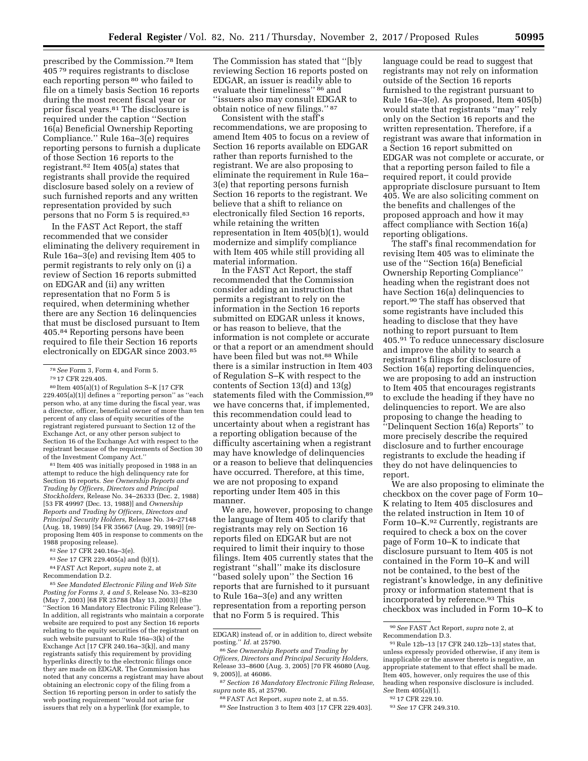prescribed by the Commission.[78] Item 405 [79] requires registrants to disclose each reporting person [80] who failed to file on a timely basis Section 16 reports during the most recent fiscal year or prior fiscal years.[81] The disclosure is required under the caption ''Section 16(a) Beneficial Ownership Reporting Compliance.'' Rule 16a–3(e) requires reporting persons to furnish a duplicate of those Section 16 reports to the registrant.[82] Item 405(a) states that registrants shall provide the required disclosure based solely on a review of such furnished reports and any written representation provided by such persons that no Form 5 is required.[83]

In the FAST Act Report, the staff recommended that we consider eliminating the delivery requirement in Rule 16a–3(e) and revising Item 405 to permit registrants to rely only on (i) a review of Section 16 reports submitted on EDGAR and (ii) any written representation that no Form 5 is required, when determining whether there are any Section 16 delinquencies that must be disclosed pursuant to Item 405.[84] Reporting persons have been required to file their Section 16 reports electronically on EDGAR since 2003.[85] The Commission has stated that ''[b]y reviewing Section 16 reports posted on EDGAR, an issuer is readily able to evaluate their timeliness'' [86] and ''issuers also may consult EDGAR to obtain notice of new filings.'' [87]

Consistent with the staff's recommendations, we are proposing to amend Item 405 to focus on a review of Section 16 reports available on EDGAR rather than reports furnished to the registrant. We are also proposing to eliminate the requirement in Rule 16a–3(e) that reporting persons furnish Section 16 reports to the registrant. We believe that a shift to reliance on electronically filed Section 16 reports, while retaining the written representation in Item 405(b)(1), would modernize and simplify compliance with Item 405 while still providing all material information.

In the FAST Act Report, the staff recommended that the Commission consider adding an instruction that permits a registrant to rely on the information in the Section 16 reports submitted on EDGAR unless it knows, or has reason to believe, that the information is not complete or accurate or that a report or an amendment should have been filed but was not.[88] While there is a similar instruction in Item 403 of Regulation S–K with respect to the contents of Section 13(d) and 13(g) statements filed with the Commission,[89] we have concerns that, if implemented, this recommendation could lead to uncertainty about when a registrant has a reporting obligation because of the difficulty ascertaining when a registrant may have knowledge of delinquencies or a reason to believe that delinquencies have occurred. Therefore, at this time, we are not proposing to expand reporting under Item 405 in this manner.

We are, however, proposing to change the language of Item 405 to clarify that registrants may rely on Section 16 reports filed on EDGAR but are not required to limit their inquiry to those filings. Item 405 currently states that the registrant ''shall'' make its disclosure ''based solely upon'' the Section 16 reports that are furnished to it pursuant to Rule 16a–3(e) and any written representation from a reporting person that no Form 5 is required. This language could be read to suggest that registrants may not rely on information outside of the Section 16 reports furnished to the registrant pursuant to Rule 16a–3(e). As proposed, Item 405(b) would state that registrants ''may'' rely only on the Section 16 reports and the written representation. Therefore, if a registrant was aware that information in a Section 16 report submitted on EDGAR was not complete or accurate, or that a reporting person failed to file a required report, it could provide appropriate disclosure pursuant to Item 405. We are also soliciting comment on the benefits and challenges of the proposed approach and how it may affect compliance with Section 16(a) reporting obligations.

The staff's final recommendation for revising Item 405 was to eliminate the use of the ''Section 16(a) Beneficial Ownership Reporting Compliance'' heading when the registrant does not have Section 16(a) delinquencies to report.[90] The staff has observed that some registrants have included this heading to disclose that they have nothing to report pursuant to Item 405.[91] To reduce unnecessary disclosure and improve the ability to search a registrant's filings for disclosure of Section 16(a) reporting delinquencies, we are proposing to add an instruction to Item 405 that encourages registrants to exclude the heading if they have no delinquencies to report. We are also proposing to change the heading to ''Delinquent Section 16(a) Reports'' to more precisely describe the required disclosure and to further encourage registrants to exclude the heading if they do not have delinquencies to report.

We are also proposing to eliminate the checkbox on the cover page of Form 10–K relating to Item 405 disclosures and the related instruction in Item 10 of Form 10–K.[92] Currently, registrants are required to check a box on the cover page of Form 10–K to indicate that disclosure pursuant to Item 405 is not contained in the Form 10–K and will not be contained, to the best of the registrant's knowledge, in any definitive proxy or information statement that is incorporated by reference.[93] This checkbox was included in Form 10–K to

---

[78] *See* Form 3, Form 4, and Form 5.

[79] 17 CFR 229.405.

[80] Item 405(a)(1) of Regulation S–K [17 CFR 229.405(a)(1)] defines a ''reporting person'' as ''each person who, at any time during the fiscal year, was a director, officer, beneficial owner of more than ten percent of any class of equity securities of the registrant registered pursuant to Section 12 of the Exchange Act, or any other person subject to Section 16 of the Exchange Act with respect to the registrant because of the requirements of Section 30 of the Investment Company Act.''

[81] Item 405 was initially proposed in 1988 in an attempt to reduce the high delinquency rate for Section 16 reports. *See Ownership Reports and Trading by Officers, Directors and Principal Stockholders,* Release No. 34–26333 (Dec. 2, 1988) [53 FR 49997 (Dec. 13, 1988)] and *Ownership Reports and Trading by Officers, Directors and Principal Security Holders,* Release No. 34–27148 (Aug. 18, 1989) [54 FR 35667 (Aug. 29, 1989)] (re-proposing Item 405 in response to comments on the 1988 proposing release).

[82] *See* 17 CFR 240.16a–3(e).

[83] *See* 17 CFR 229.405(a) and (b)(1).

[84] FAST Act Report, *supra* note 2, at Recommendation D.2.

[85] *See Mandated Electronic Filing and Web Site Posting for Forms 3, 4 and 5,* Release No. 33–8230 (May 7, 2003) [68 FR 25788 (May 13, 2003)] (the ''Section 16 Mandatory Electronic Filing Release''). In addition, all registrants who maintain a corporate website are required to post any Section 16 reports relating to the equity securities of the registrant on such website pursuant to Rule 16a–3(k) of the Exchange Act [17 CFR 240.16a–3(k)], and many registrants satisfy this requirement by providing hyperlinks directly to the electronic filings once they are made on EDGAR. The Commission has noted that any concerns a registrant may have about obtaining an electronic copy of the filing from a Section 16 reporting person in order to satisfy the web posting requirement ''would not arise for issuers that rely on a hyperlink (for example, to EDGAR) instead of, or in addition to, direct website posting.'' *Id.* at 25790.

[86] *See Ownership Reports and Trading by Officers, Directors and Principal Security Holders,* Release 33–8600 (Aug. 3, 2005) [70 FR 46080 (Aug. 9, 2005)], at 46086.

[87] *Section 16 Mandatory Electronic Filing Release, supra* note 85, at 25790.

[88] FAST Act Report, *supra* note 2, at n.55.

[89] *See* Instruction 3 to Item 403 [17 CFR 229.403].

[90] *See* FAST Act Report, *supra* note 2, at Recommendation D.3.

[91] Rule 12b–13 [17 CFR 240.12b–13] states that, unless expressly provided otherwise, if any item is inapplicable or the answer thereto is negative, an appropriate statement to that effect shall be made. Item 405, however, only requires the use of this heading when responsive disclosure is included. *See* Item 405(a)(1).

[92] 17 CFR 229.10.

[93] *See* 17 CFR 249.310.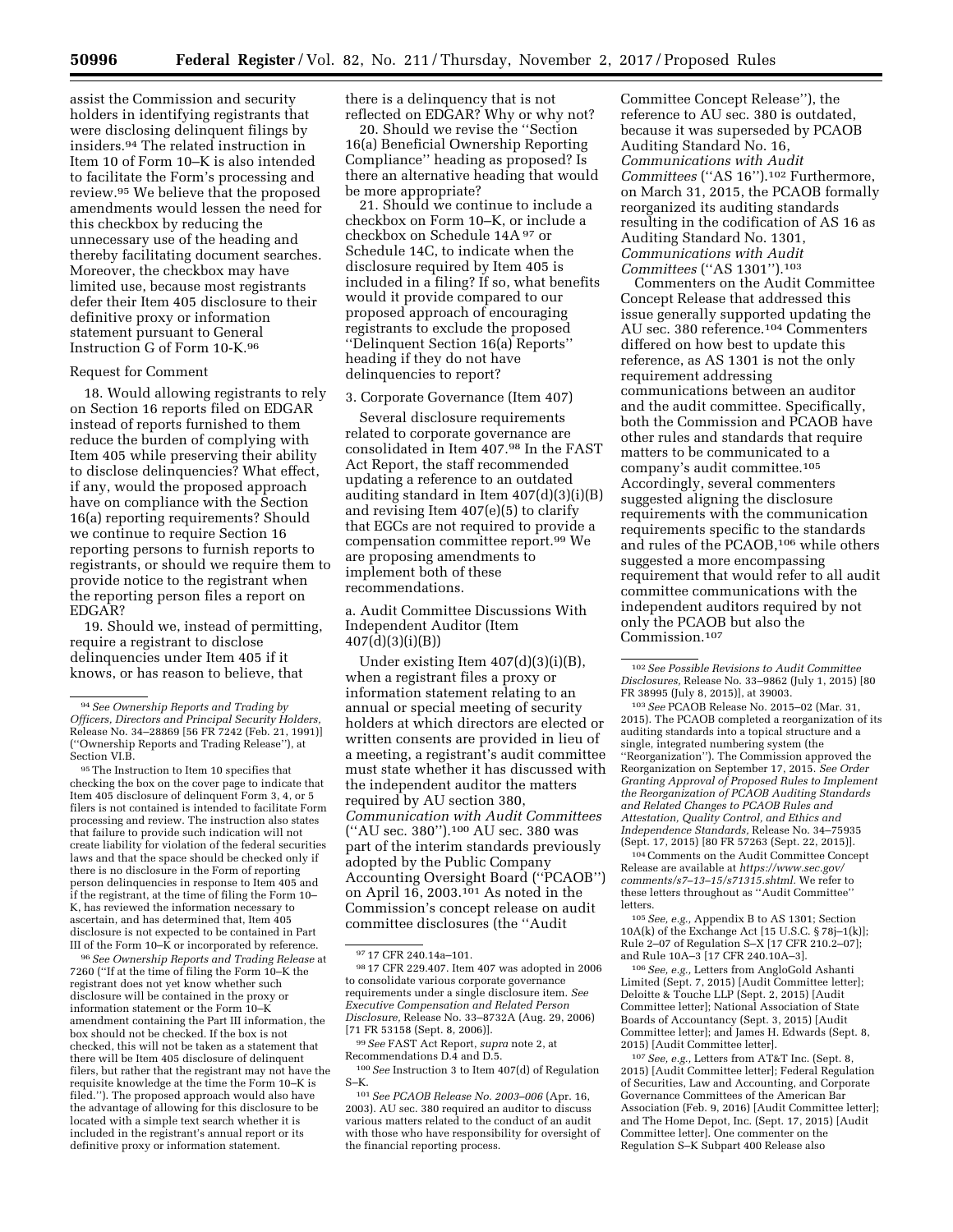assist the Commission and security holders in identifying registrants that were disclosing delinquent filings by insiders.[94] The related instruction in Item 10 of Form 10–K is also intended to facilitate the Form's processing and review.[95] We believe that the proposed amendments would lessen the need for this checkbox by reducing the unnecessary use of the heading and thereby facilitating document searches. Moreover, the checkbox may have limited use, because most registrants defer their Item 405 disclosure to their definitive proxy or information statement pursuant to General Instruction G of Form 10-K.[96]

Request for Comment

18. Would allowing registrants to rely on Section 16 reports filed on EDGAR instead of reports furnished to them reduce the burden of complying with Item 405 while preserving their ability to disclose delinquencies? What effect, if any, would the proposed approach have on compliance with the Section 16(a) reporting requirements? Should we continue to require Section 16 reporting persons to furnish reports to registrants, or should we require them to provide notice to the registrant when the reporting person files a report on EDGAR?

19. Should we, instead of permitting, require a registrant to disclose delinquencies under Item 405 if it knows, or has reason to believe, that there is a delinquency that is not reflected on EDGAR? Why or why not?

20. Should we revise the ''Section 16(a) Beneficial Ownership Reporting Compliance'' heading as proposed? Is there an alternative heading that would be more appropriate?

21. Should we continue to include a checkbox on Form 10–K, or include a checkbox on Schedule 14A [97] or Schedule 14C, to indicate when the disclosure required by Item 405 is included in a filing? If so, what benefits would it provide compared to our proposed approach of encouraging registrants to exclude the proposed ''Delinquent Section 16(a) Reports'' heading if they do not have delinquencies to report?

3. Corporate Governance (Item 407)

Several disclosure requirements related to corporate governance are consolidated in Item 407.[98] In the FAST Act Report, the staff recommended updating a reference to an outdated auditing standard in Item 407(d)(3)(i)(B) and revising Item 407(e)(5) to clarify that EGCs are not required to provide a compensation committee report.[99] We are proposing amendments to implement both of these recommendations.

a. Audit Committee Discussions With Independent Auditor (Item 407(d)(3)(i)(B))

Under existing Item 407(d)(3)(i)(B), when a registrant files a proxy or information statement relating to an annual or special meeting of security holders at which directors are elected or written consents are provided in lieu of a meeting, a registrant's audit committee must state whether it has discussed with the independent auditor the matters required by AU section 380, *Communication with Audit Committees* (''AU sec. 380'').[100] AU sec. 380 was part of the interim standards previously adopted by the Public Company Accounting Oversight Board (''PCAOB'') on April 16, 2003.[101] As noted in the Commission's concept release on audit committee disclosures (the ''Audit Committee Concept Release''), the reference to AU sec. 380 is outdated, because it was superseded by PCAOB Auditing Standard No. 16, *Communications with Audit Committees* (''AS 16'').[102] Furthermore, on March 31, 2015, the PCAOB formally reorganized its auditing standards resulting in the codification of AS 16 as Auditing Standard No. 1301, *Communications with Audit Committees* (''AS 1301'').[103]

Commenters on the Audit Committee Concept Release that addressed this issue generally supported updating the AU sec. 380 reference.[104] Commenters differed on how best to update this reference, as AS 1301 is not the only requirement addressing communications between an auditor and the audit committee. Specifically, both the Commission and PCAOB have other rules and standards that require matters to be communicated to a company's audit committee.[105] Accordingly, several commenters suggested aligning the disclosure requirements with the communication requirements specific to the standards and rules of the PCAOB,[106] while others suggested a more encompassing requirement that would refer to all audit committee communications with the independent auditors required by not only the PCAOB but also the Commission.[107]

---

[94] *See Ownership Reports and Trading by Officers, Directors and Principal Security Holders,* Release No. 34–28869 [56 FR 7242 (Feb. 21, 1991)] (''Ownership Reports and Trading Release''), at Section VI.B.

[95] The Instruction to Item 10 specifies that checking the box on the cover page to indicate that Item 405 disclosure of delinquent Form 3, 4, or 5 filers is not contained is intended to facilitate Form processing and review. The instruction also states that failure to provide such indication will not create liability for violation of the federal securities laws and that the space should be checked only if there is no disclosure in the Form of reporting person delinquencies in response to Item 405 and if the registrant, at the time of filing the Form 10–K, has reviewed the information necessary to ascertain, and has determined that, Item 405 disclosure is not expected to be contained in Part III of the Form 10–K or incorporated by reference.

[96] *See Ownership Reports and Trading Release* at 7260 (''If at the time of filing the Form 10–K the registrant does not yet know whether such disclosure will be contained in the proxy or information statement or the Form 10–K amendment containing the Part III information, the box should not be checked. If the box is not checked, this will not be taken as a statement that there will be Item 405 disclosure of delinquent filers, but rather that the registrant may not have the requisite knowledge at the time the Form 10–K is filed.''). The proposed approach would also have the advantage of allowing for this disclosure to be located with a simple text search whether it is included in the registrant's annual report or its definitive proxy or information statement.

[97] 17 CFR 240.14a–101.

[98] 17 CFR 229.407. Item 407 was adopted in 2006 to consolidate various corporate governance requirements under a single disclosure item. *See Executive Compensation and Related Person Disclosure,* Release No. 33–8732A (Aug. 29, 2006) [71 FR 53158 (Sept. 8, 2006)].

[99] *See* FAST Act Report, *supra* note 2, at Recommendations D.4 and D.5.

[100] *See* Instruction 3 to Item 407(d) of Regulation S–K.

[101] *See PCAOB Release No. 2003–006* (Apr. 16, 2003). AU sec. 380 required an auditor to discuss various matters related to the conduct of an audit with those who have responsibility for oversight of the financial reporting process.

[102] *See Possible Revisions to Audit Committee Disclosures,* Release No. 33–9862 (July 1, 2015) [80 FR 38995 (July 8, 2015)], at 39003.

[103] *See* PCAOB Release No. 2015–02 (Mar. 31, 2015). The PCAOB completed a reorganization of its auditing standards into a topical structure and a single, integrated numbering system (the ''Reorganization''). The Commission approved the Reorganization on September 17, 2015. *See Order Granting Approval of Proposed Rules to Implement the Reorganization of PCAOB Auditing Standards and Related Changes to PCAOB Rules and Attestation, Quality Control, and Ethics and Independence Standards,* Release No. 34–75935 (Sept. 17, 2015) [80 FR 57263 (Sept. 22, 2015)].

[104] Comments on the Audit Committee Concept Release are available at *https://www.sec.gov/comments/s7–13–15/s71315.shtml.* We refer to these letters throughout as ''Audit Committee'' letters.

[105] *See, e.g.,* Appendix B to AS 1301; Section 10A(k) of the Exchange Act [15 U.S.C. § 78j–1(k)]; Rule 2–07 of Regulation S–X [17 CFR 210.2–07]; and Rule 10A–3 [17 CFR 240.10A–3].

[106] *See, e.g.,* Letters from AngloGold Ashanti Limited (Sept. 7, 2015) [Audit Committee letter]; Deloitte & Touche LLP (Sept. 2, 2015) [Audit Committee letter]; National Association of State Boards of Accountancy (Sept. 3, 2015) [Audit Committee letter]; and James H. Edwards (Sept. 8, 2015) [Audit Committee letter].

[107] *See, e.g.,* Letters from AT&T Inc. (Sept. 8, 2015) [Audit Committee letter]; Federal Regulation of Securities, Law and Accounting, and Corporate Governance Committees of the American Bar Association (Feb. 9, 2016) [Audit Committee letter]; and The Home Depot, Inc. (Sept. 17, 2015) [Audit Committee letter]. One commenter on the Regulation S–K Subpart 400 Release also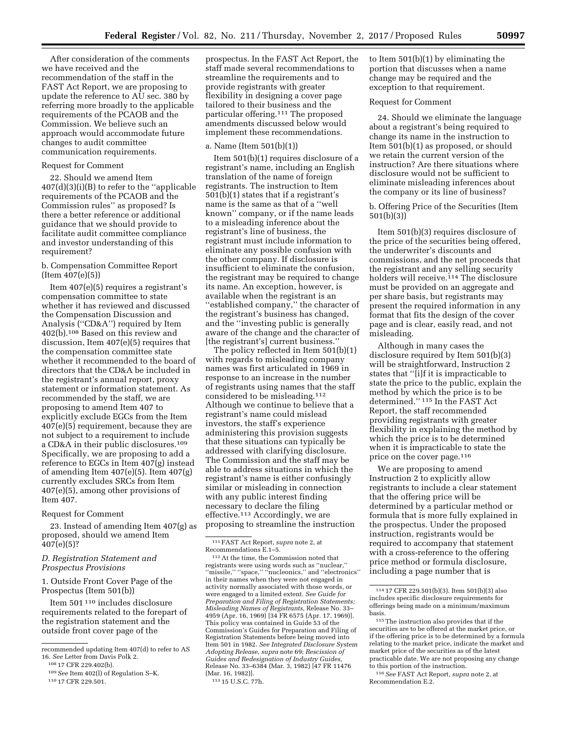After consideration of the comments we have received and the recommendation of the staff in the FAST Act Report, we are proposing to update the reference to AU sec. 380 by referring more broadly to the applicable requirements of the PCAOB and the Commission. We believe such an approach would accommodate future changes to audit committee communication requirements.

Request for Comment

22. Should we amend Item 407(d)(3)(i)(B) to refer to the ''applicable requirements of the PCAOB and the Commission rules'' as proposed? Is there a better reference or additional guidance that we should provide to facilitate audit committee compliance and investor understanding of this requirement?

b. Compensation Committee Report (Item 407(e)(5))

Item 407(e)(5) requires a registrant's compensation committee to state whether it has reviewed and discussed the Compensation Discussion and Analysis (''CD&A'') required by Item 402(b).[108] Based on this review and discussion, Item 407(e)(5) requires that the compensation committee state whether it recommended to the board of directors that the CD&A be included in the registrant's annual report, proxy statement or information statement. As recommended by the staff, we are proposing to amend Item 407 to explicitly exclude EGCs from the Item 407(e)(5) requirement, because they are not subject to a requirement to include a CD&A in their public disclosures.[109] Specifically, we are proposing to add a reference to EGCs in Item 407(g) instead of amending Item 407(e)(5). Item 407(g) currently excludes SRCs from Item 407(e)(5), among other provisions of Item 407.

Request for Comment

23. Instead of amending Item 407(g) as proposed, should we amend Item 407(e)(5)?

### D. Registration Statement and Prospectus Provisions

1. Outside Front Cover Page of the Prospectus (Item 501(b))

Item 501[110] includes disclosure requirements related to the forepart of the registration statement and the outside front cover page of the prospectus. In the FAST Act Report, the staff made several recommendations to streamline the requirements and to provide registrants with greater flexibility in designing a cover page tailored to their business and the particular offering.[111] The proposed amendments discussed below would implement these recommendations.

a. Name (Item 501(b)(1))

Item 501(b)(1) requires disclosure of a registrant's name, including an English translation of the name of foreign registrants. The instruction to Item 501(b)(1) states that if a registrant's name is the same as that of a ''well known'' company, or if the name leads to a misleading inference about the registrant's line of business, the registrant must include information to eliminate any possible confusion with the other company. If disclosure is insufficient to eliminate the confusion, the registrant may be required to change its name. An exception, however, is available when the registrant is an ''established company,'' the character of the registrant's business has changed, and the ''investing public is generally aware of the change and the character of [the registrant's] current business.''

The policy reflected in Item 501(b)(1) with regards to misleading company names was first articulated in 1969 in response to an increase in the number of registrants using names that the staff considered to be misleading.[112] Although we continue to believe that a registrant's name could mislead investors, the staff's experience administering this provision suggests that these situations can typically be addressed with clarifying disclosure. The Commission and the staff may be able to address situations in which the registrant's name is either confusingly similar or misleading in connection with any public interest finding necessary to declare the filing effective.[113] Accordingly, we are proposing to streamline the instruction to Item 501(b)(1) by eliminating the portion that discusses when a name change may be required and the exception to that requirement.

Request for Comment

24. Should we eliminate the language about a registrant's being required to change its name in the instruction to Item 501(b)(1) as proposed, or should we retain the current version of the instruction? Are there situations where disclosure would not be sufficient to eliminate misleading inferences about the company or its line of business?

b. Offering Price of the Securities (Item 501(b)(3))

Item 501(b)(3) requires disclosure of the price of the securities being offered, the underwriter's discounts and commissions, and the net proceeds that the registrant and any selling security holders will receive.[114] The disclosure must be provided on an aggregate and per share basis, but registrants may present the required information in any format that fits the design of the cover page and is clear, easily read, and not misleading.

Although in many cases the disclosure required by Item 501(b)(3) will be straightforward, Instruction 2 states that ''[i]f it is impracticable to state the price to the public, explain the method by which the price is to be determined.''[115] In the FAST Act Report, the staff recommended providing registrants with greater flexibility in explaining the method by which the price is to be determined when it is impracticable to state the price on the cover page.[116]

We are proposing to amend Instruction 2 to explicitly allow registrants to include a clear statement that the offering price will be determined by a particular method or formula that is more fully explained in the prospectus. Under the proposed instruction, registrants would be required to accompany that statement with a cross-reference to the offering price method or formula disclosure, including a page number that is

---

recommended updating Item 407(d) to refer to AS 16. *See* Letter from Davis Polk 2.

[108] 17 CFR 229.402(b).

[109] *See* Item 402(l) of Regulation S–K.

[110] 17 CFR 229.501.

[111] FAST Act Report, *supra* note 2, at Recommendations E.1–5.

[112] At the time, the Commission noted that registrants were using words such as ''nuclear,'' ''missile,'' ''space,'' ''nucleonics,'' and ''electronics'' in their names when they were not engaged in activity normally associated with those words, or were engaged to a limited extent. *See Guide for Preparation and Filing of Registration Statements; Misleading Names of Registrants,* Release No. 33–4959 (Apr. 16, 1969) [34 FR 6575 (Apr. 17, 1969)]. This policy was contained in Guide 53 of the Commission's Guides for Preparation and Filing of Registration Statements before being moved into Item 501 in 1982. *See Integrated Disclosure System Adopting Release, supra* note 69; *Rescission of Guides and Redesignation of Industry Guides,* Release No. 33–6384 (Mar. 3, 1982) [47 FR 11476 (Mar. 16, 1982)].

[113] 15 U.S.C. 77h.

[114] 17 CFR 229.501(b)(3). Item 501(b)(3) also includes specific disclosure requirements for offerings being made on a minimum/maximum basis.

[115] The instruction also provides that if the securities are to be offered at the market price, or if the offering price is to be determined by a formula relating to the market price, indicate the market and market price of the securities as of the latest practicable date. We are not proposing any change to this portion of the instruction.

[116] *See* FAST Act Report, *supra* note 2, at Recommendation E.2.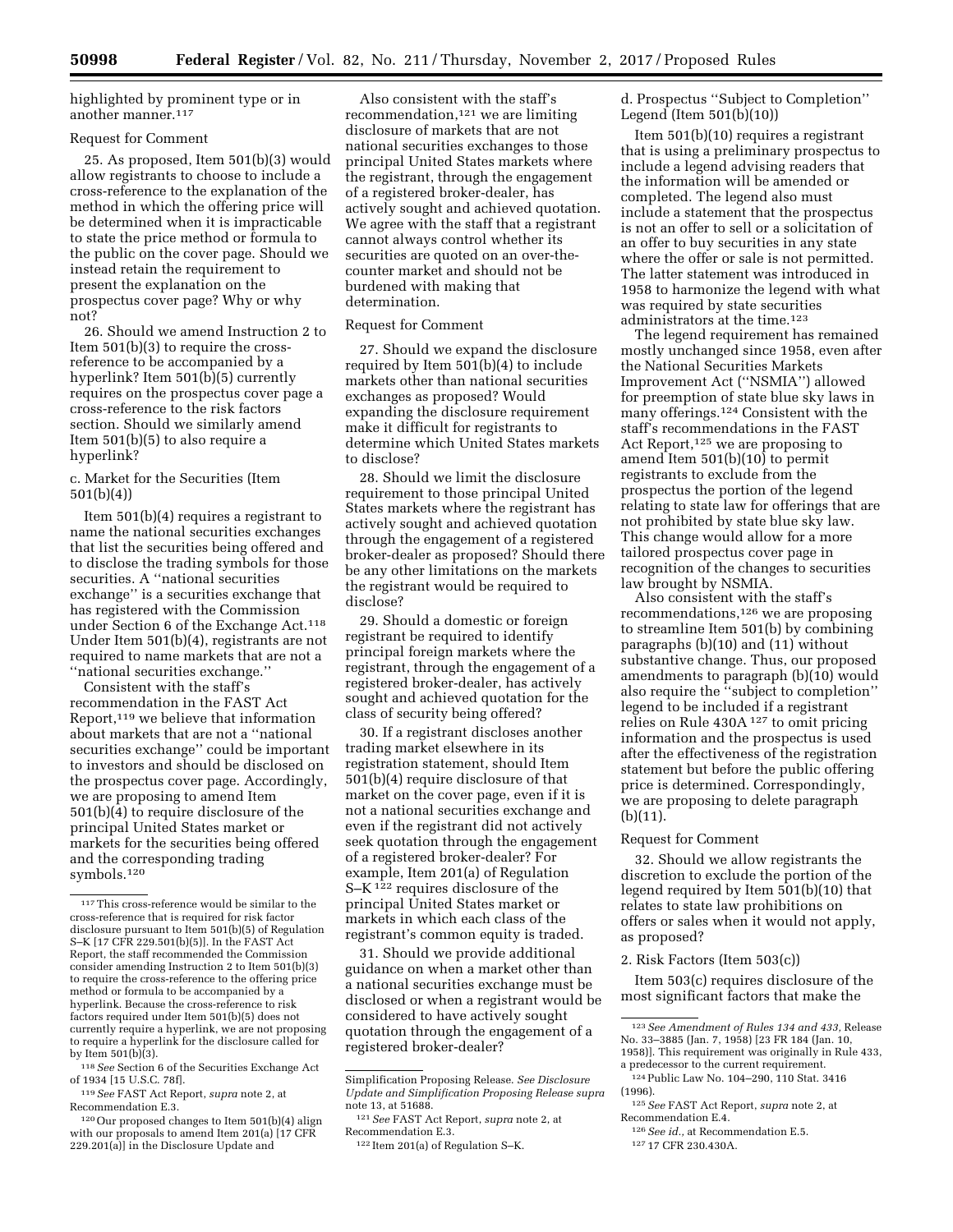highlighted by prominent type or in another manner.[117]

Request for Comment

25. As proposed, Item 501(b)(3) would allow registrants to choose to include a cross-reference to the explanation of the method in which the offering price will be determined when it is impracticable to state the price method or formula to the public on the cover page. Should we instead retain the requirement to present the explanation on the prospectus cover page? Why or why not?

26. Should we amend Instruction 2 to Item 501(b)(3) to require the cross-reference to be accompanied by a hyperlink? Item 501(b)(5) currently requires on the prospectus cover page a cross-reference to the risk factors section. Should we similarly amend Item 501(b)(5) to also require a hyperlink?

c. Market for the Securities (Item 501(b)(4))

Item 501(b)(4) requires a registrant to name the national securities exchanges that list the securities being offered and to disclose the trading symbols for those securities. A ''national securities exchange'' is a securities exchange that has registered with the Commission under Section 6 of the Exchange Act.[118] Under Item 501(b)(4), registrants are not required to name markets that are not a ''national securities exchange.''

Consistent with the staff's recommendation in the FAST Act Report,[119] we believe that information about markets that are not a ''national securities exchange'' could be important to investors and should be disclosed on the prospectus cover page. Accordingly, we are proposing to amend Item 501(b)(4) to require disclosure of the principal United States market or markets for the securities being offered and the corresponding trading symbols.[120]

Also consistent with the staff's recommendation,[121] we are limiting disclosure of markets that are not national securities exchanges to those principal United States markets where the registrant, through the engagement of a registered broker-dealer, has actively sought and achieved quotation. We agree with the staff that a registrant cannot always control whether its securities are quoted on an over-the-counter market and should not be burdened with making that determination.

Request for Comment

27. Should we expand the disclosure required by Item 501(b)(4) to include markets other than national securities exchanges as proposed? Would expanding the disclosure requirement make it difficult for registrants to determine which United States markets to disclose?

28. Should we limit the disclosure requirement to those principal United States markets where the registrant has actively sought and achieved quotation through the engagement of a registered broker-dealer as proposed? Should there be any other limitations on the markets the registrant would be required to disclose?

29. Should a domestic or foreign registrant be required to identify principal foreign markets where the registrant, through the engagement of a registered broker-dealer, has actively sought and achieved quotation for the class of security being offered?

30. If a registrant discloses another trading market elsewhere in its registration statement, should Item 501(b)(4) require disclosure of that market on the cover page, even if it is not a national securities exchange and even if the registrant did not actively seek quotation through the engagement of a registered broker-dealer? For example, Item 201(a) of Regulation S–K[122] requires disclosure of the principal United States market or markets in which each class of the registrant's common equity is traded.

31. Should we provide additional guidance on when a market other than a national securities exchange must be disclosed or when a registrant would be considered to have actively sought quotation through the engagement of a registered broker-dealer?

d. Prospectus ''Subject to Completion'' Legend (Item 501(b)(10))

Item 501(b)(10) requires a registrant that is using a preliminary prospectus to include a legend advising readers that the information will be amended or completed. The legend also must include a statement that the prospectus is not an offer to sell or a solicitation of an offer to buy securities in any state where the offer or sale is not permitted. The latter statement was introduced in 1958 to harmonize the legend with what was required by state securities administrators at the time.[123]

The legend requirement has remained mostly unchanged since 1958, even after the National Securities Markets Improvement Act (''NSMIA'') allowed for preemption of state blue sky laws in many offerings.[124] Consistent with the staff's recommendations in the FAST Act Report,[125] we are proposing to amend Item 501(b)(10) to permit registrants to exclude from the prospectus the portion of the legend relating to state law for offerings that are not prohibited by state blue sky law. This change would allow for a more tailored prospectus cover page in recognition of the changes to securities law brought by NSMIA.

Also consistent with the staff's recommendations,[126] we are proposing to streamline Item 501(b) by combining paragraphs (b)(10) and (11) without substantive change. Thus, our proposed amendments to paragraph (b)(10) would also require the ''subject to completion'' legend to be included if a registrant relies on Rule 430A[127] to omit pricing information and the prospectus is used after the effectiveness of the registration statement but before the public offering price is determined. Correspondingly, we are proposing to delete paragraph (b)(11).

Request for Comment

32. Should we allow registrants the discretion to exclude the portion of the legend required by Item 501(b)(10) that relates to state law prohibitions on offers or sales when it would not apply, as proposed?

2. Risk Factors (Item 503(c))

Item 503(c) requires disclosure of the most significant factors that make the

---

[117] This cross-reference would be similar to the cross-reference that is required for risk factor disclosure pursuant to Item 501(b)(5) of Regulation S–K [17 CFR 229.501(b)(5)]. In the FAST Act Report, the staff recommended the Commission consider amending Instruction 2 to Item 501(b)(3) to require the cross-reference to the offering price method or formula to be accompanied by a hyperlink. Because the cross-reference to risk factors required under Item 501(b)(5) does not currently require a hyperlink, we are not proposing to require a hyperlink for the disclosure called for by Item 501(b)(3).

[118] *See* Section 6 of the Securities Exchange Act of 1934 [15 U.S.C. 78f].

[119] *See* FAST Act Report, *supra* note 2, at Recommendation E.3.

[120] Our proposed changes to Item 501(b)(4) align with our proposals to amend Item 201(a) [17 CFR 229.201(a)] in the Disclosure Update and Simplification Proposing Release. *See Disclosure Update and Simplification Proposing Release supra* note 13, at 51688.

[121] *See* FAST Act Report, *supra* note 2, at Recommendation E.3.

[122] Item 201(a) of Regulation S–K.

[123] *See Amendment of Rules 134 and 433,* Release No. 33–3885 (Jan. 7, 1958) [23 FR 184 (Jan. 10, 1958)]. This requirement was originally in Rule 433, a predecessor to the current requirement.

[124] Public Law No. 104–290, 110 Stat. 3416 (1996).

[125] *See* FAST Act Report, *supra* note 2, at Recommendation E.4.

[126] *See id.,* at Recommendation E.5.

[127] 17 CFR 230.430A.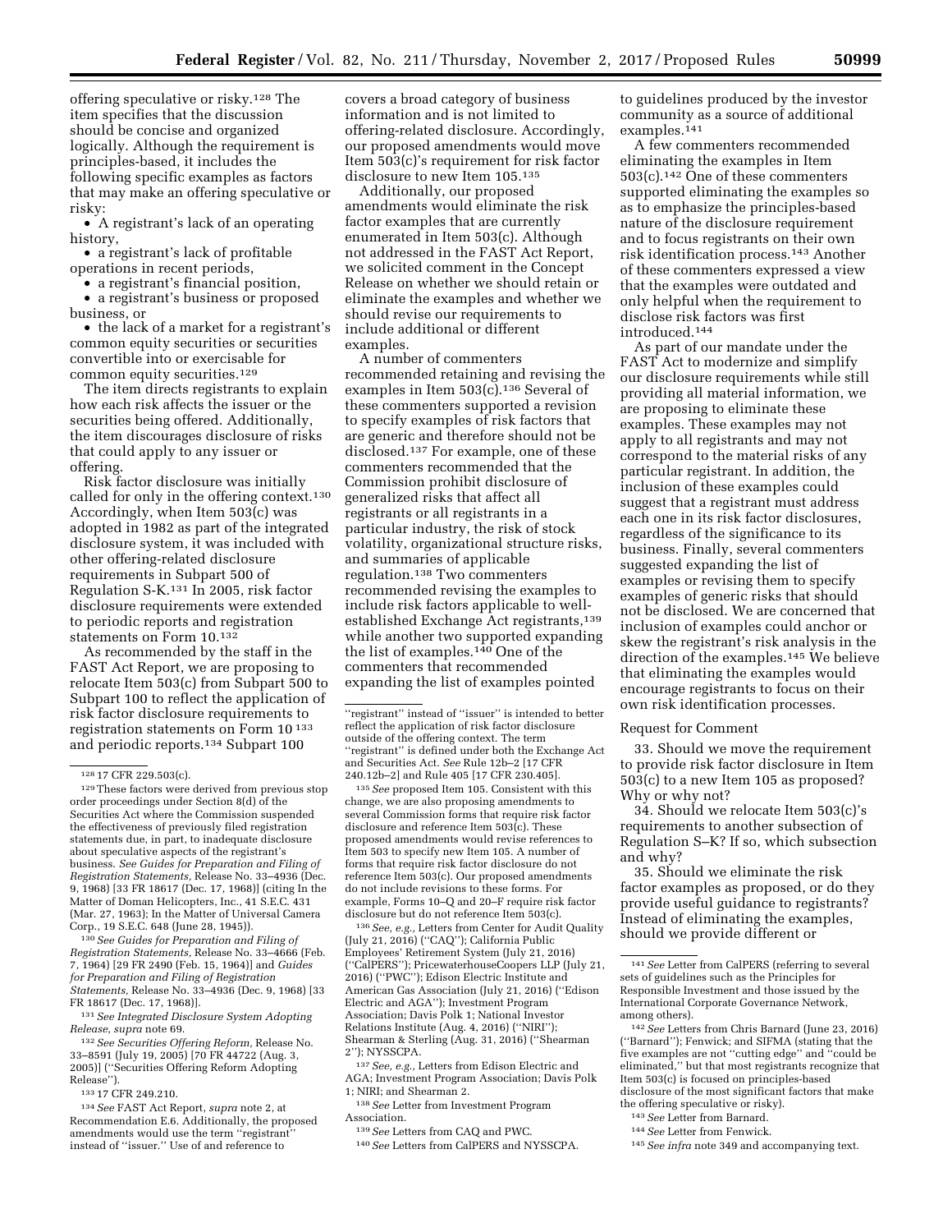offering speculative or risky.[128] The item specifies that the discussion should be concise and organized logically. Although the requirement is principles-based, it includes the following specific examples as factors that may make an offering speculative or risky:

- A registrant's lack of an operating history,
- a registrant's lack of profitable operations in recent periods,
- a registrant's financial position,
- a registrant's business or proposed business, or
- the lack of a market for a registrant's common equity securities or securities convertible into or exercisable for common equity securities.[129]

The item directs registrants to explain how each risk affects the issuer or the securities being offered. Additionally, the item discourages disclosure of risks that could apply to any issuer or offering.

Risk factor disclosure was initially called for only in the offering context.[130] Accordingly, when Item 503(c) was adopted in 1982 as part of the integrated disclosure system, it was included with other offering-related disclosure requirements in Subpart 500 of Regulation S-K.[131] In 2005, risk factor disclosure requirements were extended to periodic reports and registration statements on Form 10.[132]

As recommended by the staff in the FAST Act Report, we are proposing to relocate Item 503(c) from Subpart 500 to Subpart 100 to reflect the application of risk factor disclosure requirements to registration statements on Form 10 [133] and periodic reports.[134] Subpart 100 covers a broad category of business information and is not limited to offering-related disclosure. Accordingly, our proposed amendments would move Item 503(c)'s requirement for risk factor disclosure to new Item 105.[135]

Additionally, our proposed amendments would eliminate the risk factor examples that are currently enumerated in Item 503(c). Although not addressed in the FAST Act Report, we solicited comment in the Concept Release on whether we should retain or eliminate the examples and whether we should revise our requirements to include additional or different examples.

A number of commenters recommended retaining and revising the examples in Item 503(c).[136] Several of these commenters supported a revision to specify examples of risk factors that are generic and therefore should not be disclosed.[137] For example, one of these commenters recommended that the Commission prohibit disclosure of generalized risks that affect all registrants or all registrants in a particular industry, the risk of stock volatility, organizational structure risks, and summaries of applicable regulation.[138] Two commenters recommended revising the examples to include risk factors applicable to well-established Exchange Act registrants,[139] while another two supported expanding the list of examples.[140] One of the commenters that recommended expanding the list of examples pointed to guidelines produced by the investor community as a source of additional examples.[141]

A few commenters recommended eliminating the examples in Item 503(c).[142] One of these commenters supported eliminating the examples so as to emphasize the principles-based nature of the disclosure requirement and to focus registrants on their own risk identification process.[143] Another of these commenters expressed a view that the examples were outdated and only helpful when the requirement to disclose risk factors was first introduced.[144]

As part of our mandate under the FAST Act to modernize and simplify our disclosure requirements while still providing all material information, we are proposing to eliminate these examples. These examples may not apply to all registrants and may not correspond to the material risks of any particular registrant. In addition, the inclusion of these examples could suggest that a registrant must address each one in its risk factor disclosures, regardless of the significance to its business. Finally, several commenters suggested expanding the list of examples or revising them to specify examples of generic risks that should not be disclosed. We are concerned that inclusion of examples could anchor or skew the registrant's risk analysis in the direction of the examples.[145] We believe that eliminating the examples would encourage registrants to focus on their own risk identification processes.

Request for Comment

33. Should we move the requirement to provide risk factor disclosure in Item 503(c) to a new Item 105 as proposed? Why or why not?

34. Should we relocate Item 503(c)'s requirements to another subsection of Regulation S–K? If so, which subsection and why?

35. Should we eliminate the risk factor examples as proposed, or do they provide useful guidance to registrants? Instead of eliminating the examples, should we provide different or

---

[128] 17 CFR 229.503(c).

[129] These factors were derived from previous stop order proceedings under Section 8(d) of the Securities Act where the Commission suspended the effectiveness of previously filed registration statements due, in part, to inadequate disclosure about speculative aspects of the registrant's business. *See Guides for Preparation and Filing of Registration Statements,* Release No. 33–4936 (Dec. 9, 1968) [33 FR 18617 (Dec. 17, 1968)] (citing In the Matter of Doman Helicopters, Inc., 41 S.E.C. 431 (Mar. 27, 1963); In the Matter of Universal Camera Corp., 19 S.E.C. 648 (June 28, 1945)).

[130] *See Guides for Preparation and Filing of Registration Statements,* Release No. 33–4666 (Feb. 7, 1964) [29 FR 2490 (Feb. 15, 1964)] and *Guides for Preparation and Filing of Registration Statements,* Release No. 33–4936 (Dec. 9, 1968) [33 FR 18617 (Dec. 17, 1968)].

[131] *See Integrated Disclosure System Adopting Release, supra* note 69.

[132] *See Securities Offering Reform,* Release No. 33–8591 (July 19, 2005) [70 FR 44722 (Aug. 3, 2005)] (''Securities Offering Reform Adopting Release'').

[133] 17 CFR 249.210.

[134] *See* FAST Act Report, *supra* note 2, at Recommendation E.6. Additionally, the proposed amendments would use the term ''registrant'' instead of ''issuer.'' Use of and reference to ''registrant'' instead of ''issuer'' is intended to better reflect the application of risk factor disclosure outside of the offering context. The term ''registrant'' is defined under both the Exchange Act and Securities Act. *See* Rule 12b–2 [17 CFR 240.12b–2] and Rule 405 [17 CFR 230.405].

[135] *See* proposed Item 105. Consistent with this change, we are also proposing amendments to several Commission forms that require risk factor disclosure and reference Item 503(c). These proposed amendments would revise references to Item 503 to specify new Item 105. A number of forms that require risk factor disclosure do not reference Item 503(c). Our proposed amendments do not include revisions to these forms. For example, Forms 10–Q and 20–F require risk factor disclosure but do not reference Item 503(c).

[136] *See, e.g.,* Letters from Center for Audit Quality (July 21, 2016) (''CAQ''); California Public Employees' Retirement System (July 21, 2016) (''CalPERS''); PricewaterhouseCoopers LLP (July 21, 2016) (''PWC''); Edison Electric Institute and American Gas Association (July 21, 2016) (''Edison Electric and AGA''); Investment Program Association; Davis Polk 1; National Investor Relations Institute (Aug. 4, 2016) (''NIRI''); Shearman & Sterling (Aug. 31, 2016) (''Shearman 2''); NYSSCPA.

[137] *See, e.g.,* Letters from Edison Electric and AGA; Investment Program Association; Davis Polk 1; NIRI; and Shearman 2.

[138] *See* Letter from Investment Program Association.

[139] *See* Letters from CAQ and PWC.

[140] *See* Letters from CalPERS and NYSSCPA.

[141] *See* Letter from CalPERS (referring to several sets of guidelines such as the Principles for Responsible Investment and those issued by the International Corporate Governance Network, among others).

[142] *See* Letters from Chris Barnard (June 23, 2016) (''Barnard''); Fenwick; and SIFMA (stating that the five examples are not ''cutting edge'' and ''could be eliminated,'' but that most registrants recognize that Item 503(c) is focused on principles-based disclosure of the most significant factors that make the offering speculative or risky).

[143] *See* Letter from Barnard.

[144] *See* Letter from Fenwick.

[145] *See infra* note 349 and accompanying text.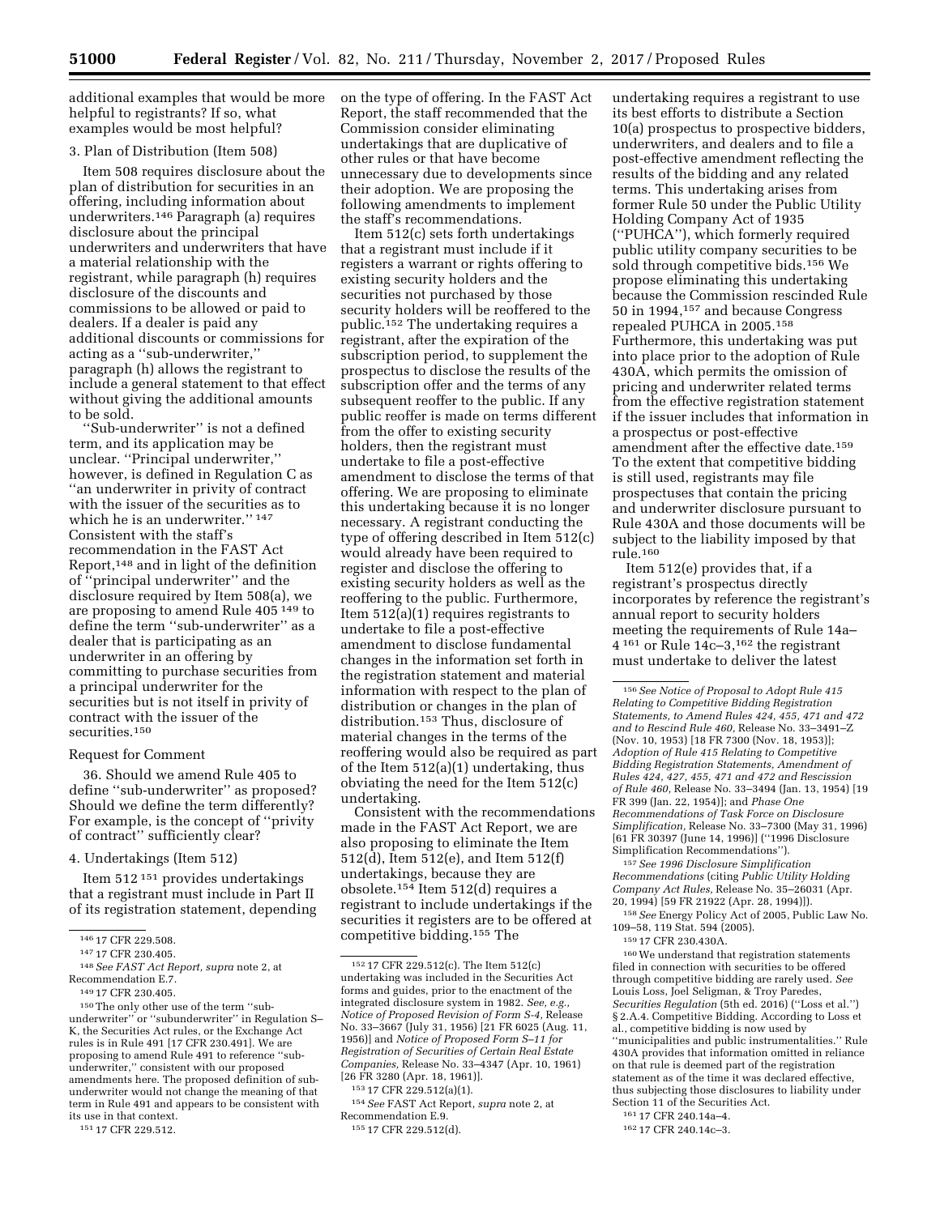additional examples that would be more helpful to registrants? If so, what examples would be most helpful?

3. Plan of Distribution (Item 508)

Item 508 requires disclosure about the plan of distribution for securities in an offering, including information about underwriters.[146] Paragraph (a) requires disclosure about the principal underwriters and underwriters that have a material relationship with the registrant, while paragraph (h) requires disclosure of the discounts and commissions to be allowed or paid to dealers. If a dealer is paid any additional discounts or commissions for acting as a ''sub-underwriter,'' paragraph (h) allows the registrant to include a general statement to that effect without giving the additional amounts to be sold.

''Sub-underwriter'' is not a defined term, and its application may be unclear. ''Principal underwriter,'' however, is defined in Regulation C as ''an underwriter in privity of contract with the issuer of the securities as to which he is an underwriter.'' [147] Consistent with the staff's recommendation in the FAST Act Report,[148] and in light of the definition of ''principal underwriter'' and the disclosure required by Item 508(a), we are proposing to amend Rule 405 [149] to define the term ''sub-underwriter'' as a dealer that is participating as an underwriter in an offering by committing to purchase securities from a principal underwriter for the securities but is not itself in privity of contract with the issuer of the securities.[150]

Request for Comment

36. Should we amend Rule 405 to define ''sub-underwriter'' as proposed? Should we define the term differently? For example, is the concept of ''privity of contract'' sufficiently clear?

4. Undertakings (Item 512)

Item 512 [151] provides undertakings that a registrant must include in Part II of its registration statement, depending on the type of offering. In the FAST Act Report, the staff recommended that the Commission consider eliminating undertakings that are duplicative of other rules or that have become unnecessary due to developments since their adoption. We are proposing the following amendments to implement the staff's recommendations.

Item 512(c) sets forth undertakings that a registrant must include if it registers a warrant or rights offering to existing security holders and the securities not purchased by those security holders will be reoffered to the public.[152] The undertaking requires a registrant, after the expiration of the subscription period, to supplement the prospectus to disclose the results of the subscription offer and the terms of any subsequent reoffer to the public. If any public reoffer is made on terms different from the offer to existing security holders, then the registrant must undertake to file a post-effective amendment to disclose the terms of that offering. We are proposing to eliminate this undertaking because it is no longer necessary. A registrant conducting the type of offering described in Item 512(c) would already have been required to register and disclose the offering to existing security holders as well as the reoffering to the public. Furthermore, Item 512(a)(1) requires registrants to undertake to file a post-effective amendment to disclose fundamental changes in the information set forth in the registration statement and material information with respect to the plan of distribution or changes in the plan of distribution.[153] Thus, disclosure of material changes in the terms of the reoffering would also be required as part of the Item 512(a)(1) undertaking, thus obviating the need for the Item 512(c) undertaking.

Consistent with the recommendations made in the FAST Act Report, we are also proposing to eliminate the Item 512(d), Item 512(e), and Item 512(f) undertakings, because they are obsolete.[154] Item 512(d) requires a registrant to include undertakings if the securities it registers are to be offered at competitive bidding.[155] The undertaking requires a registrant to use its best efforts to distribute a Section 10(a) prospectus to prospective bidders, underwriters, and dealers and to file a post-effective amendment reflecting the results of the bidding and any related terms. This undertaking arises from former Rule 50 under the Public Utility Holding Company Act of 1935 (''PUHCA''), which formerly required public utility company securities to be sold through competitive bids.[156] We propose eliminating this undertaking because the Commission rescinded Rule 50 in 1994,[157] and because Congress repealed PUHCA in 2005.[158] Furthermore, this undertaking was put into place prior to the adoption of Rule 430A, which permits the omission of pricing and underwriter related terms from the effective registration statement if the issuer includes that information in a prospectus or post-effective amendment after the effective date.[159] To the extent that competitive bidding is still used, registrants may file prospectuses that contain the pricing and underwriter disclosure pursuant to Rule 430A and those documents will be subject to the liability imposed by that rule.[160]

Item 512(e) provides that, if a registrant's prospectus directly incorporates by reference the registrant's annual report to security holders meeting the requirements of Rule 14a–4 [161] or Rule 14c–3,[162] the registrant must undertake to deliver the latest

---

[146] 17 CFR 229.508.

[147] 17 CFR 230.405.

[148] *See FAST Act Report, supra* note 2, at Recommendation E.7.

[149] 17 CFR 230.405.

[150] The only other use of the term ''sub-underwriter'' or ''subunderwriter'' in Regulation S–K, the Securities Act rules, or the Exchange Act rules is in Rule 491 [17 CFR 230.491]. We are proposing to amend Rule 491 to reference ''sub-underwriter,'' consistent with our proposed amendments here. The proposed definition of sub-underwriter would not change the meaning of that term in Rule 491 and appears to be consistent with its use in that context.

[151] 17 CFR 229.512.

[152] 17 CFR 229.512(c). The Item 512(c) undertaking was included in the Securities Act forms and guides, prior to the enactment of the integrated disclosure system in 1982. *See, e.g., Notice of Proposed Revision of Form S-4,* Release No. 33–3667 (July 31, 1956) [21 FR 6025 (Aug. 11, 1956)] and *Notice of Proposed Form S–11 for Registration of Securities of Certain Real Estate Companies,* Release No. 33–4347 (Apr. 10, 1961) [26 FR 3280 (Apr. 18, 1961)].

[153] 17 CFR 229.512(a)(1).

[154] *See* FAST Act Report, *supra* note 2, at Recommendation E.9.

[155] 17 CFR 229.512(d).

[156] *See Notice of Proposal to Adopt Rule 415 Relating to Competitive Bidding Registration Statements, to Amend Rules 424, 455, 471 and 472 and to Rescind Rule 460,* Release No. 33–3491–Z (Nov. 10, 1953) [18 FR 7300 (Nov. 18, 1953)]; *Adoption of Rule 415 Relating to Competitive Bidding Registration Statements, Amendment of Rules 424, 427, 455, 471 and 472 and Rescission of Rule 460,* Release No. 33–3494 (Jan. 13, 1954) [19 FR 399 (Jan. 22, 1954)]; and *Phase One Recommendations of Task Force on Disclosure Simplification,* Release No. 33–7300 (May 31, 1996) [61 FR 30397 (June 14, 1996)] (''1996 Disclosure Simplification Recommendations'').

[157] *See 1996 Disclosure Simplification Recommendations* (citing *Public Utility Holding Company Act Rules,* Release No. 35–26031 (Apr. 20, 1994) [59 FR 21922 (Apr. 28, 1994)]).

[158] *See* Energy Policy Act of 2005, Public Law No. 109–58, 119 Stat. 594 (2005).

[159] 17 CFR 230.430A.

[160] We understand that registration statements filed in connection with securities to be offered through competitive bidding are rarely used. *See* Louis Loss, Joel Seligman, & Troy Paredes, *Securities Regulation* (5th ed. 2016) (''Loss et al.'') § 2.A.4. Competitive Bidding. According to Loss et al., competitive bidding is now used by ''municipalities and public instrumentalities.'' Rule 430A provides that information omitted in reliance on that rule is deemed part of the registration statement as of the time it was declared effective, thus subjecting those disclosures to liability under Section 11 of the Securities Act.

[161] 17 CFR 240.14a–4.

[162] 17 CFR 240.14c–3.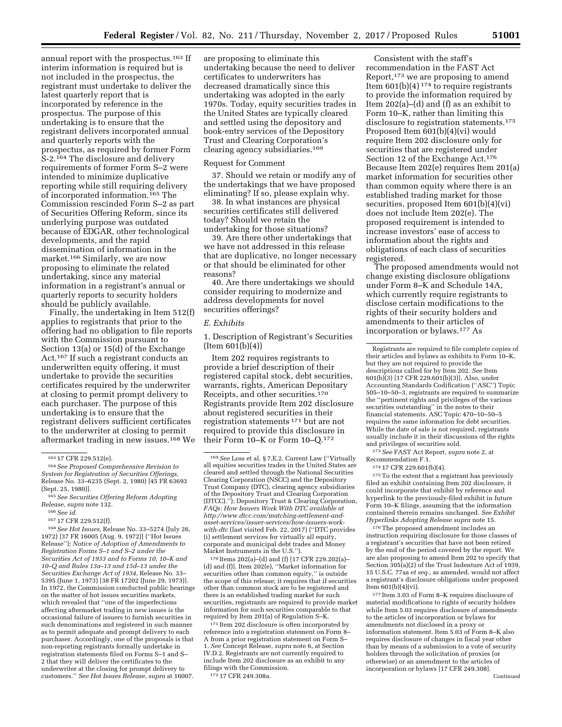annual report with the prospectus.[163] If interim information is required but is not included in the prospectus, the registrant must undertake to deliver the latest quarterly report that is incorporated by reference in the prospectus. The purpose of this undertaking is to ensure that the registrant delivers incorporated annual and quarterly reports with the prospectus, as required by former Form S-2.[164] The disclosure and delivery requirements of former Form S–2 were intended to minimize duplicative reporting while still requiring delivery of incorporated information.[165] The Commission rescinded Form S–2 as part of Securities Offering Reform, since its underlying purpose was outdated because of EDGAR, other technological developments, and the rapid dissemination of information in the market.[166] Similarly, we are now proposing to eliminate the related undertaking, since any material information in a registrant's annual or quarterly reports to security holders should be publicly available.

Finally, the undertaking in Item 512(f) applies to registrants that prior to the offering had no obligation to file reports with the Commission pursuant to Section 13(a) or 15(d) of the Exchange Act.[167] If such a registrant conducts an underwritten equity offering, it must undertake to provide the securities certificates required by the underwriter at closing to permit prompt delivery to each purchaser. The purpose of this undertaking is to ensure that the registrant delivers sufficient certificates to the underwriter at closing to permit aftermarket trading in new issues.[168] We are proposing to eliminate this undertaking because the need to deliver certificates to underwriters has decreased dramatically since this undertaking was adopted in the early 1970s. Today, equity securities trades in the United States are typically cleared and settled using the depository and book-entry services of the Depository Trust and Clearing Corporation's clearing agency subsidiaries.[169]

Request for Comment

37. Should we retain or modify any of the undertakings that we have proposed eliminating? If so, please explain why.

38. In what instances are physical securities certificates still delivered today? Should we retain the undertaking for those situations?

39. Are there other undertakings that we have not addressed in this release that are duplicative, no longer necessary or that should be eliminated for other reasons?

40. Are there undertakings we should consider requiring to modernize and address developments for novel securities offerings?

*E. Exhibits*

1. Description of Registrant's Securities (Item 601(b)(4))

Item 202 requires registrants to provide a brief description of their registered capital stock, debt securities, warrants, rights, American Depositary Receipts, and other securities.[170] Registrants provide Item 202 disclosure about registered securities in their registration statements[171] but are not required to provide this disclosure in their Form 10–K or Form 10–Q.[172]

Consistent with the staff's recommendation in the FAST Act Report,[173] we are proposing to amend Item 601(b)(4)[174] to require registrants to provide the information required by Item 202(a)–(d) and (f) as an exhibit to Form 10–K, rather than limiting this disclosure to registration statements.[175] Proposed Item 601(b)(4)(vi) would require Item 202 disclosure only for securities that are registered under Section 12 of the Exchange Act.[176] Because Item 202(e) requires Item 201(a) market information for securities other than common equity where there is an established trading market for those securities, proposed Item 601(b)(4)(vi) does not include Item 202(e). The proposed requirement is intended to increase investors' ease of access to information about the rights and obligations of each class of securities registered.

The proposed amendments would not change existing disclosure obligations under Form 8–K and Schedule 14A, which currently require registrants to disclose certain modifications to the rights of their security holders and amendments to their articles of incorporation or bylaws.[177] As

---

[163] 17 CFR 229.512(e).

[164] *See Proposed Comprehensive Revision to System for Registration of Securities Offerings,* Release No. 33–6235 (Sept. 2, 1980) [45 FR 63693 (Sept. 25, 1980)].

[165] *See Securities Offering Reform Adopting Release, supra* note 132.

[166] *See id.*

[167] 17 CFR 229.512(f).

[168] *See Hot Issues,* Release No. 33–5274 (July 26, 1972) [37 FR 16005 (Aug. 9, 1972)] (''Hot Issues Release''); *Notice of Adoption of Amendments to Registration Forms S–1 and S–2 under the Securities Act of 1933 and to Forms 10, 10–K and 10–Q and Rules 13a–13 and 15d–13 under the Securities Exchange Act of 1934,* Release No. 33–5395 (June 1, 1973) [38 FR 17202 (June 29, 1973)]. In 1972, the Commission conducted public hearings on the matter of hot issues securities markets, which revealed that ''one of the imperfections affecting aftermarket trading in new issues is the occasional failure of issuers to furnish securities in such denominations and registered in such manner as to permit adequate and prompt delivery to each purchaser. Accordingly, one of the proposals is that non-reporting registrants formally undertake in registration statements filed on Forms S–1 and S–2 that they will deliver the certificates to the underwriter at the closing for prompt delivery to customers.'' *See Hot Issues Release, supra* at 16007.

[169] *See* Loss et al. § 7.E.2. Current Law (''Virtually all equities securities trades in the United States are cleared and settled through the National Securities Clearing Corporation (NSCC) and the Depository Trust Company (DTC), clearing agency subsidiaries of the Depository Trust and Clearing Corporation (DTCC).''); Depository Trust & Clearing Corporation, *FAQs: How Issuers Work With DTC available at http://www.dtcc.com/matching-settlement-and-asset-services/issuer-services/how-issuers-work-with-dtc* (last visited Feb. 22, 2017) (''DTC provides (i) settlement services for virtually all equity, corporate and municipal debt trades and Money Market Instruments in the U.S.'').

[170] Items 202(a)–(d) and (f) [17 CFR 229.202(a)–(d) and (f)]. Item 202(e), ''Market information for securities other than common equity,'' is outside the scope of this release; it requires that if securities other than common stock are to be registered and there is an established trading market for such securities, registrants are required to provide market information for such securities comparable to that required by Item 201(a) of Regulation S–K.

[171] Item 202 disclosure is often incorporated by reference into a registration statement on Form 8–A from a prior registration statement on Form S–1. *See* Concept Release, *supra* note 6, at Section IV.D.2. Registrants are not currently required to include Item 202 disclosure as an exhibit to any filings with the Commission.

[172] 17 CFR 249.308a.

Registrants are required to file complete copies of their articles and bylaws as exhibits to Form 10–K, but they are not required to provide the descriptions called for by Item 202. *See* Item 601(b)(3) [17 CFR 229.601(b)(3)]. Also, under Accounting Standards Codification (''ASC'') Topic 505–10–50–3, registrants are required to summarize the ''pertinent rights and privileges of the various securities outstanding'' in the notes to their financial statements. ASC Topic 470–10–50–5 requires the same information for debt securities. While the date of sale is not required, registrants usually include it in their discussions of the rights and privileges of securities sold.

[173] *See* FAST Act Report, *supra* note 2, at Recommendation F.1.

[174] 17 CFR 229.601(b)(4).

[175] To the extent that a registrant has previously filed an exhibit containing Item 202 disclosure, it could incorporate that exhibit by reference and hyperlink to the previously-filed exhibit in future Form 10–K filings, assuming that the information contained therein remains unchanged. *See Exhibit Hyperlinks Adopting Release supra* note 15.

[176] The proposed amendment includes an instruction requiring disclosure for those classes of a registrant's securities that have not been retired by the end of the period covered by the report. We are also proposing to amend Item 202 to specify that Section 305(a)(2) of the Trust Indenture Act of 1939, 15 U.S.C. 77aa *et seq.,* as amended, would not affect a registrant's disclosure obligations under proposed Item 601(b)(4)(vi).

[177] Item 3.03 of Form 8–K requires disclosure of material modifications to rights of security holders while Item 5.03 requires disclosure of amendments to the articles of incorporation or bylaws for amendments not disclosed in a proxy or information statement. Item 5.03 of Form 8–K also requires disclosure of changes in fiscal year other than by means of a submission to a vote of security holders through the solicitation of proxies (or otherwise) or an amendment to the articles of incorporation or bylaws [17 CFR 249.308].

Continued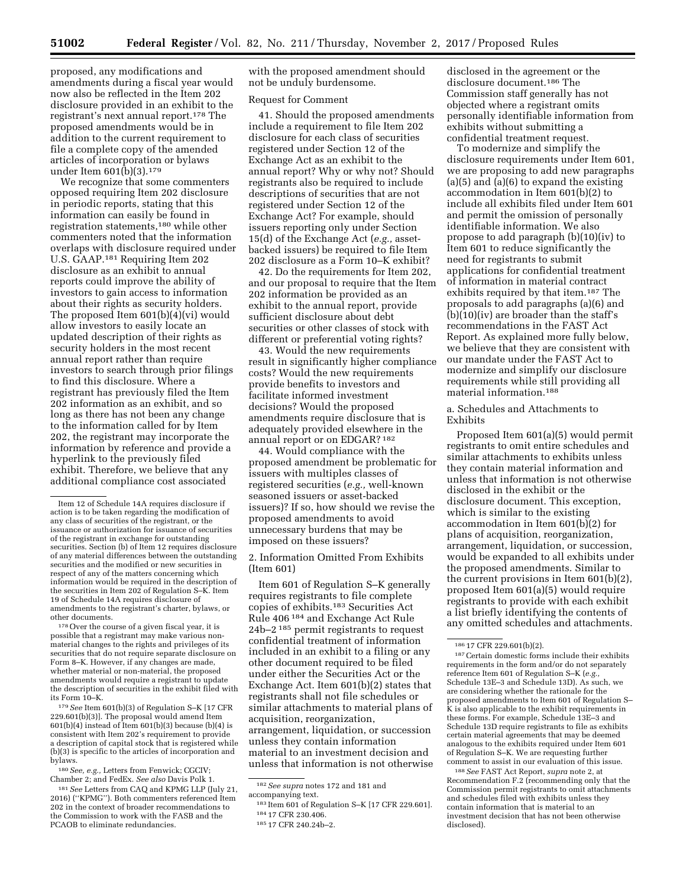proposed, any modifications and amendments during a fiscal year would now also be reflected in the Item 202 disclosure provided in an exhibit to the registrant's next annual report.[178] The proposed amendments would be in addition to the current requirement to file a complete copy of the amended articles of incorporation or bylaws under Item 601(b)(3).[179]

We recognize that some commenters opposed requiring Item 202 disclosure in periodic reports, stating that this information can easily be found in registration statements,[180] while other commenters noted that the information overlaps with disclosure required under U.S. GAAP.[181] Requiring Item 202 disclosure as an exhibit to annual reports could improve the ability of investors to gain access to information about their rights as security holders. The proposed Item 601(b)(4)(vi) would allow investors to easily locate an updated description of their rights as security holders in the most recent annual report rather than require investors to search through prior filings to find this disclosure. Where a registrant has previously filed the Item 202 information as an exhibit, and so long as there has not been any change to the information called for by Item 202, the registrant may incorporate the information by reference and provide a hyperlink to the previously filed exhibit. Therefore, we believe that any additional compliance cost associated with the proposed amendment should not be unduly burdensome.

Request for Comment

41. Should the proposed amendments include a requirement to file Item 202 disclosure for each class of securities registered under Section 12 of the Exchange Act as an exhibit to the annual report? Why or why not? Should registrants also be required to include descriptions of securities that are not registered under Section 12 of the Exchange Act? For example, should issuers reporting only under Section 15(d) of the Exchange Act (*e.g.,* asset-backed issuers) be required to file Item 202 disclosure as a Form 10–K exhibit?

42. Do the requirements for Item 202, and our proposal to require that the Item 202 information be provided as an exhibit to the annual report, provide sufficient disclosure about debt securities or other classes of stock with different or preferential voting rights?

43. Would the new requirements result in significantly higher compliance costs? Would the new requirements provide benefits to investors and facilitate informed investment decisions? Would the proposed amendments require disclosure that is adequately provided elsewhere in the annual report or on EDGAR?[182]

44. Would compliance with the proposed amendment be problematic for issuers with multiples classes of registered securities (*e.g.,* well-known seasoned issuers or asset-backed issuers)? If so, how should we revise the proposed amendments to avoid unnecessary burdens that may be imposed on these issuers?

2. Information Omitted From Exhibits (Item 601)

Item 601 of Regulation S–K generally requires registrants to file complete copies of exhibits.[183] Securities Act Rule 406[184] and Exchange Act Rule 24b–2[185] permit registrants to request confidential treatment of information included in an exhibit to a filing or any other document required to be filed under either the Securities Act or the Exchange Act. Item 601(b)(2) states that registrants shall not file schedules or similar attachments to material plans of acquisition, reorganization, arrangement, liquidation, or succession unless they contain information material to an investment decision and unless that information is not otherwise disclosed in the agreement or the disclosure document.[186] The Commission staff generally has not objected where a registrant omits personally identifiable information from exhibits without submitting a confidential treatment request.

To modernize and simplify the disclosure requirements under Item 601, we are proposing to add new paragraphs (a)(5) and (a)(6) to expand the existing accommodation in Item 601(b)(2) to include all exhibits filed under Item 601 and permit the omission of personally identifiable information. We also propose to add paragraph (b)(10)(iv) to Item 601 to reduce significantly the need for registrants to submit applications for confidential treatment of information in material contract exhibits required by that item.[187] The proposals to add paragraphs (a)(6) and (b)(10)(iv) are broader than the staff's recommendations in the FAST Act Report. As explained more fully below, we believe that they are consistent with our mandate under the FAST Act to modernize and simplify our disclosure requirements while still providing all material information.[188]

a. Schedules and Attachments to Exhibits

Proposed Item 601(a)(5) would permit registrants to omit entire schedules and similar attachments to exhibits unless they contain material information and unless that information is not otherwise disclosed in the exhibit or the disclosure document. This exception, which is similar to the existing accommodation in Item 601(b)(2) for plans of acquisition, reorganization, arrangement, liquidation, or succession, would be expanded to all exhibits under the proposed amendments. Similar to the current provisions in Item 601(b)(2), proposed Item 601(a)(5) would require registrants to provide with each exhibit a list briefly identifying the contents of any omitted schedules and attachments.

---

Item 12 of Schedule 14A requires disclosure if action is to be taken regarding the modification of any class of securities of the registrant, or the issuance or authorization for issuance of securities of the registrant in exchange for outstanding securities. Section (b) of Item 12 requires disclosure of any material differences between the outstanding securities and the modified or new securities in respect of any of the matters concerning which information would be required in the description of the securities in Item 202 of Regulation S–K. Item 19 of Schedule 14A requires disclosure of amendments to the registrant's charter, bylaws, or other documents.

[178] Over the course of a given fiscal year, it is possible that a registrant may make various non-material changes to the rights and privileges of its securities that do not require separate disclosure on Form 8–K. However, if any changes are made, whether material or non-material, the proposed amendments would require a registrant to update the description of securities in the exhibit filed with its Form 10–K.

[179] *See* Item 601(b)(3) of Regulation S–K [17 CFR 229.601(b)(3)]. The proposal would amend Item 601(b)(4) instead of Item 601(b)(3) because (b)(4) is consistent with Item 202's requirement to provide a description of capital stock that is registered while (b)(3) is specific to the articles of incorporation and bylaws.

[180] *See, e.g.,* Letters from Fenwick; CGCIV; Chamber 2; and FedEx. *See also* Davis Polk 1.

[181] *See* Letters from CAQ and KPMG LLP (July 21, 2016) (''KPMG''). Both commenters referenced Item 202 in the context of broader recommendations to the Commission to work with the FASB and the PCAOB to eliminate redundancies.

[182] *See supra* notes 172 and 181 and accompanying text.

[183] Item 601 of Regulation S–K [17 CFR 229.601].

[184] 17 CFR 230.406.

[185] 17 CFR 240.24b–2.

[186] 17 CFR 229.601(b)(2).

[187] Certain domestic forms include their exhibits requirements in the form and/or do not separately reference Item 601 of Regulation S–K (*e.g.,* Schedule 13E–3 and Schedule 13D). As such, we are considering whether the rationale for the proposed amendments to Item 601 of Regulation S–K is also applicable to the exhibit requirements in these forms. For example, Schedule 13E–3 and Schedule 13D require registrants to file as exhibits certain material agreements that may be deemed analogous to the exhibits required under Item 601 of Regulation S–K. We are requesting further comment to assist in our evaluation of this issue.

[188] *See* FAST Act Report, *supra* note 2, at Recommendation F.2 (recommending only that the Commission permit registrants to omit attachments and schedules filed with exhibits unless they contain information that is material to an investment decision that has not been otherwise disclosed).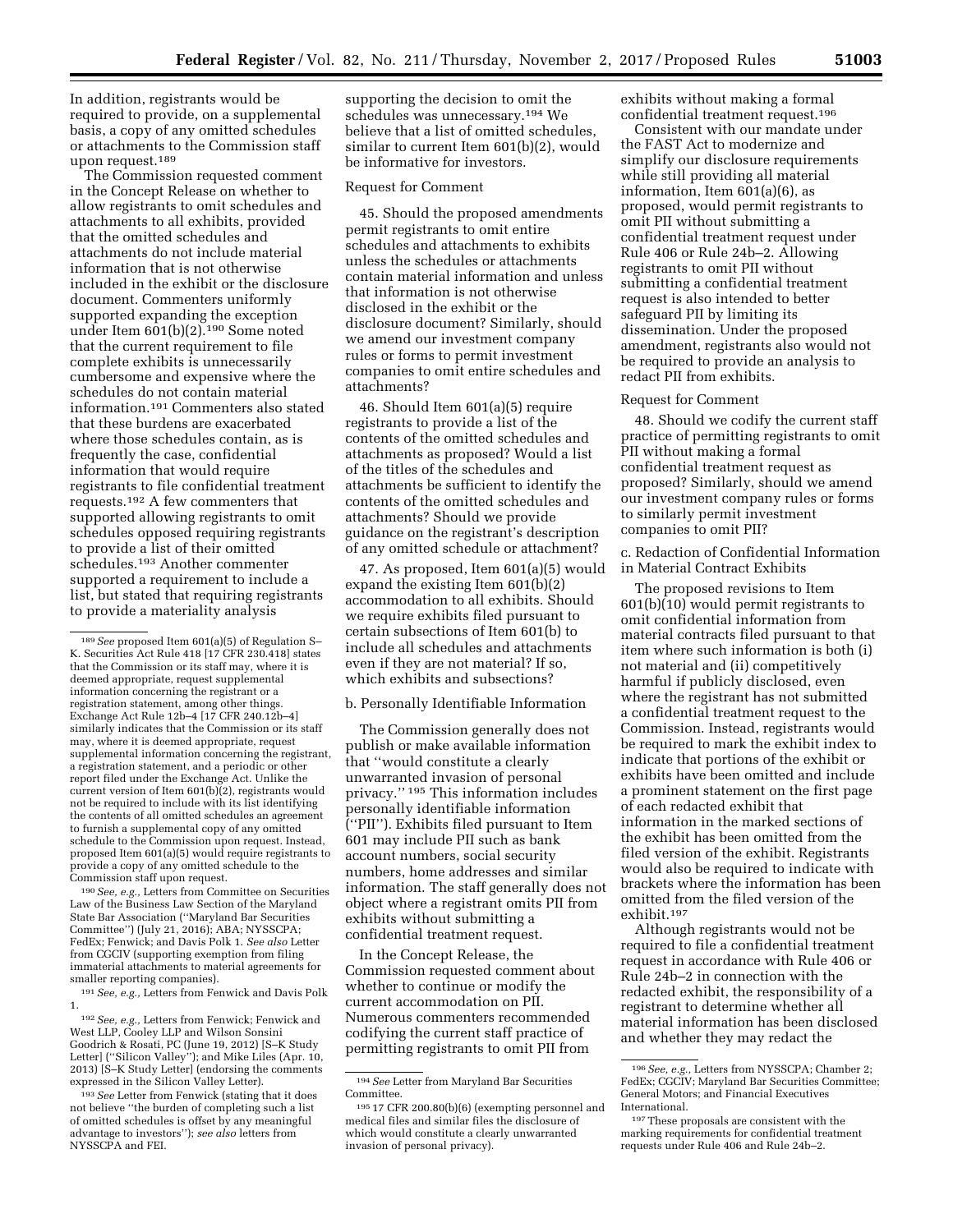In addition, registrants would be required to provide, on a supplemental basis, a copy of any omitted schedules or attachments to the Commission staff upon request.[189]

The Commission requested comment in the Concept Release on whether to allow registrants to omit schedules and attachments to all exhibits, provided that the omitted schedules and attachments do not include material information that is not otherwise included in the exhibit or the disclosure document. Commenters uniformly supported expanding the exception under Item 601(b)(2).[190] Some noted that the current requirement to file complete exhibits is unnecessarily cumbersome and expensive where the schedules do not contain material information.[191] Commenters also stated that these burdens are exacerbated where those schedules contain, as is frequently the case, confidential information that would require registrants to file confidential treatment requests.[192] A few commenters that supported allowing registrants to omit schedules opposed requiring registrants to provide a list of their omitted schedules.[193] Another commenter supported a requirement to include a list, but stated that requiring registrants to provide a materiality analysis supporting the decision to omit the schedules was unnecessary.[194] We believe that a list of omitted schedules, similar to current Item 601(b)(2), would be informative for investors.

Request for Comment

45. Should the proposed amendments permit registrants to omit entire schedules and attachments to exhibits unless the schedules or attachments contain material information and unless that information is not otherwise disclosed in the exhibit or the disclosure document? Similarly, should we amend our investment company rules or forms to permit investment companies to omit entire schedules and attachments?

46. Should Item 601(a)(5) require registrants to provide a list of the contents of the omitted schedules and attachments as proposed? Would a list of the titles of the schedules and attachments be sufficient to identify the contents of the omitted schedules and attachments? Should we provide guidance on the registrant's description of any omitted schedule or attachment?

47. As proposed, Item 601(a)(5) would expand the existing Item 601(b)(2) accommodation to all exhibits. Should we require exhibits filed pursuant to certain subsections of Item 601(b) to include all schedules and attachments even if they are not material? If so, which exhibits and subsections?

b. Personally Identifiable Information

The Commission generally does not publish or make available information that "would constitute a clearly unwarranted invasion of personal privacy."[195] This information includes personally identifiable information ("PII"). Exhibits filed pursuant to Item 601 may include PII such as bank account numbers, social security numbers, home addresses and similar information. The staff generally does not object where a registrant omits PII from exhibits without submitting a confidential treatment request.

In the Concept Release, the Commission requested comment about whether to continue or modify the current accommodation on PII. Numerous commenters recommended codifying the current staff practice of permitting registrants to omit PII from exhibits without making a formal confidential treatment request.[196]

Consistent with our mandate under the FAST Act to modernize and simplify our disclosure requirements while still providing all material information, Item 601(a)(6), as proposed, would permit registrants to omit PII without submitting a confidential treatment request under Rule 406 or Rule 24b–2. Allowing registrants to omit PII without submitting a confidential treatment request is also intended to better safeguard PII by limiting its dissemination. Under the proposed amendment, registrants also would not be required to provide an analysis to redact PII from exhibits.

Request for Comment

48. Should we codify the current staff practice of permitting registrants to omit PII without making a formal confidential treatment request as proposed? Similarly, should we amend our investment company rules or forms to similarly permit investment companies to omit PII?

c. Redaction of Confidential Information in Material Contract Exhibits

The proposed revisions to Item 601(b)(10) would permit registrants to omit confidential information from material contracts filed pursuant to that item where such information is both (i) not material and (ii) competitively harmful if publicly disclosed, even where the registrant has not submitted a confidential treatment request to the Commission. Instead, registrants would be required to mark the exhibit index to indicate that portions of the exhibit or exhibits have been omitted and include a prominent statement on the first page of each redacted exhibit that information in the marked sections of the exhibit has been omitted from the filed version of the exhibit. Registrants would also be required to indicate with brackets where the information has been omitted from the filed version of the exhibit.[197]

Although registrants would not be required to file a confidential treatment request in accordance with Rule 406 or Rule 24b–2 in connection with the redacted exhibit, the responsibility of a registrant to determine whether all material information has been disclosed and whether they may redact the

---

[189] *See* proposed Item 601(a)(5) of Regulation S–K. Securities Act Rule 418 [17 CFR 230.418] states that the Commission or its staff may, where it is deemed appropriate, request supplemental information concerning the registrant or a registration statement, among other things. Exchange Act Rule 12b–4 [17 CFR 240.12b–4] similarly indicates that the Commission or its staff may, where it is deemed appropriate, request supplemental information concerning the registrant, a registration statement, and a periodic or other report filed under the Exchange Act. Unlike the current version of Item 601(b)(2), registrants would not be required to include with its list identifying the contents of all omitted schedules an agreement to furnish a supplemental copy of any omitted schedule to the Commission upon request. Instead, proposed Item 601(a)(5) would require registrants to provide a copy of any omitted schedule to the Commission staff upon request.

[190] *See, e.g.,* Letters from Committee on Securities Law of the Business Law Section of the Maryland State Bar Association ("Maryland Bar Securities Committee") (July 21, 2016); ABA; NYSSCPA; FedEx; Fenwick; and Davis Polk 1. *See also* Letter from CGCIV (supporting exemption from filing immaterial attachments to material agreements for smaller reporting companies).

[191] *See, e.g.,* Letters from Fenwick and Davis Polk 1.

[192] *See, e.g.,* Letters from Fenwick; Fenwick and West LLP, Cooley LLP and Wilson Sonsini Goodrich & Rosati, PC (June 19, 2012) [S–K Study Letter] ("Silicon Valley"); and Mike Liles (Apr. 10, 2013) [S–K Study Letter] (endorsing the comments expressed in the Silicon Valley Letter).

[193] *See* Letter from Fenwick (stating that it does not believe "the burden of completing such a list of omitted schedules is offset by any meaningful advantage to investors"); *see also* letters from NYSSCPA and FEI.

[194] *See* Letter from Maryland Bar Securities Committee.

[195] 17 CFR 200.80(b)(6) (exempting personnel and medical files and similar files the disclosure of which would constitute a clearly unwarranted invasion of personal privacy).

[196] *See, e.g.,* Letters from NYSSCPA; Chamber 2; FedEx; CGCIV; Maryland Bar Securities Committee; General Motors; and Financial Executives International.

[197] These proposals are consistent with the marking requirements for confidential treatment requests under Rule 406 and Rule 24b–2.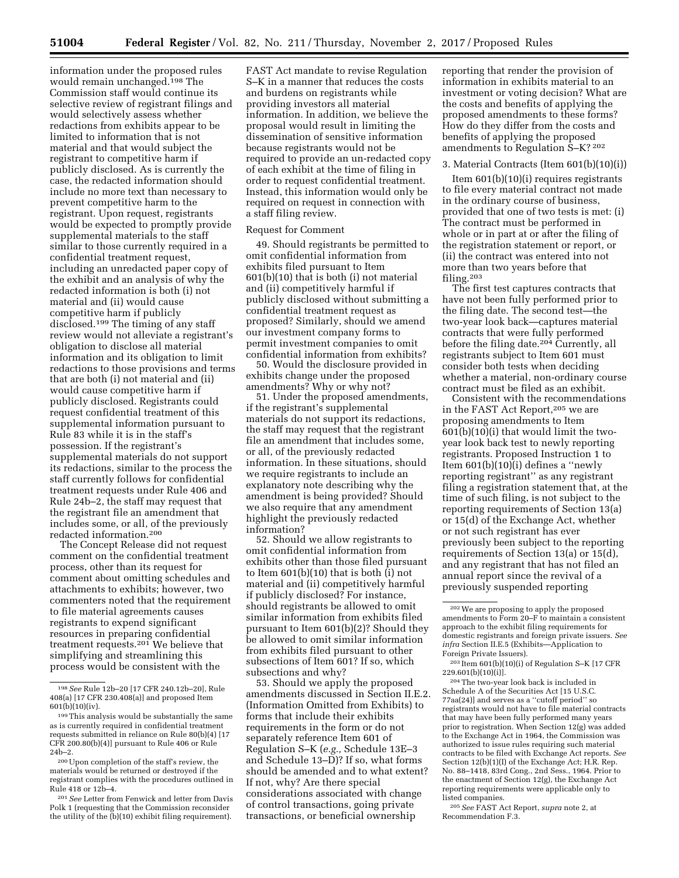information under the proposed rules would remain unchanged.[198] The Commission staff would continue its selective review of registrant filings and would selectively assess whether redactions from exhibits appear to be limited to information that is not material and that would subject the registrant to competitive harm if publicly disclosed. As is currently the case, the redacted information should include no more text than necessary to prevent competitive harm to the registrant. Upon request, registrants would be expected to promptly provide supplemental materials to the staff similar to those currently required in a confidential treatment request, including an unredacted paper copy of the exhibit and an analysis of why the redacted information is both (i) not material and (ii) would cause competitive harm if publicly disclosed.[199] The timing of any staff review would not alleviate a registrant's obligation to disclose all material information and its obligation to limit redactions to those provisions and terms that are both (i) not material and (ii) would cause competitive harm if publicly disclosed. Registrants could request confidential treatment of this supplemental information pursuant to Rule 83 while it is in the staff's possession. If the registrant's supplemental materials do not support its redactions, similar to the process the staff currently follows for confidential treatment requests under Rule 406 and Rule 24b–2, the staff may request that the registrant file an amendment that includes some, or all, of the previously redacted information.[200]

The Concept Release did not request comment on the confidential treatment process, other than its request for comment about omitting schedules and attachments to exhibits; however, two commenters noted that the requirement to file material agreements causes registrants to expend significant resources in preparing confidential treatment requests.[201] We believe that simplifying and streamlining this process would be consistent with the FAST Act mandate to revise Regulation S–K in a manner that reduces the costs and burdens on registrants while providing investors all material information. In addition, we believe the proposal would result in limiting the dissemination of sensitive information because registrants would not be required to provide an un-redacted copy of each exhibit at the time of filing in order to request confidential treatment. Instead, this information would only be required on request in connection with a staff filing review.

Request for Comment

49. Should registrants be permitted to omit confidential information from exhibits filed pursuant to Item 601(b)(10) that is both (i) not material and (ii) competitively harmful if publicly disclosed without submitting a confidential treatment request as proposed? Similarly, should we amend our investment company forms to permit investment companies to omit confidential information from exhibits?

50. Would the disclosure provided in exhibits change under the proposed amendments? Why or why not?

51. Under the proposed amendments, if the registrant's supplemental materials do not support its redactions, the staff may request that the registrant file an amendment that includes some, or all, of the previously redacted information. In these situations, should we require registrants to include an explanatory note describing why the amendment is being provided? Should we also require that any amendment highlight the previously redacted information?

52. Should we allow registrants to omit confidential information from exhibits other than those filed pursuant to Item 601(b)(10) that is both (i) not material and (ii) competitively harmful if publicly disclosed? For instance, should registrants be allowed to omit similar information from exhibits filed pursuant to Item 601(b)(2)? Should they be allowed to omit similar information from exhibits filed pursuant to other subsections of Item 601? If so, which subsections and why?

53. Should we apply the proposed amendments discussed in Section II.E.2. (Information Omitted from Exhibits) to forms that include their exhibits requirements in the form or do not separately reference Item 601 of Regulation S–K (*e.g.,* Schedule 13E–3 and Schedule 13–D)? If so, what forms should be amended and to what extent? If not, why? Are there special considerations associated with change of control transactions, going private transactions, or beneficial ownership reporting that render the provision of information in exhibits material to an investment or voting decision? What are the costs and benefits of applying the proposed amendments to these forms? How do they differ from the costs and benefits of applying the proposed amendments to Regulation S–K?[202]

3. Material Contracts (Item 601(b)(10)(i))

Item 601(b)(10)(i) requires registrants to file every material contract not made in the ordinary course of business, provided that one of two tests is met: (i) The contract must be performed in whole or in part at or after the filing of the registration statement or report, or (ii) the contract was entered into not more than two years before that filing.[203]

The first test captures contracts that have not been fully performed prior to the filing date. The second test—the two-year look back—captures material contracts that were fully performed before the filing date.[204] Currently, all registrants subject to Item 601 must consider both tests when deciding whether a material, non-ordinary course contract must be filed as an exhibit.

Consistent with the recommendations in the FAST Act Report,[205] we are proposing amendments to Item 601(b)(10)(i) that would limit the two-year look back test to newly reporting registrants. Proposed Instruction 1 to Item 601(b)(10)(i) defines a ''newly reporting registrant'' as any registrant filing a registration statement that, at the time of such filing, is not subject to the reporting requirements of Section 13(a) or 15(d) of the Exchange Act, whether or not such registrant has ever previously been subject to the reporting requirements of Section 13(a) or 15(d), and any registrant that has not filed an annual report since the revival of a previously suspended reporting

---

[198] *See* Rule 12b–20 [17 CFR 240.12b–20], Rule 408(a) [17 CFR 230.408(a)] and proposed Item 601(b)(10)(iv).

[199] This analysis would be substantially the same as is currently required in confidential treatment requests submitted in reliance on Rule 80(b)(4) [17 CFR 200.80(b)(4)] pursuant to Rule 406 or Rule 24b–2.

[200] Upon completion of the staff's review, the materials would be returned or destroyed if the registrant complies with the procedures outlined in Rule 418 or 12b–4.

[201] *See* Letter from Fenwick and letter from Davis Polk 1 (requesting that the Commission reconsider the utility of the (b)(10) exhibit filing requirement).

[202] We are proposing to apply the proposed amendments to Form 20–F to maintain a consistent approach to the exhibit filing requirements for domestic registrants and foreign private issuers. *See infra* Section II.E.5 (Exhibits—Application to Foreign Private Issuers).

[203] Item 601(b)(10)(i) of Regulation S–K [17 CFR 229.601(b)(10)(i)].

[204] The two-year look back is included in Schedule A of the Securities Act [15 U.S.C. 77aa(24)] and serves as a ''cutoff period'' so registrants would not have to file material contracts that may have been fully performed many years prior to registration. When Section 12(g) was added to the Exchange Act in 1964, the Commission was authorized to issue rules requiring such material contracts to be filed with Exchange Act reports. *See* Section 12(b)(1)(I) of the Exchange Act; H.R. Rep. No. 88–1418, 83rd Cong., 2nd Sess., 1964. Prior to the enactment of Section 12(g), the Exchange Act reporting requirements were applicable only to listed companies.

[205] *See* FAST Act Report, *supra* note 2, at Recommendation F.3.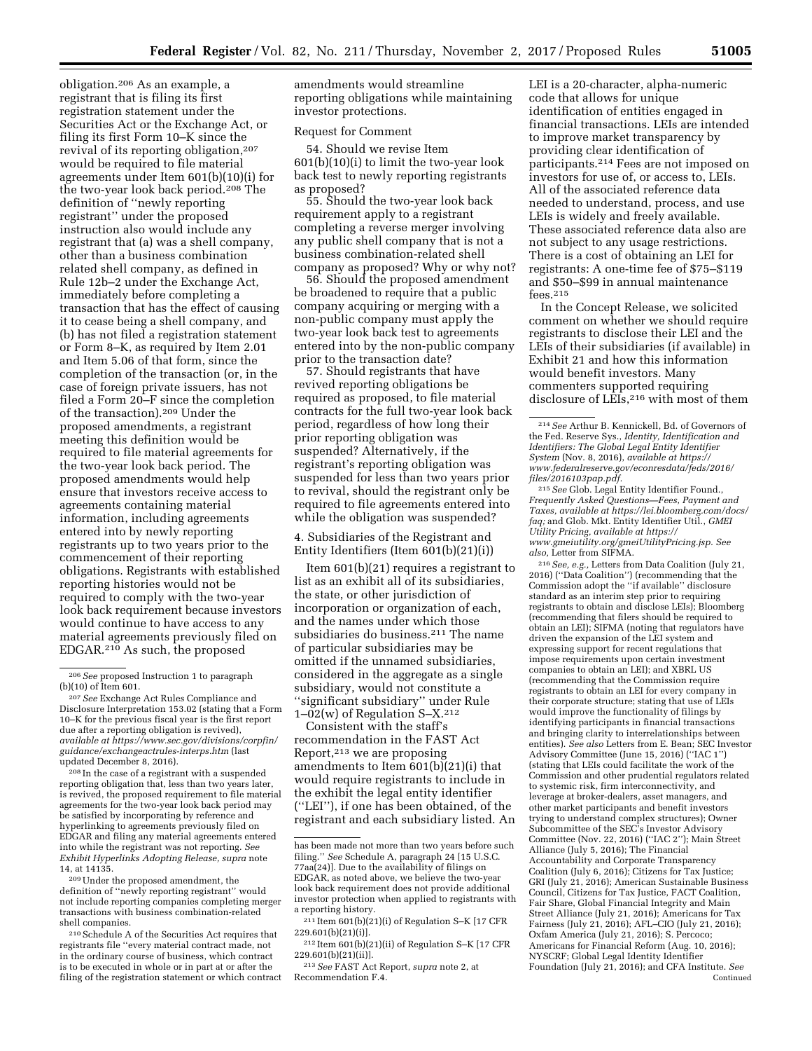obligation.[206] As an example, a registrant that is filing its first registration statement under the Securities Act or the Exchange Act, or filing its first Form 10–K since the revival of its reporting obligation,[207] would be required to file material agreements under Item 601(b)(10)(i) for the two-year look back period.[208] The definition of "newly reporting registrant" under the proposed instruction also would include any registrant that (a) was a shell company, other than a business combination related shell company, as defined in Rule 12b–2 under the Exchange Act, immediately before completing a transaction that has the effect of causing it to cease being a shell company, and (b) has not filed a registration statement or Form 8–K, as required by Item 2.01 and Item 5.06 of that form, since the completion of the transaction (or, in the case of foreign private issuers, has not filed a Form 20–F since the completion of the transaction).[209] Under the proposed amendments, a registrant meeting this definition would be required to file material agreements for the two-year look back period. The proposed amendments would help ensure that investors receive access to agreements containing material information, including agreements entered into by newly reporting registrants up to two years prior to the commencement of their reporting obligations. Registrants with established reporting histories would not be required to comply with the two-year look back requirement because investors would continue to have access to any material agreements previously filed on EDGAR.[210] As such, the proposed amendments would streamline reporting obligations while maintaining investor protections.

Request for Comment

54. Should we revise Item 601(b)(10)(i) to limit the two-year look back test to newly reporting registrants as proposed?

55. Should the two-year look back requirement apply to a registrant completing a reverse merger involving any public shell company that is not a business combination-related shell company as proposed? Why or why not?

56. Should the proposed amendment be broadened to require that a public company acquiring or merging with a non-public company must apply the two-year look back test to agreements entered into by the non-public company prior to the transaction date?

57. Should registrants that have revived reporting obligations be required as proposed, to file material contracts for the full two-year look back period, regardless of how long their prior reporting obligation was suspended? Alternatively, if the registrant's reporting obligation was suspended for less than two years prior to revival, should the registrant only be required to file agreements entered into while the obligation was suspended?

4. Subsidiaries of the Registrant and Entity Identifiers (Item 601(b)(21)(i))

Item 601(b)(21) requires a registrant to list as an exhibit all of its subsidiaries, the state, or other jurisdiction of incorporation or organization of each, and the names under which those subsidiaries do business.[211] The name of particular subsidiaries may be omitted if the unnamed subsidiaries, considered in the aggregate as a single subsidiary, would not constitute a "significant subsidiary" under Rule 1–02(w) of Regulation S–X.[212]

Consistent with the staff's recommendation in the FAST Act Report,[213] we are proposing amendments to Item 601(b)(21)(i) that would require registrants to include in the exhibit the legal entity identifier ("LEI"), if one has been obtained, of the registrant and each subsidiary listed. An LEI is a 20-character, alpha-numeric code that allows for unique identification of entities engaged in financial transactions. LEIs are intended to improve market transparency by providing clear identification of participants.[214] Fees are not imposed on investors for use of, or access to, LEIs. All of the associated reference data needed to understand, process, and use LEIs is widely and freely available. These associated reference data also are not subject to any usage restrictions. There is a cost of obtaining an LEI for registrants: A one-time fee of $75–$119 and $50–$99 in annual maintenance fees.[215]

In the Concept Release, we solicited comment on whether we should require registrants to disclose their LEI and the LEIs of their subsidiaries (if available) in Exhibit 21 and how this information would benefit investors. Many commenters supported requiring disclosure of LEIs,[216] with most of them

---

[206] *See* proposed Instruction 1 to paragraph (b)(10) of Item 601.

[207] *See* Exchange Act Rules Compliance and Disclosure Interpretation 153.02 (stating that a Form 10–K for the previous fiscal year is the first report due after a reporting obligation is revived), *available at https://www.sec.gov/divisions/corpfin/guidance/exchangeactrules-interps.htm* (last updated December 8, 2016).

[208] In the case of a registrant with a suspended reporting obligation that, less than two years later, is revived, the proposed requirement to file material agreements for the two-year look back period may be satisfied by incorporating by reference and hyperlinking to agreements previously filed on EDGAR and filing any material agreements entered into while the registrant was not reporting. *See Exhibit Hyperlinks Adopting Release, supra* note 14, at 14135.

[209] Under the proposed amendment, the definition of "newly reporting registrant" would not include reporting companies completing merger transactions with business combination-related shell companies.

[210] Schedule A of the Securities Act requires that registrants file "every material contract made, not in the ordinary course of business, which contract is to be executed in whole or in part at or after the filing of the registration statement or which contract has been made not more than two years before such filing." *See* Schedule A, paragraph 24 [15 U.S.C. 77aa(24)]. Due to the availability of filings on EDGAR, as noted above, we believe the two-year look back requirement does not provide additional investor protection when applied to registrants with a reporting history.

[211] Item 601(b)(21)(i) of Regulation S–K [17 CFR 229.601(b)(21)(i)].

[212] Item 601(b)(21)(ii) of Regulation S–K [17 CFR 229.601(b)(21)(ii)].

[213] *See* FAST Act Report, *supra* note 2, at Recommendation F.4.

[214] *See* Arthur B. Kennickell, Bd. of Governors of the Fed. Reserve Sys., *Identity, Identification and Identifiers: The Global Legal Entity Identifier System* (Nov. 8, 2016), *available at https://www.federalreserve.gov/econresdata/feds/2016/files/2016103pap.pdf.*

[215] *See* Glob. Legal Entity Identifier Found., *Frequently Asked Questions—Fees, Payment and Taxes, available at https://lei.bloomberg.com/docs/faq;* and Glob. Mkt. Entity Identifier Util., *GMEI Utility Pricing, available at https://www.gmeiutility.org/gmeiUtilityPricing.jsp. See also,* Letter from SIFMA.

[216] *See, e.g.,* Letters from Data Coalition (July 21, 2016) ("Data Coalition") (recommending that the Commission adopt the "if available" disclosure standard as an interim step prior to requiring registrants to obtain and disclose LEIs); Bloomberg (recommending that filers should be required to obtain an LEI); SIFMA (noting that regulators have driven the expansion of the LEI system and expressing support for recent regulations that impose requirements upon certain investment companies to obtain an LEI); and XBRL US (recommending that the Commission require registrants to obtain an LEI for every company in their corporate structure; stating that use of LEIs would improve the functionality of filings by identifying participants in financial transactions and bringing clarity to interrelationships between entities). *See also* Letters from E. Bean; SEC Investor Advisory Committee (June 15, 2016) ("IAC 1") (stating that LEIs could facilitate the work of the Commission and other prudential regulators related to systemic risk, firm interconnectivity, and leverage at broker-dealers, asset managers, and other market participants and benefit investors trying to understand complex structures); Owner Subcommittee of the SEC's Investor Advisory Committee (Nov. 22, 2016) ("IAC 2"); Main Street Alliance (July 5, 2016); The Financial Accountability and Corporate Transparency Coalition (July 6, 2016); Citizens for Tax Justice; GRI (July 21, 2016); American Sustainable Business Council, Citizens for Tax Justice, FACT Coalition, Fair Share, Global Financial Integrity and Main Street Alliance (July 21, 2016); Americans for Tax Fairness (July 21, 2016); AFL–CIO (July 21, 2016); Oxfam America (July 21, 2016); S. Percoco; Americans for Financial Reform (Aug. 10, 2016); NYSCRF; Global Legal Identity Identifier Foundation (July 21, 2016); and CFA Institute. *See* Continued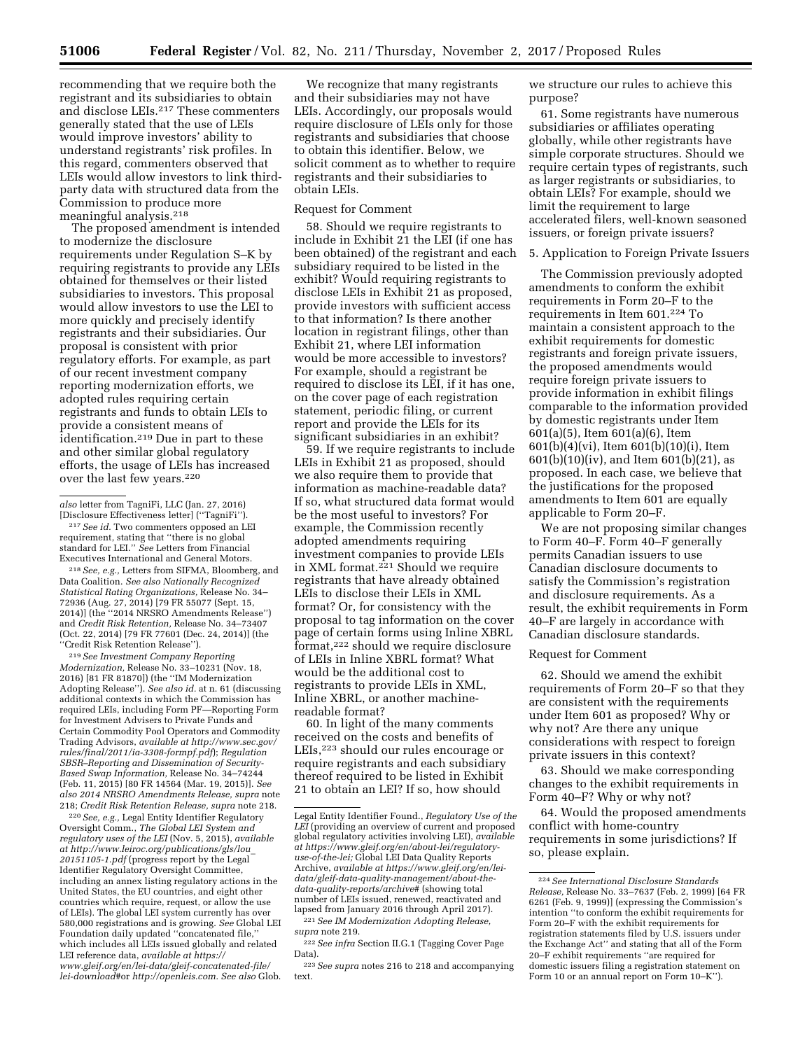recommending that we require both the registrant and its subsidiaries to obtain and disclose LEIs.[217] These commenters generally stated that the use of LEIs would improve investors' ability to understand registrants' risk profiles. In this regard, commenters observed that LEIs would allow investors to link third-party data with structured data from the Commission to produce more meaningful analysis.[218]

The proposed amendment is intended to modernize the disclosure requirements under Regulation S–K by requiring registrants to provide any LEIs obtained for themselves or their listed subsidiaries to investors. This proposal would allow investors to use the LEI to more quickly and precisely identify registrants and their subsidiaries. Our proposal is consistent with prior regulatory efforts. For example, as part of our recent investment company reporting modernization efforts, we adopted rules requiring certain registrants and funds to obtain LEIs to provide a consistent means of identification.[219] Due in part to these and other similar global regulatory efforts, the usage of LEIs has increased over the last few years.[220]

We recognize that many registrants and their subsidiaries may not have LEIs. Accordingly, our proposals would require disclosure of LEIs only for those registrants and subsidiaries that choose to obtain this identifier. Below, we solicit comment as to whether to require registrants and their subsidiaries to obtain LEIs.

Request for Comment

58. Should we require registrants to include in Exhibit 21 the LEI (if one has been obtained) of the registrant and each subsidiary required to be listed in the exhibit? Would requiring registrants to disclose LEIs in Exhibit 21 as proposed, provide investors with sufficient access to that information? Is there another location in registrant filings, other than Exhibit 21, where LEI information would be more accessible to investors? For example, should a registrant be required to disclose its LEI, if it has one, on the cover page of each registration statement, periodic filing, or current report and provide the LEIs for its significant subsidiaries in an exhibit?

59. If we require registrants to include LEIs in Exhibit 21 as proposed, should we also require them to provide that information as machine-readable data? If so, what structured data format would be the most useful to investors? For example, the Commission recently adopted amendments requiring investment companies to provide LEIs in XML format.[221] Should we require registrants that have already obtained LEIs to disclose their LEIs in XML format? Or, for consistency with the proposal to tag information on the cover page of certain forms using Inline XBRL format,[222] should we require disclosure of LEIs in Inline XBRL format? What would be the additional cost to registrants to provide LEIs in XML, Inline XBRL, or another machine-readable format?

60. In light of the many comments received on the costs and benefits of LEIs,[223] should our rules encourage or require registrants and each subsidiary thereof required to be listed in Exhibit 21 to obtain an LEI? If so, how should we structure our rules to achieve this purpose?

61. Some registrants have numerous subsidiaries or affiliates operating globally, while other registrants have simple corporate structures. Should we require certain types of registrants, such as larger registrants or subsidiaries, to obtain LEIs? For example, should we limit the requirement to large accelerated filers, well-known seasoned issuers, or foreign private issuers?

5. Application to Foreign Private Issuers

The Commission previously adopted amendments to conform the exhibit requirements in Form 20–F to the requirements in Item 601.[224] To maintain a consistent approach to the exhibit requirements for domestic registrants and foreign private issuers, the proposed amendments would require foreign private issuers to provide information in exhibit filings comparable to the information provided by domestic registrants under Item 601(a)(5), Item 601(a)(6), Item 601(b)(4)(vi), Item 601(b)(10)(i), Item 601(b)(10)(iv), and Item 601(b)(21), as proposed. In each case, we believe that the justifications for the proposed amendments to Item 601 are equally applicable to Form 20–F.

We are not proposing similar changes to Form 40–F. Form 40–F generally permits Canadian issuers to use Canadian disclosure documents to satisfy the Commission's registration and disclosure requirements. As a result, the exhibit requirements in Form 40–F are largely in accordance with Canadian disclosure standards.

Request for Comment

62. Should we amend the exhibit requirements of Form 20–F so that they are consistent with the requirements under Item 601 as proposed? Why or why not? Are there any unique considerations with respect to foreign private issuers in this context?

63. Should we make corresponding changes to the exhibit requirements in Form 40–F? Why or why not?

64. Would the proposed amendments conflict with home-country requirements in some jurisdictions? If so, please explain.

---

*also* letter from TagniFi, LLC (Jan. 27, 2016) [Disclosure Effectiveness letter] (''TagniFi'').

[217] *See id.* Two commenters opposed an LEI requirement, stating that ''there is no global standard for LEI.'' *See* Letters from Financial Executives International and General Motors.

[218] *See, e.g.,* Letters from SIFMA, Bloomberg, and Data Coalition. *See also Nationally Recognized Statistical Rating Organizations,* Release No. 34–72936 (Aug. 27, 2014) [79 FR 55077 (Sept. 15, 2014)] (the ''2014 NRSRO Amendments Release'') and *Credit Risk Retention,* Release No. 34–73407 (Oct. 22, 2014) [79 FR 77601 (Dec. 24, 2014)] (the ''Credit Risk Retention Release'').

[219] *See Investment Company Reporting Modernization,* Release No. 33–10231 (Nov. 18, 2016) [81 FR 81870]) (the ''IM Modernization Adopting Release''). *See also id.* at n. 61 (discussing additional contexts in which the Commission has required LEIs, including Form PF—Reporting Form for Investment Advisers to Private Funds and Certain Commodity Pool Operators and Commodity Trading Advisors, *available at http://www.sec.gov/rules/final/2011/ia-3308-formpf.pdf*); *Regulation SBSR–Reporting and Dissemination of Security-Based Swap Information,* Release No. 34–74244 (Feb. 11, 2015) [80 FR 14564 (Mar. 19, 2015)]. *See also 2014 NRSRO Amendments Release, supra* note 218; *Credit Risk Retention Release, supra* note 218.

[220] *See, e.g.,* Legal Entity Identifier Regulatory Oversight Comm., *The Global LEI System and regulatory uses of the LEI* (Nov. 5, 2015), *available at http://www.leiroc.org/publications/gls/lou_20151105-1.pdf* (progress report by the Legal Identifier Regulatory Oversight Committee, including an annex listing regulatory actions in the United States, the EU countries, and eight other countries which require, request, or allow the use of LEIs). The global LEI system currently has over 580,000 registrations and is growing. *See* Global LEI Foundation daily updated ''concatenated file,'' which includes all LEIs issued globally and related LEI reference data, *available at https://www.gleif.org/en/lei-data/gleif-concatenated-file/lei-download#*or *http://openleis.com. See also* Glob. Legal Entity Identifier Found., *Regulatory Use of the LEI* (providing an overview of current and proposed global regulatory activities involving LEI), *available at https://www.gleif.org/en/about-lei/regulatory-use-of-the-lei;* Global LEI Data Quality Reports Archive, *available at https://www.gleif.org/en/lei-data/gleif-data-quality-management/about-the-data-quality-reports/archive#* (showing total number of LEIs issued, renewed, reactivated and lapsed from January 2016 through April 2017).

[221] *See IM Modernization Adopting Release, supra* note 219.

[222] *See infra* Section II.G.1 (Tagging Cover Page Data).

[223] *See supra* notes 216 to 218 and accompanying text.

[224] *See International Disclosure Standards Release,* Release No. 33–7637 (Feb. 2, 1999) [64 FR 6261 (Feb. 9, 1999)] (expressing the Commission's intention ''to conform the exhibit requirements for Form 20–F with the exhibit requirements for registration statements filed by U.S. issuers under the Exchange Act'' and stating that all of the Form 20–F exhibit requirements ''are required for domestic issuers filing a registration statement on Form 10 or an annual report on Form 10–K'').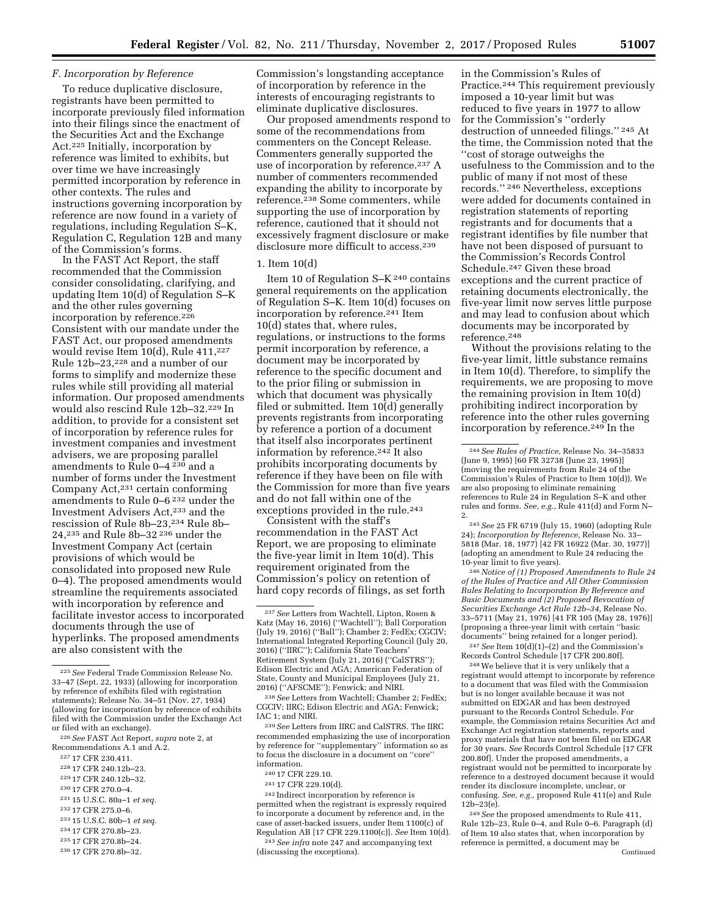### *F. Incorporation by Reference*

To reduce duplicative disclosure, registrants have been permitted to incorporate previously filed information into their filings since the enactment of the Securities Act and the Exchange Act.[225] Initially, incorporation by reference was limited to exhibits, but over time we have increasingly permitted incorporation by reference in other contexts. The rules and instructions governing incorporation by reference are now found in a variety of regulations, including Regulation S–K, Regulation C, Regulation 12B and many of the Commission's forms.

In the FAST Act Report, the staff recommended that the Commission consider consolidating, clarifying, and updating Item 10(d) of Regulation S–K and the other rules governing incorporation by reference.[226] Consistent with our mandate under the FAST Act, our proposed amendments would revise Item 10(d), Rule 411,[227] Rule 12b–23,[228] and a number of our forms to simplify and modernize these rules while still providing all material information. Our proposed amendments would also rescind Rule 12b–32.[229] In addition, to provide for a consistent set of incorporation by reference rules for investment companies and investment advisers, we are proposing parallel amendments to Rule 0–4 [230] and a number of forms under the Investment Company Act,[231] certain conforming amendments to Rule 0–6 [232] under the Investment Advisers Act,[233] and the rescission of Rule 8b–23,[234] Rule 8b–24,[235] and Rule 8b–32 [236] under the Investment Company Act (certain provisions of which would be consolidated into proposed new Rule 0–4). The proposed amendments would streamline the requirements associated with incorporation by reference and facilitate investor access to incorporated documents through the use of hyperlinks. The proposed amendments are also consistent with the Commission's longstanding acceptance of incorporation by reference in the interests of encouraging registrants to eliminate duplicative disclosures.

Our proposed amendments respond to some of the recommendations from commenters on the Concept Release. Commenters generally supported the use of incorporation by reference.[237] A number of commenters recommended expanding the ability to incorporate by reference.[238] Some commenters, while supporting the use of incorporation by reference, cautioned that it should not excessively fragment disclosure or make disclosure more difficult to access.[239]

#### 1. Item 10(d)

Item 10 of Regulation S–K [240] contains general requirements on the application of Regulation S–K. Item 10(d) focuses on incorporation by reference.[241] Item 10(d) states that, where rules, regulations, or instructions to the forms permit incorporation by reference, a document may be incorporated by reference to the specific document and to the prior filing or submission in which that document was physically filed or submitted. Item 10(d) generally prevents registrants from incorporating by reference a portion of a document that itself also incorporates pertinent information by reference.[242] It also prohibits incorporating documents by reference if they have been on file with the Commission for more than five years and do not fall within one of the exceptions provided in the rule.[243]

Consistent with the staff's recommendation in the FAST Act Report, we are proposing to eliminate the five-year limit in Item 10(d). This requirement originated from the Commission's policy on retention of hard copy records of filings, as set forth in the Commission's Rules of Practice.[244] This requirement previously imposed a 10-year limit but was reduced to five years in 1977 to allow for the Commission's ''orderly destruction of unneeded filings.'' [245] At the time, the Commission noted that the ''cost of storage outweighs the usefulness to the Commission and to the public of many if not most of these records.'' [246] Nevertheless, exceptions were added for documents contained in registration statements of reporting registrants and for documents that a registrant identifies by file number that have not been disposed of pursuant to the Commission's Records Control Schedule.[247] Given these broad exceptions and the current practice of retaining documents electronically, the five-year limit now serves little purpose and may lead to confusion about which documents may be incorporated by reference.[248]

Without the provisions relating to the five-year limit, little substance remains in Item 10(d). Therefore, to simplify the requirements, we are proposing to move the remaining provision in Item 10(d) prohibiting indirect incorporation by reference into the other rules governing incorporation by reference.[249] In the

---

[225] *See* Federal Trade Commission Release No. 33–47 (Sept. 22, 1933) (allowing for incorporation by reference of exhibits filed with registration statements); Release No. 34–51 (Nov. 27, 1934) (allowing for incorporation by reference of exhibits filed with the Commission under the Exchange Act or filed with an exchange).

[226] *See* FAST Act Report, *supra* note 2, at Recommendations A.1 and A.2.

[227] 17 CFR 230.411.

[228] 17 CFR 240.12b–23.

[229] 17 CFR 240.12b–32.

[230] 17 CFR 270.0–4.

[231] 15 U.S.C. 80a–1 *et seq.*

[232] 17 CFR 275.0–6.

[233] 15 U.S.C. 80b–1 *et seq.*

[234] 17 CFR 270.8b–23.

[235] 17 CFR 270.8b–24.

[236] 17 CFR 270.8b–32.

[237] *See* Letters from Wachtell, Lipton, Rosen & Katz (May 16, 2016) (''Wachtell''); Ball Corporation (July 19, 2016) (''Ball''); Chamber 2; FedEx; CGCIV; International Integrated Reporting Council (July 20, 2016) (''IIRC''); California State Teachers' Retirement System (July 21, 2016) (''CalSTRS''); Edison Electric and AGA; American Federation of State, County and Municipal Employees (July 21, 2016) (''AFSCME''); Fenwick; and NIRI.

[238] *See* Letters from Wachtell; Chamber 2; FedEx; CGCIV; IIRC; Edison Electric and AGA; Fenwick; IAC 1; and NIRI.

[239] *See* Letters from IIRC and CalSTRS. The IIRC recommended emphasizing the use of incorporation by reference for ''supplementary'' information so as to focus the disclosure in a document on ''core'' information.

[240] 17 CFR 229.10.

[241] 17 CFR 229.10(d).

[242] Indirect incorporation by reference is permitted when the registrant is expressly required to incorporate a document by reference and, in the case of asset-backed issuers, under Item 1100(c) of Regulation AB [17 CFR 229.1100(c)]. *See* Item 10(d).

[243] *See infra* note 247 and accompanying text (discussing the exceptions).

[244] *See Rules of Practice,* Release No. 34–35833 (June 9, 1995) [60 FR 32738 (June 23, 1995)] (moving the requirements from Rule 24 of the Commission's Rules of Practice to Item 10(d)). We are also proposing to eliminate remaining references to Rule 24 in Regulation S–K and other rules and forms. *See, e.g.,* Rule 411(d) and Form N–2.

[245] *See* 25 FR 6719 (July 15, 1960) (adopting Rule 24); *Incorporation by Reference,* Release No. 33–5818 (Mar. 18, 1977) [42 FR 16922 (Mar. 30, 1977)] (adopting an amendment to Rule 24 reducing the 10-year limit to five years).

[246] *Notice of (1) Proposed Amendments to Rule 24 of the Rules of Practice and All Other Commission Rules Relating to Incorporation By Reference and Basic Documents and (2) Proposed Revocation of Securities Exchange Act Rule 12b–34,* Release No. 33–5711 (May 21, 1976) [41 FR 105 (May 28, 1976)] (proposing a three-year limit with certain ''basic documents'' being retained for a longer period).

[247] *See* Item 10(d)(1)–(2) and the Commission's Records Control Schedule [17 CFR 200.80f].

[248] We believe that it is very unlikely that a registrant would attempt to incorporate by reference to a document that was filed with the Commission but is no longer available because it was not submitted on EDGAR and has been destroyed pursuant to the Records Control Schedule. For example, the Commission retains Securities Act and Exchange Act registration statements, reports and proxy materials that have not been filed on EDGAR for 30 years. *See* Records Control Schedule [17 CFR 200.80f]. Under the proposed amendments, a registrant would not be permitted to incorporate by reference to a destroyed document because it would render its disclosure incomplete, unclear, or confusing. *See, e.g.,* proposed Rule 411(e) and Rule 12b–23(e).

[249] *See* the proposed amendments to Rule 411, Rule 12b–23, Rule 0–4, and Rule 0–6. Paragraph (d) of Item 10 also states that, when incorporation by reference is permitted, a document may be

Continued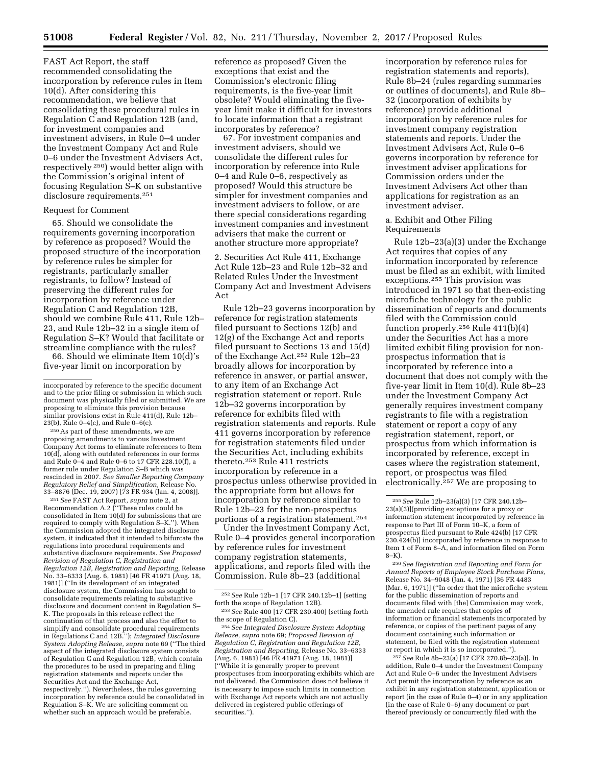FAST Act Report, the staff recommended consolidating the incorporation by reference rules in Item 10(d). After considering this recommendation, we believe that consolidating these procedural rules in Regulation C and Regulation 12B (and, for investment companies and investment advisers, in Rule 0–4 under the Investment Company Act and Rule 0–6 under the Investment Advisers Act, respectively [250]) would better align with the Commission's original intent of focusing Regulation S–K on substantive disclosure requirements.[251]

Request for Comment

65. Should we consolidate the requirements governing incorporation by reference as proposed? Would the proposed structure of the incorporation by reference rules be simpler for registrants, particularly smaller registrants, to follow? Instead of preserving the different rules for incorporation by reference under Regulation C and Regulation 12B, should we combine Rule 411, Rule 12b–23, and Rule 12b–32 in a single item of Regulation S–K? Would that facilitate or streamline compliance with the rules?

66. Should we eliminate Item 10(d)'s five-year limit on incorporation by reference as proposed? Given the exceptions that exist and the Commission's electronic filing requirements, is the five-year limit obsolete? Would eliminating the five-year limit make it difficult for investors to locate information that a registrant incorporates by reference?

67. For investment companies and investment advisers, should we consolidate the different rules for incorporation by reference into Rule 0–4 and Rule 0–6, respectively as proposed? Would this structure be simpler for investment companies and investment advisers to follow, or are there special considerations regarding investment companies and investment advisers that make the current or another structure more appropriate?

2. Securities Act Rule 411, Exchange Act Rule 12b–23 and Rule 12b–32 and Related Rules Under the Investment Company Act and Investment Advisers Act

Rule 12b–23 governs incorporation by reference for registration statements filed pursuant to Sections 12(b) and 12(g) of the Exchange Act and reports filed pursuant to Sections 13 and 15(d) of the Exchange Act.[252] Rule 12b–23 broadly allows for incorporation by reference in answer, or partial answer, to any item of an Exchange Act registration statement or report. Rule 12b–32 governs incorporation by reference for exhibits filed with registration statements and reports. Rule 411 governs incorporation by reference for registration statements filed under the Securities Act, including exhibits thereto.[253] Rule 411 restricts incorporation by reference in a prospectus unless otherwise provided in the appropriate form but allows for incorporation by reference similar to Rule 12b–23 for the non-prospectus portions of a registration statement.[254]

Under the Investment Company Act, Rule 0–4 provides general incorporation by reference rules for investment company registration statements, applications, and reports filed with the Commission. Rule 8b–23 (additional incorporation by reference rules for registration statements and reports), Rule 8b–24 (rules regarding summaries or outlines of documents), and Rule 8b–32 (incorporation of exhibits by reference) provide additional incorporation by reference rules for investment company registration statements and reports. Under the Investment Advisers Act, Rule 0–6 governs incorporation by reference for investment adviser applications for Commission orders under the Investment Advisers Act other than applications for registration as an investment adviser.

a. Exhibit and Other Filing Requirements

Rule 12b–23(a)(3) under the Exchange Act requires that copies of any information incorporated by reference must be filed as an exhibit, with limited exceptions.[255] This provision was introduced in 1971 so that then-existing microfiche technology for the public dissemination of reports and documents filed with the Commission could function properly.[256] Rule 411(b)(4) under the Securities Act has a more limited exhibit filing provision for non-prospectus information that is incorporated by reference into a document that does not comply with the five-year limit in Item 10(d). Rule 8b–23 under the Investment Company Act generally requires investment company registrants to file with a registration statement or report a copy of any registration statement, report, or prospectus from which information is incorporated by reference, except in cases where the registration statement, report, or prospectus was filed electronically.[257] We are proposing to

---

incorporated by reference to the specific document and to the prior filing or submission in which such document was physically filed or submitted. We are proposing to eliminate this provision because similar provisions exist in Rule 411(d), Rule 12b–23(b), Rule 0–4(c), and Rule 0–6(c).

[250] As part of these amendments, we are proposing amendments to various Investment Company Act forms to eliminate references to Item 10(d), along with outdated references in our forms and Rule 0–4 and Rule 0–6 to 17 CFR 228.10(f), a former rule under Regulation S–B which was rescinded in 2007. *See Smaller Reporting Company Regulatory Relief and Simplification,* Release No. 33–8876 (Dec. 19, 2007) [73 FR 934 (Jan. 4, 2008)].

[251] *See* FAST Act Report, *supra* note 2, at Recommendation A.2 (''These rules could be consolidated in Item 10(d) for submissions that are required to comply with Regulation S–K.''). When the Commission adopted the integrated disclosure system, it indicated that it intended to bifurcate the regulations into procedural requirements and substantive disclosure requirements. *See Proposed Revision of Regulation C, Registration and Regulation 12B, Registration and Reporting,* Release No. 33–6333 (Aug. 6, 1981) [46 FR 41971 (Aug. 18, 1981)] (''In its development of an integrated disclosure system, the Commission has sought to consolidate requirements relating to substantive disclosure and document content in Regulation S–K. The proposals in this release reflect the continuation of that process and also the effort to simplify and consolidate procedural requirements in Regulations C and 12B.''); *Integrated Disclosure System Adopting Release, supra* note 69 (''The third aspect of the integrated disclosure system consists of Regulation C and Regulation 12B, which contain the procedures to be used in preparing and filing registration statements and reports under the Securities Act and the Exchange Act, respectively.''). Nevertheless, the rules governing incorporation by reference could be consolidated in Regulation S–K. We are soliciting comment on whether such an approach would be preferable.

[252] *See* Rule 12b–1 [17 CFR 240.12b–1] (setting forth the scope of Regulation 12B).

[253] *See* Rule 400 [17 CFR 230.400] (setting forth the scope of Regulation C).

[254] *See Integrated Disclosure System Adopting Release, supra* note 69; *Proposed Revision of Regulation C, Registration and Regulation 12B, Registration and Reporting,* Release No. 33–6333 (Aug. 6, 1981) [46 FR 41971 (Aug. 18, 1981)] (''While it is generally proper to prevent prospectuses from incorporating exhibits which are not delivered, the Commission does not believe it is necessary to impose such limits in connection with Exchange Act reports which are not actually delivered in registered public offerings of securities.'').

[255] *See* Rule 12b–23(a)(3) [17 CFR 240.12b–23(a)(3)](providing exceptions for a proxy or information statement incorporated by reference in response to Part III of Form 10–K, a form of prospectus filed pursuant to Rule 424(b) [17 CFR 230.424(b)] incorporated by reference in response to Item 1 of Form 8–A, and information filed on Form 8–K).

[256] *See Registration and Reporting and Form for Annual Reports of Employee Stock Purchase Plans,* Release No. 34–9048 (Jan. 4, 1971) [36 FR 4483 (Mar. 6, 1971)] (''In order that the microfiche system for the public dissemination of reports and documents filed with [the] Commission may work, the amended rule requires that copies of information or financial statements incorporated by reference, or copies of the pertinent pages of any document containing such information or statement, be filed with the registration statement or report in which it is so incorporated.'').

[257] *See* Rule 8b–23(a) [17 CFR 270.8b–23(a)]. In addition, Rule 0–4 under the Investment Company Act and Rule 0–6 under the Investment Advisers Act permit the incorporation by reference as an exhibit in any registration statement, application or report (in the case of Rule 0–4) or in any application (in the case of Rule 0–6) any document or part thereof previously or concurrently filed with the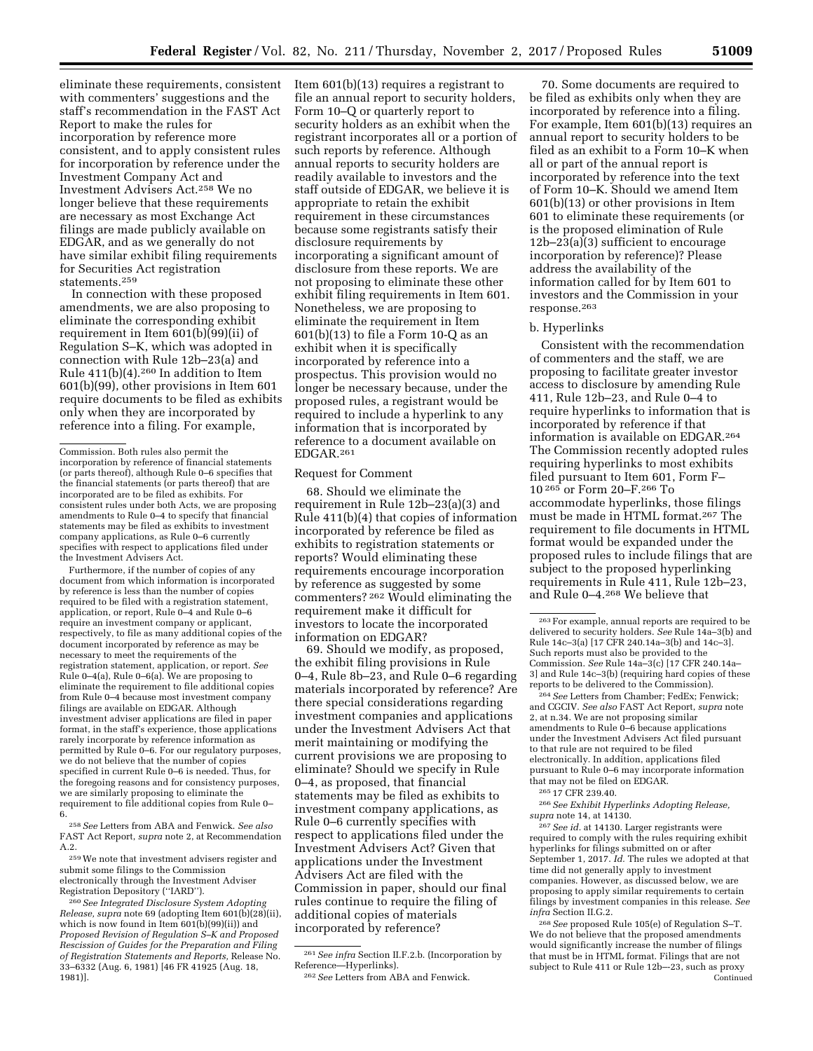eliminate these requirements, consistent with commenters' suggestions and the staff's recommendation in the FAST Act Report to make the rules for incorporation by reference more consistent, and to apply consistent rules for incorporation by reference under the Investment Company Act and Investment Advisers Act.[258] We no longer believe that these requirements are necessary as most Exchange Act filings are made publicly available on EDGAR, and as we generally do not have similar exhibit filing requirements for Securities Act registration statements.[259]

In connection with these proposed amendments, we are also proposing to eliminate the corresponding exhibit requirement in Item 601(b)(99)(ii) of Regulation S–K, which was adopted in connection with Rule 12b–23(a) and Rule 411(b)(4).[260] In addition to Item 601(b)(99), other provisions in Item 601 require documents to be filed as exhibits only when they are incorporated by reference into a filing. For example, Item 601(b)(13) requires a registrant to file an annual report to security holders, Form 10–Q or quarterly report to security holders as an exhibit when the registrant incorporates all or a portion of such reports by reference. Although annual reports to security holders are readily available to investors and the staff outside of EDGAR, we believe it is appropriate to retain the exhibit requirement in these circumstances because some registrants satisfy their disclosure requirements by incorporating a significant amount of disclosure from these reports. We are not proposing to eliminate these other exhibit filing requirements in Item 601. Nonetheless, we are proposing to eliminate the requirement in Item 601(b)(13) to file a Form 10-Q as an exhibit when it is specifically incorporated by reference into a prospectus. This provision would no longer be necessary because, under the proposed rules, a registrant would be required to include a hyperlink to any information that is incorporated by reference to a document available on EDGAR.[261]

Request for Comment

68. Should we eliminate the requirement in Rule 12b–23(a)(3) and Rule 411(b)(4) that copies of information incorporated by reference be filed as exhibits to registration statements or reports? Would eliminating these requirements encourage incorporation by reference as suggested by some commenters?[262] Would eliminating the requirement make it difficult for investors to locate the incorporated information on EDGAR?

69. Should we modify, as proposed, the exhibit filing provisions in Rule 0–4, Rule 8b–23, and Rule 0–6 regarding materials incorporated by reference? Are there special considerations regarding investment companies and applications under the Investment Advisers Act that merit maintaining or modifying the current provisions we are proposing to eliminate? Should we specify in Rule 0–4, as proposed, that financial statements may be filed as exhibits to investment company applications, as Rule 0–6 currently specifies with respect to applications filed under the Investment Advisers Act? Given that applications under the Investment Advisers Act are filed with the Commission in paper, should our final rules continue to require the filing of additional copies of materials incorporated by reference?

70. Some documents are required to be filed as exhibits only when they are incorporated by reference into a filing. For example, Item 601(b)(13) requires an annual report to security holders to be filed as an exhibit to a Form 10–K when all or part of the annual report is incorporated by reference into the text of Form 10–K. Should we amend Item 601(b)(13) or other provisions in Item 601 to eliminate these requirements (or is the proposed elimination of Rule 12b–23(a)(3) sufficient to encourage incorporation by reference)? Please address the availability of the information called for by Item 601 to investors and the Commission in your response.[263]

b. Hyperlinks

Consistent with the recommendation of commenters and the staff, we are proposing to facilitate greater investor access to disclosure by amending Rule 411, Rule 12b–23, and Rule 0–4 to require hyperlinks to information that is incorporated by reference if that information is available on EDGAR.[264] The Commission recently adopted rules requiring hyperlinks to most exhibits filed pursuant to Item 601, Form F–10[265] or Form 20–F.[266] To accommodate hyperlinks, those filings must be made in HTML format.[267] The requirement to file documents in HTML format would be expanded under the proposed rules to include filings that are subject to the proposed hyperlinking requirements in Rule 411, Rule 12b–23, and Rule 0–4.[268] We believe that

---

Commission. Both rules also permit the incorporation by reference of financial statements (or parts thereof), although Rule 0–6 specifies that the financial statements (or parts thereof) that are incorporated are to be filed as exhibits. For consistent rules under both Acts, we are proposing amendments to Rule 0–4 to specify that financial statements may be filed as exhibits to investment company applications, as Rule 0–6 currently specifies with respect to applications filed under the Investment Advisers Act.

Furthermore, if the number of copies of any document from which information is incorporated by reference is less than the number of copies required to be filed with a registration statement, application, or report, Rule 0–4 and Rule 0–6 require an investment company or applicant, respectively, to file as many additional copies of the document incorporated by reference as may be necessary to meet the requirements of the registration statement, application, or report. *See* Rule 0–4(a), Rule 0–6(a). We are proposing to eliminate the requirement to file additional copies from Rule 0–4 because most investment company filings are available on EDGAR. Although investment adviser applications are filed in paper format, in the staff's experience, those applications rarely incorporate by reference information as permitted by Rule 0–6. For our regulatory purposes, we do not believe that the number of copies specified in current Rule 0–6 is needed. Thus, for the foregoing reasons and for consistency purposes, we are similarly proposing to eliminate the requirement to file additional copies from Rule 0–6.

[258] *See* Letters from ABA and Fenwick. *See also* FAST Act Report, *supra* note 2, at Recommendation A.2.

[259] We note that investment advisers register and submit some filings to the Commission electronically through the Investment Adviser Registration Depository ("IARD").

[260] *See Integrated Disclosure System Adopting Release, supra* note 69 (adopting Item 601(b)(28)(ii), which is now found in Item 601(b)(99)(ii)) and *Proposed Revision of Regulation S–K and Proposed Rescission of Guides for the Preparation and Filing of Registration Statements and Reports,* Release No. 33–6332 (Aug. 6, 1981) [46 FR 41925 (Aug. 18, 1981)].

[261] *See infra* Section II.F.2.b. (Incorporation by Reference—Hyperlinks).

[262] *See* Letters from ABA and Fenwick.

[263] For example, annual reports are required to be delivered to security holders. *See* Rule 14a–3(b) and Rule 14c–3(a) [17 CFR 240.14a–3(b) and 14c–3]. Such reports must also be provided to the Commission. *See* Rule 14a–3(c) [17 CFR 240.14a–3] and Rule 14c–3(b) (requiring hard copies of these reports to be delivered to the Commission).

[264] *See* Letters from Chamber; FedEx; Fenwick; and CGCIV. *See also* FAST Act Report, *supra* note 2, at n.34. We are not proposing similar amendments to Rule 0–6 because applications under the Investment Advisers Act filed pursuant to that rule are not required to be filed electronically. In addition, applications filed pursuant to Rule 0–6 may incorporate information that may not be filed on EDGAR.

[265] 17 CFR 239.40.

[266] *See Exhibit Hyperlinks Adopting Release, supra* note 14, at 14130.

[267] *See id.* at 14130. Larger registrants were required to comply with the rules requiring exhibit hyperlinks for filings submitted on or after September 1, 2017. *Id.* The rules we adopted at that time did not generally apply to investment companies. However, as discussed below, we are proposing to apply similar requirements to certain filings by investment companies in this release. *See infra* Section II.G.2.

[268] *See* proposed Rule 105(e) of Regulation S–T. We do not believe that the proposed amendments would significantly increase the number of filings that must be in HTML format. Filings that are not subject to Rule 411 or Rule 12b–23, such as proxy
Continued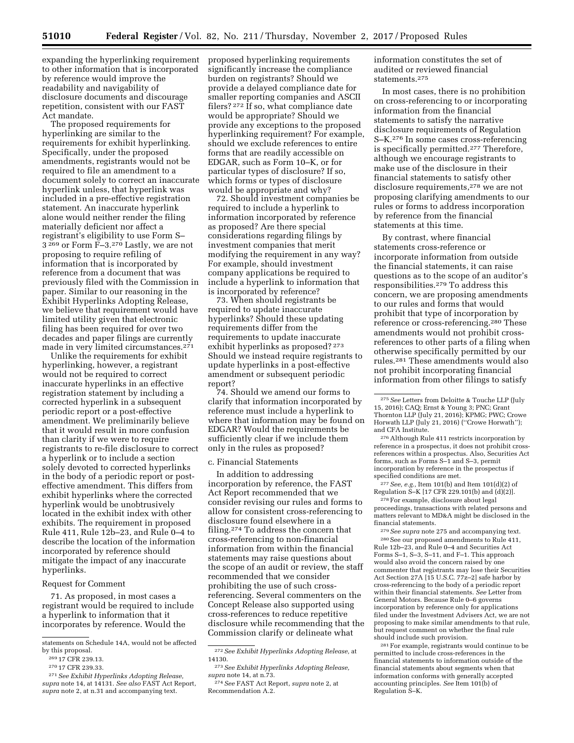expanding the hyperlinking requirement to other information that is incorporated by reference would improve the readability and navigability of disclosure documents and discourage repetition, consistent with our FAST Act mandate.

The proposed requirements for hyperlinking are similar to the requirements for exhibit hyperlinking. Specifically, under the proposed amendments, registrants would not be required to file an amendment to a document solely to correct an inaccurate hyperlink unless, that hyperlink was included in a pre-effective registration statement. An inaccurate hyperlink alone would neither render the filing materially deficient nor affect a registrant's eligibility to use Form S–3 [269] or Form F–3.[270] Lastly, we are not proposing to require refiling of information that is incorporated by reference from a document that was previously filed with the Commission in paper. Similar to our reasoning in the Exhibit Hyperlinks Adopting Release, we believe that requirement would have limited utility given that electronic filing has been required for over two decades and paper filings are currently made in very limited circumstances.[271]

Unlike the requirements for exhibit hyperlinking, however, a registrant would not be required to correct inaccurate hyperlinks in an effective registration statement by including a corrected hyperlink in a subsequent periodic report or a post-effective amendment. We preliminarily believe that it would result in more confusion than clarity if we were to require registrants to re-file disclosure to correct a hyperlink or to include a section solely devoted to corrected hyperlinks in the body of a periodic report or post-effective amendment. This differs from exhibit hyperlinks where the corrected hyperlink would be unobtrusively located in the exhibit index with other exhibits. The requirement in proposed Rule 411, Rule 12b–23, and Rule 0–4 to describe the location of the information incorporated by reference should mitigate the impact of any inaccurate hyperlinks.

Request for Comment

71. As proposed, in most cases a registrant would be required to include a hyperlink to information that it incorporates by reference. Would the proposed hyperlinking requirements significantly increase the compliance burden on registrants? Should we provide a delayed compliance date for smaller reporting companies and ASCII filers? [272] If so, what compliance date would be appropriate? Should we provide any exceptions to the proposed hyperlinking requirement? For example, should we exclude references to entire forms that are readily accessible on EDGAR, such as Form 10–K, or for particular types of disclosure? If so, which forms or types of disclosure would be appropriate and why?

72. Should investment companies be required to include a hyperlink to information incorporated by reference as proposed? Are there special considerations regarding filings by investment companies that merit modifying the requirement in any way? For example, should investment company applications be required to include a hyperlink to information that is incorporated by reference?

73. When should registrants be required to update inaccurate hyperlinks? Should these updating requirements differ from the requirements to update inaccurate exhibit hyperlinks as proposed? [273] Should we instead require registrants to update hyperlinks in a post-effective amendment or subsequent periodic report?

74. Should we amend our forms to clarify that information incorporated by reference must include a hyperlink to where that information may be found on EDGAR? Would the requirements be sufficiently clear if we include them only in the rules as proposed?

c. Financial Statements

In addition to addressing incorporation by reference, the FAST Act Report recommended that we consider revising our rules and forms to allow for consistent cross-referencing to disclosure found elsewhere in a filing.[274] To address the concern that cross-referencing to non-financial information from within the financial statements may raise questions about the scope of an audit or review, the staff recommended that we consider prohibiting the use of such cross-referencing. Several commenters on the Concept Release also supported using cross-references to reduce repetitive disclosure while recommending that the Commission clarify or delineate what information constitutes the set of audited or reviewed financial statements.[275]

In most cases, there is no prohibition on cross-referencing to or incorporating information from the financial statements to satisfy the narrative disclosure requirements of Regulation S–K.[276] In some cases cross-referencing is specifically permitted.[277] Therefore, although we encourage registrants to make use of the disclosure in their financial statements to satisfy other disclosure requirements,[278] we are not proposing clarifying amendments to our rules or forms to address incorporation by reference from the financial statements at this time.

By contrast, where financial statements cross-reference or incorporate information from outside the financial statements, it can raise questions as to the scope of an auditor's responsibilities.[279] To address this concern, we are proposing amendments to our rules and forms that would prohibit that type of incorporation by reference or cross-referencing.[280] These amendments would not prohibit cross-references to other parts of a filing when otherwise specifically permitted by our rules.[281] These amendments would also not prohibit incorporating financial information from other filings to satisfy

---

statements on Schedule 14A, would not be affected by this proposal.

[269] 17 CFR 239.13.

[270] 17 CFR 239.33.

[271] *See Exhibit Hyperlinks Adopting Release, supra* note 14, at 14131. *See also* FAST Act Report, *supra* note 2, at n.31 and accompanying text.

[272] *See Exhibit Hyperlinks Adopting Release,* at 14130.

[273] *See Exhibit Hyperlinks Adopting Release, supra* note 14, at n.73.

[274] *See* FAST Act Report, *supra* note 2, at Recommendation A.2.

[275] *See* Letters from Deloitte & Touche LLP (July 15, 2016); CAQ; Ernst & Young 3; PNC; Grant Thornton LLP (July 21, 2016); KPMG; PWC; Crowe Horwath LLP (July 21, 2016) (''Crowe Horwath''); and CFA Institute.

[276] Although Rule 411 restricts incorporation by reference in a prospectus, it does not prohibit cross-references within a prospectus. Also, Securities Act forms, such as Forms S–1 and S–3, permit incorporation by reference in the prospectus if specified conditions are met.

[277] *See, e.g.,* Item 101(b) and Item 101(d)(2) of Regulation S–K [17 CFR 229.101(b) and (d)(2)].

[278] For example, disclosure about legal proceedings, transactions with related persons and matters relevant to MD&A might be disclosed in the financial statements.

[279] *See supra* note 275 and accompanying text.

[280] See our proposed amendments to Rule 411, Rule 12b–23, and Rule 0–4 and Securities Act Forms S–1, S–3, S–11, and F–1. This approach would also avoid the concern raised by one commenter that registrants may lose their Securities Act Section 27A [15 U.S.C. 77z–2] safe harbor by cross-referencing to the body of a periodic report within their financial statements. *See* Letter from General Motors. Because Rule 0–6 governs incorporation by reference only for applications filed under the Investment Advisers Act, we are not proposing to make similar amendments to that rule, but request comment on whether the final rule should include such provision.

[281] For example, registrants would continue to be permitted to include cross-references in the financial statements to information outside of the financial statements about segments when that information conforms with generally accepted accounting principles. *See* Item 101(b) of Regulation S–K.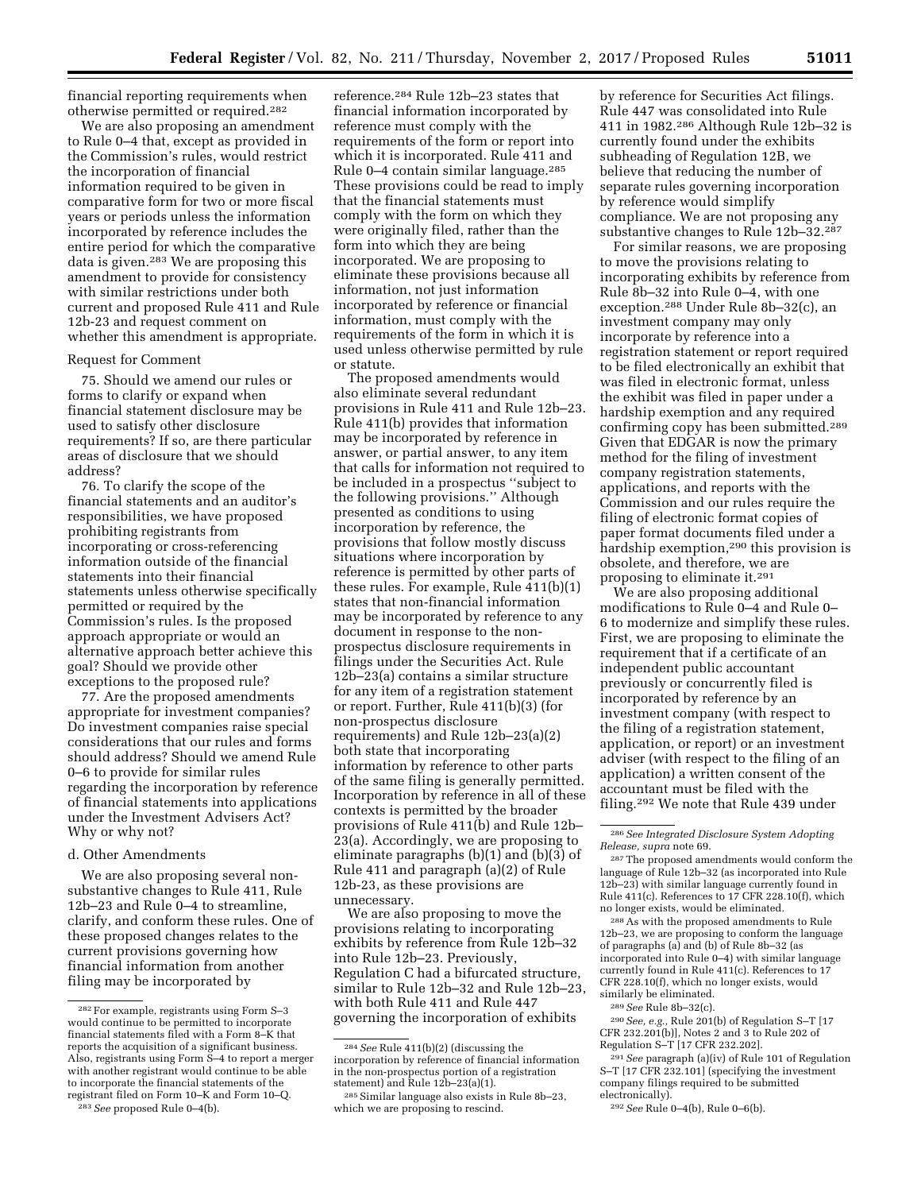financial reporting requirements when otherwise permitted or required.[282]

We are also proposing an amendment to Rule 0–4 that, except as provided in the Commission's rules, would restrict the incorporation of financial information required to be given in comparative form for two or more fiscal years or periods unless the information incorporated by reference includes the entire period for which the comparative data is given.[283] We are proposing this amendment to provide for consistency with similar restrictions under both current and proposed Rule 411 and Rule 12b-23 and request comment on whether this amendment is appropriate.

Request for Comment

75. Should we amend our rules or forms to clarify or expand when financial statement disclosure may be used to satisfy other disclosure requirements? If so, are there particular areas of disclosure that we should address?

76. To clarify the scope of the financial statements and an auditor's responsibilities, we have proposed prohibiting registrants from incorporating or cross-referencing information outside of the financial statements into their financial statements unless otherwise specifically permitted or required by the Commission's rules. Is the proposed approach appropriate or would an alternative approach better achieve this goal? Should we provide other exceptions to the proposed rule?

77. Are the proposed amendments appropriate for investment companies? Do investment companies raise special considerations that our rules and forms should address? Should we amend Rule 0–6 to provide for similar rules regarding the incorporation by reference of financial statements into applications under the Investment Advisers Act? Why or why not?

d. Other Amendments

We are also proposing several non-substantive changes to Rule 411, Rule 12b–23 and Rule 0–4 to streamline, clarify, and conform these rules. One of these proposed changes relates to the current provisions governing how financial information from another filing may be incorporated by reference.[284] Rule 12b–23 states that financial information incorporated by reference must comply with the requirements of the form or report into which it is incorporated. Rule 411 and Rule 0–4 contain similar language.[285] These provisions could be read to imply that the financial statements must comply with the form on which they were originally filed, rather than the form into which they are being incorporated. We are proposing to eliminate these provisions because all information, not just information incorporated by reference or financial information, must comply with the requirements of the form in which it is used unless otherwise permitted by rule or statute.

The proposed amendments would also eliminate several redundant provisions in Rule 411 and Rule 12b–23. Rule 411(b) provides that information may be incorporated by reference in answer, or partial answer, to any item that calls for information not required to be included in a prospectus "subject to the following provisions." Although presented as conditions to using incorporation by reference, the provisions that follow mostly discuss situations where incorporation by reference is permitted by other parts of these rules. For example, Rule 411(b)(1) states that non-financial information may be incorporated by reference to any document in response to the non-prospectus disclosure requirements in filings under the Securities Act. Rule 12b–23(a) contains a similar structure for any item of a registration statement or report. Further, Rule 411(b)(3) (for non-prospectus disclosure requirements) and Rule 12b–23(a)(2) both state that incorporating information by reference to other parts of the same filing is generally permitted. Incorporation by reference in all of these contexts is permitted by the broader provisions of Rule 411(b) and Rule 12b–23(a). Accordingly, we are proposing to eliminate paragraphs (b)(1) and (b)(3) of Rule 411 and paragraph (a)(2) of Rule 12b-23, as these provisions are unnecessary.

We are also proposing to move the provisions relating to incorporating exhibits by reference from Rule 12b–32 into Rule 12b–23. Previously, Regulation C had a bifurcated structure, similar to Rule 12b–32 and Rule 12b–23, with both Rule 411 and Rule 447 governing the incorporation of exhibits by reference for Securities Act filings. Rule 447 was consolidated into Rule 411 in 1982.[286] Although Rule 12b–32 is currently found under the exhibits subheading of Regulation 12B, we believe that reducing the number of separate rules governing incorporation by reference would simplify compliance. We are not proposing any substantive changes to Rule 12b–32.[287]

For similar reasons, we are proposing to move the provisions relating to incorporating exhibits by reference from Rule 8b–32 into Rule 0–4, with one exception.[288] Under Rule 8b–32(c), an investment company may only incorporate by reference into a registration statement or report required to be filed electronically an exhibit that was filed in electronic format, unless the exhibit was filed in paper under a hardship exemption and any required confirming copy has been submitted.[289] Given that EDGAR is now the primary method for the filing of investment company registration statements, applications, and reports with the Commission and our rules require the filing of electronic format copies of paper format documents filed under a hardship exemption,[290] this provision is obsolete, and therefore, we are proposing to eliminate it.[291]

We are also proposing additional modifications to Rule 0–4 and Rule 0–6 to modernize and simplify these rules. First, we are proposing to eliminate the requirement that if a certificate of an independent public accountant previously or concurrently filed is incorporated by reference by an investment company (with respect to the filing of a registration statement, application, or report) or an investment adviser (with respect to the filing of an application) a written consent of the accountant must be filed with the filing.[292] We note that Rule 439 under

---

[282] For example, registrants using Form S–3 would continue to be permitted to incorporate financial statements filed with a Form 8–K that reports the acquisition of a significant business. Also, registrants using Form S–4 to report a merger with another registrant would continue to be able to incorporate the financial statements of the registrant filed on Form 10–K and Form 10–Q.

[283] *See* proposed Rule 0–4(b).

[284] *See* Rule 411(b)(2) (discussing the incorporation by reference of financial information in the non-prospectus portion of a registration statement) and Rule 12b–23(a)(1).

[285] Similar language also exists in Rule 8b–23, which we are proposing to rescind.

[286] *See Integrated Disclosure System Adopting Release, supra* note 69.

[287] The proposed amendments would conform the language of Rule 12b–32 (as incorporated into Rule 12b–23) with similar language currently found in Rule 411(c). References to 17 CFR 228.10(f), which no longer exists, would be eliminated.

[288] As with the proposed amendments to Rule 12b–23, we are proposing to conform the language of paragraphs (a) and (b) of Rule 8b–32 (as incorporated into Rule 0–4) with similar language currently found in Rule 411(c). References to 17 CFR 228.10(f), which no longer exists, would similarly be eliminated.

[289] *See* Rule 8b–32(c).

[290] *See, e.g.,* Rule 201(b) of Regulation S–T [17 CFR 232.201(b)], Notes 2 and 3 to Rule 202 of Regulation S–T [17 CFR 232.202].

[291] *See* paragraph (a)(iv) of Rule 101 of Regulation S–T [17 CFR 232.101] (specifying the investment company filings required to be submitted electronically).

[292] *See* Rule 0–4(b), Rule 0–6(b).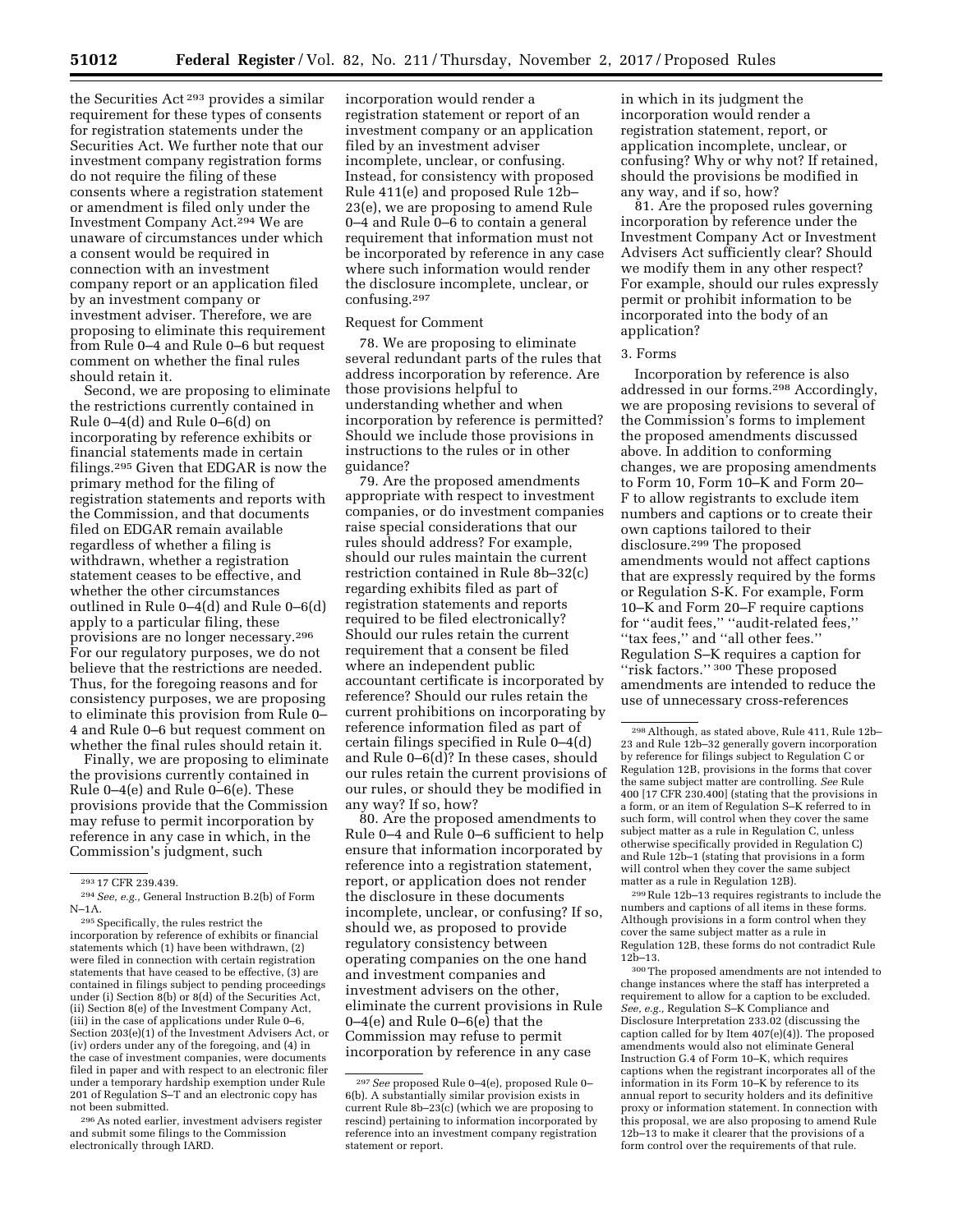the Securities Act[293] provides a similar requirement for these types of consents for registration statements under the Securities Act. We further note that our investment company registration forms do not require the filing of these consents where a registration statement or amendment is filed only under the Investment Company Act.[294] We are unaware of circumstances under which a consent would be required in connection with an investment company report or an application filed by an investment company or investment adviser. Therefore, we are proposing to eliminate this requirement from Rule 0–4 and Rule 0–6 but request comment on whether the final rules should retain it.

Second, we are proposing to eliminate the restrictions currently contained in Rule 0–4(d) and Rule 0–6(d) on incorporating by reference exhibits or financial statements made in certain filings.[295] Given that EDGAR is now the primary method for the filing of registration statements and reports with the Commission, and that documents filed on EDGAR remain available regardless of whether a filing is withdrawn, whether a registration statement ceases to be effective, and whether the other circumstances outlined in Rule 0–4(d) and Rule 0–6(d) apply to a particular filing, these provisions are no longer necessary.[296] For our regulatory purposes, we do not believe that the restrictions are needed. Thus, for the foregoing reasons and for consistency purposes, we are proposing to eliminate this provision from Rule 0–4 and Rule 0–6 but request comment on whether the final rules should retain it.

Finally, we are proposing to eliminate the provisions currently contained in Rule 0–4(e) and Rule 0–6(e). These provisions provide that the Commission may refuse to permit incorporation by reference in any case in which, in the Commission's judgment, such incorporation would render a registration statement or report of an investment company or an application filed by an investment adviser incomplete, unclear, or confusing. Instead, for consistency with proposed Rule 411(e) and proposed Rule 12b–23(e), we are proposing to amend Rule 0–4 and Rule 0–6 to contain a general requirement that information must not be incorporated by reference in any case where such information would render the disclosure incomplete, unclear, or confusing.[297]

Request for Comment

78. We are proposing to eliminate several redundant parts of the rules that address incorporation by reference. Are those provisions helpful to understanding whether and when incorporation by reference is permitted? Should we include those provisions in instructions to the rules or in other guidance?

79. Are the proposed amendments appropriate with respect to investment companies, or do investment companies raise special considerations that our rules should address? For example, should our rules maintain the current restriction contained in Rule 8b–32(c) regarding exhibits filed as part of registration statements and reports required to be filed electronically? Should our rules retain the current requirement that a consent be filed where an independent public accountant certificate is incorporated by reference? Should our rules retain the current prohibitions on incorporating by reference information filed as part of certain filings specified in Rule 0–4(d) and Rule 0–6(d)? In these cases, should our rules retain the current provisions of our rules, or should they be modified in any way? If so, how?

80. Are the proposed amendments to Rule 0–4 and Rule 0–6 sufficient to help ensure that information incorporated by reference into a registration statement, report, or application does not render the disclosure in these documents incomplete, unclear, or confusing? If so, should we, as proposed to provide regulatory consistency between operating companies on the one hand and investment companies and investment advisers on the other, eliminate the current provisions in Rule 0–4(e) and Rule 0–6(e) that the Commission may refuse to permit incorporation by reference in any case in which in its judgment the incorporation would render a registration statement, report, or application incomplete, unclear, or confusing? Why or why not? If retained, should the provisions be modified in any way, and if so, how?

81. Are the proposed rules governing incorporation by reference under the Investment Company Act or Investment Advisers Act sufficiently clear? Should we modify them in any other respect? For example, should our rules expressly permit or prohibit information to be incorporated into the body of an application?

3. Forms

Incorporation by reference is also addressed in our forms.[298] Accordingly, we are proposing revisions to several of the Commission's forms to implement the proposed amendments discussed above. In addition to conforming changes, we are proposing amendments to Form 10, Form 10–K and Form 20–F to allow registrants to exclude item numbers and captions or to create their own captions tailored to their disclosure.[299] The proposed amendments would not affect captions that are expressly required by the forms or Regulation S-K. For example, Form 10–K and Form 20–F require captions for ''audit fees,'' ''audit-related fees,'' ''tax fees,'' and ''all other fees.'' Regulation S–K requires a caption for ''risk factors.''[300] These proposed amendments are intended to reduce the use of unnecessary cross-references

---

[293] 17 CFR 239.439.

[294] *See, e.g.,* General Instruction B.2(b) of Form N–1A.

[295] Specifically, the rules restrict the incorporation by reference of exhibits or financial statements which (1) have been withdrawn, (2) were filed in connection with certain registration statements that have ceased to be effective, (3) are contained in filings subject to pending proceedings under (i) Section 8(b) or 8(d) of the Securities Act, (ii) Section 8(e) of the Investment Company Act, (iii) in the case of applications under Rule 0–6, Section 203(e)(1) of the Investment Advisers Act, or (iv) orders under any of the foregoing, and (4) in the case of investment companies, were documents filed in paper and with respect to an electronic filer under a temporary hardship exemption under Rule 201 of Regulation S–T and an electronic copy has not been submitted.

[296] As noted earlier, investment advisers register and submit some filings to the Commission electronically through IARD.

[297] *See* proposed Rule 0–4(e), proposed Rule 0–6(b). A substantially similar provision exists in current Rule 8b–23(c) (which we are proposing to rescind) pertaining to information incorporated by reference into an investment company registration statement or report.

[298] Although, as stated above, Rule 411, Rule 12b–23 and Rule 12b–32 generally govern incorporation by reference for filings subject to Regulation C or Regulation 12B, provisions in the forms that cover the same subject matter are controlling. *See* Rule 400 [17 CFR 230.400] (stating that the provisions in a form, or an item of Regulation S–K referred to in such form, will control when they cover the same subject matter as a rule in Regulation C, unless otherwise specifically provided in Regulation C) and Rule 12b–1 (stating that provisions in a form will control when they cover the same subject matter as a rule in Regulation 12B).

[299] Rule 12b–13 requires registrants to include the numbers and captions of all items in these forms. Although provisions in a form control when they cover the same subject matter as a rule in Regulation 12B, these forms do not contradict Rule 12b–13.

[300] The proposed amendments are not intended to change instances where the staff has interpreted a requirement to allow for a caption to be excluded. *See, e.g.,* Regulation S–K Compliance and Disclosure Interpretation 233.02 (discussing the caption called for by Item 407(e)(4)). The proposed amendments would also not eliminate General Instruction G.4 of Form 10–K, which requires captions when the registrant incorporates all of the information in its Form 10–K by reference to its annual report to security holders and its definitive proxy or information statement. In connection with this proposal, we are also proposing to amend Rule 12b–13 to make it clearer that the provisions of a form control over the requirements of that rule.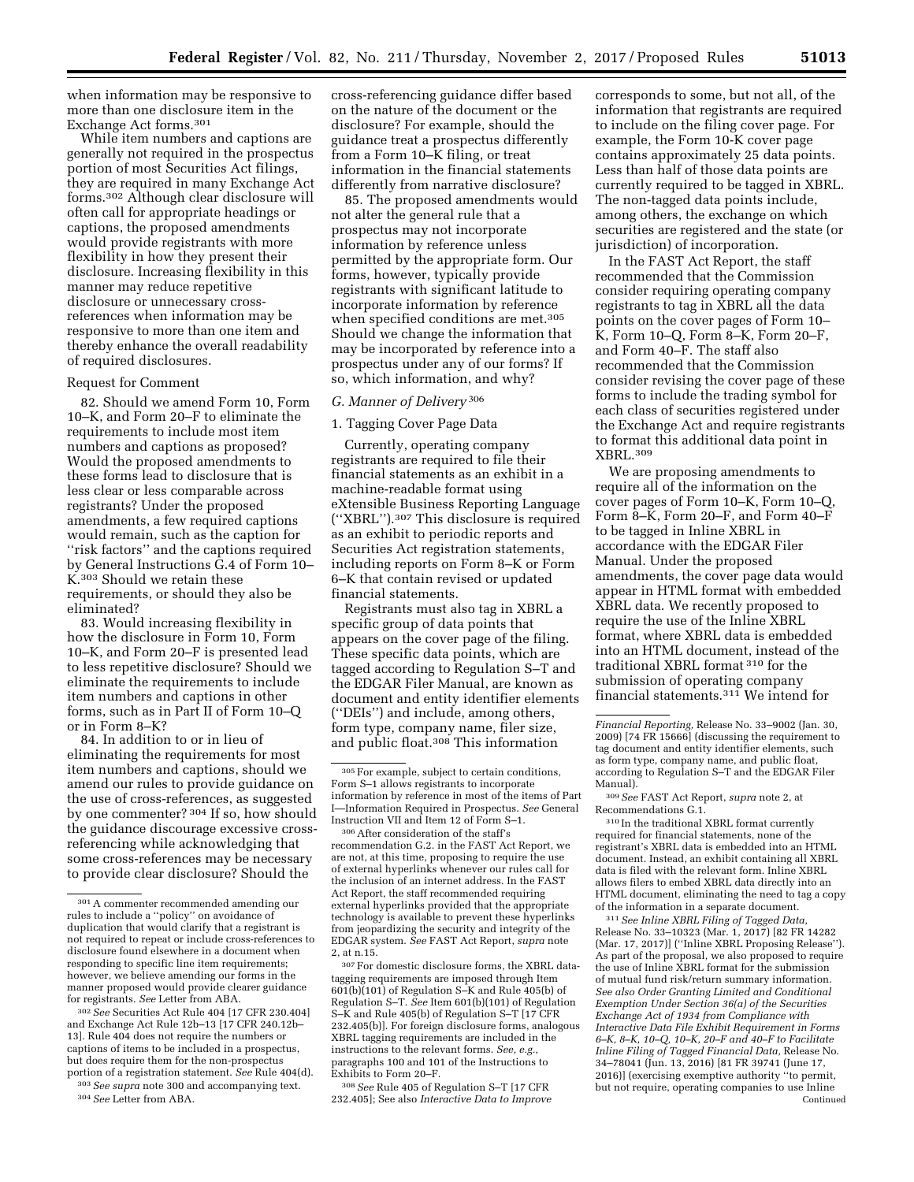when information may be responsive to more than one disclosure item in the Exchange Act forms.[301]

While item numbers and captions are generally not required in the prospectus portion of most Securities Act filings, they are required in many Exchange Act forms.[302] Although clear disclosure will often call for appropriate headings or captions, the proposed amendments would provide registrants with more flexibility in how they present their disclosure. Increasing flexibility in this manner may reduce repetitive disclosure or unnecessary cross-references when information may be responsive to more than one item and thereby enhance the overall readability of required disclosures.

Request for Comment

82. Should we amend Form 10, Form 10–K, and Form 20–F to eliminate the requirements to include most item numbers and captions as proposed? Would the proposed amendments to these forms lead to disclosure that is less clear or less comparable across registrants? Under the proposed amendments, a few required captions would remain, such as the caption for ''risk factors'' and the captions required by General Instructions G.4 of Form 10–K.[303] Should we retain these requirements, or should they also be eliminated?

83. Would increasing flexibility in how the disclosure in Form 10, Form 10–K, and Form 20–F is presented lead to less repetitive disclosure? Should we eliminate the requirements to include item numbers and captions in other forms, such as in Part II of Form 10–Q or in Form 8–K?

84. In addition to or in lieu of eliminating the requirements for most item numbers and captions, should we amend our rules to provide guidance on the use of cross-references, as suggested by one commenter? [304] If so, how should the guidance discourage excessive cross-referencing while acknowledging that some cross-references may be necessary to provide clear disclosure? Should the cross-referencing guidance differ based on the nature of the document or the disclosure? For example, should the guidance treat a prospectus differently from a Form 10–K filing, or treat information in the financial statements differently from narrative disclosure?

85. The proposed amendments would not alter the general rule that a prospectus may not incorporate information by reference unless permitted by the appropriate form. Our forms, however, typically provide registrants with significant latitude to incorporate information by reference when specified conditions are met.[305] Should we change the information that may be incorporated by reference into a prospectus under any of our forms? If so, which information, and why?

### G. Manner of Delivery [306]

#### 1. Tagging Cover Page Data

Currently, operating company registrants are required to file their financial statements as an exhibit in a machine-readable format using eXtensible Business Reporting Language (''XBRL'').[307] This disclosure is required as an exhibit to periodic reports and Securities Act registration statements, including reports on Form 8–K or Form 6–K that contain revised or updated financial statements.

Registrants must also tag in XBRL a specific group of data points that appears on the cover page of the filing. These specific data points, which are tagged according to Regulation S–T and the EDGAR Filer Manual, are known as document and entity identifier elements (''DEIs'') and include, among others, form type, company name, filer size, and public float.[308] This information corresponds to some, but not all, of the information that registrants are required to include on the filing cover page. For example, the Form 10-K cover page contains approximately 25 data points. Less than half of those data points are currently required to be tagged in XBRL. The non-tagged data points include, among others, the exchange on which securities are registered and the state (or jurisdiction) of incorporation.

In the FAST Act Report, the staff recommended that the Commission consider requiring operating company registrants to tag in XBRL all the data points on the cover pages of Form 10–K, Form 10–Q, Form 8–K, Form 20–F, and Form 40–F. The staff also recommended that the Commission consider revising the cover page of these forms to include the trading symbol for each class of securities registered under the Exchange Act and require registrants to format this additional data point in XBRL.[309]

We are proposing amendments to require all of the information on the cover pages of Form 10–K, Form 10–Q, Form 8–K, Form 20–F, and Form 40–F to be tagged in Inline XBRL in accordance with the EDGAR Filer Manual. Under the proposed amendments, the cover page data would appear in HTML format with embedded XBRL data. We recently proposed to require the use of the Inline XBRL format, where XBRL data is embedded into an HTML document, instead of the traditional XBRL format [310] for the submission of operating company financial statements.[311] We intend for

---

[301] A commenter recommended amending our rules to include a ''policy'' on avoidance of duplication that would clarify that a registrant is not required to repeat or include cross-references to disclosure found elsewhere in a document when responding to specific line item requirements; however, we believe amending our forms in the manner proposed would provide clearer guidance for registrants. *See* Letter from ABA.

[302] *See* Securities Act Rule 404 [17 CFR 230.404] and Exchange Act Rule 12b–13 [17 CFR 240.12b–13]. Rule 404 does not require the numbers or captions of items to be included in a prospectus, but does require them for the non-prospectus portion of a registration statement. *See* Rule 404(d).

[303] *See supra* note 300 and accompanying text.

[304] *See* Letter from ABA.

[305] For example, subject to certain conditions, Form S–1 allows registrants to incorporate information by reference in most of the items of Part I—Information Required in Prospectus. *See* General Instruction VII and Item 12 of Form S–1.

[306] After consideration of the staff's recommendation G.2. in the FAST Act Report, we are not, at this time, proposing to require the use of external hyperlinks whenever our rules call for the inclusion of an internet address. In the FAST Act Report, the staff recommended requiring external hyperlinks provided that the appropriate technology is available to prevent these hyperlinks from jeopardizing the security and integrity of the EDGAR system. *See* FAST Act Report, *supra* note 2, at n.15.

[307] For domestic disclosure forms, the XBRL data-tagging requirements are imposed through Item 601(b)(101) of Regulation S–K and Rule 405(b) of Regulation S–T. *See* Item 601(b)(101) of Regulation S–K and Rule 405(b) of Regulation S–T [17 CFR 232.405(b)]. For foreign disclosure forms, analogous XBRL tagging requirements are included in the instructions to the relevant forms. *See, e.g.,* paragraphs 100 and 101 of the Instructions to Exhibits to Form 20–F.

[308] *See* Rule 405 of Regulation S–T [17 CFR 232.405]; See also *Interactive Data to Improve Financial Reporting,* Release No. 33–9002 (Jan. 30, 2009) [74 FR 15666] (discussing the requirement to tag document and entity identifier elements, such as form type, company name, and public float, according to Regulation S–T and the EDGAR Filer Manual).

[309] *See* FAST Act Report, *supra* note 2, at Recommendations G.1.

[310] In the traditional XBRL format currently required for financial statements, none of the registrant's XBRL data is embedded into an HTML document. Instead, an exhibit containing all XBRL data is filed with the relevant form. Inline XBRL allows filers to embed XBRL data directly into an HTML document, eliminating the need to tag a copy of the information in a separate document.

[311] *See Inline XBRL Filing of Tagged Data,* Release No. 33–10323 (Mar. 1, 2017) [82 FR 14282 (Mar. 17, 2017)] (''Inline XBRL Proposing Release''). As part of the proposal, we also proposed to require the use of Inline XBRL format for the submission of mutual fund risk/return summary information. *See also Order Granting Limited and Conditional Exemption Under Section 36(a) of the Securities Exchange Act of 1934 from Compliance with Interactive Data File Exhibit Requirement in Forms 6–K, 8–K, 10–Q, 10–K, 20–F and 40–F to Facilitate Inline Filing of Tagged Financial Data,* Release No. 34–78041 (Jun. 13, 2016) [81 FR 39741 (June 17, 2016)] (exercising exemptive authority ''to permit, but not require, operating companies to use Inline

Continued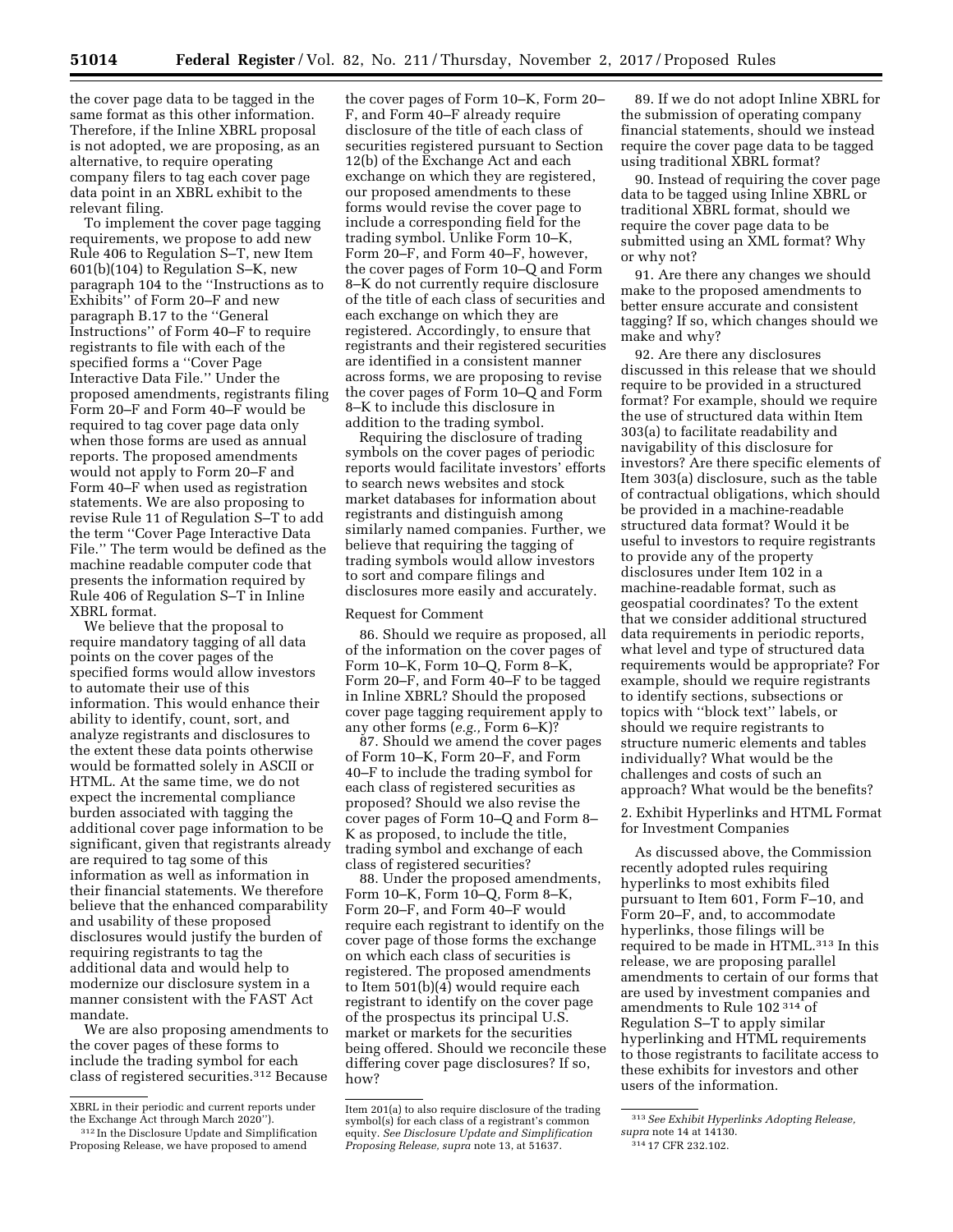the cover page data to be tagged in the same format as this other information. Therefore, if the Inline XBRL proposal is not adopted, we are proposing, as an alternative, to require operating company filers to tag each cover page data point in an XBRL exhibit to the relevant filing.

To implement the cover page tagging requirements, we propose to add new Rule 406 to Regulation S–T, new Item 601(b)(104) to Regulation S–K, new paragraph 104 to the ''Instructions as to Exhibits'' of Form 20–F and new paragraph B.17 to the ''General Instructions'' of Form 40–F to require registrants to file with each of the specified forms a ''Cover Page Interactive Data File.'' Under the proposed amendments, registrants filing Form 20–F and Form 40–F would be required to tag cover page data only when those forms are used as annual reports. The proposed amendments would not apply to Form 20–F and Form 40–F when used as registration statements. We are also proposing to revise Rule 11 of Regulation S–T to add the term ''Cover Page Interactive Data File.'' The term would be defined as the machine readable computer code that presents the information required by Rule 406 of Regulation S–T in Inline XBRL format.

We believe that the proposal to require mandatory tagging of all data points on the cover pages of the specified forms would allow investors to automate their use of this information. This would enhance their ability to identify, count, sort, and analyze registrants and disclosures to the extent these data points otherwise would be formatted solely in ASCII or HTML. At the same time, we do not expect the incremental compliance burden associated with tagging the additional cover page information to be significant, given that registrants already are required to tag some of this information as well as information in their financial statements. We therefore believe that the enhanced comparability and usability of these proposed disclosures would justify the burden of requiring registrants to tag the additional data and would help to modernize our disclosure system in a manner consistent with the FAST Act mandate.

We are also proposing amendments to the cover pages of these forms to include the trading symbol for each class of registered securities.[312] Because the cover pages of Form 10–K, Form 20–F, and Form 40–F already require disclosure of the title of each class of securities registered pursuant to Section 12(b) of the Exchange Act and each exchange on which they are registered, our proposed amendments to these forms would revise the cover page to include a corresponding field for the trading symbol. Unlike Form 10–K, Form 20–F, and Form 40–F, however, the cover pages of Form 10–Q and Form 8–K do not currently require disclosure of the title of each class of securities and each exchange on which they are registered. Accordingly, to ensure that registrants and their registered securities are identified in a consistent manner across forms, we are proposing to revise the cover pages of Form 10–Q and Form 8–K to include this disclosure in addition to the trading symbol.

Requiring the disclosure of trading symbols on the cover pages of periodic reports would facilitate investors' efforts to search news websites and stock market databases for information about registrants and distinguish among similarly named companies. Further, we believe that requiring the tagging of trading symbols would allow investors to sort and compare filings and disclosures more easily and accurately.

Request for Comment

86. Should we require as proposed, all of the information on the cover pages of Form 10–K, Form 10–Q, Form 8–K, Form 20–F, and Form 40–F to be tagged in Inline XBRL? Should the proposed cover page tagging requirement apply to any other forms (*e.g.,* Form 6–K)?

87. Should we amend the cover pages of Form 10–K, Form 20–F, and Form 40–F to include the trading symbol for each class of registered securities as proposed? Should we also revise the cover pages of Form 10–Q and Form 8–K as proposed, to include the title, trading symbol and exchange of each class of registered securities?

88. Under the proposed amendments, Form 10–K, Form 10–Q, Form 8–K, Form 20–F, and Form 40–F would require each registrant to identify on the cover page of those forms the exchange on which each class of securities is registered. The proposed amendments to Item 501(b)(4) would require each registrant to identify on the cover page of the prospectus its principal U.S. market or markets for the securities being offered. Should we reconcile these differing cover page disclosures? If so, how?

89. If we do not adopt Inline XBRL for the submission of operating company financial statements, should we instead require the cover page data to be tagged using traditional XBRL format?

90. Instead of requiring the cover page data to be tagged using Inline XBRL or traditional XBRL format, should we require the cover page data to be submitted using an XML format? Why or why not?

91. Are there any changes we should make to the proposed amendments to better ensure accurate and consistent tagging? If so, which changes should we make and why?

92. Are there any disclosures discussed in this release that we should require to be provided in a structured format? For example, should we require the use of structured data within Item 303(a) to facilitate readability and navigability of this disclosure for investors? Are there specific elements of Item 303(a) disclosure, such as the table of contractual obligations, which should be provided in a machine-readable structured data format? Would it be useful to investors to require registrants to provide any of the property disclosures under Item 102 in a machine-readable format, such as geospatial coordinates? To the extent that we consider additional structured data requirements in periodic reports, what level and type of structured data requirements would be appropriate? For example, should we require registrants to identify sections, subsections or topics with ''block text'' labels, or should we require registrants to structure numeric elements and tables individually? What would be the challenges and costs of such an approach? What would be the benefits?

2. Exhibit Hyperlinks and HTML Format for Investment Companies

As discussed above, the Commission recently adopted rules requiring hyperlinks to most exhibits filed pursuant to Item 601, Form F–10, and Form 20–F, and, to accommodate hyperlinks, those filings will be required to be made in HTML.[313] In this release, we are proposing parallel amendments to certain of our forms that are used by investment companies and amendments to Rule 102[314] of Regulation S–T to apply similar hyperlinking and HTML requirements to those registrants to facilitate access to these exhibits for investors and other users of the information.

---

XBRL in their periodic and current reports under the Exchange Act through March 2020'').

[312] In the Disclosure Update and Simplification Proposing Release, we have proposed to amend Item 201(a) to also require disclosure of the trading symbol(s) for each class of a registrant's common equity. *See Disclosure Update and Simplification Proposing Release, supra* note 13, at 51637.

[313] *See Exhibit Hyperlinks Adopting Release, supra* note 14 at 14130.

[314] 17 CFR 232.102.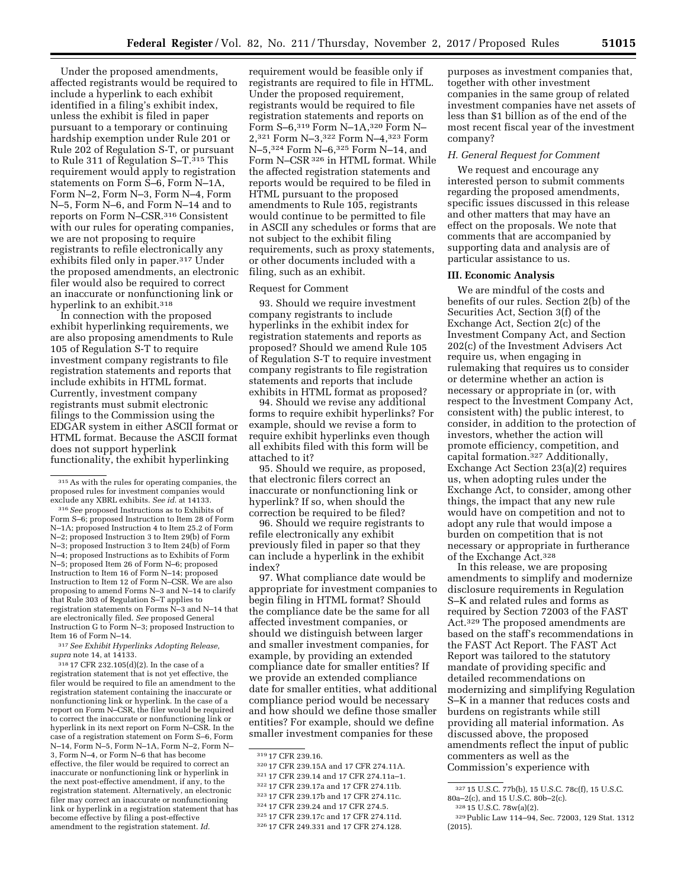Under the proposed amendments, affected registrants would be required to include a hyperlink to each exhibit identified in a filing's exhibit index, unless the exhibit is filed in paper pursuant to a temporary or continuing hardship exemption under Rule 201 or Rule 202 of Regulation S-T, or pursuant to Rule 311 of Regulation S–T.[315] This requirement would apply to registration statements on Form S–6, Form N–1A, Form N–2, Form N–3, Form N–4, Form N–5, Form N–6, and Form N–14 and to reports on Form N–CSR.[316] Consistent with our rules for operating companies, we are not proposing to require registrants to refile electronically any exhibits filed only in paper.[317] Under the proposed amendments, an electronic filer would also be required to correct an inaccurate or nonfunctioning link or hyperlink to an exhibit.[318]

In connection with the proposed exhibit hyperlinking requirements, we are also proposing amendments to Rule 105 of Regulation S-T to require investment company registrants to file registration statements and reports that include exhibits in HTML format. Currently, investment company registrants must submit electronic filings to the Commission using the EDGAR system in either ASCII format or HTML format. Because the ASCII format does not support hyperlink functionality, the exhibit hyperlinking requirement would be feasible only if registrants are required to file in HTML. Under the proposed requirement, registrants would be required to file registration statements and reports on Form S–6,[319] Form N–1A,[320] Form N–2,[321] Form N–3,[322] Form N–4,[323] Form N–5,[324] Form N–6,[325] Form N–14, and Form N–CSR[326] in HTML format. While the affected registration statements and reports would be required to be filed in HTML pursuant to the proposed amendments to Rule 105, registrants would continue to be permitted to file in ASCII any schedules or forms that are not subject to the exhibit filing requirements, such as proxy statements, or other documents included with a filing, such as an exhibit.

Request for Comment

93. Should we require investment company registrants to include hyperlinks in the exhibit index for registration statements and reports as proposed? Should we amend Rule 105 of Regulation S-T to require investment company registrants to file registration statements and reports that include exhibits in HTML format as proposed?

94. Should we revise any additional forms to require exhibit hyperlinks? For example, should we revise a form to require exhibit hyperlinks even though all exhibits filed with this form will be attached to it?

95. Should we require, as proposed, that electronic filers correct an inaccurate or nonfunctioning link or hyperlink? If so, when should the correction be required to be filed?

96. Should we require registrants to refile electronically any exhibit previously filed in paper so that they can include a hyperlink in the exhibit index?

97. What compliance date would be appropriate for investment companies to begin filing in HTML format? Should the compliance date be the same for all affected investment companies, or should we distinguish between larger and smaller investment companies, for example, by providing an extended compliance date for smaller entities? If we provide an extended compliance date for smaller entities, what additional compliance period would be necessary and how should we define those smaller entities? For example, should we define smaller investment companies for these purposes as investment companies that, together with other investment companies in the same group of related investment companies have net assets of less than $1 billion as of the end of the most recent fiscal year of the investment company?

*H. General Request for Comment*

We request and encourage any interested person to submit comments regarding the proposed amendments, specific issues discussed in this release and other matters that may have an effect on the proposals. We note that comments that are accompanied by supporting data and analysis are of particular assistance to us.

## III. Economic Analysis

We are mindful of the costs and benefits of our rules. Section 2(b) of the Securities Act, Section 3(f) of the Exchange Act, Section 2(c) of the Investment Company Act, and Section 202(c) of the Investment Advisers Act require us, when engaging in rulemaking that requires us to consider or determine whether an action is necessary or appropriate in (or, with respect to the Investment Company Act, consistent with) the public interest, to consider, in addition to the protection of investors, whether the action will promote efficiency, competition, and capital formation.[327] Additionally, Exchange Act Section 23(a)(2) requires us, when adopting rules under the Exchange Act, to consider, among other things, the impact that any new rule would have on competition and not to adopt any rule that would impose a burden on competition that is not necessary or appropriate in furtherance of the Exchange Act.[328]

In this release, we are proposing amendments to simplify and modernize disclosure requirements in Regulation S–K and related rules and forms as required by Section 72003 of the FAST Act.[329] The proposed amendments are based on the staff's recommendations in the FAST Act Report. The FAST Act Report was tailored to the statutory mandate of providing specific and detailed recommendations on modernizing and simplifying Regulation S–K in a manner that reduces costs and burdens on registrants while still providing all material information. As discussed above, the proposed amendments reflect the input of public commenters as well as the Commission's experience with

---

[315] As with the rules for operating companies, the proposed rules for investment companies would exclude any XBRL exhibits. *See id.* at 14133.

[316] *See* proposed Instructions as to Exhibits of Form S–6; proposed Instruction to Item 28 of Form N–1A; proposed Instruction 4 to Item 25.2 of Form N–2; proposed Instruction 3 to Item 29(b) of Form N–3; proposed Instruction 3 to Item 24(b) of Form N–4; proposed Instructions as to Exhibits of Form N–5; proposed Item 26 of Form N–6; proposed Instruction to Item 16 of Form N–14; proposed Instruction to Item 12 of Form N–CSR. We are also proposing to amend Forms N–3 and N–14 to clarify that Rule 303 of Regulation S–T applies to registration statements on Forms N–3 and N–14 that are electronically filed. *See* proposed General Instruction G to Form N–3; proposed Instruction to Item 16 of Form N–14.

[317] *See Exhibit Hyperlinks Adopting Release, supra* note 14, at 14133.

[318] 17 CFR 232.105(d)(2). In the case of a registration statement that is not yet effective, the filer would be required to file an amendment to the registration statement containing the inaccurate or nonfunctioning link or hyperlink. In the case of a report on Form N–CSR, the filer would be required to correct the inaccurate or nonfunctioning link or hyperlink in its next report on Form N–CSR. In the case of a registration statement on Form S–6, Form N–14, Form N–5, Form N–1A, Form N–2, Form N–3, Form N–4, or Form N–6 that has become effective, the filer would be required to correct an inaccurate or nonfunctioning link or hyperlink in the next post-effective amendment, if any, to the registration statement. Alternatively, an electronic filer may correct an inaccurate or nonfunctioning link or hyperlink in a registration statement that has become effective by filing a post-effective amendment to the registration statement. *Id.*

[319] 17 CFR 239.16.

[320] 17 CFR 239.15A and 17 CFR 274.11A.

[321] 17 CFR 239.14 and 17 CFR 274.11a–1.

[322] 17 CFR 239.17a and 17 CFR 274.11b.

[323] 17 CFR 239.17b and 17 CFR 274.11c.

[324] 17 CFR 239.24 and 17 CFR 274.5.

[325] 17 CFR 239.17c and 17 CFR 274.11d.

[326] 17 CFR 249.331 and 17 CFR 274.128.

[327] 15 U.S.C. 77b(b), 15 U.S.C. 78c(f), 15 U.S.C. 80a–2(c), and 15 U.S.C. 80b–2(c).

[328] 15 U.S.C. 78w(a)(2).

[329] Public Law 114–94, Sec. 72003, 129 Stat. 1312 (2015).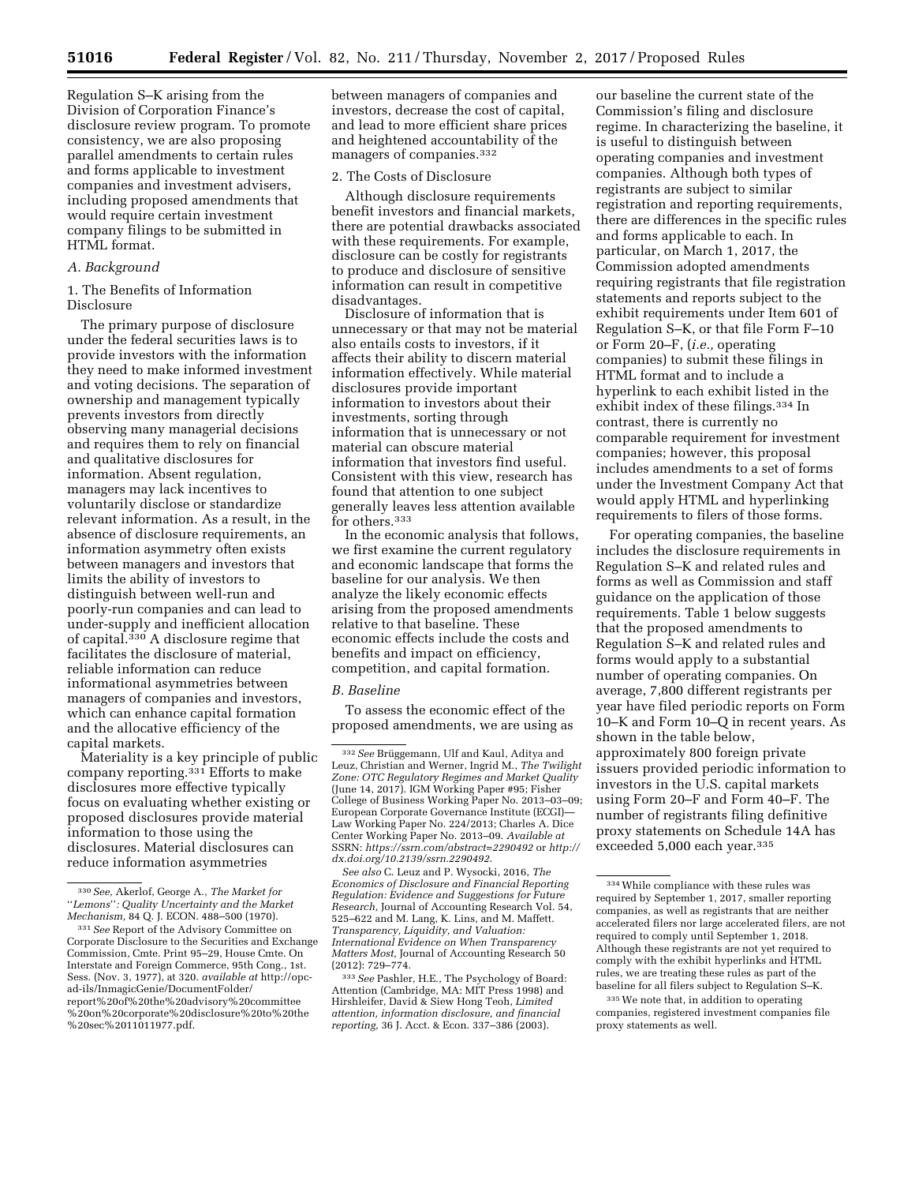Regulation S–K arising from the Division of Corporation Finance's disclosure review program. To promote consistency, we are also proposing parallel amendments to certain rules and forms applicable to investment companies and investment advisers, including proposed amendments that would require certain investment company filings to be submitted in HTML format.

### *A. Background*

#### 1. The Benefits of Information Disclosure

The primary purpose of disclosure under the federal securities laws is to provide investors with the information they need to make informed investment and voting decisions. The separation of ownership and management typically prevents investors from directly observing many managerial decisions and requires them to rely on financial and qualitative disclosures for information. Absent regulation, managers may lack incentives to voluntarily disclose or standardize relevant information. As a result, in the absence of disclosure requirements, an information asymmetry often exists between managers and investors that limits the ability of investors to distinguish between well-run and poorly-run companies and can lead to under-supply and inefficient allocation of capital.[330] A disclosure regime that facilitates the disclosure of material, reliable information can reduce informational asymmetries between managers of companies and investors, which can enhance capital formation and the allocative efficiency of the capital markets.

Materiality is a key principle of public company reporting.[331] Efforts to make disclosures more effective typically focus on evaluating whether existing or proposed disclosures provide material information to those using the disclosures. Material disclosures can reduce information asymmetries between managers of companies and investors, decrease the cost of capital, and lead to more efficient share prices and heightened accountability of the managers of companies.[332]

#### 2. The Costs of Disclosure

Although disclosure requirements benefit investors and financial markets, there are potential drawbacks associated with these requirements. For example, disclosure can be costly for registrants to produce and disclosure of sensitive information can result in competitive disadvantages.

Disclosure of information that is unnecessary or that may not be material also entails costs to investors, if it affects their ability to discern material information effectively. While material disclosures provide important information to investors about their investments, sorting through information that is unnecessary or not material can obscure material information that investors find useful. Consistent with this view, research has found that attention to one subject generally leaves less attention available for others.[333]

In the economic analysis that follows, we first examine the current regulatory and economic landscape that forms the baseline for our analysis. We then analyze the likely economic effects arising from the proposed amendments relative to that baseline. These economic effects include the costs and benefits and impact on efficiency, competition, and capital formation.

### *B. Baseline*

To assess the economic effect of the proposed amendments, we are using as our baseline the current state of the Commission's filing and disclosure regime. In characterizing the baseline, it is useful to distinguish between operating companies and investment companies. Although both types of registrants are subject to similar registration and reporting requirements, there are differences in the specific rules and forms applicable to each. In particular, on March 1, 2017, the Commission adopted amendments requiring registrants that file registration statements and reports subject to the exhibit requirements under Item 601 of Regulation S–K, or that file Form F–10 or Form 20–F, (*i.e.,* operating companies) to submit these filings in HTML format and to include a hyperlink to each exhibit listed in the exhibit index of these filings.[334] In contrast, there is currently no comparable requirement for investment companies; however, this proposal includes amendments to a set of forms under the Investment Company Act that would apply HTML and hyperlinking requirements to filers of those forms.

For operating companies, the baseline includes the disclosure requirements in Regulation S–K and related rules and forms as well as Commission and staff guidance on the application of those requirements. Table 1 below suggests that the proposed amendments to Regulation S–K and related rules and forms would apply to a substantial number of operating companies. On average, 7,800 different registrants per year have filed periodic reports on Form 10–K and Form 10–Q in recent years. As shown in the table below, approximately 800 foreign private issuers provided periodic information to investors in the U.S. capital markets using Form 20–F and Form 40–F. The number of registrants filing definitive proxy statements on Schedule 14A has exceeded 5,000 each year.[335]

---

[330] *See,* Akerlof, George A., *The Market for ''Lemons'': Quality Uncertainty and the Market Mechanism,* 84 Q. J. ECON. 488–500 (1970).

[331] *See* Report of the Advisory Committee on Corporate Disclosure to the Securities and Exchange Commission, Cmte. Print 95–29, House Cmte. On Interstate and Foreign Commerce, 95th Cong., 1st. Sess. (Nov. 3, 1977), at 320. *available at* http://opc-ad-ils/InmagicGenie/DocumentFolder/report%20of%20the%20advisory%20committee%20on%20corporate%20disclosure%20to%20the%20sec%2011011977.pdf.

[332] *See* Brüggemann, Ulf and Kaul, Aditya and Leuz, Christian and Werner, Ingrid M., *The Twilight Zone: OTC Regulatory Regimes and Market Quality* (June 14, 2017). IGM Working Paper #95; Fisher College of Business Working Paper No. 2013–03–09; European Corporate Governance Institute (ECGI)—Law Working Paper No. 224/2013; Charles A. Dice Center Working Paper No. 2013–09. *Available at* SSRN: *https://ssrn.com/abstract=2290492* or *http://dx.doi.org/10.2139/ssrn.2290492.*

*See also* C. Leuz and P. Wysocki, 2016, *The Economics of Disclosure and Financial Reporting Regulation: Evidence and Suggestions for Future Research,* Journal of Accounting Research Vol. 54, 525–622 and M. Lang, K. Lins, and M. Maffett. *Transparency, Liquidity, and Valuation: International Evidence on When Transparency Matters Most,* Journal of Accounting Research 50 (2012): 729–774.

[333] *See* Pashler, H.E., The Psychology of Board: Attention (Cambridge, MA: MIT Press 1998) and Hirshleifer, David & Siew Hong Teoh, *Limited attention, information disclosure, and financial reporting,* 36 J. Acct. & Econ. 337–386 (2003).

[334] While compliance with these rules was required by September 1, 2017, smaller reporting companies, as well as registrants that are neither accelerated filers nor large accelerated filers, are not required to comply until September 1, 2018. Although these registrants are not yet required to comply with the exhibit hyperlinks and HTML rules, we are treating these rules as part of the baseline for all filers subject to Regulation S–K.

[335] We note that, in addition to operating companies, registered investment companies file proxy statements as well.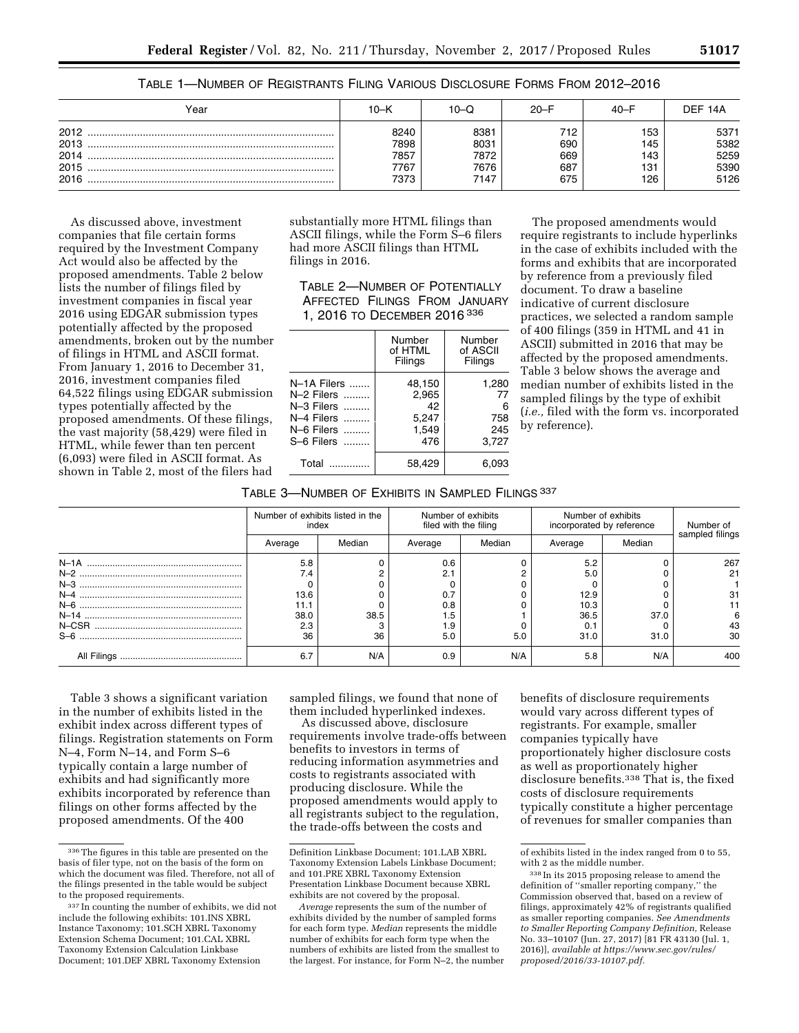TABLE 1—NUMBER OF REGISTRANTS FILING VARIOUS DISCLOSURE FORMS FROM 2012–2016

| Year | 10–K | 10–Q | 20–F | 40–F | DEF 14A |
|---|---|---|---|---|---|
| 2012 | 8240 | 8381 | 712 | 153 | 5371 |
| 2013 | 7898 | 8031 | 690 | 145 | 5382 |
| 2014 | 7857 | 7872 | 669 | 143 | 5259 |
| 2015 | 7767 | 7676 | 687 | 131 | 5390 |
| 2016 | 7373 | 7147 | 675 | 126 | 5126 |

As discussed above, investment companies that file certain forms required by the Investment Company Act would also be affected by the proposed amendments. Table 2 below lists the number of filings filed by investment companies in fiscal year 2016 using EDGAR submission types potentially affected by the proposed amendments, broken out by the number of filings in HTML and ASCII format. From January 1, 2016 to December 31, 2016, investment companies filed 64,522 filings using EDGAR submission types potentially affected by the proposed amendments. Of these filings, the vast majority (58,429) were filed in HTML, while fewer than ten percent (6,093) were filed in ASCII format. As shown in Table 2, most of the filers had substantially more HTML filings than ASCII filings, while the Form S–6 filers had more ASCII filings than HTML filings in 2016.

TABLE 2—NUMBER OF POTENTIALLY AFFECTED FILINGS FROM JANUARY 1, 2016 TO DECEMBER 2016 [336]

| | Number of HTML Filings | Number of ASCII Filings |
|---|---|---|
| N–1A Filers | 48,150 | 1,280 |
| N–2 Filers | 2,965 | 77 |
| N–3 Filers | 42 | 6 |
| N–4 Filers | 5,247 | 758 |
| N–6 Filers | 1,549 | 245 |
| S–6 Filers | 476 | 3,727 |
| Total | 58,429 | 6,093 |

The proposed amendments would require registrants to include hyperlinks in the case of exhibits included with the forms and exhibits that are incorporated by reference from a previously filed document. To draw a baseline indicative of current disclosure practices, we selected a random sample of 400 filings (359 in HTML and 41 in ASCII) submitted in 2016 that may be affected by the proposed amendments. Table 3 below shows the average and median number of exhibits listed in the sampled filings by the type of exhibit (*i.e.,* filed with the form vs. incorporated by reference).

TABLE 3—NUMBER OF EXHIBITS IN SAMPLED FILINGS [337]

| | Number of exhibits listed in the index | | Number of exhibits filed with the filing | | Number of exhibits incorporated by reference | | Number of sampled filings |
|---|---|---|---|---|---|---|---|
| | Average | Median | Average | Median | Average | Median | |
| N–1A | 5.8 | 0 | 0.6 | 0 | 5.2 | 0 | 267 |
| N–2 | 7.4 | 2 | 2.1 | 2 | 5.0 | 0 | 21 |
| N–3 | 0 | 0 | 0 | 0 | 0 | 0 | 1 |
| N–4 | 13.6 | 0 | 0.7 | 0 | 12.9 | 0 | 31 |
| N–6 | 11.1 | 0 | 0.8 | 0 | 10.3 | 0 | 11 |
| N–14 | 38.0 | 38.5 | 1.5 | 1 | 36.5 | 37.0 | 6 |
| N–CSR | 2.3 | 3 | 1.9 | 0 | 0.1 | 0 | 43 |
| S–6 | 36 | 36 | 5.0 | 5.0 | 31.0 | 31.0 | 30 |
| All Filings | 6.7 | N/A | 0.9 | N/A | 5.8 | N/A | 400 |

Table 3 shows a significant variation in the number of exhibits listed in the exhibit index across different types of filings. Registration statements on Form N–4, Form N–14, and Form S–6 typically contain a large number of exhibits and had significantly more exhibits incorporated by reference than filings on other forms affected by the proposed amendments. Of the 400 sampled filings, we found that none of them included hyperlinked indexes.

As discussed above, disclosure requirements involve trade-offs between benefits to investors in terms of reducing information asymmetries and costs to registrants associated with producing disclosure. While the proposed amendments would apply to all registrants subject to the regulation, the trade-offs between the costs and benefits of disclosure requirements would vary across different types of registrants. For example, smaller companies typically have proportionately higher disclosure costs as well as proportionately higher disclosure benefits.[338] That is, the fixed costs of disclosure requirements typically constitute a higher percentage of revenues for smaller companies than

---

[336] The figures in this table are presented on the basis of filer type, not on the basis of the form on which the document was filed. Therefore, not all of the filings presented in the table would be subject to the proposed requirements.

[337] In counting the number of exhibits, we did not include the following exhibits: 101.INS XBRL Instance Taxonomy; 101.SCH XBRL Taxonomy Extension Schema Document; 101.CAL XBRL Taxonomy Extension Calculation Linkbase Document; 101.DEF XBRL Taxonomy Extension Definition Linkbase Document; 101.LAB XBRL Taxonomy Extension Labels Linkbase Document; and 101.PRE XBRL Taxonomy Extension Presentation Linkbase Document because XBRL exhibits are not covered by the proposal.

*Average* represents the sum of the number of exhibits divided by the number of sampled forms for each form type. *Median* represents the middle number of exhibits for each form type when the numbers of exhibits are listed from the smallest to the largest. For instance, for Form N–2, the number of exhibits listed in the index ranged from 0 to 55, with 2 as the middle number.

[338] In its 2015 proposing release to amend the definition of "smaller reporting company," the Commission observed that, based on a review of filings, approximately 42% of registrants qualified as smaller reporting companies. *See Amendments to Smaller Reporting Company Definition,* Release No. 33–10107 (Jun. 27, 2017) [81 FR 43130 (Jul. 1, 2016)], *available at https://www.sec.gov/rules/proposed/2016/33-10107.pdf.*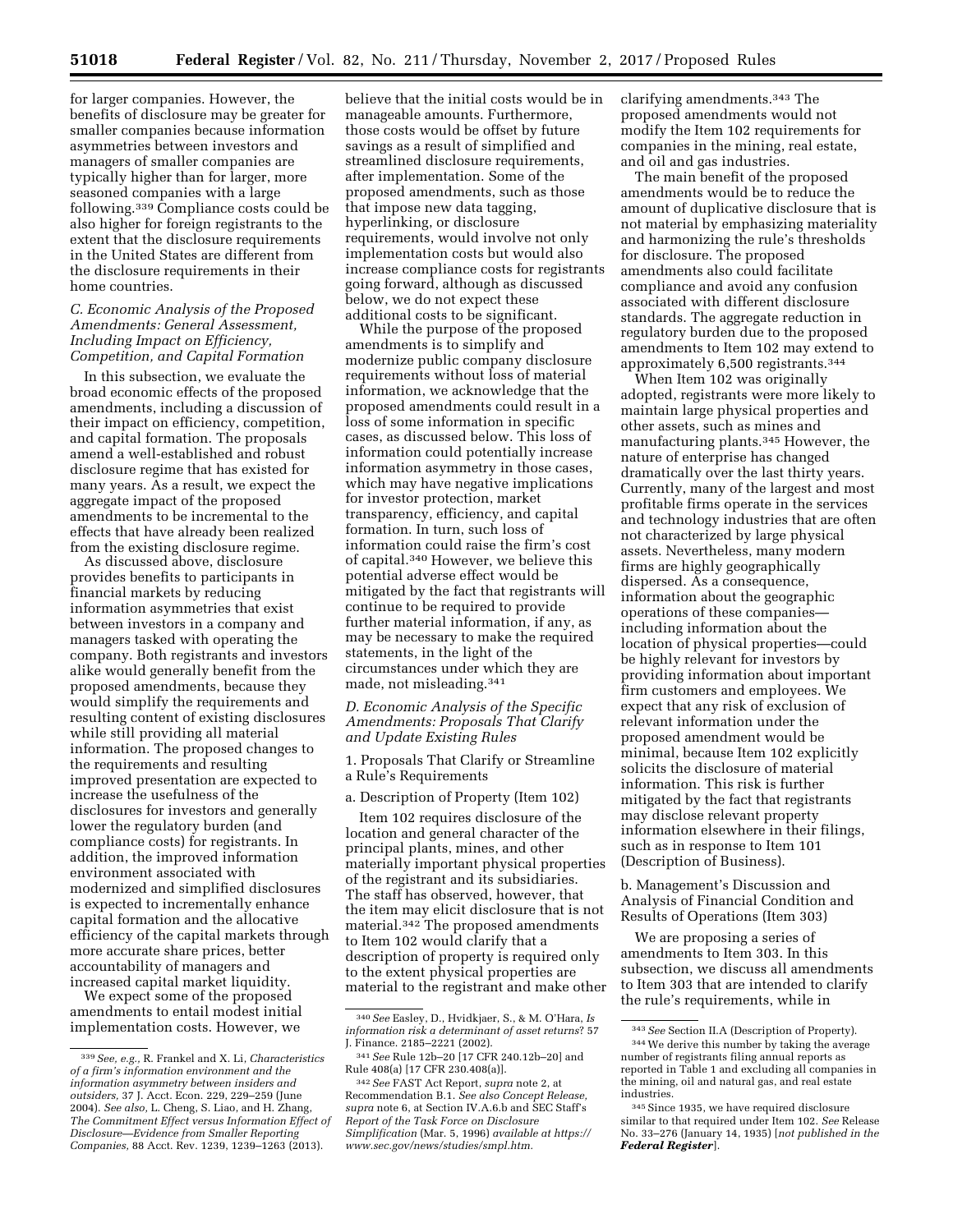for larger companies. However, the benefits of disclosure may be greater for smaller companies because information asymmetries between investors and managers of smaller companies are typically higher than for larger, more seasoned companies with a large following.[339] Compliance costs could be also higher for foreign registrants to the extent that the disclosure requirements in the United States are different from the disclosure requirements in their home countries.

### *C. Economic Analysis of the Proposed Amendments: General Assessment, Including Impact on Efficiency, Competition, and Capital Formation*

In this subsection, we evaluate the broad economic effects of the proposed amendments, including a discussion of their impact on efficiency, competition, and capital formation. The proposals amend a well-established and robust disclosure regime that has existed for many years. As a result, we expect the aggregate impact of the proposed amendments to be incremental to the effects that have already been realized from the existing disclosure regime.

As discussed above, disclosure provides benefits to participants in financial markets by reducing information asymmetries that exist between investors in a company and managers tasked with operating the company. Both registrants and investors alike would generally benefit from the proposed amendments, because they would simplify the requirements and resulting content of existing disclosures while still providing all material information. The proposed changes to the requirements and resulting improved presentation are expected to increase the usefulness of the disclosures for investors and generally lower the regulatory burden (and compliance costs) for registrants. In addition, the improved information environment associated with modernized and simplified disclosures is expected to incrementally enhance capital formation and the allocative efficiency of the capital markets through more accurate share prices, better accountability of managers and increased capital market liquidity.

We expect some of the proposed amendments to entail modest initial implementation costs. However, we believe that the initial costs would be in manageable amounts. Furthermore, those costs would be offset by future savings as a result of simplified and streamlined disclosure requirements, after implementation. Some of the proposed amendments, such as those that impose new data tagging, hyperlinking, or disclosure requirements, would involve not only implementation costs but would also increase compliance costs for registrants going forward, although as discussed below, we do not expect these additional costs to be significant.

While the purpose of the proposed amendments is to simplify and modernize public company disclosure requirements without loss of material information, we acknowledge that the proposed amendments could result in a loss of some information in specific cases, as discussed below. This loss of information could potentially increase information asymmetry in those cases, which may have negative implications for investor protection, market transparency, efficiency, and capital formation. In turn, such loss of information could raise the firm's cost of capital.[340] However, we believe this potential adverse effect would be mitigated by the fact that registrants will continue to be required to provide further material information, if any, as may be necessary to make the required statements, in the light of the circumstances under which they are made, not misleading.[341]

### *D. Economic Analysis of the Specific Amendments: Proposals That Clarify and Update Existing Rules*

#### 1. Proposals That Clarify or Streamline a Rule's Requirements

##### a. Description of Property (Item 102)

Item 102 requires disclosure of the location and general character of the principal plants, mines, and other materially important physical properties of the registrant and its subsidiaries. The staff has observed, however, that the item may elicit disclosure that is not material.[342] The proposed amendments to Item 102 would clarify that a description of property is required only to the extent physical properties are material to the registrant and make other clarifying amendments.[343] The proposed amendments would not modify the Item 102 requirements for companies in the mining, real estate, and oil and gas industries.

The main benefit of the proposed amendments would be to reduce the amount of duplicative disclosure that is not material by emphasizing materiality and harmonizing the rule's thresholds for disclosure. The proposed amendments also could facilitate compliance and avoid any confusion associated with different disclosure standards. The aggregate reduction in regulatory burden due to the proposed amendments to Item 102 may extend to approximately 6,500 registrants.[344]

When Item 102 was originally adopted, registrants were more likely to maintain large physical properties and other assets, such as mines and manufacturing plants.[345] However, the nature of enterprise has changed dramatically over the last thirty years. Currently, many of the largest and most profitable firms operate in the services and technology industries that are often not characterized by large physical assets. Nevertheless, many modern firms are highly geographically dispersed. As a consequence, information about the geographic operations of these companies—including information about the location of physical properties—could be highly relevant for investors by providing information about important firm customers and employees. We expect that any risk of exclusion of relevant information under the proposed amendment would be minimal, because Item 102 explicitly solicits the disclosure of material information. This risk is further mitigated by the fact that registrants may disclose relevant property information elsewhere in their filings, such as in response to Item 101 (Description of Business).

##### b. Management's Discussion and Analysis of Financial Condition and Results of Operations (Item 303)

We are proposing a series of amendments to Item 303. In this subsection, we discuss all amendments to Item 303 that are intended to clarify the rule's requirements, while in

---

[339] *See, e.g.,* R. Frankel and X. Li, *Characteristics of a firm's information environment and the information asymmetry between insiders and outsiders,* 37 J. Acct. Econ. 229, 229–259 (June 2004). *See also,* L. Cheng, S. Liao, and H. Zhang, *The Commitment Effect versus Information Effect of Disclosure—Evidence from Smaller Reporting Companies,* 88 Acct. Rev. 1239, 1239–1263 (2013).

[340] *See* Easley, D., Hvidkjaer, S., & M. O'Hara, *Is information risk a determinant of asset returns*? 57 J. Finance. 2185–2221 (2002).

[341] *See* Rule 12b–20 [17 CFR 240.12b–20] and Rule 408(a) [17 CFR 230.408(a)].

[342] *See* FAST Act Report, *supra* note 2, at Recommendation B.1. *See also Concept Release, supra* note 6, at Section IV.A.6.b and SEC Staff's *Report of the Task Force on Disclosure Simplification* (Mar. 5, 1996) *available at https://www.sec.gov/news/studies/smpl.htm.*

[343] *See* Section II.A (Description of Property).

[344] We derive this number by taking the average number of registrants filing annual reports as reported in Table 1 and excluding all companies in the mining, oil and natural gas, and real estate industries.

[345] Since 1935, we have required disclosure similar to that required under Item 102. *See* Release No. 33–276 (January 14, 1935) [*not published in the **Federal Register***].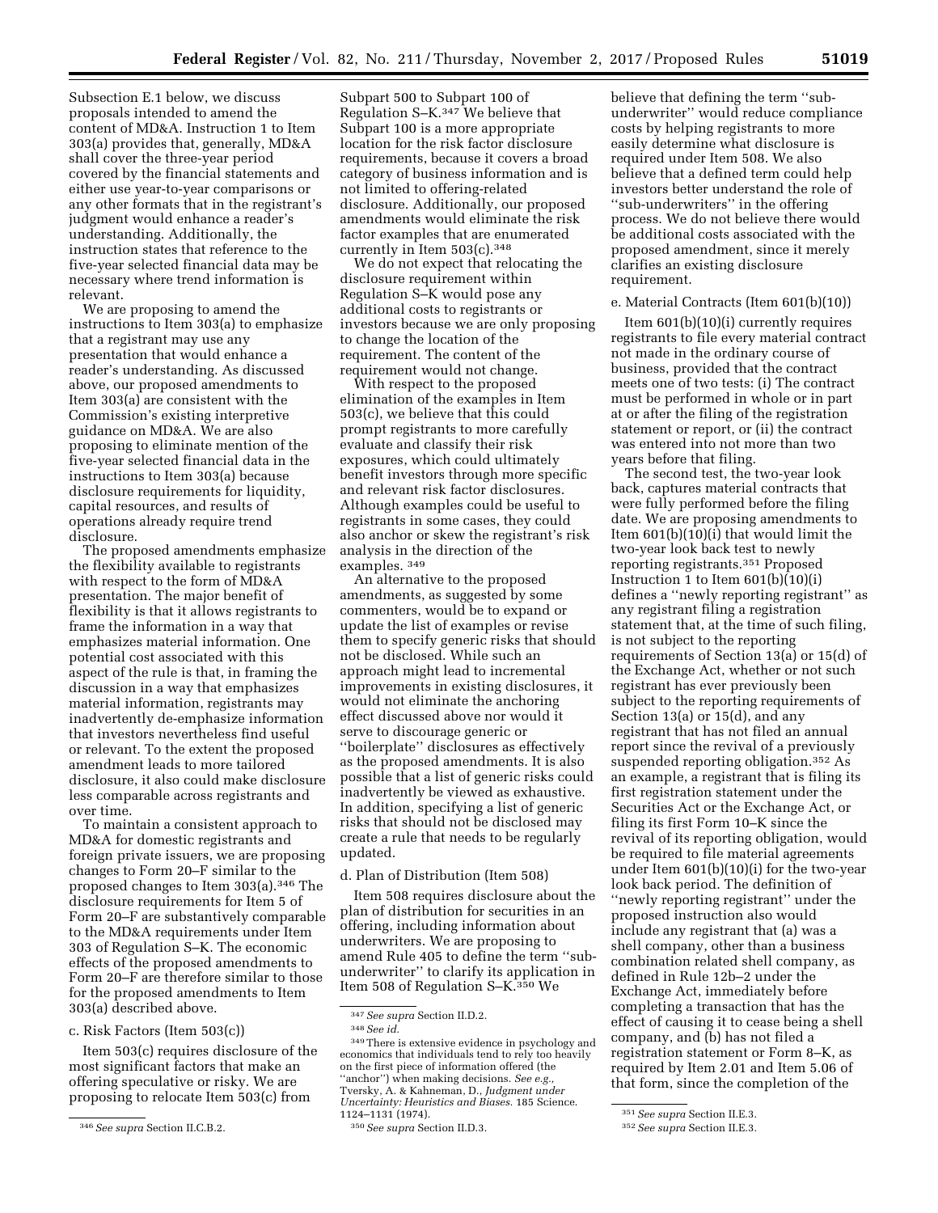Subsection E.1 below, we discuss proposals intended to amend the content of MD&A. Instruction 1 to Item 303(a) provides that, generally, MD&A shall cover the three-year period covered by the financial statements and either use year-to-year comparisons or any other formats that in the registrant's judgment would enhance a reader's understanding. Additionally, the instruction states that reference to the five-year selected financial data may be necessary where trend information is relevant.

We are proposing to amend the instructions to Item 303(a) to emphasize that a registrant may use any presentation that would enhance a reader's understanding. As discussed above, our proposed amendments to Item 303(a) are consistent with the Commission's existing interpretive guidance on MD&A. We are also proposing to eliminate mention of the five-year selected financial data in the instructions to Item 303(a) because disclosure requirements for liquidity, capital resources, and results of operations already require trend disclosure.

The proposed amendments emphasize the flexibility available to registrants with respect to the form of MD&A presentation. The major benefit of flexibility is that it allows registrants to frame the information in a way that emphasizes material information. One potential cost associated with this aspect of the rule is that, in framing the discussion in a way that emphasizes material information, registrants may inadvertently de-emphasize information that investors nevertheless find useful or relevant. To the extent the proposed amendment leads to more tailored disclosure, it also could make disclosure less comparable across registrants and over time.

To maintain a consistent approach to MD&A for domestic registrants and foreign private issuers, we are proposing changes to Form 20–F similar to the proposed changes to Item 303(a).[346] The disclosure requirements for Item 5 of Form 20–F are substantively comparable to the MD&A requirements under Item 303 of Regulation S–K. The economic effects of the proposed amendments to Form 20–F are therefore similar to those for the proposed amendments to Item 303(a) described above.

c. Risk Factors (Item 503(c))

Item 503(c) requires disclosure of the most significant factors that make an offering speculative or risky. We are proposing to relocate Item 503(c) from Subpart 500 to Subpart 100 of Regulation S–K.[347] We believe that Subpart 100 is a more appropriate location for the risk factor disclosure requirements, because it covers a broad category of business information and is not limited to offering-related disclosure. Additionally, our proposed amendments would eliminate the risk factor examples that are enumerated currently in Item 503(c).[348]

We do not expect that relocating the disclosure requirement within Regulation S–K would pose any additional costs to registrants or investors because we are only proposing to change the location of the requirement. The content of the requirement would not change.

With respect to the proposed elimination of the examples in Item 503(c), we believe that this could prompt registrants to more carefully evaluate and classify their risk exposures, which could ultimately benefit investors through more specific and relevant risk factor disclosures. Although examples could be useful to registrants in some cases, they could also anchor or skew the registrant's risk analysis in the direction of the examples.[349]

An alternative to the proposed amendments, as suggested by some commenters, would be to expand or update the list of examples or revise them to specify generic risks that should not be disclosed. While such an approach might lead to incremental improvements in existing disclosures, it would not eliminate the anchoring effect discussed above nor would it serve to discourage generic or ''boilerplate'' disclosures as effectively as the proposed amendments. It is also possible that a list of generic risks could inadvertently be viewed as exhaustive. In addition, specifying a list of generic risks that should not be disclosed may create a rule that needs to be regularly updated.

d. Plan of Distribution (Item 508)

Item 508 requires disclosure about the plan of distribution for securities in an offering, including information about underwriters. We are proposing to amend Rule 405 to define the term ''sub-underwriter'' to clarify its application in Item 508 of Regulation S–K.[350] We believe that defining the term ''sub-underwriter'' would reduce compliance costs by helping registrants to more easily determine what disclosure is required under Item 508. We also believe that a defined term could help investors better understand the role of ''sub-underwriters'' in the offering process. We do not believe there would be additional costs associated with the proposed amendment, since it merely clarifies an existing disclosure requirement.

e. Material Contracts (Item 601(b)(10))

Item 601(b)(10)(i) currently requires registrants to file every material contract not made in the ordinary course of business, provided that the contract meets one of two tests: (i) The contract must be performed in whole or in part at or after the filing of the registration statement or report, or (ii) the contract was entered into not more than two years before that filing.

The second test, the two-year look back, captures material contracts that were fully performed before the filing date. We are proposing amendments to Item 601(b)(10)(i) that would limit the two-year look back test to newly reporting registrants.[351] Proposed Instruction 1 to Item 601(b)(10)(i) defines a ''newly reporting registrant'' as any registrant filing a registration statement that, at the time of such filing, is not subject to the reporting requirements of Section 13(a) or 15(d) of the Exchange Act, whether or not such registrant has ever previously been subject to the reporting requirements of Section 13(a) or 15(d), and any registrant that has not filed an annual report since the revival of a previously suspended reporting obligation.[352] As an example, a registrant that is filing its first registration statement under the Securities Act or the Exchange Act, or filing its first Form 10–K since the revival of its reporting obligation, would be required to file material agreements under Item 601(b)(10)(i) for the two-year look back period. The definition of ''newly reporting registrant'' under the proposed instruction also would include any registrant that (a) was a shell company, other than a business combination related shell company, as defined in Rule 12b–2 under the Exchange Act, immediately before completing a transaction that has the effect of causing it to cease being a shell company, and (b) has not filed a registration statement or Form 8–K, as required by Item 2.01 and Item 5.06 of that form, since the completion of the

---

[346] *See supra* Section II.C.B.2.

[347] *See supra* Section II.D.2.

[348] *See id.*

[349] There is extensive evidence in psychology and economics that individuals tend to rely too heavily on the first piece of information offered (the ''anchor'') when making decisions. *See e.g.,* Tversky, A. & Kahneman, D., *Judgment under Uncertainty: Heuristics and Biases.* 185 Science. 1124–1131 (1974).

[350] *See supra* Section II.D.3.

[351] *See supra* Section II.E.3.

[352] *See supra* Section II.E.3.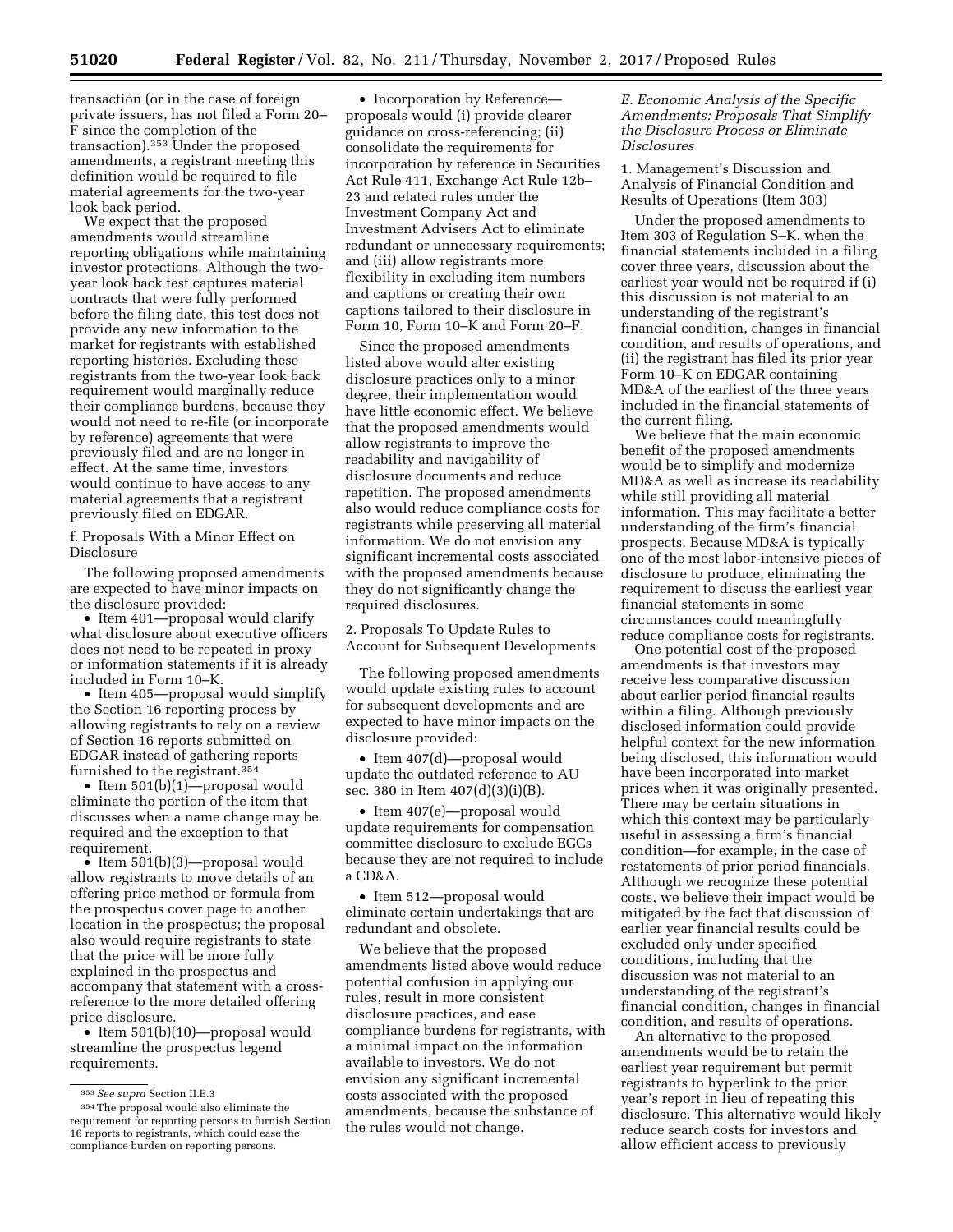transaction (or in the case of foreign private issuers, has not filed a Form 20–F since the completion of the transaction).[353] Under the proposed amendments, a registrant meeting this definition would be required to file material agreements for the two-year look back period.

We expect that the proposed amendments would streamline reporting obligations while maintaining investor protections. Although the two-year look back test captures material contracts that were fully performed before the filing date, this test does not provide any new information to the market for registrants with established reporting histories. Excluding these registrants from the two-year look back requirement would marginally reduce their compliance burdens, because they would not need to re-file (or incorporate by reference) agreements that were previously filed and are no longer in effect. At the same time, investors would continue to have access to any material agreements that a registrant previously filed on EDGAR.

f. Proposals With a Minor Effect on Disclosure

The following proposed amendments are expected to have minor impacts on the disclosure provided:

- Item 401—proposal would clarify what disclosure about executive officers does not need to be repeated in proxy or information statements if it is already included in Form 10–K.
- Item 405—proposal would simplify the Section 16 reporting process by allowing registrants to rely on a review of Section 16 reports submitted on EDGAR instead of gathering reports furnished to the registrant.[354]
- Item 501(b)(1)—proposal would eliminate the portion of the item that discusses when a name change may be required and the exception to that requirement.
- Item 501(b)(3)—proposal would allow registrants to move details of an offering price method or formula from the prospectus cover page to another location in the prospectus; the proposal also would require registrants to state that the price will be more fully explained in the prospectus and accompany that statement with a cross-reference to the more detailed offering price disclosure.
- Item 501(b)(10)—proposal would streamline the prospectus legend requirements.
- Incorporation by Reference—proposals would (i) provide clearer guidance on cross-referencing; (ii) consolidate the requirements for incorporation by reference in Securities Act Rule 411, Exchange Act Rule 12b–23 and related rules under the Investment Company Act and Investment Advisers Act to eliminate redundant or unnecessary requirements; and (iii) allow registrants more flexibility in excluding item numbers and captions or creating their own captions tailored to their disclosure in Form 10, Form 10–K and Form 20–F.

Since the proposed amendments listed above would alter existing disclosure practices only to a minor degree, their implementation would have little economic effect. We believe that the proposed amendments would allow registrants to improve the readability and navigability of disclosure documents and reduce repetition. The proposed amendments also would reduce compliance costs for registrants while preserving all material information. We do not envision any significant incremental costs associated with the proposed amendments because they do not significantly change the required disclosures.

2. Proposals To Update Rules to Account for Subsequent Developments

The following proposed amendments would update existing rules to account for subsequent developments and are expected to have minor impacts on the disclosure provided:

- Item 407(d)—proposal would update the outdated reference to AU sec. 380 in Item 407(d)(3)(i)(B).
- Item 407(e)—proposal would update requirements for compensation committee disclosure to exclude EGCs because they are not required to include a CD&A.
- Item 512—proposal would eliminate certain undertakings that are redundant and obsolete.

We believe that the proposed amendments listed above would reduce potential confusion in applying our rules, result in more consistent disclosure practices, and ease compliance burdens for registrants, with a minimal impact on the information available to investors. We do not envision any significant incremental costs associated with the proposed amendments, because the substance of the rules would not change.

*E. Economic Analysis of the Specific Amendments: Proposals That Simplify the Disclosure Process or Eliminate Disclosures*

1. Management's Discussion and Analysis of Financial Condition and Results of Operations (Item 303)

Under the proposed amendments to Item 303 of Regulation S–K, when the financial statements included in a filing cover three years, discussion about the earliest year would not be required if (i) this discussion is not material to an understanding of the registrant's financial condition, changes in financial condition, and results of operations, and (ii) the registrant has filed its prior year Form 10–K on EDGAR containing MD&A of the earliest of the three years included in the financial statements of the current filing.

We believe that the main economic benefit of the proposed amendments would be to simplify and modernize MD&A as well as increase its readability while still providing all material information. This may facilitate a better understanding of the firm's financial prospects. Because MD&A is typically one of the most labor-intensive pieces of disclosure to produce, eliminating the requirement to discuss the earliest year financial statements in some circumstances could meaningfully reduce compliance costs for registrants.

One potential cost of the proposed amendments is that investors may receive less comparative discussion about earlier period financial results within a filing. Although previously disclosed information could provide helpful context for the new information being disclosed, this information would have been incorporated into market prices when it was originally presented. There may be certain situations in which this context may be particularly useful in assessing a firm's financial condition—for example, in the case of restatements of prior period financials. Although we recognize these potential costs, we believe their impact would be mitigated by the fact that discussion of earlier year financial results could be excluded only under specified conditions, including that the discussion was not material to an understanding of the registrant's financial condition, changes in financial condition, and results of operations.

An alternative to the proposed amendments would be to retain the earliest year requirement but permit registrants to hyperlink to the prior year's report in lieu of repeating this disclosure. This alternative would likely reduce search costs for investors and allow efficient access to previously

---

[353] *See supra* Section II.E.3

[354] The proposal would also eliminate the requirement for reporting persons to furnish Section 16 reports to registrants, which could ease the compliance burden on reporting persons.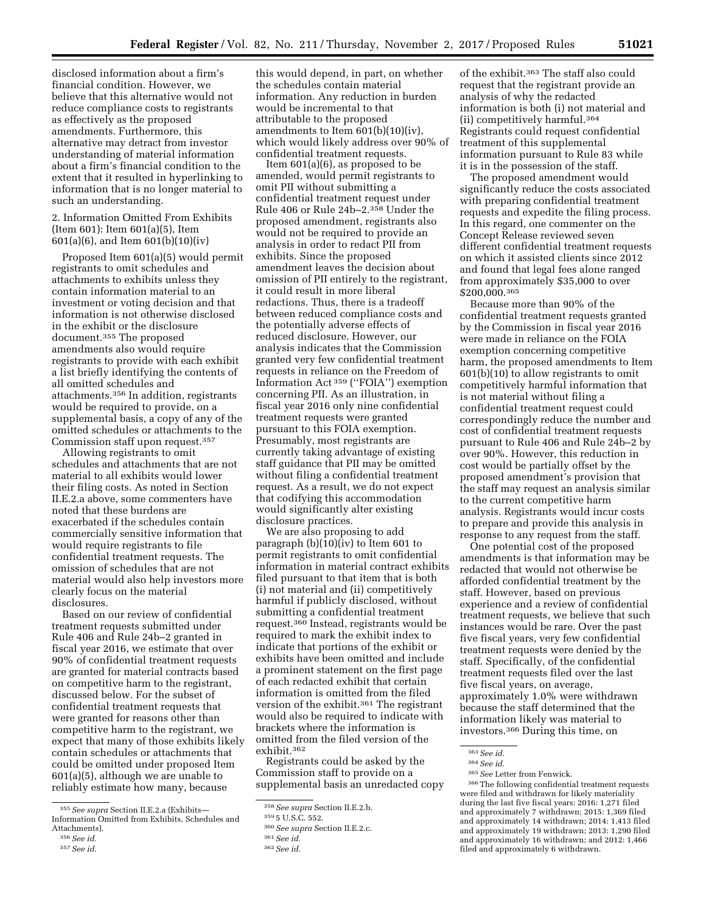disclosed information about a firm's financial condition. However, we believe that this alternative would not reduce compliance costs to registrants as effectively as the proposed amendments. Furthermore, this alternative may detract from investor understanding of material information about a firm's financial condition to the extent that it resulted in hyperlinking to information that is no longer material to such an understanding.

2. Information Omitted From Exhibits (Item 601): Item 601(a)(5), Item 601(a)(6), and Item 601(b)(10)(iv)

Proposed Item 601(a)(5) would permit registrants to omit schedules and attachments to exhibits unless they contain information material to an investment or voting decision and that information is not otherwise disclosed in the exhibit or the disclosure document.[355] The proposed amendments also would require registrants to provide with each exhibit a list briefly identifying the contents of all omitted schedules and attachments.[356] In addition, registrants would be required to provide, on a supplemental basis, a copy of any of the omitted schedules or attachments to the Commission staff upon request.[357]

Allowing registrants to omit schedules and attachments that are not material to all exhibits would lower their filing costs. As noted in Section II.E.2.a above, some commenters have noted that these burdens are exacerbated if the schedules contain commercially sensitive information that would require registrants to file confidential treatment requests. The omission of schedules that are not material would also help investors more clearly focus on the material disclosures.

Based on our review of confidential treatment requests submitted under Rule 406 and Rule 24b–2 granted in fiscal year 2016, we estimate that over 90% of confidential treatment requests are granted for material contracts based on competitive harm to the registrant, discussed below. For the subset of confidential treatment requests that were granted for reasons other than competitive harm to the registrant, we expect that many of those exhibits likely contain schedules or attachments that could be omitted under proposed Item 601(a)(5), although we are unable to reliably estimate how many, because this would depend, in part, on whether the schedules contain material information. Any reduction in burden would be incremental to that attributable to the proposed amendments to Item 601(b)(10)(iv), which would likely address over 90% of confidential treatment requests.

Item 601(a)(6), as proposed to be amended, would permit registrants to omit PII without submitting a confidential treatment request under Rule 406 or Rule 24b–2.[358] Under the proposed amendment, registrants also would not be required to provide an analysis in order to redact PII from exhibits. Since the proposed amendment leaves the decision about omission of PII entirely to the registrant, it could result in more liberal redactions. Thus, there is a tradeoff between reduced compliance costs and the potentially adverse effects of reduced disclosure. However, our analysis indicates that the Commission granted very few confidential treatment requests in reliance on the Freedom of Information Act[359] (''FOIA'') exemption concerning PII. As an illustration, in fiscal year 2016 only nine confidential treatment requests were granted pursuant to this FOIA exemption. Presumably, most registrants are currently taking advantage of existing staff guidance that PII may be omitted without filing a confidential treatment request. As a result, we do not expect that codifying this accommodation would significantly alter existing disclosure practices.

We are also proposing to add paragraph (b)(10)(iv) to Item 601 to permit registrants to omit confidential information in material contract exhibits filed pursuant to that item that is both (i) not material and (ii) competitively harmful if publicly disclosed, without submitting a confidential treatment request.[360] Instead, registrants would be required to mark the exhibit index to indicate that portions of the exhibit or exhibits have been omitted and include a prominent statement on the first page of each redacted exhibit that certain information is omitted from the filed version of the exhibit.[361] The registrant would also be required to indicate with brackets where the information is omitted from the filed version of the exhibit.[362]

Registrants could be asked by the Commission staff to provide on a supplemental basis an unredacted copy of the exhibit.[363] The staff also could request that the registrant provide an analysis of why the redacted information is both (i) not material and (ii) competitively harmful.[364] Registrants could request confidential treatment of this supplemental information pursuant to Rule 83 while it is in the possession of the staff.

The proposed amendment would significantly reduce the costs associated with preparing confidential treatment requests and expedite the filing process. In this regard, one commenter on the Concept Release reviewed seven different confidential treatment requests on which it assisted clients since 2012 and found that legal fees alone ranged from approximately $35,000 to over $200,000.[365]

Because more than 90% of the confidential treatment requests granted by the Commission in fiscal year 2016 were made in reliance on the FOIA exemption concerning competitive harm, the proposed amendments to Item 601(b)(10) to allow registrants to omit competitively harmful information that is not material without filing a confidential treatment request could correspondingly reduce the number and cost of confidential treatment requests pursuant to Rule 406 and Rule 24b–2 by over 90%. However, this reduction in cost would be partially offset by the proposed amendment's provision that the staff may request an analysis similar to the current competitive harm analysis. Registrants would incur costs to prepare and provide this analysis in response to any request from the staff.

One potential cost of the proposed amendments is that information may be redacted that would not otherwise be afforded confidential treatment by the staff. However, based on previous experience and a review of confidential treatment requests, we believe that such instances would be rare. Over the past five fiscal years, very few confidential treatment requests were denied by the staff. Specifically, of the confidential treatment requests filed over the last five fiscal years, on average, approximately 1.0% were withdrawn because the staff determined that the information likely was material to investors.[366] During this time, on

---

[355] *See supra* Section II.E.2.a (Exhibits—Information Omitted from Exhibits, Schedules and Attachments).

[356] *See id.*

[357] *See id.*

[358] *See supra* Section II.E.2.b.

[359] 5 U.S.C. 552.

[360] *See supra* Section II.E.2.c.

[361] *See id.*

[362] *See id.*

[363] *See id.*

[364] *See id.*

[365] *See* Letter from Fenwick.

[366] The following confidential treatment requests were filed and withdrawn for likely materiality during the last five fiscal years: 2016: 1,271 filed and approximately 7 withdrawn; 2015: 1,369 filed and approximately 14 withdrawn; 2014: 1,413 filed and approximately 19 withdrawn; 2013: 1,290 filed and approximately 16 withdrawn; and 2012: 1,466 filed and approximately 6 withdrawn.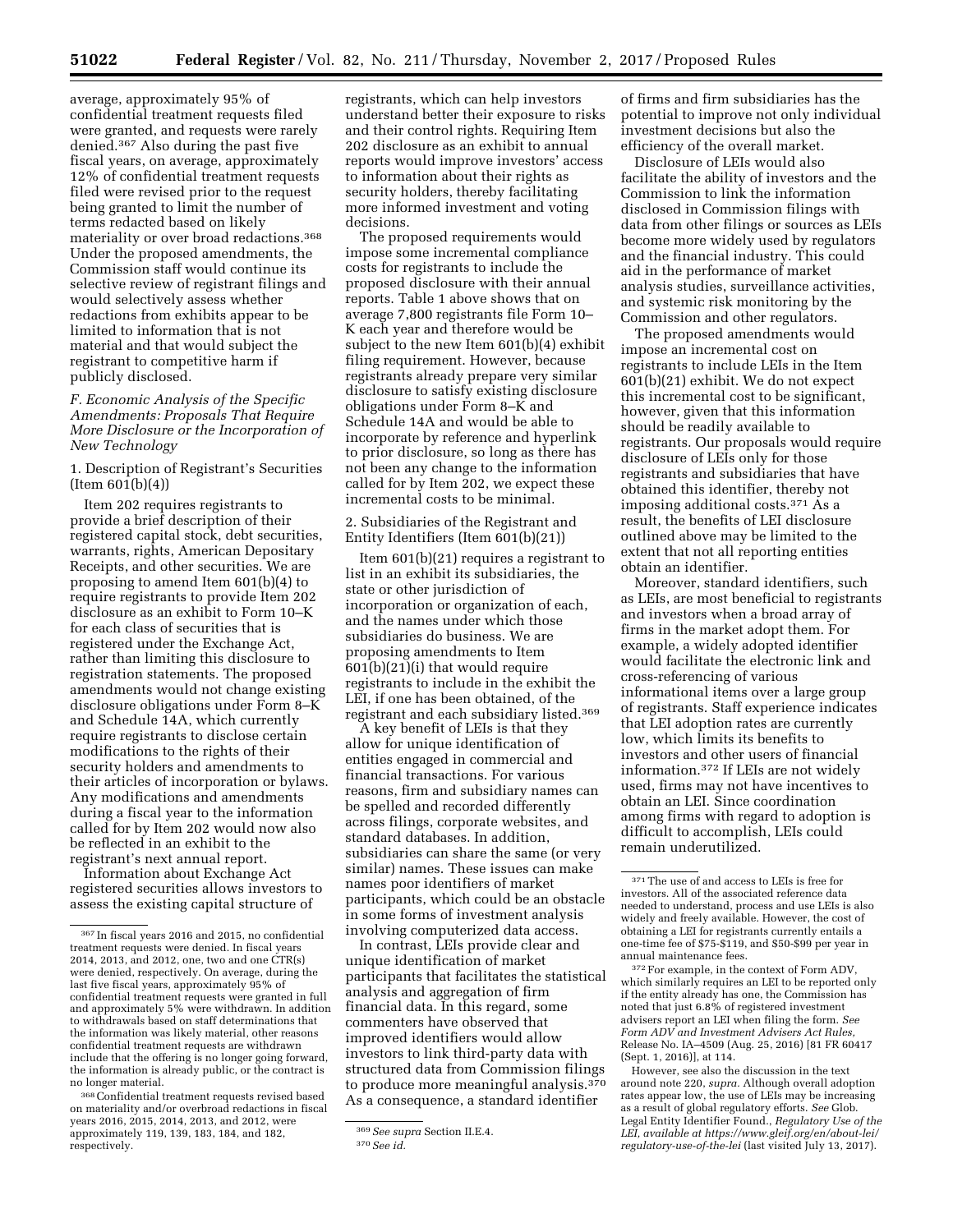average, approximately 95% of confidential treatment requests filed were granted, and requests were rarely denied.[367] Also during the past five fiscal years, on average, approximately 12% of confidential treatment requests filed were revised prior to the request being granted to limit the number of terms redacted based on likely materiality or over broad redactions.[368] Under the proposed amendments, the Commission staff would continue its selective review of registrant filings and would selectively assess whether redactions from exhibits appear to be limited to information that is not material and that would subject the registrant to competitive harm if publicly disclosed.

### *F. Economic Analysis of the Specific Amendments: Proposals That Require More Disclosure or the Incorporation of New Technology*

#### 1. Description of Registrant's Securities (Item 601(b)(4))

Item 202 requires registrants to provide a brief description of their registered capital stock, debt securities, warrants, rights, American Depositary Receipts, and other securities. We are proposing to amend Item 601(b)(4) to require registrants to provide Item 202 disclosure as an exhibit to Form 10–K for each class of securities that is registered under the Exchange Act, rather than limiting this disclosure to registration statements. The proposed amendments would not change existing disclosure obligations under Form 8–K and Schedule 14A, which currently require registrants to disclose certain modifications to the rights of their security holders and amendments to their articles of incorporation or bylaws. Any modifications and amendments during a fiscal year to the information called for by Item 202 would now also be reflected in an exhibit to the registrant's next annual report.

Information about Exchange Act registered securities allows investors to assess the existing capital structure of registrants, which can help investors understand better their exposure to risks and their control rights. Requiring Item 202 disclosure as an exhibit to annual reports would improve investors' access to information about their rights as security holders, thereby facilitating more informed investment and voting decisions.

The proposed requirements would impose some incremental compliance costs for registrants to include the proposed disclosure with their annual reports. Table 1 above shows that on average 7,800 registrants file Form 10–K each year and therefore would be subject to the new Item 601(b)(4) exhibit filing requirement. However, because registrants already prepare very similar disclosure to satisfy existing disclosure obligations under Form 8–K and Schedule 14A and would be able to incorporate by reference and hyperlink to prior disclosure, so long as there has not been any change to the information called for by Item 202, we expect these incremental costs to be minimal.

#### 2. Subsidiaries of the Registrant and Entity Identifiers (Item 601(b)(21))

Item 601(b)(21) requires a registrant to list in an exhibit its subsidiaries, the state or other jurisdiction of incorporation or organization of each, and the names under which those subsidiaries do business. We are proposing amendments to Item 601(b)(21)(i) that would require registrants to include in the exhibit the LEI, if one has been obtained, of the registrant and each subsidiary listed.[369]

A key benefit of LEIs is that they allow for unique identification of entities engaged in commercial and financial transactions. For various reasons, firm and subsidiary names can be spelled and recorded differently across filings, corporate websites, and standard databases. In addition, subsidiaries can share the same (or very similar) names. These issues can make names poor identifiers of market participants, which could be an obstacle in some forms of investment analysis involving computerized data access.

In contrast, LEIs provide clear and unique identification of market participants that facilitates the statistical analysis and aggregation of firm financial data. In this regard, some commenters have observed that improved identifiers would allow investors to link third-party data with structured data from Commission filings to produce more meaningful analysis.[370] As a consequence, a standard identifier of firms and firm subsidiaries has the potential to improve not only individual investment decisions but also the efficiency of the overall market.

Disclosure of LEIs would also facilitate the ability of investors and the Commission to link the information disclosed in Commission filings with data from other filings or sources as LEIs become more widely used by regulators and the financial industry. This could aid in the performance of market analysis studies, surveillance activities, and systemic risk monitoring by the Commission and other regulators.

The proposed amendments would impose an incremental cost on registrants to include LEIs in the Item 601(b)(21) exhibit. We do not expect this incremental cost to be significant, however, given that this information should be readily available to registrants. Our proposals would require disclosure of LEIs only for those registrants and subsidiaries that have obtained this identifier, thereby not imposing additional costs.[371] As a result, the benefits of LEI disclosure outlined above may be limited to the extent that not all reporting entities obtain an identifier.

Moreover, standard identifiers, such as LEIs, are most beneficial to registrants and investors when a broad array of firms in the market adopt them. For example, a widely adopted identifier would facilitate the electronic link and cross-referencing of various informational items over a large group of registrants. Staff experience indicates that LEI adoption rates are currently low, which limits its benefits to investors and other users of financial information.[372] If LEIs are not widely used, firms may not have incentives to obtain an LEI. Since coordination among firms with regard to adoption is difficult to accomplish, LEIs could remain underutilized.

---

[367] In fiscal years 2016 and 2015, no confidential treatment requests were denied. In fiscal years 2014, 2013, and 2012, one, two and one CTR(s) were denied, respectively. On average, during the last five fiscal years, approximately 95% of confidential treatment requests were granted in full and approximately 5% were withdrawn. In addition to withdrawals based on staff determinations that the information was likely material, other reasons confidential treatment requests are withdrawn include that the offering is no longer going forward, the information is already public, or the contract is no longer material.

[368] Confidential treatment requests revised based on materiality and/or overbroad redactions in fiscal years 2016, 2015, 2014, 2013, and 2012, were approximately 119, 139, 183, 184, and 182, respectively.

[369] *See supra* Section II.E.4.

[370] *See id.*

[371] The use of and access to LEIs is free for investors. All of the associated reference data needed to understand, process and use LEIs is also widely and freely available. However, the cost of obtaining a LEI for registrants currently entails a one-time fee of $75-$119, and $50-$99 per year in annual maintenance fees.

[372] For example, in the context of Form ADV, which similarly requires an LEI to be reported only if the entity already has one, the Commission has noted that just 6.8% of registered investment advisers report an LEI when filing the form. *See Form ADV and Investment Advisers Act Rules,* Release No. IA–4509 (Aug. 25, 2016) [81 FR 60417 (Sept. 1, 2016)], at 114.

However, see also the discussion in the text around note 220, *supra.* Although overall adoption rates appear low, the use of LEIs may be increasing as a result of global regulatory efforts. *See* Glob. Legal Entity Identifier Found., *Regulatory Use of the LEI, available at https://www.gleif.org/en/about-lei/regulatory-use-of-the-lei* (last visited July 13, 2017).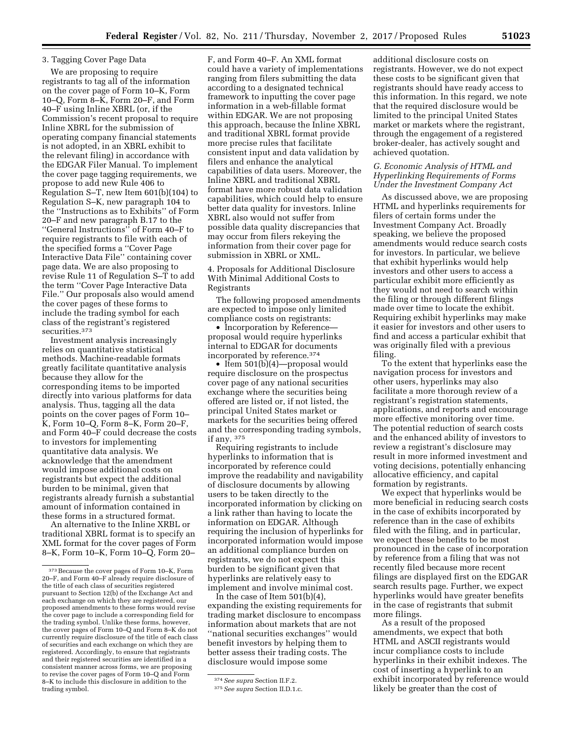### 3. Tagging Cover Page Data

We are proposing to require registrants to tag all of the information on the cover page of Form 10–K, Form 10–Q, Form 8–K, Form 20–F, and Form 40–F using Inline XBRL (or, if the Commission's recent proposal to require Inline XBRL for the submission of operating company financial statements is not adopted, in an XBRL exhibit to the relevant filing) in accordance with the EDGAR Filer Manual. To implement the cover page tagging requirements, we propose to add new Rule 406 to Regulation S–T, new Item 601(b)(104) to Regulation S–K, new paragraph 104 to the ''Instructions as to Exhibits'' of Form 20–F and new paragraph B.17 to the ''General Instructions'' of Form 40–F to require registrants to file with each of the specified forms a ''Cover Page Interactive Data File'' containing cover page data. We are also proposing to revise Rule 11 of Regulation S–T to add the term ''Cover Page Interactive Data File.'' Our proposals also would amend the cover pages of these forms to include the trading symbol for each class of the registrant's registered securities.[373]

Investment analysis increasingly relies on quantitative statistical methods. Machine-readable formats greatly facilitate quantitative analysis because they allow for the corresponding items to be imported directly into various platforms for data analysis. Thus, tagging all the data points on the cover pages of Form 10–K, Form 10–Q, Form 8–K, Form 20–F, and Form 40–F could decrease the costs to investors for implementing quantitative data analysis. We acknowledge that the amendment would impose additional costs on registrants but expect the additional burden to be minimal, given that registrants already furnish a substantial amount of information contained in these forms in a structured format.

An alternative to the Inline XRBL or traditional XBRL format is to specify an XML format for the cover pages of Form 8–K, Form 10–K, Form 10–Q, Form 20–F, and Form 40–F. An XML format could have a variety of implementations ranging from filers submitting the data according to a designated technical framework to inputting the cover page information in a web-fillable format within EDGAR. We are not proposing this approach, because the Inline XBRL and traditional XBRL format provide more precise rules that facilitate consistent input and data validation by filers and enhance the analytical capabilities of data users. Moreover, the Inline XBRL and traditional XBRL format have more robust data validation capabilities, which could help to ensure better data quality for investors. Inline XBRL also would not suffer from possible data quality discrepancies that may occur from filers rekeying the information from their cover page for submission in XBRL or XML.

### 4. Proposals for Additional Disclosure With Minimal Additional Costs to Registrants

The following proposed amendments are expected to impose only limited compliance costs on registrants:

- Incorporation by Reference—proposal would require hyperlinks internal to EDGAR for documents incorporated by reference.[374]
- Item 501(b)(4)—proposal would require disclosure on the prospectus cover page of any national securities exchange where the securities being offered are listed or, if not listed, the principal United States market or markets for the securities being offered and the corresponding trading symbols, if any.[375]

Requiring registrants to include hyperlinks to information that is incorporated by reference could improve the readability and navigability of disclosure documents by allowing users to be taken directly to the incorporated information by clicking on a link rather than having to locate the information on EDGAR. Although requiring the inclusion of hyperlinks for incorporated information would impose an additional compliance burden on registrants, we do not expect this burden to be significant given that hyperlinks are relatively easy to implement and involve minimal cost.

In the case of Item 501(b)(4), expanding the existing requirements for trading market disclosure to encompass information about markets that are not ''national securities exchanges'' would benefit investors by helping them to better assess their trading costs. The disclosure would impose some additional disclosure costs on registrants. However, we do not expect these costs to be significant given that registrants should have ready access to this information. In this regard, we note that the required disclosure would be limited to the principal United States market or markets where the registrant, through the engagement of a registered broker-dealer, has actively sought and achieved quotation.

## G. Economic Analysis of HTML and Hyperlinking Requirements of Forms Under the Investment Company Act

As discussed above, we are proposing HTML and hyperlinks requirements for filers of certain forms under the Investment Company Act. Broadly speaking, we believe the proposed amendments would reduce search costs for investors. In particular, we believe that exhibit hyperlinks would help investors and other users to access a particular exhibit more efficiently as they would not need to search within the filing or through different filings made over time to locate the exhibit. Requiring exhibit hyperlinks may make it easier for investors and other users to find and access a particular exhibit that was originally filed with a previous filing.

To the extent that hyperlinks ease the navigation process for investors and other users, hyperlinks may also facilitate a more thorough review of a registrant's registration statements, applications, and reports and encourage more effective monitoring over time. The potential reduction of search costs and the enhanced ability of investors to review a registrant's disclosure may result in more informed investment and voting decisions, potentially enhancing allocative efficiency, and capital formation by registrants.

We expect that hyperlinks would be more beneficial in reducing search costs in the case of exhibits incorporated by reference than in the case of exhibits filed with the filing, and in particular, we expect these benefits to be most pronounced in the case of incorporation by reference from a filing that was not recently filed because more recent filings are displayed first on the EDGAR search results page. Further, we expect hyperlinks would have greater benefits in the case of registrants that submit more filings.

As a result of the proposed amendments, we expect that both HTML and ASCII registrants would incur compliance costs to include hyperlinks in their exhibit indexes. The cost of inserting a hyperlink to an exhibit incorporated by reference would likely be greater than the cost of

---

[373] Because the cover pages of Form 10–K, Form 20–F, and Form 40–F already require disclosure of the title of each class of securities registered pursuant to Section 12(b) of the Exchange Act and each exchange on which they are registered, our proposed amendments to these forms would revise the cover page to include a corresponding field for the trading symbol. Unlike these forms, however, the cover pages of Form 10–Q and Form 8–K do not currently require disclosure of the title of each class of securities and each exchange on which they are registered. Accordingly, to ensure that registrants and their registered securities are identified in a consistent manner across forms, we are proposing to revise the cover pages of Form 10–Q and Form 8–K to include this disclosure in addition to the trading symbol.

[374] *See supra* Section II.F.2.

[375] *See supra* Section II.D.1.c.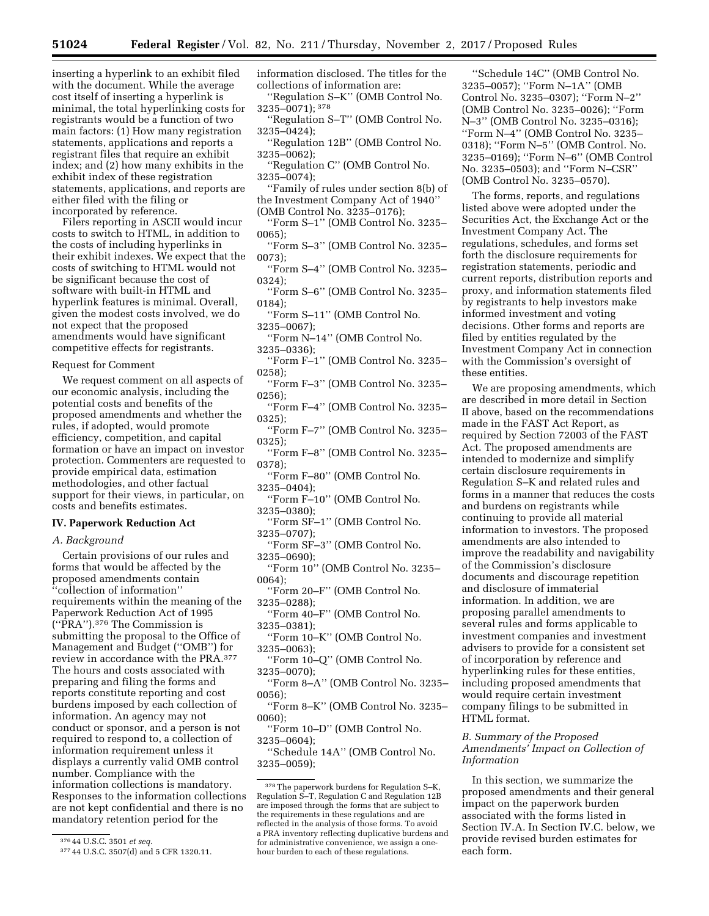inserting a hyperlink to an exhibit filed with the document. While the average cost itself of inserting a hyperlink is minimal, the total hyperlinking costs for registrants would be a function of two main factors: (1) How many registration statements, applications and reports a registrant files that require an exhibit index; and (2) how many exhibits in the exhibit index of these registration statements, applications, and reports are either filed with the filing or incorporated by reference.

Filers reporting in ASCII would incur costs to switch to HTML, in addition to the costs of including hyperlinks in their exhibit indexes. We expect that the costs of switching to HTML would not be significant because the cost of software with built-in HTML and hyperlink features is minimal. Overall, given the modest costs involved, we do not expect that the proposed amendments would have significant competitive effects for registrants.

Request for Comment

We request comment on all aspects of our economic analysis, including the potential costs and benefits of the proposed amendments and whether the rules, if adopted, would promote efficiency, competition, and capital formation or have an impact on investor protection. Commenters are requested to provide empirical data, estimation methodologies, and other factual support for their views, in particular, on costs and benefits estimates.

## IV. Paperwork Reduction Act

### *A. Background*

Certain provisions of our rules and forms that would be affected by the proposed amendments contain ''collection of information'' requirements within the meaning of the Paperwork Reduction Act of 1995 (''PRA'').[376] The Commission is submitting the proposal to the Office of Management and Budget (''OMB'') for review in accordance with the PRA.[377] The hours and costs associated with preparing and filing the forms and reports constitute reporting and cost burdens imposed by each collection of information. An agency may not conduct or sponsor, and a person is not required to respond to, a collection of information requirement unless it displays a currently valid OMB control number. Compliance with the information collections is mandatory. Responses to the information collections are not kept confidential and there is no mandatory retention period for the information disclosed. The titles for the collections of information are:

''Regulation S–K'' (OMB Control No. 3235–0071); [378]

''Regulation S–T'' (OMB Control No. 3235–0424);

''Regulation 12B'' (OMB Control No. 3235–0062);

''Regulation C'' (OMB Control No. 3235–0074);

''Family of rules under section 8(b) of the Investment Company Act of 1940'' (OMB Control No. 3235–0176);

''Form S–1'' (OMB Control No. 3235–0065);

''Form S–3'' (OMB Control No. 3235–0073);

''Form S–4'' (OMB Control No. 3235–0324);

''Form S–6'' (OMB Control No. 3235–0184);

''Form S–11'' (OMB Control No. 3235–0067);

''Form N–14'' (OMB Control No. 3235–0336);

''Form F–1'' (OMB Control No. 3235–0258);

''Form F–3'' (OMB Control No. 3235–0256);

''Form F–4'' (OMB Control No. 3235–0325);

''Form F–7'' (OMB Control No. 3235–0325);

''Form F–8'' (OMB Control No. 3235–0378);

''Form F–80'' (OMB Control No. 3235–0404);

''Form F–10'' (OMB Control No. 3235–0380);

''Form SF–1'' (OMB Control No. 3235–0707);

''Form SF–3'' (OMB Control No. 3235–0690);

''Form 10'' (OMB Control No. 3235–0064);

''Form 20–F'' (OMB Control No. 3235–0288);

''Form 40–F'' (OMB Control No. 3235–0381);

''Form 10–K'' (OMB Control No. 3235–0063);

''Form 10–Q'' (OMB Control No. 3235–0070);

''Form 8–A'' (OMB Control No. 3235–0056);

''Form 8–K'' (OMB Control No. 3235–0060);

''Form 10–D'' (OMB Control No. 3235–0604);

''Schedule 14A'' (OMB Control No. 3235–0059);

''Schedule 14C'' (OMB Control No. 3235–0057); ''Form N–1A'' (OMB Control No. 3235–0307); ''Form N–2'' (OMB Control No. 3235–0026); ''Form N–3'' (OMB Control No. 3235–0316); ''Form N–4'' (OMB Control No. 3235–0318); ''Form N–5'' (OMB Control. No. 3235–0169); ''Form N–6'' (OMB Control No. 3235–0503); and ''Form N–CSR'' (OMB Control No. 3235–0570).

The forms, reports, and regulations listed above were adopted under the Securities Act, the Exchange Act or the Investment Company Act. The regulations, schedules, and forms set forth the disclosure requirements for registration statements, periodic and current reports, distribution reports and proxy, and information statements filed by registrants to help investors make informed investment and voting decisions. Other forms and reports are filed by entities regulated by the Investment Company Act in connection with the Commission's oversight of these entities.

We are proposing amendments, which are described in more detail in Section II above, based on the recommendations made in the FAST Act Report, as required by Section 72003 of the FAST Act. The proposed amendments are intended to modernize and simplify certain disclosure requirements in Regulation S–K and related rules and forms in a manner that reduces the costs and burdens on registrants while continuing to provide all material information to investors. The proposed amendments are also intended to improve the readability and navigability of the Commission's disclosure documents and discourage repetition and disclosure of immaterial information. In addition, we are proposing parallel amendments to several rules and forms applicable to investment companies and investment advisers to provide for a consistent set of incorporation by reference and hyperlinking rules for these entities, including proposed amendments that would require certain investment company filings to be submitted in HTML format.

### *B. Summary of the Proposed Amendments' Impact on Collection of Information*

In this section, we summarize the proposed amendments and their general impact on the paperwork burden associated with the forms listed in Section IV.A. In Section IV.C. below, we provide revised burden estimates for each form.

---

[376] 44 U.S.C. 3501 *et seq.*

[377] 44 U.S.C. 3507(d) and 5 CFR 1320.11.

[378] The paperwork burdens for Regulation S–K, Regulation S–T, Regulation C and Regulation 12B are imposed through the forms that are subject to the requirements in these regulations and are reflected in the analysis of those forms. To avoid a PRA inventory reflecting duplicative burdens and for administrative convenience, we assign a one-hour burden to each of these regulations.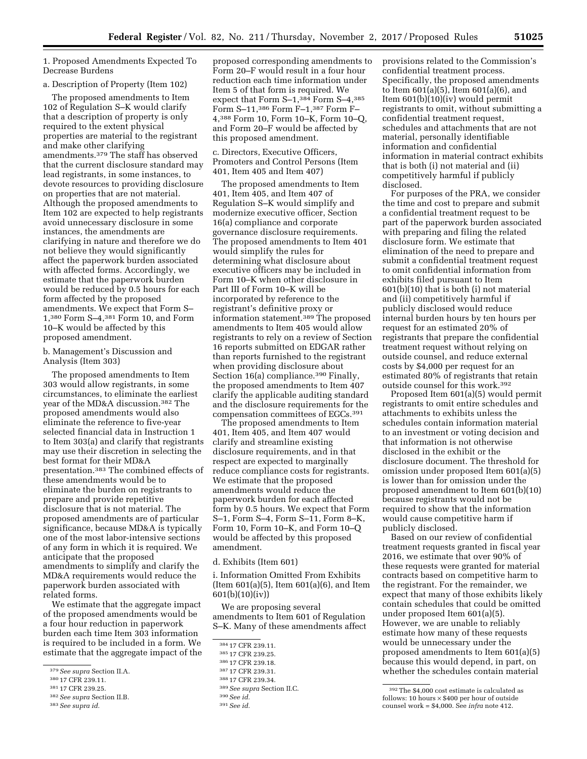1. Proposed Amendments Expected To Decrease Burdens

a. Description of Property (Item 102)

The proposed amendments to Item 102 of Regulation S–K would clarify that a description of property is only required to the extent physical properties are material to the registrant and make other clarifying amendments.[379] The staff has observed that the current disclosure standard may lead registrants, in some instances, to devote resources to providing disclosure on properties that are not material. Although the proposed amendments to Item 102 are expected to help registrants avoid unnecessary disclosure in some instances, the amendments are clarifying in nature and therefore we do not believe they would significantly affect the paperwork burden associated with affected forms. Accordingly, we estimate that the paperwork burden would be reduced by 0.5 hours for each form affected by the proposed amendments. We expect that Form S–1,[380] Form S–4,[381] Form 10, and Form 10–K would be affected by this proposed amendment.

b. Management's Discussion and Analysis (Item 303)

The proposed amendments to Item 303 would allow registrants, in some circumstances, to eliminate the earliest year of the MD&A discussion.[382] The proposed amendments would also eliminate the reference to five-year selected financial data in Instruction 1 to Item 303(a) and clarify that registrants may use their discretion in selecting the best format for their MD&A presentation.[383] The combined effects of these amendments would be to eliminate the burden on registrants to prepare and provide repetitive disclosure that is not material. The proposed amendments are of particular significance, because MD&A is typically one of the most labor-intensive sections of any form in which it is required. We anticipate that the proposed amendments to simplify and clarify the MD&A requirements would reduce the paperwork burden associated with related forms.

We estimate that the aggregate impact of the proposed amendments would be a four hour reduction in paperwork burden each time Item 303 information is required to be included in a form. We estimate that the aggregate impact of the proposed corresponding amendments to Form 20–F would result in a four hour reduction each time information under Item 5 of that form is required. We expect that Form S–1,[384] Form S–4,[385] Form S–11,[386] Form F–1,[387] Form F–4,[388] Form 10, Form 10–K, Form 10–Q, and Form 20–F would be affected by this proposed amendment.

c. Directors, Executive Officers, Promoters and Control Persons (Item 401, Item 405 and Item 407)

The proposed amendments to Item 401, Item 405, and Item 407 of Regulation S–K would simplify and modernize executive officer, Section 16(a) compliance and corporate governance disclosure requirements. The proposed amendments to Item 401 would simplify the rules for determining what disclosure about executive officers may be included in Form 10–K when other disclosure in Part III of Form 10–K will be incorporated by reference to the registrant's definitive proxy or information statement.[389] The proposed amendments to Item 405 would allow registrants to rely on a review of Section 16 reports submitted on EDGAR rather than reports furnished to the registrant when providing disclosure about Section 16(a) compliance.[390] Finally, the proposed amendments to Item 407 clarify the applicable auditing standard and the disclosure requirements for the compensation committees of EGCs.[391]

The proposed amendments to Item 401, Item 405, and Item 407 would clarify and streamline existing disclosure requirements, and in that respect are expected to marginally reduce compliance costs for registrants. We estimate that the proposed amendments would reduce the paperwork burden for each affected form by 0.5 hours. We expect that Form S–1, Form S–4, Form S–11, Form 8–K, Form 10, Form 10–K, and Form 10–Q would be affected by this proposed amendment.

d. Exhibits (Item 601)

i. Information Omitted From Exhibits (Item 601(a)(5), Item 601(a)(6), and Item 601(b)(10)(iv))

We are proposing several amendments to Item 601 of Regulation S–K. Many of these amendments affect provisions related to the Commission's confidential treatment process. Specifically, the proposed amendments to Item 601(a)(5), Item 601(a)(6), and Item 601(b)(10)(iv) would permit registrants to omit, without submitting a confidential treatment request, schedules and attachments that are not material, personally identifiable information and confidential information in material contract exhibits that is both (i) not material and (ii) competitively harmful if publicly disclosed.

For purposes of the PRA, we consider the time and cost to prepare and submit a confidential treatment request to be part of the paperwork burden associated with preparing and filing the related disclosure form. We estimate that elimination of the need to prepare and submit a confidential treatment request to omit confidential information from exhibits filed pursuant to Item 601(b)(10) that is both (i) not material and (ii) competitively harmful if publicly disclosed would reduce internal burden hours by ten hours per request for an estimated 20% of registrants that prepare the confidential treatment request without relying on outside counsel, and reduce external costs by $4,000 per request for an estimated 80% of registrants that retain outside counsel for this work.[392]

Proposed Item 601(a)(5) would permit registrants to omit entire schedules and attachments to exhibits unless the schedules contain information material to an investment or voting decision and that information is not otherwise disclosed in the exhibit or the disclosure document. The threshold for omission under proposed Item 601(a)(5) is lower than for omission under the proposed amendment to Item 601(b)(10) because registrants would not be required to show that the information would cause competitive harm if publicly disclosed.

Based on our review of confidential treatment requests granted in fiscal year 2016, we estimate that over 90% of these requests were granted for material contracts based on competitive harm to the registrant. For the remainder, we expect that many of those exhibits likely contain schedules that could be omitted under proposed Item 601(a)(5). However, we are unable to reliably estimate how many of these requests would be unnecessary under the proposed amendments to Item 601(a)(5) because this would depend, in part, on whether the schedules contain material

---

[379] *See supra* Section II.A.

[380] 17 CFR 239.11.

[381] 17 CFR 239.25.

[382] *See supra* Section II.B.

[383] *See supra id.*

[384] 17 CFR 239.11.

[385] 17 CFR 239.25.

[386] 17 CFR 239.18.

[387] 17 CFR 239.31.

[388] 17 CFR 239.34.

[389] *See supra* Section II.C.

[390] *See id.*

[391] *See id.*

[392] The $4,000 cost estimate is calculated as follows: 10 hours × $400 per hour of outside counsel work = $4,000. See *infra* note 412.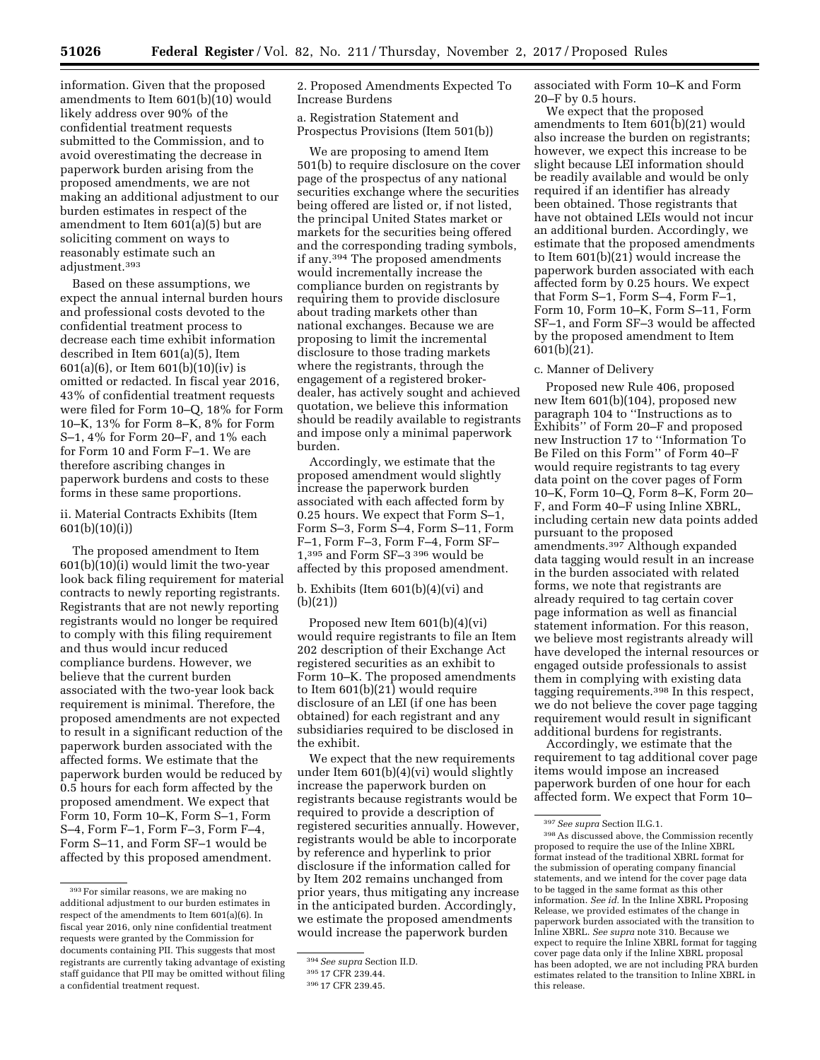information. Given that the proposed amendments to Item 601(b)(10) would likely address over 90% of the confidential treatment requests submitted to the Commission, and to avoid overestimating the decrease in paperwork burden arising from the proposed amendments, we are not making an additional adjustment to our burden estimates in respect of the amendment to Item 601(a)(5) but are soliciting comment on ways to reasonably estimate such an adjustment.[393]

Based on these assumptions, we expect the annual internal burden hours and professional costs devoted to the confidential treatment process to decrease each time exhibit information described in Item 601(a)(5), Item 601(a)(6), or Item 601(b)(10)(iv) is omitted or redacted. In fiscal year 2016, 43% of confidential treatment requests were filed for Form 10–Q, 18% for Form 10–K, 13% for Form 8–K, 8% for Form S–1, 4% for Form 20–F, and 1% each for Form 10 and Form F–1. We are therefore ascribing changes in paperwork burdens and costs to these forms in these same proportions.

ii. Material Contracts Exhibits (Item 601(b)(10)(i))

The proposed amendment to Item 601(b)(10)(i) would limit the two-year look back filing requirement for material contracts to newly reporting registrants. Registrants that are not newly reporting registrants would no longer be required to comply with this filing requirement and thus would incur reduced compliance burdens. However, we believe that the current burden associated with the two-year look back requirement is minimal. Therefore, the proposed amendments are not expected to result in a significant reduction of the paperwork burden associated with the affected forms. We estimate that the paperwork burden would be reduced by 0.5 hours for each form affected by the proposed amendment. We expect that Form 10, Form 10–K, Form S–1, Form S–4, Form F–1, Form F–3, Form F–4, Form S–11, and Form SF–1 would be affected by this proposed amendment.

2. Proposed Amendments Expected To Increase Burdens

a. Registration Statement and Prospectus Provisions (Item 501(b))

We are proposing to amend Item 501(b) to require disclosure on the cover page of the prospectus of any national securities exchange where the securities being offered are listed or, if not listed, the principal United States market or markets for the securities being offered and the corresponding trading symbols, if any.[394] The proposed amendments would incrementally increase the compliance burden on registrants by requiring them to provide disclosure about trading markets other than national exchanges. Because we are proposing to limit the incremental disclosure to those trading markets where the registrants, through the engagement of a registered broker-dealer, has actively sought and achieved quotation, we believe this information should be readily available to registrants and impose only a minimal paperwork burden.

Accordingly, we estimate that the proposed amendment would slightly increase the paperwork burden associated with each affected form by 0.25 hours. We expect that Form S–1, Form S–3, Form S–4, Form S–11, Form F–1, Form F–3, Form F–4, Form SF–1,[395] and Form SF–3[396] would be affected by this proposed amendment.

b. Exhibits (Item 601(b)(4)(vi) and (b)(21))

Proposed new Item 601(b)(4)(vi) would require registrants to file an Item 202 description of their Exchange Act registered securities as an exhibit to Form 10–K. The proposed amendments to Item 601(b)(21) would require disclosure of an LEI (if one has been obtained) for each registrant and any subsidiaries required to be disclosed in the exhibit.

We expect that the new requirements under Item 601(b)(4)(vi) would slightly increase the paperwork burden on registrants because registrants would be required to provide a description of registered securities annually. However, registrants would be able to incorporate by reference and hyperlink to prior disclosure if the information called for by Item 202 remains unchanged from prior years, thus mitigating any increase in the anticipated burden. Accordingly, we estimate the proposed amendments would increase the paperwork burden associated with Form 10–K and Form 20–F by 0.5 hours.

We expect that the proposed amendments to Item 601(b)(21) would also increase the burden on registrants; however, we expect this increase to be slight because LEI information should be readily available and would be only required if an identifier has already been obtained. Those registrants that have not obtained LEIs would not incur an additional burden. Accordingly, we estimate that the proposed amendments to Item 601(b)(21) would increase the paperwork burden associated with each affected form by 0.25 hours. We expect that Form S–1, Form S–4, Form F–1, Form 10, Form 10–K, Form S–11, Form SF–1, and Form SF–3 would be affected by the proposed amendment to Item 601(b)(21).

c. Manner of Delivery

Proposed new Rule 406, proposed new Item 601(b)(104), proposed new paragraph 104 to ''Instructions as to Exhibits'' of Form 20–F and proposed new Instruction 17 to ''Information To Be Filed on this Form'' of Form 40–F would require registrants to tag every data point on the cover pages of Form 10–K, Form 10–Q, Form 8–K, Form 20–F, and Form 40–F using Inline XBRL, including certain new data points added pursuant to the proposed amendments.[397] Although expanded data tagging would result in an increase in the burden associated with related forms, we note that registrants are already required to tag certain cover page information as well as financial statement information. For this reason, we believe most registrants already will have developed the internal resources or engaged outside professionals to assist them in complying with existing data tagging requirements.[398] In this respect, we do not believe the cover page tagging requirement would result in significant additional burdens for registrants.

Accordingly, we estimate that the requirement to tag additional cover page items would impose an increased paperwork burden of one hour for each affected form. We expect that Form 10–

---

[393] For similar reasons, we are making no additional adjustment to our burden estimates in respect of the amendments to Item 601(a)(6). In fiscal year 2016, only nine confidential treatment requests were granted by the Commission for documents containing PII. This suggests that most registrants are currently taking advantage of existing staff guidance that PII may be omitted without filing a confidential treatment request.

[394] *See supra* Section II.D.

[395] 17 CFR 239.44.

[396] 17 CFR 239.45.

[397] *See supra* Section II.G.1.

[398] As discussed above, the Commission recently proposed to require the use of the Inline XBRL format instead of the traditional XBRL format for the submission of operating company financial statements, and we intend for the cover page data to be tagged in the same format as this other information. *See id.* In the Inline XBRL Proposing Release, we provided estimates of the change in paperwork burden associated with the transition to Inline XBRL. *See supra* note 310. Because we expect to require the Inline XBRL format for tagging cover page data only if the Inline XBRL proposal has been adopted, we are not including PRA burden estimates related to the transition to Inline XBRL in this release.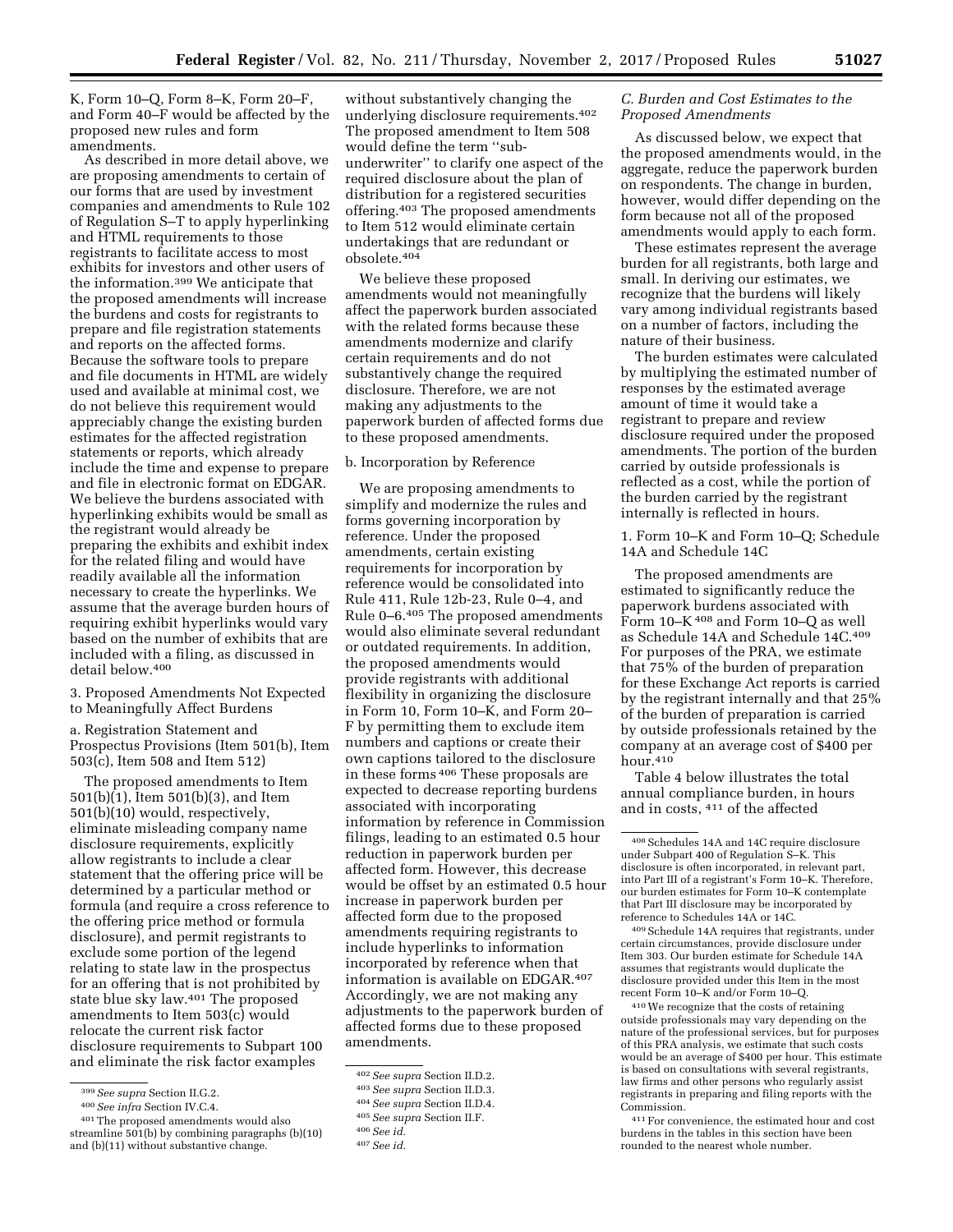K, Form 10–Q, Form 8–K, Form 20–F, and Form 40–F would be affected by the proposed new rules and form amendments.

As described in more detail above, we are proposing amendments to certain of our forms that are used by investment companies and amendments to Rule 102 of Regulation S–T to apply hyperlinking and HTML requirements to those registrants to facilitate access to most exhibits for investors and other users of the information.[399] We anticipate that the proposed amendments will increase the burdens and costs for registrants to prepare and file registration statements and reports on the affected forms. Because the software tools to prepare and file documents in HTML are widely used and available at minimal cost, we do not believe this requirement would appreciably change the existing burden estimates for the affected registration statements or reports, which already include the time and expense to prepare and file in electronic format on EDGAR. We believe the burdens associated with hyperlinking exhibits would be small as the registrant would already be preparing the exhibits and exhibit index for the related filing and would have readily available all the information necessary to create the hyperlinks. We assume that the average burden hours of requiring exhibit hyperlinks would vary based on the number of exhibits that are included with a filing, as discussed in detail below.[400]

3. Proposed Amendments Not Expected to Meaningfully Affect Burdens

a. Registration Statement and Prospectus Provisions (Item 501(b), Item 503(c), Item 508 and Item 512)

The proposed amendments to Item 501(b)(1), Item 501(b)(3), and Item 501(b)(10) would, respectively, eliminate misleading company name disclosure requirements, explicitly allow registrants to include a clear statement that the offering price will be determined by a particular method or formula (and require a cross reference to the offering price method or formula disclosure), and permit registrants to exclude some portion of the legend relating to state law in the prospectus for an offering that is not prohibited by state blue sky law.[401] The proposed amendments to Item 503(c) would relocate the current risk factor disclosure requirements to Subpart 100 and eliminate the risk factor examples without substantively changing the underlying disclosure requirements.[402] The proposed amendment to Item 508 would define the term ''sub-underwriter'' to clarify one aspect of the required disclosure about the plan of distribution for a registered securities offering.[403] The proposed amendments to Item 512 would eliminate certain undertakings that are redundant or obsolete.[404]

We believe these proposed amendments would not meaningfully affect the paperwork burden associated with the related forms because these amendments modernize and clarify certain requirements and do not substantively change the required disclosure. Therefore, we are not making any adjustments to the paperwork burden of affected forms due to these proposed amendments.

b. Incorporation by Reference

We are proposing amendments to simplify and modernize the rules and forms governing incorporation by reference. Under the proposed amendments, certain existing requirements for incorporation by reference would be consolidated into Rule 411, Rule 12b-23, Rule 0–4, and Rule 0–6.[405] The proposed amendments would also eliminate several redundant or outdated requirements. In addition, the proposed amendments would provide registrants with additional flexibility in organizing the disclosure in Form 10, Form 10–K, and Form 20–F by permitting them to exclude item numbers and captions or create their own captions tailored to the disclosure in these forms[406] These proposals are expected to decrease reporting burdens associated with incorporating information by reference in Commission filings, leading to an estimated 0.5 hour reduction in paperwork burden per affected form. However, this decrease would be offset by an estimated 0.5 hour increase in paperwork burden per affected form due to the proposed amendments requiring registrants to include hyperlinks to information incorporated by reference when that information is available on EDGAR.[407] Accordingly, we are not making any adjustments to the paperwork burden of affected forms due to these proposed amendments.

## C. Burden and Cost Estimates to the Proposed Amendments

As discussed below, we expect that the proposed amendments would, in the aggregate, reduce the paperwork burden on respondents. The change in burden, however, would differ depending on the form because not all of the proposed amendments would apply to each form.

These estimates represent the average burden for all registrants, both large and small. In deriving our estimates, we recognize that the burdens will likely vary among individual registrants based on a number of factors, including the nature of their business.

The burden estimates were calculated by multiplying the estimated number of responses by the estimated average amount of time it would take a registrant to prepare and review disclosure required under the proposed amendments. The portion of the burden carried by outside professionals is reflected as a cost, while the portion of the burden carried by the registrant internally is reflected in hours.

1. Form 10–K and Form 10–Q; Schedule 14A and Schedule 14C

The proposed amendments are estimated to significantly reduce the paperwork burdens associated with Form 10–K[408] and Form 10–Q as well as Schedule 14A and Schedule 14C.[409] For purposes of the PRA, we estimate that 75% of the burden of preparation for these Exchange Act reports is carried by the registrant internally and that 25% of the burden of preparation is carried by outside professionals retained by the company at an average cost of $400 per hour.[410]

Table 4 below illustrates the total annual compliance burden, in hours and in costs,[411] of the affected

---

[399] *See supra* Section II.G.2.

[400] *See infra* Section IV.C.4.

[401] The proposed amendments would also streamline 501(b) by combining paragraphs (b)(10) and (b)(11) without substantive change.

[402] *See supra* Section II.D.2.

[403] *See supra* Section II.D.3.

[404] *See supra* Section II.D.4.

[405] *See supra* Section II.F.

[406] *See id.*

[407] *See id.*

[408] Schedules 14A and 14C require disclosure under Subpart 400 of Regulation S–K. This disclosure is often incorporated, in relevant part, into Part III of a registrant's Form 10–K. Therefore, our burden estimates for Form 10–K contemplate that Part III disclosure may be incorporated by reference to Schedules 14A or 14C.

[409] Schedule 14A requires that registrants, under certain circumstances, provide disclosure under Item 303. Our burden estimate for Schedule 14A assumes that registrants would duplicate the disclosure provided under this Item in the most recent Form 10–K and/or Form 10–Q.

[410] We recognize that the costs of retaining outside professionals may vary depending on the nature of the professional services, but for purposes of this PRA analysis, we estimate that such costs would be an average of $400 per hour. This estimate is based on consultations with several registrants, law firms and other persons who regularly assist registrants in preparing and filing reports with the Commission.

[411] For convenience, the estimated hour and cost burdens in the tables in this section have been rounded to the nearest whole number.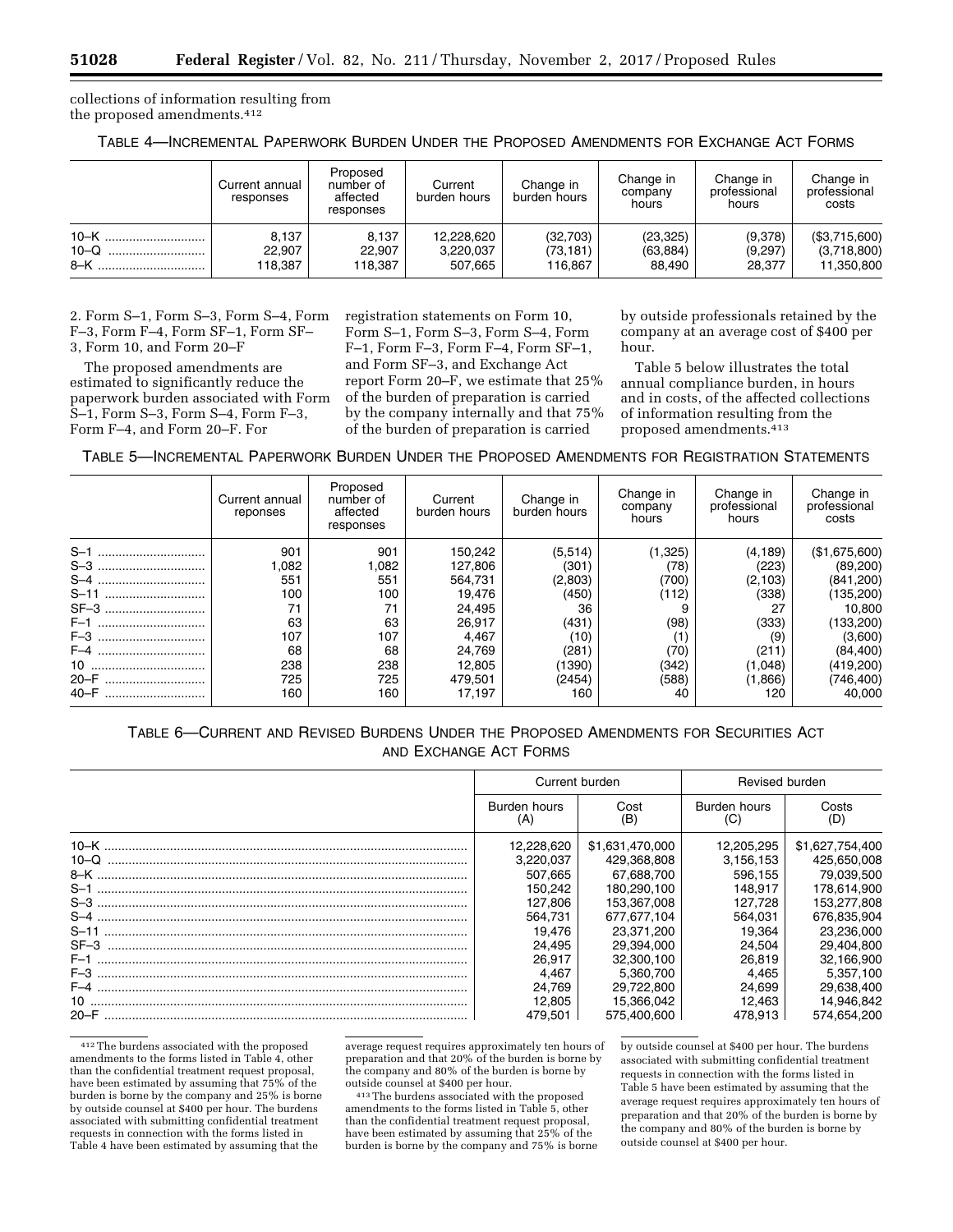collections of information resulting from the proposed amendments.[412]

TABLE 4—INCREMENTAL PAPERWORK BURDEN UNDER THE PROPOSED AMENDMENTS FOR EXCHANGE ACT FORMS

| | Current annual responses | Proposed number of affected responses | Current burden hours | Change in burden hours | Change in company hours | Change in professional hours | Change in professional costs |
|---|---|---|---|---|---|---|---|
| 10–K | 8,137 | 8,137 | 12,228,620 | (32,703) | (23,325) | (9,378) | ($3,715,600) |
| 10–Q | 22,907 | 22,907 | 3,220,037 | (73,181) | (63,884) | (9,297) | (3,718,800) |
| 8–K | 118,387 | 118,387 | 507,665 | 116,867 | 88,490 | 28,377 | 11,350,800 |

2. Form S–1, Form S–3, Form S–4, Form F–3, Form F–4, Form SF–1, Form SF–3, Form 10, and Form 20–F

The proposed amendments are estimated to significantly reduce the paperwork burden associated with Form S–1, Form S–3, Form S–4, Form F–3, Form F–4, and Form 20–F. For registration statements on Form 10, Form S–1, Form S–3, Form S–4, Form F–1, Form F–3, Form F–4, Form SF–1, and Form SF–3, and Exchange Act report Form 20–F, we estimate that 25% of the burden of preparation is carried by the company internally and that 75% of the burden of preparation is carried by outside professionals retained by the company at an average cost of $400 per hour.

Table 5 below illustrates the total annual compliance burden, in hours and in costs, of the affected collections of information resulting from the proposed amendments.[413]

TABLE 5—INCREMENTAL PAPERWORK BURDEN UNDER THE PROPOSED AMENDMENTS FOR REGISTRATION STATEMENTS

| | Current annual reponses | Proposed number of affected responses | Current burden hours | Change in burden hours | Change in company hours | Change in professional hours | Change in professional costs |
|---|---|---|---|---|---|---|---|
| S–1 | 901 | 901 | 150,242 | (5,514) | (1,325) | (4,189) | ($1,675,600) |
| S–3 | 1,082 | 1,082 | 127,806 | (301) | (78) | (223) | (89,200) |
| S–4 | 551 | 551 | 564,731 | (2,803) | (700) | (2,103) | (841,200) |
| S–11 | 100 | 100 | 19,476 | (450) | (112) | (338) | (135,200) |
| SF–3 | 71 | 71 | 24,495 | 36 | 9 | 27 | 10,800 |
| F–1 | 63 | 63 | 26,917 | (431) | (98) | (333) | (133,200) |
| F–3 | 107 | 107 | 4,467 | (10) | (1) | (9) | (3,600) |
| F–4 | 68 | 68 | 24,769 | (281) | (70) | (211) | (84,400) |
| 10 | 238 | 238 | 12,805 | (1390) | (342) | (1,048) | (419,200) |
| 20–F | 725 | 725 | 479,501 | (2454) | (588) | (1,866) | (746,400) |
| 40–F | 160 | 160 | 17,197 | 160 | 40 | 120 | 40,000 |

TABLE 6—CURRENT AND REVISED BURDENS UNDER THE PROPOSED AMENDMENTS FOR SECURITIES ACT AND EXCHANGE ACT FORMS

| | Current burden | | Revised burden | |
|---|---|---|---|---|
| | Burden hours (A) | Cost (B) | Burden hours (C) | Costs (D) |
| 10–K | 12,228,620 | $1,631,470,000 | 12,205,295 | $1,627,754,400 |
| 10–Q | 3,220,037 | 429,368,808 | 3,156,153 | 425,650,008 |
| 8–K | 507,665 | 67,688,700 | 596,155 | 79,039,500 |
| S–1 | 150,242 | 180,290,100 | 148,917 | 178,614,900 |
| S–3 | 127,806 | 153,367,008 | 127,728 | 153,277,808 |
| S–4 | 564,731 | 677,677,104 | 564,031 | 676,835,904 |
| S–11 | 19,476 | 23,371,200 | 19,364 | 23,236,000 |
| SF–3 | 24,495 | 29,394,000 | 24,504 | 29,404,800 |
| F–1 | 26,917 | 32,300,100 | 26,819 | 32,166,900 |
| F–3 | 4,467 | 5,360,700 | 4,465 | 5,357,100 |
| F–4 | 24,769 | 29,722,800 | 24,699 | 29,638,400 |
| 10 | 12,805 | 15,366,042 | 12,463 | 14,946,842 |
| 20–F | 479,501 | 575,400,600 | 478,913 | 574,654,200 |

[412] The burdens associated with the proposed amendments to the forms listed in Table 4, other than the confidential treatment request proposal, have been estimated by assuming that 75% of the burden is borne by the company and 25% is borne by outside counsel at $400 per hour. The burdens associated with submitting confidential treatment requests in connection with the forms listed in Table 4 have been estimated by assuming that the average request requires approximately ten hours of preparation and that 20% of the burden is borne by the company and 80% of the burden is borne by outside counsel at $400 per hour.

[413] The burdens associated with the proposed amendments to the forms listed in Table 5, other than the confidential treatment request proposal, have been estimated by assuming that 25% of the burden is borne by the company and 75% is borne by outside counsel at $400 per hour. The burdens associated with submitting confidential treatment requests in connection with the forms listed in Table 5 have been estimated by assuming that the average request requires approximately ten hours of preparation and that 20% of the burden is borne by the company and 80% of the burden is borne by outside counsel at $400 per hour.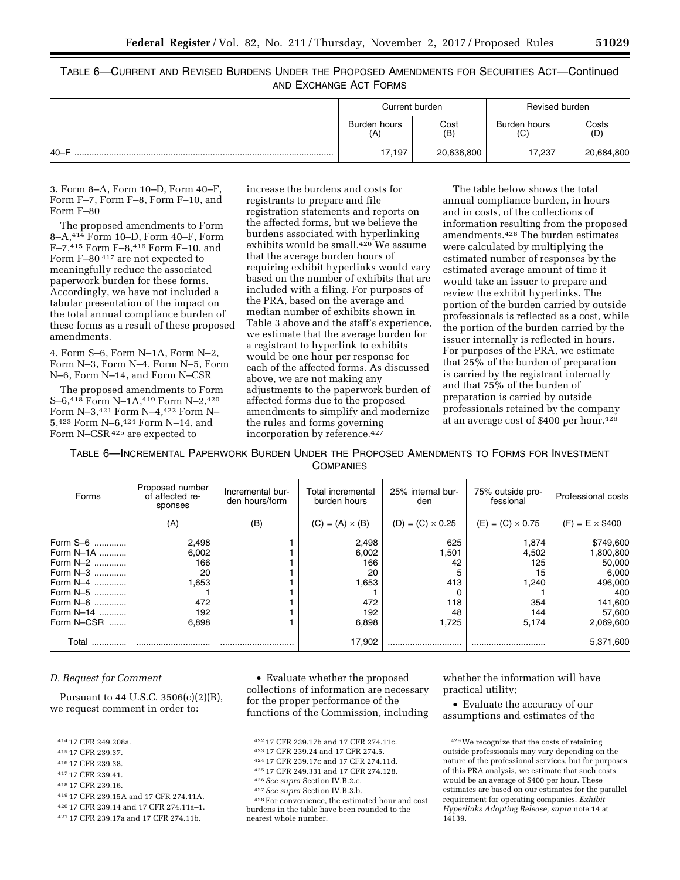TABLE 6—CURRENT AND REVISED BURDENS UNDER THE PROPOSED AMENDMENTS FOR SECURITIES ACT—Continued AND EXCHANGE ACT FORMS

| | Current burden | | Revised burden | |
|---|---|---|---|---|
| | Burden hours (A) | Cost (B) | Burden hours (C) | Costs (D) |
| 40–F | 17,197 | 20,636,800 | 17,237 | 20,684,800 |

3. Form 8–A, Form 10–D, Form 40–F, Form F–7, Form F–8, Form F–10, and Form F–80

The proposed amendments to Form 8–A,[414] Form 10–D, Form 40–F, Form F–7,[415] Form F–8,[416] Form F–10, and Form F–80[417] are not expected to meaningfully reduce the associated paperwork burden for these forms. Accordingly, we have not included a tabular presentation of the impact on the total annual compliance burden of these forms as a result of these proposed amendments.

4. Form S–6, Form N–1A, Form N–2, Form N–3, Form N–4, Form N–5, Form N–6, Form N–14, and Form N–CSR

The proposed amendments to Form S–6,[418] Form N–1A,[419] Form N–2,[420] Form N–3,[421] Form N–4,[422] Form N–5,[423] Form N–6,[424] Form N–14, and Form N–CSR[425] are expected to increase the burdens and costs for registrants to prepare and file registration statements and reports on the affected forms, but we believe the burdens associated with hyperlinking exhibits would be small.[426] We assume that the average burden hours of requiring exhibit hyperlinks would vary based on the number of exhibits that are included with a filing. For purposes of the PRA, based on the average and median number of exhibits shown in Table 3 above and the staff's experience, we estimate that the average burden for a registrant to hyperlink to exhibits would be one hour per response for each of the affected forms. As discussed above, we are not making any adjustments to the paperwork burden of affected forms due to the proposed amendments to simplify and modernize the rules and forms governing incorporation by reference.[427]

The table below shows the total annual compliance burden, in hours and in costs, of the collections of information resulting from the proposed amendments.[428] The burden estimates were calculated by multiplying the estimated number of responses by the estimated average amount of time it would take an issuer to prepare and review the exhibit hyperlinks. The portion of the burden carried by outside professionals is reflected as a cost, while the portion of the burden carried by the issuer internally is reflected in hours. For purposes of the PRA, we estimate that 25% of the burden of preparation is carried by the registrant internally and that 75% of the burden of preparation is carried by outside professionals retained by the company at an average cost of $400 per hour.[429]

TABLE 6—INCREMENTAL PAPERWORK BURDEN UNDER THE PROPOSED AMENDMENTS TO FORMS FOR INVESTMENT COMPANIES

| Forms | Proposed number of affected responses | Incremental burden hours/form | Total incremental burden hours | 25% internal burden | 75% outside professional | Professional costs |
|---|---|---|---|---|---|---|
| | (A) | (B) | (C) = (A) × (B) | (D) = (C) × 0.25 | (E) = (C) × 0.75 | (F) = E × $400 |
| Form S–6 | 2,498 | 1 | 2,498 | 625 | 1,874 | $749,600 |
| Form N–1A | 6,002 | 1 | 6,002 | 1,501 | 4,502 | 1,800,800 |
| Form N–2 | 166 | 1 | 166 | 42 | 125 | 50,000 |
| Form N–3 | 20 | 1 | 20 | 5 | 15 | 6,000 |
| Form N–4 | 1,653 | 1 | 1,653 | 413 | 1,240 | 496,000 |
| Form N–5 | 1 | 1 | 1 | 0 | 1 | 400 |
| Form N–6 | 472 | 1 | 472 | 118 | 354 | 141,600 |
| Form N–14 | 192 | 1 | 192 | 48 | 144 | 57,600 |
| Form N–CSR | 6,898 | 1 | 6,898 | 1,725 | 5,174 | 2,069,600 |
| Total | | | 17,902 | | | 5,371,600 |

*D. Request for Comment*

Pursuant to 44 U.S.C. 3506(c)(2)(B), we request comment in order to:

- Evaluate whether the proposed collections of information are necessary for the proper performance of the functions of the Commission, including whether the information will have practical utility;
- Evaluate the accuracy of our assumptions and estimates of the

[414] 17 CFR 249.208a.

[415] 17 CFR 239.37.

[416] 17 CFR 239.38.

[417] 17 CFR 239.41.

[418] 17 CFR 239.16.

[419] 17 CFR 239.15A and 17 CFR 274.11A.

[420] 17 CFR 239.14 and 17 CFR 274.11a–1.

[421] 17 CFR 239.17a and 17 CFR 274.11b.

[422] 17 CFR 239.17b and 17 CFR 274.11c.

[423] 17 CFR 239.24 and 17 CFR 274.5.

[424] 17 CFR 239.17c and 17 CFR 274.11d.

[425] 17 CFR 249.331 and 17 CFR 274.128.

[426] *See supra* Section IV.B.2.c.

[427] *See supra* Section IV.B.3.b.

[428] For convenience, the estimated hour and cost burdens in the table have been rounded to the nearest whole number.

[429] We recognize that the costs of retaining outside professionals may vary depending on the nature of the professional services, but for purposes of this PRA analysis, we estimate that such costs would be an average of $400 per hour. These estimates are based on our estimates for the parallel requirement for operating companies. *Exhibit Hyperlinks Adopting Release, supra* note 14 at 14139.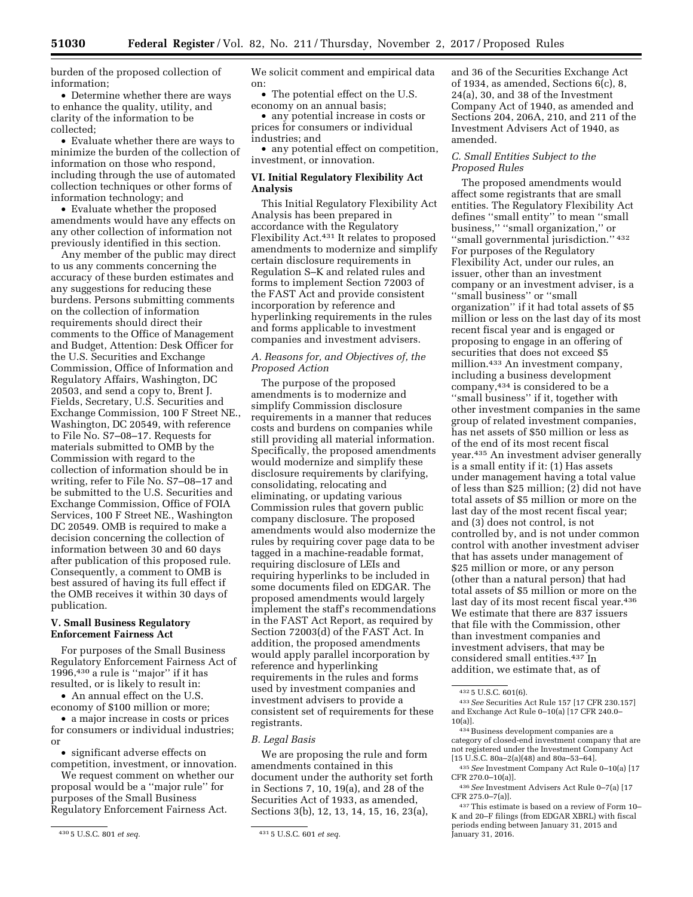burden of the proposed collection of information;

- Determine whether there are ways to enhance the quality, utility, and clarity of the information to be collected;
- Evaluate whether there are ways to minimize the burden of the collection of information on those who respond, including through the use of automated collection techniques or other forms of information technology; and
- Evaluate whether the proposed amendments would have any effects on any other collection of information not previously identified in this section.

Any member of the public may direct to us any comments concerning the accuracy of these burden estimates and any suggestions for reducing these burdens. Persons submitting comments on the collection of information requirements should direct their comments to the Office of Management and Budget, Attention: Desk Officer for the U.S. Securities and Exchange Commission, Office of Information and Regulatory Affairs, Washington, DC 20503, and send a copy to, Brent J. Fields, Secretary, U.S. Securities and Exchange Commission, 100 F Street NE., Washington, DC 20549, with reference to File No. S7–08–17. Requests for materials submitted to OMB by the Commission with regard to the collection of information should be in writing, refer to File No. S7–08–17 and be submitted to the U.S. Securities and Exchange Commission, Office of FOIA Services, 100 F Street NE., Washington DC 20549. OMB is required to make a decision concerning the collection of information between 30 and 60 days after publication of this proposed rule. Consequently, a comment to OMB is best assured of having its full effect if the OMB receives it within 30 days of publication.

## V. Small Business Regulatory Enforcement Fairness Act

For purposes of the Small Business Regulatory Enforcement Fairness Act of 1996,[430] a rule is ''major'' if it has resulted, or is likely to result in:

- An annual effect on the U.S. economy of $100 million or more;
- a major increase in costs or prices for consumers or individual industries; or
- significant adverse effects on competition, investment, or innovation.

We request comment on whether our proposal would be a ''major rule'' for purposes of the Small Business Regulatory Enforcement Fairness Act.

We solicit comment and empirical data on:

- The potential effect on the U.S. economy on an annual basis;
- any potential increase in costs or prices for consumers or individual industries; and
- any potential effect on competition, investment, or innovation.

## VI. Initial Regulatory Flexibility Act Analysis

This Initial Regulatory Flexibility Act Analysis has been prepared in accordance with the Regulatory Flexibility Act.[431] It relates to proposed amendments to modernize and simplify certain disclosure requirements in Regulation S–K and related rules and forms to implement Section 72003 of the FAST Act and provide consistent incorporation by reference and hyperlinking requirements in the rules and forms applicable to investment companies and investment advisers.

### A. Reasons for, and Objectives of, the Proposed Action

The purpose of the proposed amendments is to modernize and simplify Commission disclosure requirements in a manner that reduces costs and burdens on companies while still providing all material information. Specifically, the proposed amendments would modernize and simplify these disclosure requirements by clarifying, consolidating, relocating and eliminating, or updating various Commission rules that govern public company disclosure. The proposed amendments would also modernize the rules by requiring cover page data to be tagged in a machine-readable format, requiring disclosure of LEIs and requiring hyperlinks to be included in some documents filed on EDGAR. The proposed amendments would largely implement the staff's recommendations in the FAST Act Report, as required by Section 72003(d) of the FAST Act. In addition, the proposed amendments would apply parallel incorporation by reference and hyperlinking requirements in the rules and forms used by investment companies and investment advisers to provide a consistent set of requirements for these registrants.

### B. Legal Basis

We are proposing the rule and form amendments contained in this document under the authority set forth in Sections 7, 10, 19(a), and 28 of the Securities Act of 1933, as amended, Sections 3(b), 12, 13, 14, 15, 16, 23(a), and 36 of the Securities Exchange Act of 1934, as amended, Sections 6(c), 8, 24(a), 30, and 38 of the Investment Company Act of 1940, as amended and Sections 204, 206A, 210, and 211 of the Investment Advisers Act of 1940, as amended.

### C. Small Entities Subject to the Proposed Rules

The proposed amendments would affect some registrants that are small entities. The Regulatory Flexibility Act defines ''small entity'' to mean ''small business,'' ''small organization,'' or ''small governmental jurisdiction.''[432] For purposes of the Regulatory Flexibility Act, under our rules, an issuer, other than an investment company or an investment adviser, is a ''small business'' or ''small organization'' if it had total assets of $5 million or less on the last day of its most recent fiscal year and is engaged or proposing to engage in an offering of securities that does not exceed $5 million.[433] An investment company, including a business development company,[434] is considered to be a ''small business'' if it, together with other investment companies in the same group of related investment companies, has net assets of $50 million or less as of the end of its most recent fiscal year.[435] An investment adviser generally is a small entity if it: (1) Has assets under management having a total value of less than $25 million; (2) did not have total assets of $5 million or more on the last day of the most recent fiscal year; and (3) does not control, is not controlled by, and is not under common control with another investment adviser that has assets under management of $25 million or more, or any person (other than a natural person) that had total assets of $5 million or more on the last day of its most recent fiscal year.[436] We estimate that there are 837 issuers that file with the Commission, other than investment companies and investment advisers, that may be considered small entities.[437] In addition, we estimate that, as of

---

[430] 5 U.S.C. 801 *et seq.*

[431] 5 U.S.C. 601 *et seq.*

[432] 5 U.S.C. 601(6).

[433] *See* Securities Act Rule 157 [17 CFR 230.157] and Exchange Act Rule 0–10(a) [17 CFR 240.0–10(a)].

[434] Business development companies are a category of closed-end investment company that are not registered under the Investment Company Act [15 U.S.C. 80a–2(a)(48) and 80a–53–64].

[435] *See* Investment Company Act Rule 0–10(a) [17 CFR 270.0–10(a)].

[436] *See* Investment Advisers Act Rule 0–7(a) [17 CFR 275.0–7(a)].

[437] This estimate is based on a review of Form 10–K and 20–F filings (from EDGAR XBRL) with fiscal periods ending between January 31, 2015 and January 31, 2016.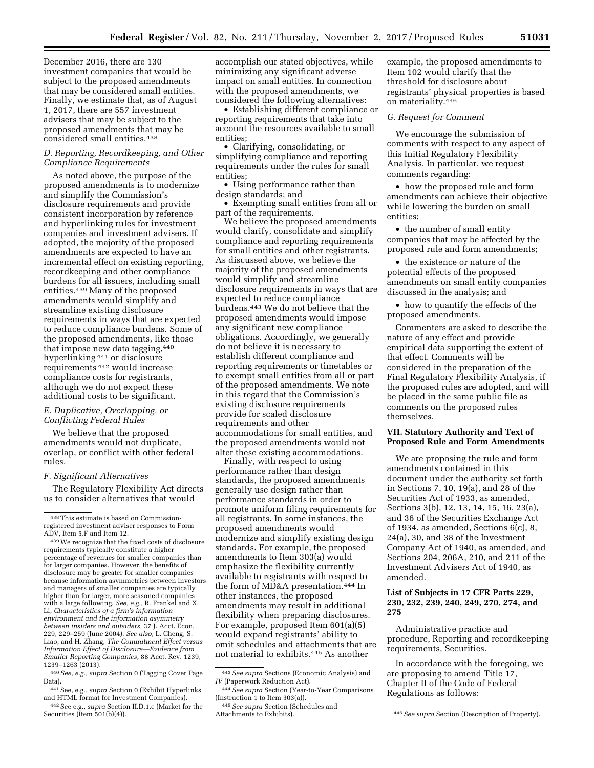December 2016, there are 130 investment companies that would be subject to the proposed amendments that may be considered small entities. Finally, we estimate that, as of August 1, 2017, there are 557 investment advisers that may be subject to the proposed amendments that may be considered small entities.[438]

### D. Reporting, Recordkeeping, and Other Compliance Requirements

As noted above, the purpose of the proposed amendments is to modernize and simplify the Commission's disclosure requirements and provide consistent incorporation by reference and hyperlinking rules for investment companies and investment advisers. If adopted, the majority of the proposed amendments are expected to have an incremental effect on existing reporting, recordkeeping and other compliance burdens for all issuers, including small entities.[439] Many of the proposed amendments would simplify and streamline existing disclosure requirements in ways that are expected to reduce compliance burdens. Some of the proposed amendments, like those that impose new data tagging,[440] hyperlinking[441] or disclosure requirements[442] would increase compliance costs for registrants, although we do not expect these additional costs to be significant.

### E. Duplicative, Overlapping, or Conflicting Federal Rules

We believe that the proposed amendments would not duplicate, overlap, or conflict with other federal rules.

### F. Significant Alternatives

The Regulatory Flexibility Act directs us to consider alternatives that would accomplish our stated objectives, while minimizing any significant adverse impact on small entities. In connection with the proposed amendments, we considered the following alternatives:

- Establishing different compliance or reporting requirements that take into account the resources available to small entities;
- Clarifying, consolidating, or simplifying compliance and reporting requirements under the rules for small entities;
- Using performance rather than design standards; and
- Exempting small entities from all or part of the requirements.

We believe the proposed amendments would clarify, consolidate and simplify compliance and reporting requirements for small entities and other registrants. As discussed above, we believe the majority of the proposed amendments would simplify and streamline disclosure requirements in ways that are expected to reduce compliance burdens.[443] We do not believe that the proposed amendments would impose any significant new compliance obligations. Accordingly, we generally do not believe it is necessary to establish different compliance and reporting requirements or timetables or to exempt small entities from all or part of the proposed amendments. We note in this regard that the Commission's existing disclosure requirements provide for scaled disclosure requirements and other accommodations for small entities, and the proposed amendments would not alter these existing accommodations.

Finally, with respect to using performance rather than design standards, the proposed amendments generally use design rather than performance standards in order to promote uniform filing requirements for all registrants. In some instances, the proposed amendments would modernize and simplify existing design standards. For example, the proposed amendments to Item 303(a) would emphasize the flexibility currently available to registrants with respect to the form of MD&A presentation.[444] In other instances, the proposed amendments may result in additional flexibility when preparing disclosures. For example, proposed Item 601(a)(5) would expand registrants' ability to omit schedules and attachments that are not material to exhibits.[445] As another example, the proposed amendments to Item 102 would clarify that the threshold for disclosure about registrants' physical properties is based on materiality.[446]

### G. Request for Comment

We encourage the submission of comments with respect to any aspect of this Initial Regulatory Flexibility Analysis. In particular, we request comments regarding:

- how the proposed rule and form amendments can achieve their objective while lowering the burden on small entities;
- the number of small entity companies that may be affected by the proposed rule and form amendments;
- the existence or nature of the potential effects of the proposed amendments on small entity companies discussed in the analysis; and
- how to quantify the effects of the proposed amendments.

Commenters are asked to describe the nature of any effect and provide empirical data supporting the extent of that effect. Comments will be considered in the preparation of the Final Regulatory Flexibility Analysis, if the proposed rules are adopted, and will be placed in the same public file as comments on the proposed rules themselves.

## VII. Statutory Authority and Text of Proposed Rule and Form Amendments

We are proposing the rule and form amendments contained in this document under the authority set forth in Sections 7, 10, 19(a), and 28 of the Securities Act of 1933, as amended, Sections 3(b), 12, 13, 14, 15, 16, 23(a), and 36 of the Securities Exchange Act of 1934, as amended, Sections 6(c), 8, 24(a), 30, and 38 of the Investment Company Act of 1940, as amended, and Sections 204, 206A, 210, and 211 of the Investment Advisers Act of 1940, as amended.

## List of Subjects in 17 CFR Parts 229, 230, 232, 239, 240, 249, 270, 274, and 275

Administrative practice and procedure, Reporting and recordkeeping requirements, Securities.

In accordance with the foregoing, we are proposing to amend Title 17, Chapter II of the Code of Federal Regulations as follows:

---

[438] This estimate is based on Commission-registered investment adviser responses to Form ADV, Item 5.F and Item 12.

[439] We recognize that the fixed costs of disclosure requirements typically constitute a higher percentage of revenues for smaller companies than for larger companies. However, the benefits of disclosure may be greater for smaller companies because information asymmetries between investors and managers of smaller companies are typically higher than for larger, more seasoned companies with a large following. *See, e.g.,* R. Frankel and X. Li, *Characteristics of a firm's information environment and the information asymmetry between insiders and outsiders,* 37 J. Acct. Econ. 229, 229–259 (June 2004). *See also,* L. Cheng, S. Liao, and H. Zhang, *The Commitment Effect versus Information Effect of Disclosure—Evidence from Smaller Reporting Companies,* 88 Acct. Rev. 1239, 1239–1263 (2013).

[440] *See, e.g., supra* Section 0 (Tagging Cover Page Data).

[441] See, e.g., *supra* Section 0 (Exhibit Hyperlinks and HTML format for Investment Companies).

[442] See e.g., *supra* Section II.D.1.c (Market for the Securities (Item 501(b)(4)).

[443] *See supra* Sections (Economic Analysis) and *IV* (Paperwork Reduction Act).

[444] *See supra* Section (Year-to-Year Comparisons (Instruction 1 to Item 303(a)).

[445] *See supra* Section (Schedules and Attachments to Exhibits).

[446] *See supra* Section (Description of Property).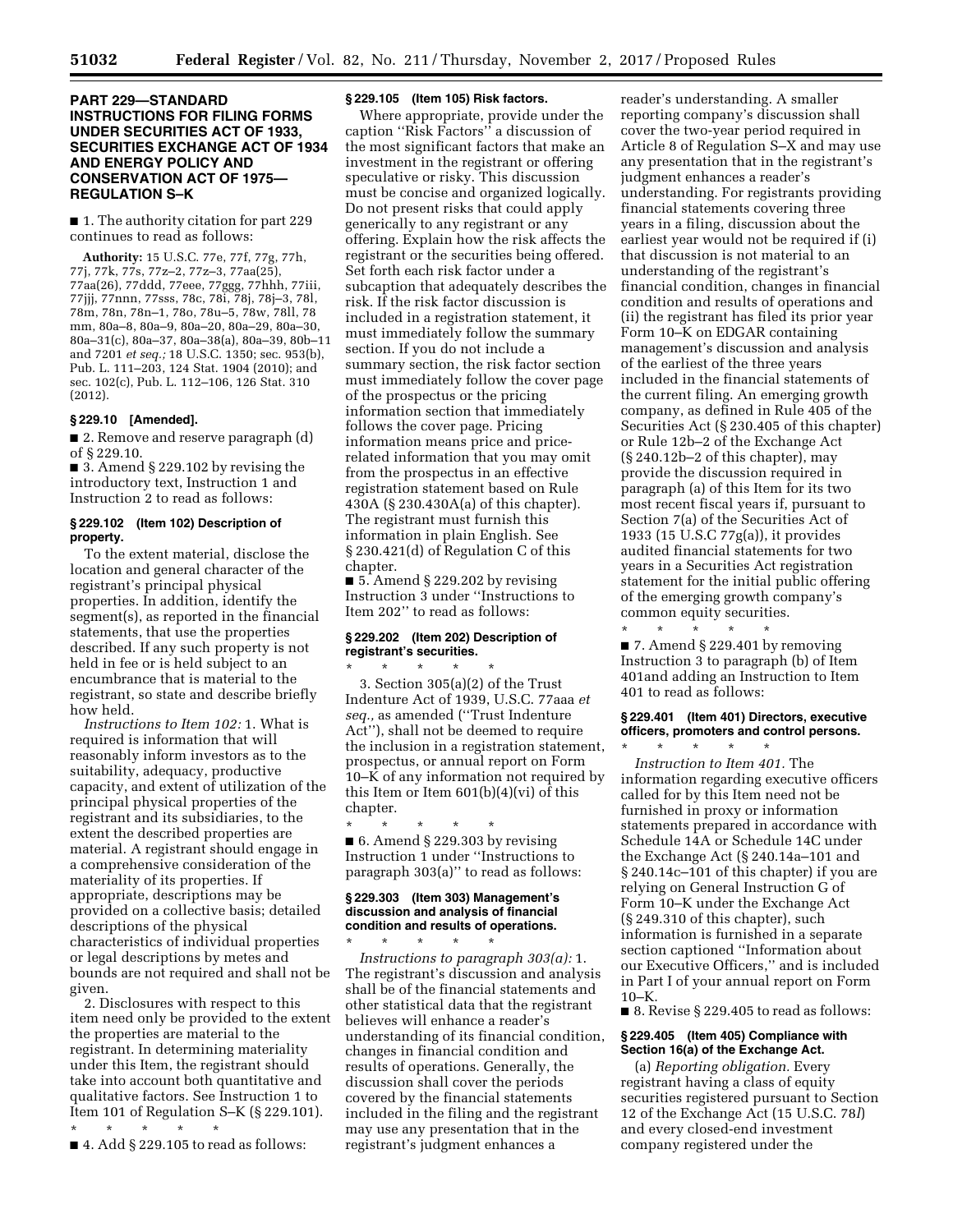## PART 229—STANDARD INSTRUCTIONS FOR FILING FORMS UNDER SECURITIES ACT OF 1933, SECURITIES EXCHANGE ACT OF 1934 AND ENERGY POLICY AND CONSERVATION ACT OF 1975—REGULATION S–K

■ 1. The authority citation for part 229 continues to read as follows:

**Authority:** 15 U.S.C. 77e, 77f, 77g, 77h, 77j, 77k, 77s, 77z–2, 77z–3, 77aa(25), 77aa(26), 77ddd, 77eee, 77ggg, 77hhh, 77iii, 77jjj, 77nnn, 77sss, 78c, 78i, 78j, 78j–3, 78l, 78m, 78n, 78n–1, 78o, 78u–5, 78w, 78ll, 78 mm, 80a–8, 80a–9, 80a–20, 80a–29, 80a–30, 80a–31(c), 80a–37, 80a–38(a), 80a–39, 80b–11 and 7201 *et seq.;* 18 U.S.C. 1350; sec. 953(b), Pub. L. 111–203, 124 Stat. 1904 (2010); and sec. 102(c), Pub. L. 112–106, 126 Stat. 310 (2012).

### § 229.10 [Amended].

■ 2. Remove and reserve paragraph (d) of § 229.10.

■ 3. Amend § 229.102 by revising the introductory text, Instruction 1 and Instruction 2 to read as follows:

### § 229.102 (Item 102) Description of property.

To the extent material, disclose the location and general character of the registrant's principal physical properties. In addition, identify the segment(s), as reported in the financial statements, that use the properties described. If any such property is not held in fee or is held subject to an encumbrance that is material to the registrant, so state and describe briefly how held.

*Instructions to Item 102:* 1. What is required is information that will reasonably inform investors as to the suitability, adequacy, productive capacity, and extent of utilization of the principal physical properties of the registrant and its subsidiaries, to the extent the described properties are material. A registrant should engage in a comprehensive consideration of the materiality of its properties. If appropriate, descriptions may be provided on a collective basis; detailed descriptions of the physical characteristics of individual properties or legal descriptions by metes and bounds are not required and shall not be given.

2. Disclosures with respect to this item need only be provided to the extent the properties are material to the registrant. In determining materiality under this Item, the registrant should take into account both quantitative and qualitative factors. See Instruction 1 to Item 101 of Regulation S–K (§ 229.101).

\* \* \* \* \*

■ 4. Add § 229.105 to read as follows:

### § 229.105 (Item 105) Risk factors.

Where appropriate, provide under the caption ''Risk Factors'' a discussion of the most significant factors that make an investment in the registrant or offering speculative or risky. This discussion must be concise and organized logically. Do not present risks that could apply generically to any registrant or any offering. Explain how the risk affects the registrant or the securities being offered. Set forth each risk factor under a subcaption that adequately describes the risk. If the risk factor discussion is included in a registration statement, it must immediately follow the summary section. If you do not include a summary section, the risk factor section must immediately follow the cover page of the prospectus or the pricing information section that immediately follows the cover page. Pricing information means price and price-related information that you may omit from the prospectus in an effective registration statement based on Rule 430A (§ 230.430A(a) of this chapter). The registrant must furnish this information in plain English. See § 230.421(d) of Regulation C of this chapter.

■ 5. Amend § 229.202 by revising Instruction 3 under ''Instructions to Item 202'' to read as follows:

### § 229.202 (Item 202) Description of registrant's securities.

\* \* \* \* \*

3. Section 305(a)(2) of the Trust Indenture Act of 1939, U.S.C. 77aaa *et seq.,* as amended (''Trust Indenture Act''), shall not be deemed to require the inclusion in a registration statement, prospectus, or annual report on Form 10–K of any information not required by this Item or Item 601(b)(4)(vi) of this chapter.

\* \* \* \* \*

■ 6. Amend § 229.303 by revising Instruction 1 under ''Instructions to paragraph 303(a)'' to read as follows:

### § 229.303 (Item 303) Management's discussion and analysis of financial condition and results of operations.

\* \* \* \* \*

*Instructions to paragraph 303(a):* 1. The registrant's discussion and analysis shall be of the financial statements and other statistical data that the registrant believes will enhance a reader's understanding of its financial condition, changes in financial condition and results of operations. Generally, the discussion shall cover the periods covered by the financial statements included in the filing and the registrant may use any presentation that in the registrant's judgment enhances a reader's understanding. A smaller reporting company's discussion shall cover the two-year period required in Article 8 of Regulation S–X and may use any presentation that in the registrant's judgment enhances a reader's understanding. For registrants providing financial statements covering three years in a filing, discussion about the earliest year would not be required if (i) that discussion is not material to an understanding of the registrant's financial condition, changes in financial condition and results of operations and (ii) the registrant has filed its prior year Form 10–K on EDGAR containing management's discussion and analysis of the earliest of the three years included in the financial statements of the current filing. An emerging growth company, as defined in Rule 405 of the Securities Act (§ 230.405 of this chapter) or Rule 12b–2 of the Exchange Act (§ 240.12b–2 of this chapter), may provide the discussion required in paragraph (a) of this Item for its two most recent fiscal years if, pursuant to Section 7(a) of the Securities Act of 1933 (15 U.S.C 77g(a)), it provides audited financial statements for two years in a Securities Act registration statement for the initial public offering of the emerging growth company's common equity securities.

\* \* \* \* \*

■ 7. Amend § 229.401 by removing Instruction 3 to paragraph (b) of Item 401and adding an Instruction to Item 401 to read as follows:

### § 229.401 (Item 401) Directors, executive officers, promoters and control persons.

\* \* \* \* \*

*Instruction to Item 401.* The information regarding executive officers called for by this Item need not be furnished in proxy or information statements prepared in accordance with Schedule 14A or Schedule 14C under the Exchange Act (§ 240.14a–101 and § 240.14c–101 of this chapter) if you are relying on General Instruction G of Form 10–K under the Exchange Act (§ 249.310 of this chapter), such information is furnished in a separate section captioned ''Information about our Executive Officers,'' and is included in Part I of your annual report on Form 10–K.

■ 8. Revise § 229.405 to read as follows:

### § 229.405 (Item 405) Compliance with Section 16(a) of the Exchange Act.

(a) *Reporting obligation.* Every registrant having a class of equity securities registered pursuant to Section 12 of the Exchange Act (15 U.S.C. 78*l*) and every closed-end investment company registered under the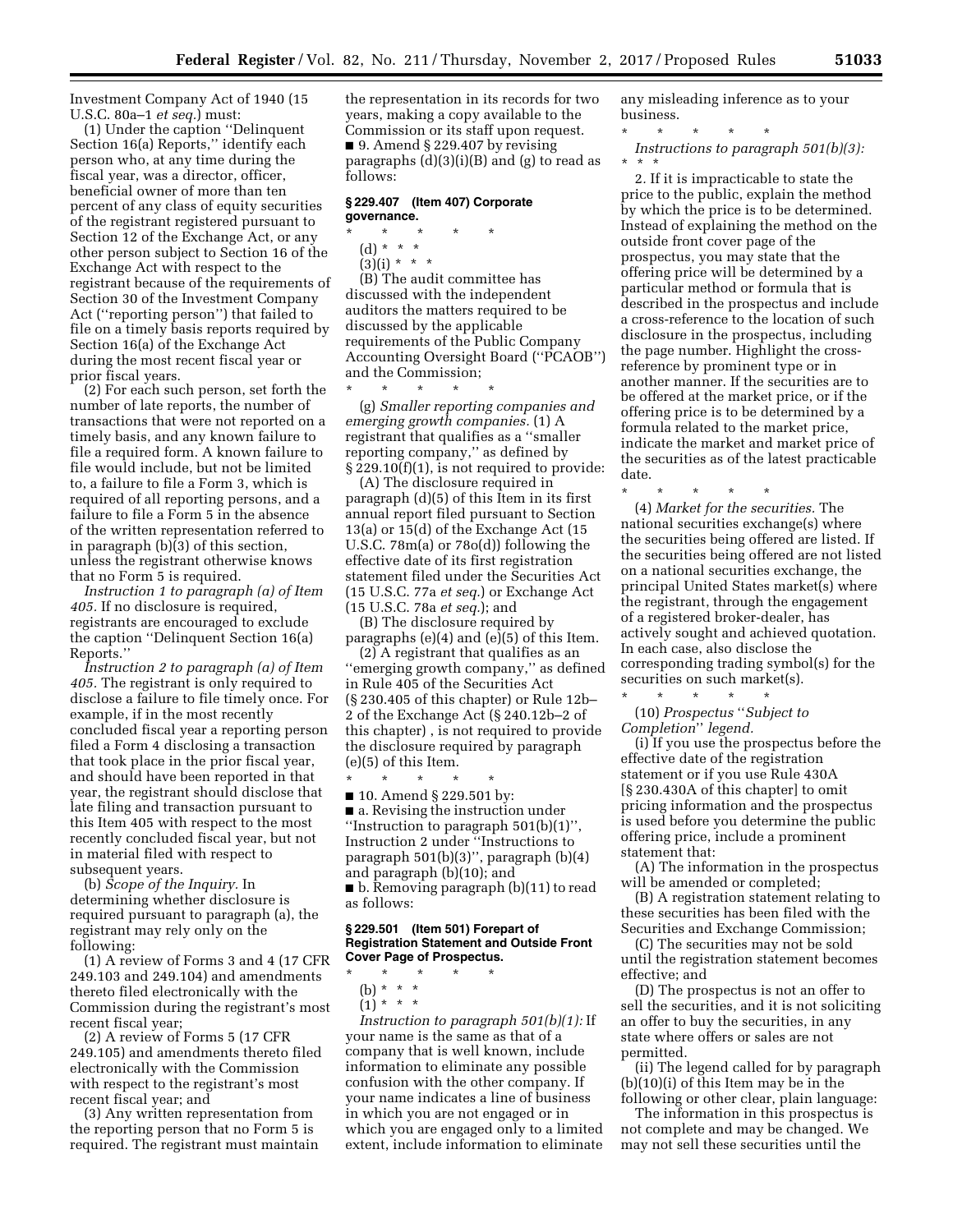Investment Company Act of 1940 (15 U.S.C. 80a–1 *et seq.*) must:

(1) Under the caption ''Delinquent Section 16(a) Reports,'' identify each person who, at any time during the fiscal year, was a director, officer, beneficial owner of more than ten percent of any class of equity securities of the registrant registered pursuant to Section 12 of the Exchange Act, or any other person subject to Section 16 of the Exchange Act with respect to the registrant because of the requirements of Section 30 of the Investment Company Act (''reporting person'') that failed to file on a timely basis reports required by Section 16(a) of the Exchange Act during the most recent fiscal year or prior fiscal years.

(2) For each such person, set forth the number of late reports, the number of transactions that were not reported on a timely basis, and any known failure to file a required form. A known failure to file would include, but not be limited to, a failure to file a Form 3, which is required of all reporting persons, and a failure to file a Form 5 in the absence of the written representation referred to in paragraph (b)(3) of this section, unless the registrant otherwise knows that no Form 5 is required.

*Instruction 1 to paragraph (a) of Item 405.* If no disclosure is required, registrants are encouraged to exclude the caption ''Delinquent Section 16(a) Reports.''

*Instruction 2 to paragraph (a) of Item 405.* The registrant is only required to disclose a failure to file timely once. For example, if in the most recently concluded fiscal year a reporting person filed a Form 4 disclosing a transaction that took place in the prior fiscal year, and should have been reported in that year, the registrant should disclose that late filing and transaction pursuant to this Item 405 with respect to the most recently concluded fiscal year, but not in material filed with respect to subsequent years.

(b) *Scope of the Inquiry.* In determining whether disclosure is required pursuant to paragraph (a), the registrant may rely only on the following:

(1) A review of Forms 3 and 4 (17 CFR 249.103 and 249.104) and amendments thereto filed electronically with the Commission during the registrant's most recent fiscal year;

(2) A review of Forms 5 (17 CFR 249.105) and amendments thereto filed electronically with the Commission with respect to the registrant's most recent fiscal year; and

(3) Any written representation from the reporting person that no Form 5 is required. The registrant must maintain the representation in its records for two years, making a copy available to the Commission or its staff upon request.

■ 9. Amend § 229.407 by revising paragraphs (d)(3)(i)(B) and (g) to read as follows:

### § 229.407 (Item 407) Corporate governance.

\* \* \* \* \*

(d) \* \* \*

(3)(i) \* \* \*

(B) The audit committee has discussed with the independent auditors the matters required to be discussed by the applicable requirements of the Public Company Accounting Oversight Board (''PCAOB'') and the Commission;

\* \* \* \* \*

(g) *Smaller reporting companies and emerging growth companies.* (1) A registrant that qualifies as a ''smaller reporting company,'' as defined by § 229.10(f)(1), is not required to provide:

(A) The disclosure required in paragraph (d)(5) of this Item in its first annual report filed pursuant to Section 13(a) or 15(d) of the Exchange Act (15 U.S.C. 78m(a) or 78o(d)) following the effective date of its first registration statement filed under the Securities Act (15 U.S.C. 77a *et seq.*) or Exchange Act (15 U.S.C. 78a *et seq.*); and

(B) The disclosure required by paragraphs (e)(4) and (e)(5) of this Item.

(2) A registrant that qualifies as an ''emerging growth company,'' as defined in Rule 405 of the Securities Act (§ 230.405 of this chapter) or Rule 12b–2 of the Exchange Act (§ 240.12b–2 of this chapter) , is not required to provide the disclosure required by paragraph (e)(5) of this Item.

\* \* \* \* \*

■ 10. Amend § 229.501 by:

■ a. Revising the instruction under ''Instruction to paragraph 501(b)(1)'', Instruction 2 under ''Instructions to paragraph 501(b)(3)'', paragraph (b)(4) and paragraph (b)(10); and

■ b. Removing paragraph (b)(11) to read as follows:

### § 229.501 (Item 501) Forepart of Registration Statement and Outside Front Cover Page of Prospectus.

\* \* \* \* \*

(b) \* \* \*

(1) \* \* \*

*Instruction to paragraph 501(b)(1):* If your name is the same as that of a company that is well known, include information to eliminate any possible confusion with the other company. If your name indicates a line of business in which you are not engaged or in which you are engaged only to a limited extent, include information to eliminate any misleading inference as to your business.

\* \* \* \* \*

*Instructions to paragraph 501(b)(3):* \* \* \*

2. If it is impracticable to state the price to the public, explain the method by which the price is to be determined. Instead of explaining the method on the outside front cover page of the prospectus, you may state that the offering price will be determined by a particular method or formula that is described in the prospectus and include a cross-reference to the location of such disclosure in the prospectus, including the page number. Highlight the cross-reference by prominent type or in another manner. If the securities are to be offered at the market price, or if the offering price is to be determined by a formula related to the market price, indicate the market and market price of the securities as of the latest practicable date.

\* \* \* \* \*

(4) *Market for the securities.* The national securities exchange(s) where the securities being offered are listed. If the securities being offered are not listed on a national securities exchange, the principal United States market(s) where the registrant, through the engagement of a registered broker-dealer, has actively sought and achieved quotation. In each case, also disclose the corresponding trading symbol(s) for the securities on such market(s).

\* \* \* \* \*

(10) *Prospectus ''Subject to Completion'' legend.*

(i) If you use the prospectus before the effective date of the registration statement or if you use Rule 430A [§ 230.430A of this chapter] to omit pricing information and the prospectus is used before you determine the public offering price, include a prominent statement that:

(A) The information in the prospectus will be amended or completed;

(B) A registration statement relating to these securities has been filed with the Securities and Exchange Commission;

(C) The securities may not be sold until the registration statement becomes effective; and

(D) The prospectus is not an offer to sell the securities, and it is not soliciting an offer to buy the securities, in any state where offers or sales are not permitted.

(ii) The legend called for by paragraph (b)(10)(i) of this Item may be in the following or other clear, plain language:

The information in this prospectus is not complete and may be changed. We may not sell these securities until the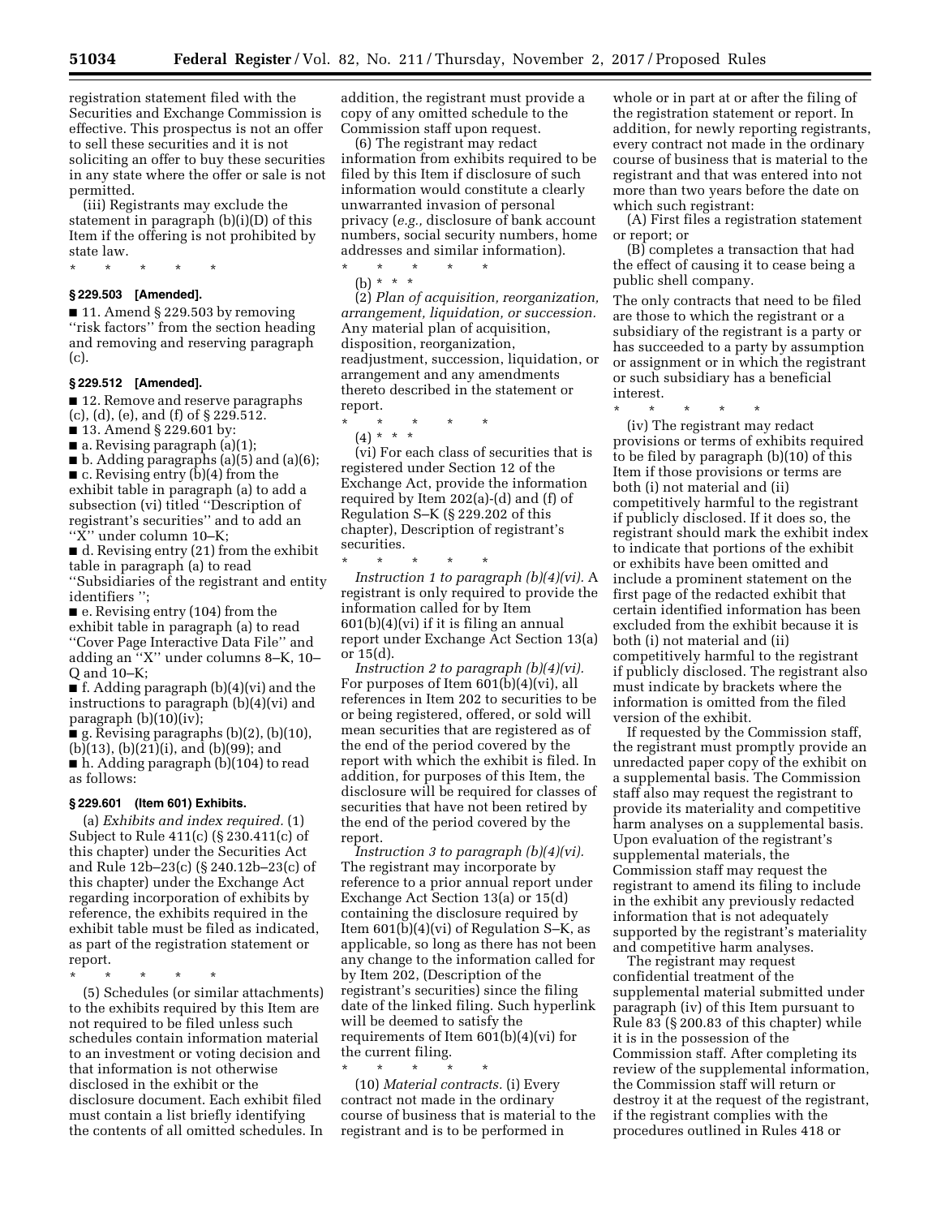registration statement filed with the Securities and Exchange Commission is effective. This prospectus is not an offer to sell these securities and it is not soliciting an offer to buy these securities in any state where the offer or sale is not permitted.

(iii) Registrants may exclude the statement in paragraph (b)(i)(D) of this Item if the offering is not prohibited by state law.

\* \* \* \* \*

### § 229.503 [Amended].

■ 11. Amend § 229.503 by removing ''risk factors'' from the section heading and removing and reserving paragraph (c).

### § 229.512 [Amended].

■ 12. Remove and reserve paragraphs (c), (d), (e), and (f) of § 229.512.

■ 13. Amend § 229.601 by:

■ a. Revising paragraph (a)(1);

■ b. Adding paragraphs (a)(5) and (a)(6);

■ c. Revising entry (b)(4) from the exhibit table in paragraph (a) to add a subsection (vi) titled ''Description of registrant's securities'' and to add an ''X'' under column 10–K;

■ d. Revising entry (21) from the exhibit table in paragraph (a) to read ''Subsidiaries of the registrant and entity identifiers '';

■ e. Revising entry (104) from the exhibit table in paragraph (a) to read ''Cover Page Interactive Data File'' and adding an ''X'' under columns 8–K, 10–Q and 10–K;

■ f. Adding paragraph (b)(4)(vi) and the instructions to paragraph (b)(4)(vi) and paragraph (b)(10)(iv);

■ g. Revising paragraphs (b)(2), (b)(10), (b)(13), (b)(21)(i), and (b)(99); and

■ h. Adding paragraph (b)(104) to read as follows:

### § 229.601 (Item 601) Exhibits.

(a) *Exhibits and index required.* (1) Subject to Rule 411(c) (§ 230.411(c) of this chapter) under the Securities Act and Rule 12b–23(c) (§ 240.12b–23(c) of this chapter) under the Exchange Act regarding incorporation of exhibits by reference, the exhibits required in the exhibit table must be filed as indicated, as part of the registration statement or report.

\* \* \* \* \*

(5) Schedules (or similar attachments) to the exhibits required by this Item are not required to be filed unless such schedules contain information material to an investment or voting decision and that information is not otherwise disclosed in the exhibit or the disclosure document. Each exhibit filed must contain a list briefly identifying the contents of all omitted schedules. In addition, the registrant must provide a copy of any omitted schedule to the Commission staff upon request.

(6) The registrant may redact information from exhibits required to be filed by this Item if disclosure of such information would constitute a clearly unwarranted invasion of personal privacy (*e.g.,* disclosure of bank account numbers, social security numbers, home addresses and similar information).

\* \* \* \* \*

(b) \* \* \*

(2) *Plan of acquisition, reorganization, arrangement, liquidation, or succession.* Any material plan of acquisition, disposition, reorganization, readjustment, succession, liquidation, or arrangement and any amendments thereto described in the statement or report.

\* \* \* \* \*

(4) \* \* \*

(vi) For each class of securities that is registered under Section 12 of the Exchange Act, provide the information required by Item 202(a)-(d) and (f) of Regulation S–K (§ 229.202 of this chapter), Description of registrant's securities.

\* \* \* \* \*

*Instruction 1 to paragraph (b)(4)(vi).* A registrant is only required to provide the information called for by Item 601(b)(4)(vi) if it is filing an annual report under Exchange Act Section 13(a) or 15(d).

*Instruction 2 to paragraph (b)(4)(vi).* For purposes of Item 601(b)(4)(vi), all references in Item 202 to securities to be or being registered, offered, or sold will mean securities that are registered as of the end of the period covered by the report with which the exhibit is filed. In addition, for purposes of this Item, the disclosure will be required for classes of securities that have not been retired by the end of the period covered by the report.

*Instruction 3 to paragraph (b)(4)(vi).* The registrant may incorporate by reference to a prior annual report under Exchange Act Section 13(a) or 15(d) containing the disclosure required by Item 601(b)(4)(vi) of Regulation S–K, as applicable, so long as there has not been any change to the information called for by Item 202, (Description of the registrant's securities) since the filing date of the linked filing. Such hyperlink will be deemed to satisfy the requirements of Item 601(b)(4)(vi) for the current filing.

\* \* \* \* \*

(10) *Material contracts.* (i) Every contract not made in the ordinary course of business that is material to the registrant and is to be performed in whole or in part at or after the filing of the registration statement or report. In addition, for newly reporting registrants, every contract not made in the ordinary course of business that is material to the registrant and that was entered into not more than two years before the date on which such registrant:

(A) First files a registration statement or report; or

(B) completes a transaction that had the effect of causing it to cease being a public shell company.

The only contracts that need to be filed are those to which the registrant or a subsidiary of the registrant is a party or has succeeded to a party by assumption or assignment or in which the registrant or such subsidiary has a beneficial interest.

\* \* \* \* \*

(iv) The registrant may redact provisions or terms of exhibits required to be filed by paragraph (b)(10) of this Item if those provisions or terms are both (i) not material and (ii) competitively harmful to the registrant if publicly disclosed. If it does so, the registrant should mark the exhibit index to indicate that portions of the exhibit or exhibits have been omitted and include a prominent statement on the first page of the redacted exhibit that certain identified information has been excluded from the exhibit because it is both (i) not material and (ii) competitively harmful to the registrant if publicly disclosed. The registrant also must indicate by brackets where the information is omitted from the filed version of the exhibit.

If requested by the Commission staff, the registrant must promptly provide an unredacted paper copy of the exhibit on a supplemental basis. The Commission staff also may request the registrant to provide its materiality and competitive harm analyses on a supplemental basis. Upon evaluation of the registrant's supplemental materials, the Commission staff may request the registrant to amend its filing to include in the exhibit any previously redacted information that is not adequately supported by the registrant's materiality and competitive harm analyses.

The registrant may request confidential treatment of the supplemental material submitted under paragraph (iv) of this Item pursuant to Rule 83 (§ 200.83 of this chapter) while it is in the possession of the Commission staff. After completing its review of the supplemental information, the Commission staff will return or destroy it at the request of the registrant, if the registrant complies with the procedures outlined in Rules 418 or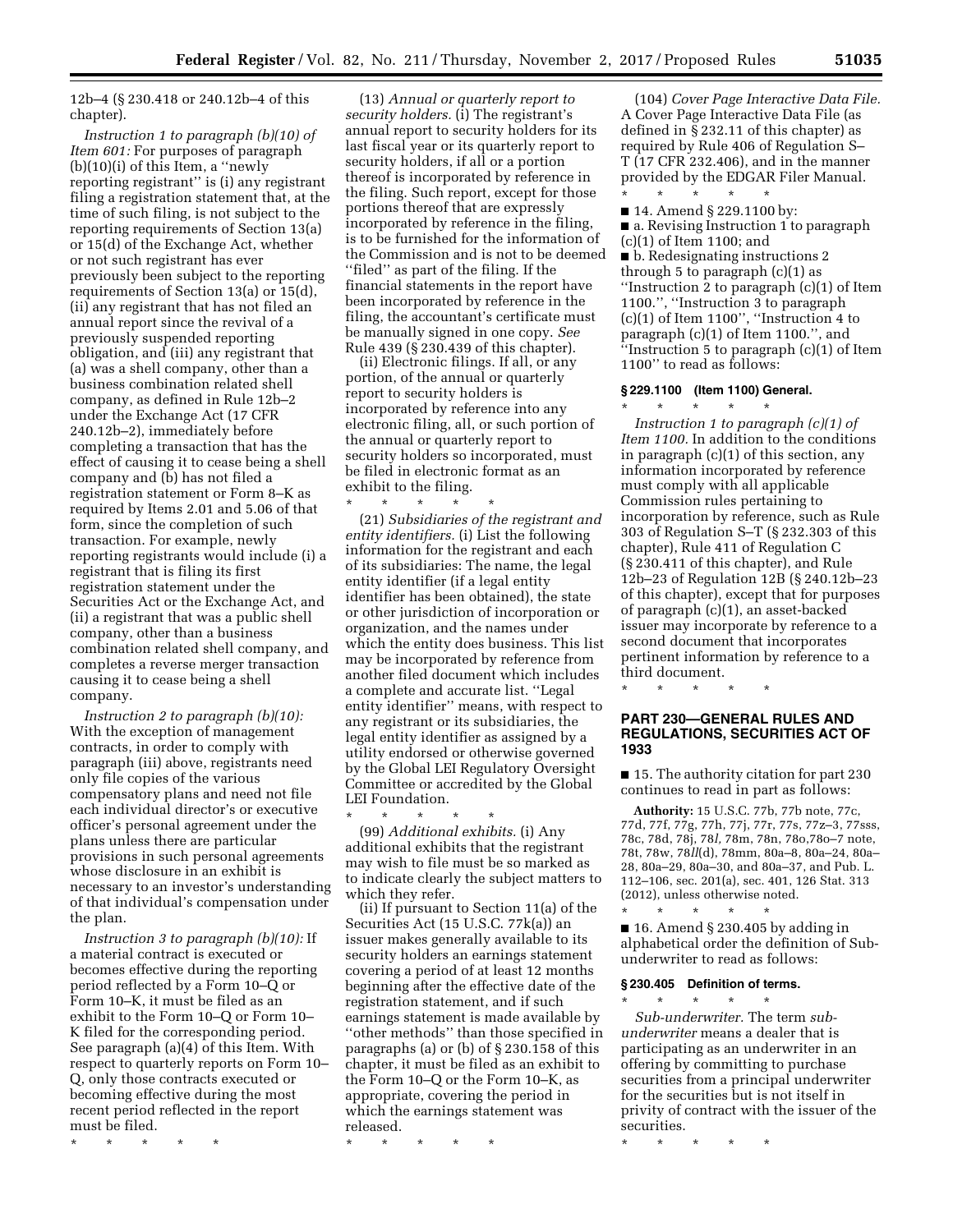12b–4 (§ 230.418 or 240.12b–4 of this chapter).

*Instruction 1 to paragraph (b)(10) of Item 601:* For purposes of paragraph (b)(10)(i) of this Item, a ''newly reporting registrant'' is (i) any registrant filing a registration statement that, at the time of such filing, is not subject to the reporting requirements of Section 13(a) or 15(d) of the Exchange Act, whether or not such registrant has ever previously been subject to the reporting requirements of Section 13(a) or 15(d), (ii) any registrant that has not filed an annual report since the revival of a previously suspended reporting obligation, and (iii) any registrant that (a) was a shell company, other than a business combination related shell company, as defined in Rule 12b–2 under the Exchange Act (17 CFR 240.12b–2), immediately before completing a transaction that has the effect of causing it to cease being a shell company and (b) has not filed a registration statement or Form 8–K as required by Items 2.01 and 5.06 of that form, since the completion of such transaction. For example, newly reporting registrants would include (i) a registrant that is filing its first registration statement under the Securities Act or the Exchange Act, and (ii) a registrant that was a public shell company, other than a business combination related shell company, and completes a reverse merger transaction causing it to cease being a shell company.

*Instruction 2 to paragraph (b)(10):* With the exception of management contracts, in order to comply with paragraph (iii) above, registrants need only file copies of the various compensatory plans and need not file each individual director's or executive officer's personal agreement under the plans unless there are particular provisions in such personal agreements whose disclosure in an exhibit is necessary to an investor's understanding of that individual's compensation under the plan.

*Instruction 3 to paragraph (b)(10):* If a material contract is executed or becomes effective during the reporting period reflected by a Form 10–Q or Form 10–K, it must be filed as an exhibit to the Form 10–Q or Form 10–K filed for the corresponding period. See paragraph (a)(4) of this Item. With respect to quarterly reports on Form 10–Q, only those contracts executed or becoming effective during the most recent period reflected in the report must be filed.

\* \* \* \* \*

(13) *Annual or quarterly report to security holders.* (i) The registrant's annual report to security holders for its last fiscal year or its quarterly report to security holders, if all or a portion thereof is incorporated by reference in the filing. Such report, except for those portions thereof that are expressly incorporated by reference in the filing, is to be furnished for the information of the Commission and is not to be deemed ''filed'' as part of the filing. If the financial statements in the report have been incorporated by reference in the filing, the accountant's certificate must be manually signed in one copy. *See* Rule 439 (§ 230.439 of this chapter).

(ii) Electronic filings. If all, or any portion, of the annual or quarterly report to security holders is incorporated by reference into any electronic filing, all, or such portion of the annual or quarterly report to security holders so incorporated, must be filed in electronic format as an exhibit to the filing.

\* \* \* \* \*

(21) *Subsidiaries of the registrant and entity identifiers.* (i) List the following information for the registrant and each of its subsidiaries: The name, the legal entity identifier (if a legal entity identifier has been obtained), the state or other jurisdiction of incorporation or organization, and the names under which the entity does business. This list may be incorporated by reference from another filed document which includes a complete and accurate list. ''Legal entity identifier'' means, with respect to any registrant or its subsidiaries, the legal entity identifier as assigned by a utility endorsed or otherwise governed by the Global LEI Regulatory Oversight Committee or accredited by the Global LEI Foundation.

\* \* \* \* \*

(99) *Additional exhibits.* (i) Any additional exhibits that the registrant may wish to file must be so marked as to indicate clearly the subject matters to which they refer.

(ii) If pursuant to Section 11(a) of the Securities Act (15 U.S.C. 77k(a)) an issuer makes generally available to its security holders an earnings statement covering a period of at least 12 months beginning after the effective date of the registration statement, and if such earnings statement is made available by ''other methods'' than those specified in paragraphs (a) or (b) of § 230.158 of this chapter, it must be filed as an exhibit to the Form 10–Q or the Form 10–K, as appropriate, covering the period in which the earnings statement was released.

\* \* \* \* \*

(104) *Cover Page Interactive Data File.* A Cover Page Interactive Data File (as defined in § 232.11 of this chapter) as required by Rule 406 of Regulation S–T (17 CFR 232.406), and in the manner provided by the EDGAR Filer Manual.

\* \* \* \* \*

■ 14. Amend § 229.1100 by:

■ a. Revising Instruction 1 to paragraph (c)(1) of Item 1100; and

■ b. Redesignating instructions 2 through 5 to paragraph (c)(1) as ''Instruction 2 to paragraph (c)(1) of Item 1100.'', ''Instruction 3 to paragraph (c)(1) of Item 1100'', ''Instruction 4 to paragraph (c)(1) of Item 1100.'', and ''Instruction 5 to paragraph (c)(1) of Item 1100'' to read as follows:

**§ 229.1100 (Item 1100) General.**

\* \* \* \* \*

*Instruction 1 to paragraph (c)(1) of Item 1100.* In addition to the conditions in paragraph (c)(1) of this section, any information incorporated by reference must comply with all applicable Commission rules pertaining to incorporation by reference, such as Rule 303 of Regulation S–T (§ 232.303 of this chapter), Rule 411 of Regulation C (§ 230.411 of this chapter), and Rule 12b–23 of Regulation 12B (§ 240.12b–23 of this chapter), except that for purposes of paragraph (c)(1), an asset-backed issuer may incorporate by reference to a second document that incorporates pertinent information by reference to a third document.

\* \* \* \* \*

## PART 230—GENERAL RULES AND REGULATIONS, SECURITIES ACT OF 1933

■ 15. The authority citation for part 230 continues to read in part as follows:

**Authority:** 15 U.S.C. 77b, 77b note, 77c, 77d, 77f, 77g, 77h, 77j, 77r, 77s, 77z–3, 77sss, 78c, 78d, 78j, 78*l*, 78m, 78n, 78o,78o–7 note, 78t, 78w, 78*ll*(d), 78mm, 80a–8, 80a–24, 80a–28, 80a–29, 80a–30, and 80a–37, and Pub. L. 112–106, sec. 201(a), sec. 401, 126 Stat. 313 (2012), unless otherwise noted.

\* \* \* \* \*

■ 16. Amend § 230.405 by adding in alphabetical order the definition of Sub-underwriter to read as follows:

**§ 230.405 Definition of terms.**

\* \* \* \* \*

*Sub-underwriter.* The term *sub-underwriter* means a dealer that is participating as an underwriter in an offering by committing to purchase securities from a principal underwriter for the securities but is not itself in privity of contract with the issuer of the securities.

\* \* \* \* \*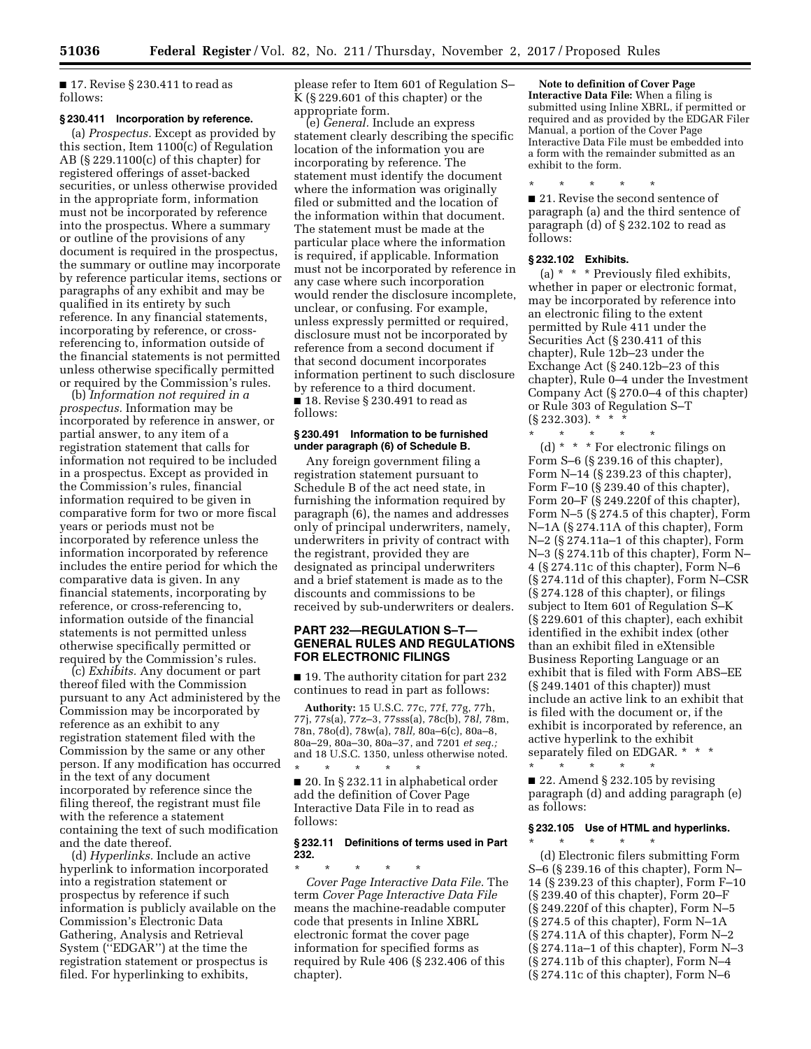■ 17. Revise § 230.411 to read as follows:

### § 230.411 Incorporation by reference.

(a) *Prospectus.* Except as provided by this section, Item 1100(c) of Regulation AB (§ 229.1100(c) of this chapter) for registered offerings of asset-backed securities, or unless otherwise provided in the appropriate form, information must not be incorporated by reference into the prospectus. Where a summary or outline of the provisions of any document is required in the prospectus, the summary or outline may incorporate by reference particular items, sections or paragraphs of any exhibit and may be qualified in its entirety by such reference. In any financial statements, incorporating by reference, or cross-referencing to, information outside of the financial statements is not permitted unless otherwise specifically permitted or required by the Commission's rules.

(b) *Information not required in a prospectus.* Information may be incorporated by reference in answer, or partial answer, to any item of a registration statement that calls for information not required to be included in a prospectus. Except as provided in the Commission's rules, financial information required to be given in comparative form for two or more fiscal years or periods must not be incorporated by reference unless the information incorporated by reference includes the entire period for which the comparative data is given. In any financial statements, incorporating by reference, or cross-referencing to, information outside of the financial statements is not permitted unless otherwise specifically permitted or required by the Commission's rules.

(c) *Exhibits.* Any document or part thereof filed with the Commission pursuant to any Act administered by the Commission may be incorporated by reference as an exhibit to any registration statement filed with the Commission by the same or any other person. If any modification has occurred in the text of any document incorporated by reference since the filing thereof, the registrant must file with the reference a statement containing the text of such modification and the date thereof.

(d) *Hyperlinks.* Include an active hyperlink to information incorporated into a registration statement or prospectus by reference if such information is publicly available on the Commission's Electronic Data Gathering, Analysis and Retrieval System ("EDGAR") at the time the registration statement or prospectus is filed. For hyperlinking to exhibits, please refer to Item 601 of Regulation S–K (§ 229.601 of this chapter) or the appropriate form.

(e) *General.* Include an express statement clearly describing the specific location of the information you are incorporating by reference. The statement must identify the document where the information was originally filed or submitted and the location of the information within that document. The statement must be made at the particular place where the information is required, if applicable. Information must not be incorporated by reference in any case where such incorporation would render the disclosure incomplete, unclear, or confusing. For example, unless expressly permitted or required, disclosure must not be incorporated by reference from a second document if that second document incorporates information pertinent to such disclosure by reference to a third document.

■ 18. Revise § 230.491 to read as follows:

### § 230.491 Information to be furnished under paragraph (6) of Schedule B.

Any foreign government filing a registration statement pursuant to Schedule B of the act need state, in furnishing the information required by paragraph (6), the names and addresses only of principal underwriters, namely, underwriters in privity of contract with the registrant, provided they are designated as principal underwriters and a brief statement is made as to the discounts and commissions to be received by sub-underwriters or dealers.

## PART 232—REGULATION S–T—GENERAL RULES AND REGULATIONS FOR ELECTRONIC FILINGS

■ 19. The authority citation for part 232 continues to read in part as follows:

**Authority:** 15 U.S.C. 77c, 77f, 77g, 77h, 77j, 77s(a), 77z–3, 77sss(a), 78c(b), 78*l,* 78m, 78n, 78o(d), 78w(a), 78*ll,* 80a–6(c), 80a–8, 80a–29, 80a–30, 80a–37, and 7201 *et seq.;* and 18 U.S.C. 1350, unless otherwise noted.

\* \* \* \* \*

■ 20. In § 232.11 in alphabetical order add the definition of Cover Page Interactive Data File in to read as follows:

### § 232.11 Definitions of terms used in Part 232.

\* \* \* \* \*

*Cover Page Interactive Data File.* The term *Cover Page Interactive Data File* means the machine-readable computer code that presents in Inline XBRL electronic format the cover page information for specified forms as required by Rule 406 (§ 232.406 of this chapter).

**Note to definition of Cover Page Interactive Data File:** When a filing is submitted using Inline XBRL, if permitted or required and as provided by the EDGAR Filer Manual, a portion of the Cover Page Interactive Data File must be embedded into a form with the remainder submitted as an exhibit to the form.

\* \* \* \* \*

■ 21. Revise the second sentence of paragraph (a) and the third sentence of paragraph (d) of § 232.102 to read as follows:

### § 232.102 Exhibits.

(a) \* \* \* Previously filed exhibits, whether in paper or electronic format, may be incorporated by reference into an electronic filing to the extent permitted by Rule 411 under the Securities Act (§ 230.411 of this chapter), Rule 12b–23 under the Exchange Act (§ 240.12b–23 of this chapter), Rule 0–4 under the Investment Company Act (§ 270.0–4 of this chapter) or Rule 303 of Regulation S–T (§ 232.303). \* \* \*

\* \* \* \* \*

(d) \* \* \* For electronic filings on Form S–6 (§ 239.16 of this chapter), Form N–14 (§ 239.23 of this chapter), Form F–10 (§ 239.40 of this chapter), Form 20–F (§ 249.220f of this chapter), Form N–5 (§ 274.5 of this chapter), Form N–1A (§ 274.11A of this chapter), Form N–2 (§ 274.11a–1 of this chapter), Form N–3 (§ 274.11b of this chapter), Form N–4 (§ 274.11c of this chapter), Form N–6 (§ 274.11d of this chapter), Form N–CSR (§ 274.128 of this chapter), or filings subject to Item 601 of Regulation S–K (§ 229.601 of this chapter), each exhibit identified in the exhibit index (other than an exhibit filed in eXtensible Business Reporting Language or an exhibit that is filed with Form ABS–EE (§ 249.1401 of this chapter)) must include an active link to an exhibit that is filed with the document or, if the exhibit is incorporated by reference, an active hyperlink to the exhibit separately filed on EDGAR. \* \* \*

\* \* \* \* \*

■ 22. Amend § 232.105 by revising paragraph (d) and adding paragraph (e) as follows:

### § 232.105 Use of HTML and hyperlinks.

\* \* \* \* \*

(d) Electronic filers submitting Form S–6 (§ 239.16 of this chapter), Form N–14 (§ 239.23 of this chapter), Form F–10 (§ 239.40 of this chapter), Form 20–F (§ 249.220f of this chapter), Form N–5 (§ 274.5 of this chapter), Form N–1A (§ 274.11A of this chapter), Form N–2 (§ 274.11a–1 of this chapter), Form N–3 (§ 274.11b of this chapter), Form N–4 (§ 274.11c of this chapter), Form N–6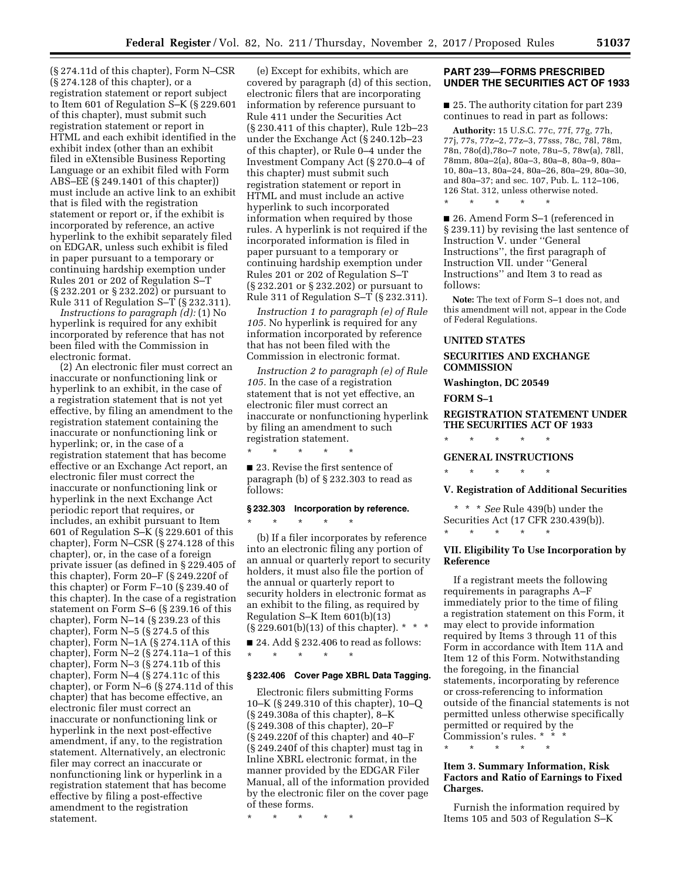(§ 274.11d of this chapter), Form N–CSR (§ 274.128 of this chapter), or a registration statement or report subject to Item 601 of Regulation S–K (§ 229.601 of this chapter), must submit such registration statement or report in HTML and each exhibit identified in the exhibit index (other than an exhibit filed in eXtensible Business Reporting Language or an exhibit filed with Form ABS–EE (§ 249.1401 of this chapter)) must include an active link to an exhibit that is filed with the registration statement or report or, if the exhibit is incorporated by reference, an active hyperlink to the exhibit separately filed on EDGAR, unless such exhibit is filed in paper pursuant to a temporary or continuing hardship exemption under Rules 201 or 202 of Regulation S–T (§ 232.201 or § 232.202) or pursuant to Rule 311 of Regulation S–T (§ 232.311).

*Instructions to paragraph (d):* (1) No hyperlink is required for any exhibit incorporated by reference that has not been filed with the Commission in electronic format.

(2) An electronic filer must correct an inaccurate or nonfunctioning link or hyperlink to an exhibit, in the case of a registration statement that is not yet effective, by filing an amendment to the registration statement containing the inaccurate or nonfunctioning link or hyperlink; or, in the case of a registration statement that has become effective or an Exchange Act report, an electronic filer must correct the inaccurate or nonfunctioning link or hyperlink in the next Exchange Act periodic report that requires, or includes, an exhibit pursuant to Item 601 of Regulation S–K (§ 229.601 of this chapter), Form N–CSR (§ 274.128 of this chapter), or, in the case of a foreign private issuer (as defined in § 229.405 of this chapter), Form 20–F (§ 249.220f of this chapter) or Form F–10 (§ 239.40 of this chapter). In the case of a registration statement on Form S–6 (§ 239.16 of this chapter), Form N–14 (§ 239.23 of this chapter), Form N–5 (§ 274.5 of this chapter), Form N–1A (§ 274.11A of this chapter), Form N–2 (§ 274.11a–1 of this chapter), Form N–3 (§ 274.11b of this chapter), Form N–4 (§ 274.11c of this chapter), or Form N–6 (§ 274.11d of this chapter) that has become effective, an electronic filer must correct an inaccurate or nonfunctioning link or hyperlink in the next post-effective amendment, if any, to the registration statement. Alternatively, an electronic filer may correct an inaccurate or nonfunctioning link or hyperlink in a registration statement that has become effective by filing a post-effective amendment to the registration statement.

(e) Except for exhibits, which are covered by paragraph (d) of this section, electronic filers that are incorporating information by reference pursuant to Rule 411 under the Securities Act (§ 230.411 of this chapter), Rule 12b–23 under the Exchange Act (§ 240.12b–23 of this chapter), or Rule 0–4 under the Investment Company Act (§ 270.0–4 of this chapter) must submit such registration statement or report in HTML and must include an active hyperlink to such incorporated information when required by those rules. A hyperlink is not required if the incorporated information is filed in paper pursuant to a temporary or continuing hardship exemption under Rules 201 or 202 of Regulation S–T (§ 232.201 or § 232.202) or pursuant to Rule 311 of Regulation S–T (§ 232.311).

*Instruction 1 to paragraph (e) of Rule 105.* No hyperlink is required for any information incorporated by reference that has not been filed with the Commission in electronic format.

*Instruction 2 to paragraph (e) of Rule 105.* In the case of a registration statement that is not yet effective, an electronic filer must correct an inaccurate or nonfunctioning hyperlink by filing an amendment to such registration statement.

\* \* \* \* \*

■ 23. Revise the first sentence of paragraph (b) of § 232.303 to read as follows:

### § 232.303 Incorporation by reference.

\* \* \* \* \*

(b) If a filer incorporates by reference into an electronic filing any portion of an annual or quarterly report to security holders, it must also file the portion of the annual or quarterly report to security holders in electronic format as an exhibit to the filing, as required by Regulation S–K Item 601(b)(13) (§ 229.601(b)(13) of this chapter). \* \* \*

■ 24. Add § 232.406 to read as follows:

\* \* \* \* \*

### § 232.406 Cover Page XBRL Data Tagging.

Electronic filers submitting Forms 10–K (§ 249.310 of this chapter), 10–Q (§ 249.308a of this chapter), 8–K (§ 249.308 of this chapter), 20–F (§ 249.220f of this chapter) and 40–F (§ 249.240f of this chapter) must tag in Inline XBRL electronic format, in the manner provided by the EDGAR Filer Manual, all of the information provided by the electronic filer on the cover page of these forms.

\* \* \* \* \*

## PART 239—FORMS PRESCRIBED UNDER THE SECURITIES ACT OF 1933

■ 25. The authority citation for part 239 continues to read in part as follows:

**Authority:** 15 U.S.C. 77c, 77f, 77g, 77h, 77j, 77s, 77z–2, 77z–3, 77sss, 78c, 78l, 78m, 78n, 78o(d),78o–7 note, 78u–5, 78w(a), 78ll, 78mm, 80a–2(a), 80a–3, 80a–8, 80a–9, 80a–10, 80a–13, 80a–24, 80a–26, 80a–29, 80a–30, and 80a–37; and sec. 107, Pub. L. 112–106, 126 Stat. 312, unless otherwise noted.

\* \* \* \* \*

■ 26. Amend Form S–1 (referenced in § 239.11) by revising the last sentence of Instruction V. under ''General Instructions'', the first paragraph of Instruction VII. under ''General Instructions'' and Item 3 to read as follows:

**Note:** The text of Form S–1 does not, and this amendment will not, appear in the Code of Federal Regulations.

**UNITED STATES**

**SECURITIES AND EXCHANGE COMMISSION**

**Washington, DC 20549**

**FORM S–1**

**REGISTRATION STATEMENT UNDER THE SECURITIES ACT OF 1933**

\* \* \* \* \*

**GENERAL INSTRUCTIONS**

\* \* \* \* \*

**V. Registration of Additional Securities**

\* \* \* *See* Rule 439(b) under the Securities Act (17 CFR 230.439(b)).

\* \* \* \* \*

**VII. Eligibility To Use Incorporation by Reference**

If a registrant meets the following requirements in paragraphs A–F immediately prior to the time of filing a registration statement on this Form, it may elect to provide information required by Items 3 through 11 of this Form in accordance with Item 11A and Item 12 of this Form. Notwithstanding the foregoing, in the financial statements, incorporating by reference or cross-referencing to information outside of the financial statements is not permitted unless otherwise specifically permitted or required by the Commission's rules. \* \* \*

\* \* \* \* \*

**Item 3. Summary Information, Risk Factors and Ratio of Earnings to Fixed Charges.**

Furnish the information required by Items 105 and 503 of Regulation S–K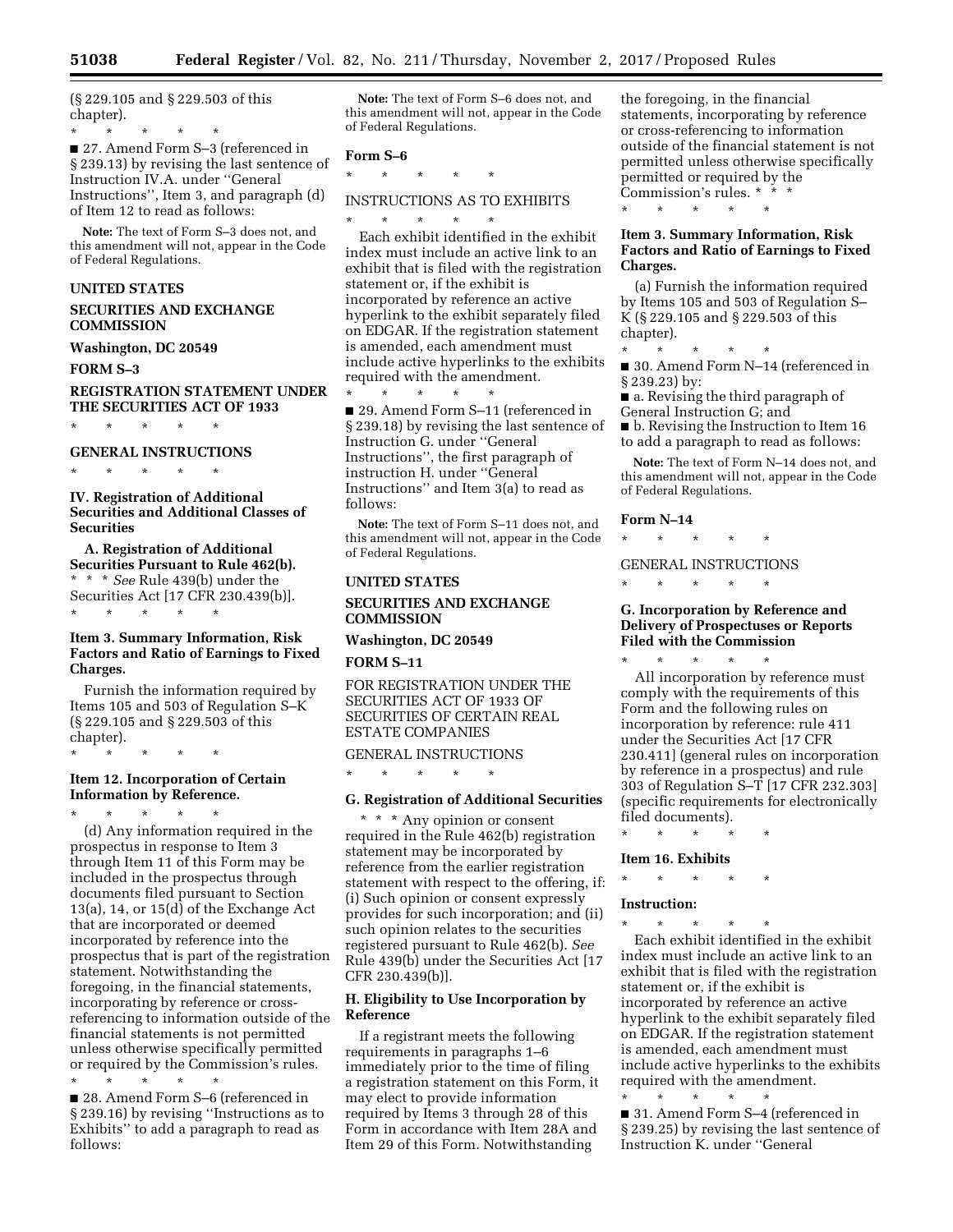(§ 229.105 and § 229.503 of this chapter).

\* \* \* \* \*

■ 27. Amend Form S–3 (referenced in § 239.13) by revising the last sentence of Instruction IV.A. under ''General Instructions'', Item 3, and paragraph (d) of Item 12 to read as follows:

**Note:** The text of Form S–3 does not, and this amendment will not, appear in the Code of Federal Regulations.

**UNITED STATES**

**SECURITIES AND EXCHANGE COMMISSION**

**Washington, DC 20549**

**FORM S–3**

**REGISTRATION STATEMENT UNDER THE SECURITIES ACT OF 1933**

\* \* \* \* \*

**GENERAL INSTRUCTIONS**

\* \* \* \* \*

**IV. Registration of Additional Securities and Additional Classes of Securities**

**A. Registration of Additional Securities Pursuant to Rule 462(b).** \* \* \* *See* Rule 439(b) under the Securities Act [17 CFR 230.439(b)].

\* \* \* \* \*

**Item 3. Summary Information, Risk Factors and Ratio of Earnings to Fixed Charges.**

Furnish the information required by Items 105 and 503 of Regulation S–K (§ 229.105 and § 229.503 of this chapter).

\* \* \* \* \*

**Item 12. Incorporation of Certain Information by Reference.**

\* \* \* \* \*

(d) Any information required in the prospectus in response to Item 3 through Item 11 of this Form may be included in the prospectus through documents filed pursuant to Section 13(a), 14, or 15(d) of the Exchange Act that are incorporated or deemed incorporated by reference into the prospectus that is part of the registration statement. Notwithstanding the foregoing, in the financial statements, incorporating by reference or cross-referencing to information outside of the financial statements is not permitted unless otherwise specifically permitted or required by the Commission's rules.

\* \* \* \* \*

■ 28. Amend Form S–6 (referenced in § 239.16) by revising ''Instructions as to Exhibits'' to add a paragraph to read as follows:

**Note:** The text of Form S–6 does not, and this amendment will not, appear in the Code of Federal Regulations.

**Form S–6**

\* \* \* \* \*

INSTRUCTIONS AS TO EXHIBITS

\* \* \* \* \*

Each exhibit identified in the exhibit index must include an active link to an exhibit that is filed with the registration statement or, if the exhibit is incorporated by reference an active hyperlink to the exhibit separately filed on EDGAR. If the registration statement is amended, each amendment must include active hyperlinks to the exhibits required with the amendment.

\* \* \* \* \*

■ 29. Amend Form S–11 (referenced in § 239.18) by revising the last sentence of Instruction G. under ''General Instructions'', the first paragraph of instruction H. under ''General Instructions'' and Item 3(a) to read as follows:

**Note:** The text of Form S–11 does not, and this amendment will not, appear in the Code of Federal Regulations.

**UNITED STATES**

**SECURITIES AND EXCHANGE COMMISSION**

**Washington, DC 20549**

**FORM S–11**

FOR REGISTRATION UNDER THE SECURITIES ACT OF 1933 OF SECURITIES OF CERTAIN REAL ESTATE COMPANIES

GENERAL INSTRUCTIONS

\* \* \* \* \*

**G. Registration of Additional Securities**

\* \* \* Any opinion or consent required in the Rule 462(b) registration statement may be incorporated by reference from the earlier registration statement with respect to the offering, if: (i) Such opinion or consent expressly provides for such incorporation; and (ii) such opinion relates to the securities registered pursuant to Rule 462(b). *See* Rule 439(b) under the Securities Act [17 CFR 230.439(b)].

**H. Eligibility to Use Incorporation by Reference**

If a registrant meets the following requirements in paragraphs 1–6 immediately prior to the time of filing a registration statement on this Form, it may elect to provide information required by Items 3 through 28 of this Form in accordance with Item 28A and Item 29 of this Form. Notwithstanding the foregoing, in the financial statements, incorporating by reference or cross-referencing to information outside of the financial statement is not permitted unless otherwise specifically permitted or required by the Commission's rules. \* \* \*

\* \* \* \* \*

**Item 3. Summary Information, Risk Factors and Ratio of Earnings to Fixed Charges.**

(a) Furnish the information required by Items 105 and 503 of Regulation S–K (§ 229.105 and § 229.503 of this chapter).

\* \* \* \* \*

■ 30. Amend Form N–14 (referenced in § 239.23) by:

■ a. Revising the third paragraph of General Instruction G; and

■ b. Revising the Instruction to Item 16 to add a paragraph to read as follows:

**Note:** The text of Form N–14 does not, and this amendment will not, appear in the Code of Federal Regulations.

**Form N–14**

\* \* \* \* \*

GENERAL INSTRUCTIONS

\* \* \* \* \*

**G. Incorporation by Reference and Delivery of Prospectuses or Reports Filed with the Commission**

\* \* \* \* \*

All incorporation by reference must comply with the requirements of this Form and the following rules on incorporation by reference: rule 411 under the Securities Act [17 CFR 230.411] (general rules on incorporation by reference in a prospectus) and rule 303 of Regulation S–T [17 CFR 232.303] (specific requirements for electronically filed documents).

\* \* \* \* \*

**Item 16. Exhibits**

\* \* \* \* \*

**Instruction:**

\* \* \* \* \*

Each exhibit identified in the exhibit index must include an active link to an exhibit that is filed with the registration statement or, if the exhibit is incorporated by reference an active hyperlink to the exhibit separately filed on EDGAR. If the registration statement is amended, each amendment must include active hyperlinks to the exhibits required with the amendment.

\* \* \* \* \*

■ 31. Amend Form S–4 (referenced in § 239.25) by revising the last sentence of Instruction K. under ''General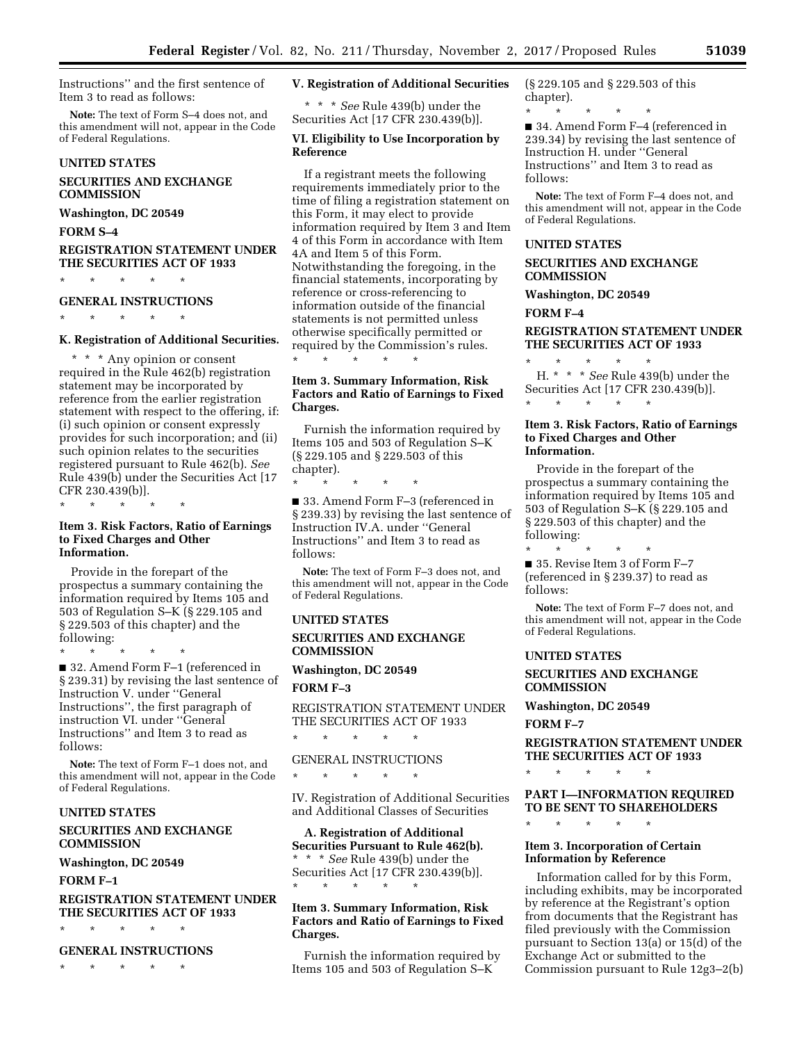Instructions'' and the first sentence of Item 3 to read as follows:

**Note:** The text of Form S–4 does not, and this amendment will not, appear in the Code of Federal Regulations.

**UNITED STATES**

**SECURITIES AND EXCHANGE COMMISSION**

**Washington, DC 20549**

**FORM S–4**

**REGISTRATION STATEMENT UNDER THE SECURITIES ACT OF 1933**

\* \* \* \* \*

**GENERAL INSTRUCTIONS**

\* \* \* \* \*

**K. Registration of Additional Securities.**

\* \* \* Any opinion or consent required in the Rule 462(b) registration statement may be incorporated by reference from the earlier registration statement with respect to the offering, if: (i) such opinion or consent expressly provides for such incorporation; and (ii) such opinion relates to the securities registered pursuant to Rule 462(b). *See* Rule 439(b) under the Securities Act [17 CFR 230.439(b)].

\* \* \* \* \*

**Item 3. Risk Factors, Ratio of Earnings to Fixed Charges and Other Information.**

Provide in the forepart of the prospectus a summary containing the information required by Items 105 and 503 of Regulation S–K (§ 229.105 and § 229.503 of this chapter) and the following:

\* \* \* \* \*

■ 32. Amend Form F–1 (referenced in § 239.31) by revising the last sentence of Instruction V. under ''General Instructions'', the first paragraph of instruction VI. under ''General Instructions'' and Item 3 to read as follows:

**Note:** The text of Form F–1 does not, and this amendment will not, appear in the Code of Federal Regulations.

**UNITED STATES**

**SECURITIES AND EXCHANGE COMMISSION**

**Washington, DC 20549**

**FORM F–1**

**REGISTRATION STATEMENT UNDER THE SECURITIES ACT OF 1933**

\* \* \* \* \*

**GENERAL INSTRUCTIONS**

\* \* \* \* \*

**V. Registration of Additional Securities**

\* \* \* *See* Rule 439(b) under the Securities Act [17 CFR 230.439(b)].

**VI. Eligibility to Use Incorporation by Reference**

If a registrant meets the following requirements immediately prior to the time of filing a registration statement on this Form, it may elect to provide information required by Item 3 and Item 4 of this Form in accordance with Item 4A and Item 5 of this Form. Notwithstanding the foregoing, in the financial statements, incorporating by reference or cross-referencing to information outside of the financial statements is not permitted unless otherwise specifically permitted or required by the Commission's rules.

\* \* \* \* \*

**Item 3. Summary Information, Risk Factors and Ratio of Earnings to Fixed Charges.**

Furnish the information required by Items 105 and 503 of Regulation S–K (§ 229.105 and § 229.503 of this chapter).

\* \* \* \* \*

■ 33. Amend Form F–3 (referenced in § 239.33) by revising the last sentence of Instruction IV.A. under ''General Instructions'' and Item 3 to read as follows:

**Note:** The text of Form F–3 does not, and this amendment will not, appear in the Code of Federal Regulations.

**UNITED STATES**

**SECURITIES AND EXCHANGE COMMISSION**

**Washington, DC 20549**

**FORM F–3**

REGISTRATION STATEMENT UNDER THE SECURITIES ACT OF 1933

\* \* \* \* \*

GENERAL INSTRUCTIONS

\* \* \* \* \*

IV. Registration of Additional Securities and Additional Classes of Securities

**A. Registration of Additional Securities Pursuant to Rule 462(b).** \* \* \* *See* Rule 439(b) under the Securities Act [17 CFR 230.439(b)].

\* \* \* \* \*

**Item 3. Summary Information, Risk Factors and Ratio of Earnings to Fixed Charges.**

Furnish the information required by Items 105 and 503 of Regulation S–K (§ 229.105 and § 229.503 of this chapter).

\* \* \* \* \*

■ 34. Amend Form F–4 (referenced in 239.34) by revising the last sentence of Instruction H. under ''General Instructions'' and Item 3 to read as follows:

**Note:** The text of Form F–4 does not, and this amendment will not, appear in the Code of Federal Regulations.

**UNITED STATES**

**SECURITIES AND EXCHANGE COMMISSION**

**Washington, DC 20549**

**FORM F–4**

**REGISTRATION STATEMENT UNDER THE SECURITIES ACT OF 1933**

\* \* \* \* \*

H. \* \* \* *See* Rule 439(b) under the Securities Act [17 CFR 230.439(b)].

\* \* \* \* \*

**Item 3. Risk Factors, Ratio of Earnings to Fixed Charges and Other Information.**

Provide in the forepart of the prospectus a summary containing the information required by Items 105 and 503 of Regulation S–K (§ 229.105 and § 229.503 of this chapter) and the following:

\* \* \* \* \*

■ 35. Revise Item 3 of Form F–7 (referenced in § 239.37) to read as follows:

**Note:** The text of Form F–7 does not, and this amendment will not, appear in the Code of Federal Regulations.

**UNITED STATES**

**SECURITIES AND EXCHANGE COMMISSION**

**Washington, DC 20549**

**FORM F–7**

**REGISTRATION STATEMENT UNDER THE SECURITIES ACT OF 1933**

\* \* \* \* \*

**PART I—INFORMATION REQUIRED TO BE SENT TO SHAREHOLDERS**

\* \* \* \* \*

**Item 3. Incorporation of Certain Information by Reference**

Information called for by this Form, including exhibits, may be incorporated by reference at the Registrant's option from documents that the Registrant has filed previously with the Commission pursuant to Section 13(a) or 15(d) of the Exchange Act or submitted to the Commission pursuant to Rule 12g3–2(b)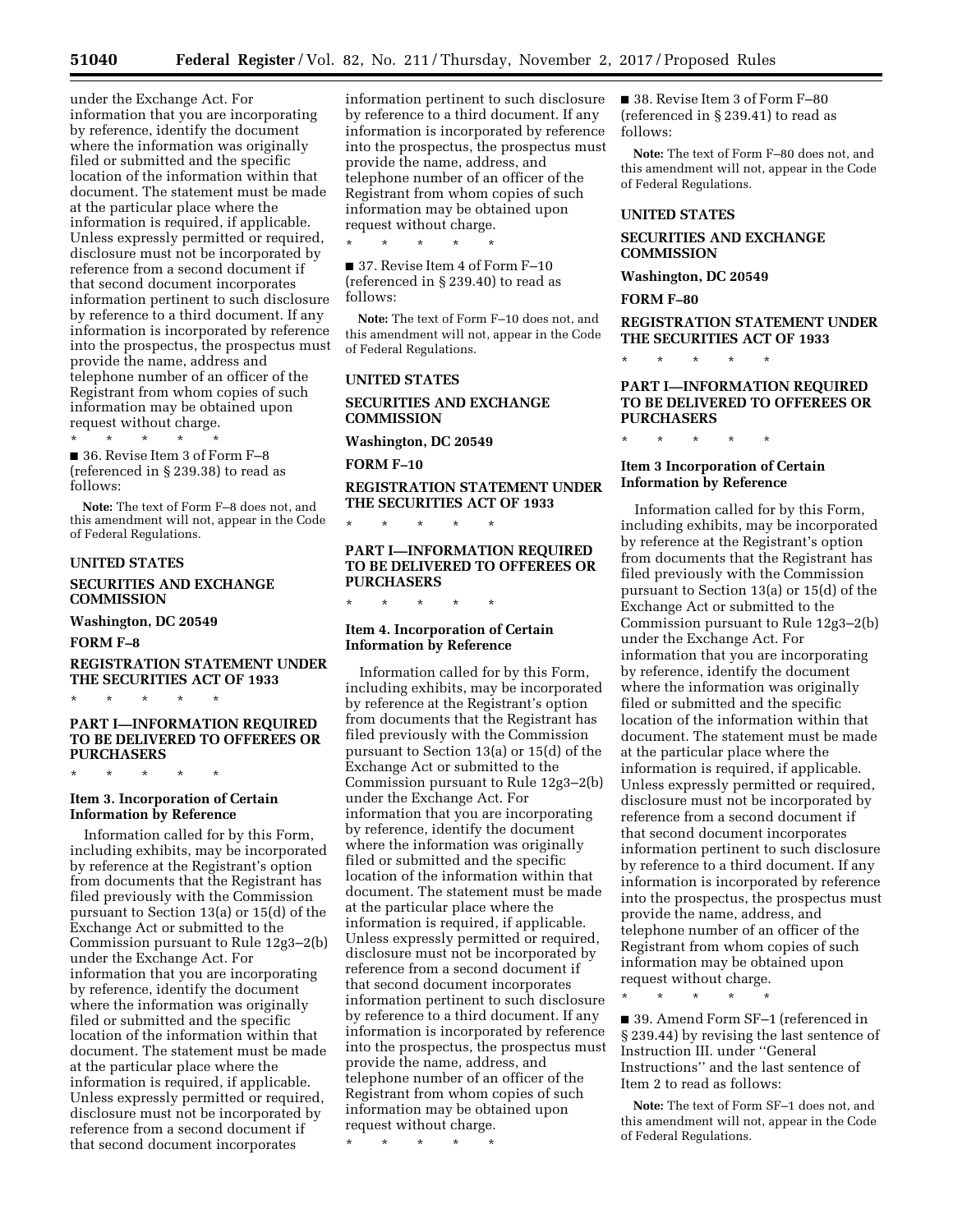under the Exchange Act. For information that you are incorporating by reference, identify the document where the information was originally filed or submitted and the specific location of the information within that document. The statement must be made at the particular place where the information is required, if applicable. Unless expressly permitted or required, disclosure must not be incorporated by reference from a second document if that second document incorporates information pertinent to such disclosure by reference to a third document. If any information is incorporated by reference into the prospectus, the prospectus must provide the name, address and telephone number of an officer of the Registrant from whom copies of such information may be obtained upon request without charge.

\* \* \* \* \*

■ 36. Revise Item 3 of Form F–8 (referenced in § 239.38) to read as follows:

**Note:** The text of Form F–8 does not, and this amendment will not, appear in the Code of Federal Regulations.

**UNITED STATES**

**SECURITIES AND EXCHANGE COMMISSION**

**Washington, DC 20549**

**FORM F–8**

**REGISTRATION STATEMENT UNDER THE SECURITIES ACT OF 1933**

\* \* \* \* \*

**PART I—INFORMATION REQUIRED TO BE DELIVERED TO OFFEREES OR PURCHASERS**

\* \* \* \* \*

**Item 3. Incorporation of Certain Information by Reference**

Information called for by this Form, including exhibits, may be incorporated by reference at the Registrant's option from documents that the Registrant has filed previously with the Commission pursuant to Section 13(a) or 15(d) of the Exchange Act or submitted to the Commission pursuant to Rule 12g3–2(b) under the Exchange Act. For information that you are incorporating by reference, identify the document where the information was originally filed or submitted and the specific location of the information within that document. The statement must be made at the particular place where the information is required, if applicable. Unless expressly permitted or required, disclosure must not be incorporated by reference from a second document if that second document incorporates information pertinent to such disclosure by reference to a third document. If any information is incorporated by reference into the prospectus, the prospectus must provide the name, address, and telephone number of an officer of the Registrant from whom copies of such information may be obtained upon request without charge.

\* \* \* \* \*

■ 37. Revise Item 4 of Form F–10 (referenced in § 239.40) to read as follows:

**Note:** The text of Form F–10 does not, and this amendment will not, appear in the Code of Federal Regulations.

**UNITED STATES**

**SECURITIES AND EXCHANGE COMMISSION**

**Washington, DC 20549**

**FORM F–10**

**REGISTRATION STATEMENT UNDER THE SECURITIES ACT OF 1933**

\* \* \* \* \*

**PART I—INFORMATION REQUIRED TO BE DELIVERED TO OFFEREES OR PURCHASERS**

\* \* \* \* \*

**Item 4. Incorporation of Certain Information by Reference**

Information called for by this Form, including exhibits, may be incorporated by reference at the Registrant's option from documents that the Registrant has filed previously with the Commission pursuant to Section 13(a) or 15(d) of the Exchange Act or submitted to the Commission pursuant to Rule 12g3–2(b) under the Exchange Act. For information that you are incorporating by reference, identify the document where the information was originally filed or submitted and the specific location of the information within that document. The statement must be made at the particular place where the information is required, if applicable. Unless expressly permitted or required, disclosure must not be incorporated by reference from a second document if that second document incorporates information pertinent to such disclosure by reference to a third document. If any information is incorporated by reference into the prospectus, the prospectus must provide the name, address, and telephone number of an officer of the Registrant from whom copies of such information may be obtained upon request without charge.

\* \* \* \* \*

■ 38. Revise Item 3 of Form F–80 (referenced in § 239.41) to read as follows:

**Note:** The text of Form F–80 does not, and this amendment will not, appear in the Code of Federal Regulations.

**UNITED STATES**

**SECURITIES AND EXCHANGE COMMISSION**

**Washington, DC 20549**

**FORM F–80**

**REGISTRATION STATEMENT UNDER THE SECURITIES ACT OF 1933**

\* \* \* \* \*

**PART I—INFORMATION REQUIRED TO BE DELIVERED TO OFFEREES OR PURCHASERS**

\* \* \* \* \*

**Item 3 Incorporation of Certain Information by Reference**

Information called for by this Form, including exhibits, may be incorporated by reference at the Registrant's option from documents that the Registrant has filed previously with the Commission pursuant to Section 13(a) or 15(d) of the Exchange Act or submitted to the Commission pursuant to Rule 12g3–2(b) under the Exchange Act. For information that you are incorporating by reference, identify the document where the information was originally filed or submitted and the specific location of the information within that document. The statement must be made at the particular place where the information is required, if applicable. Unless expressly permitted or required, disclosure must not be incorporated by reference from a second document if that second document incorporates information pertinent to such disclosure by reference to a third document. If any information is incorporated by reference into the prospectus, the prospectus must provide the name, address, and telephone number of an officer of the Registrant from whom copies of such information may be obtained upon request without charge.

\* \* \* \* \*

■ 39. Amend Form SF–1 (referenced in § 239.44) by revising the last sentence of Instruction III. under ''General Instructions'' and the last sentence of Item 2 to read as follows:

**Note:** The text of Form SF–1 does not, and this amendment will not, appear in the Code of Federal Regulations.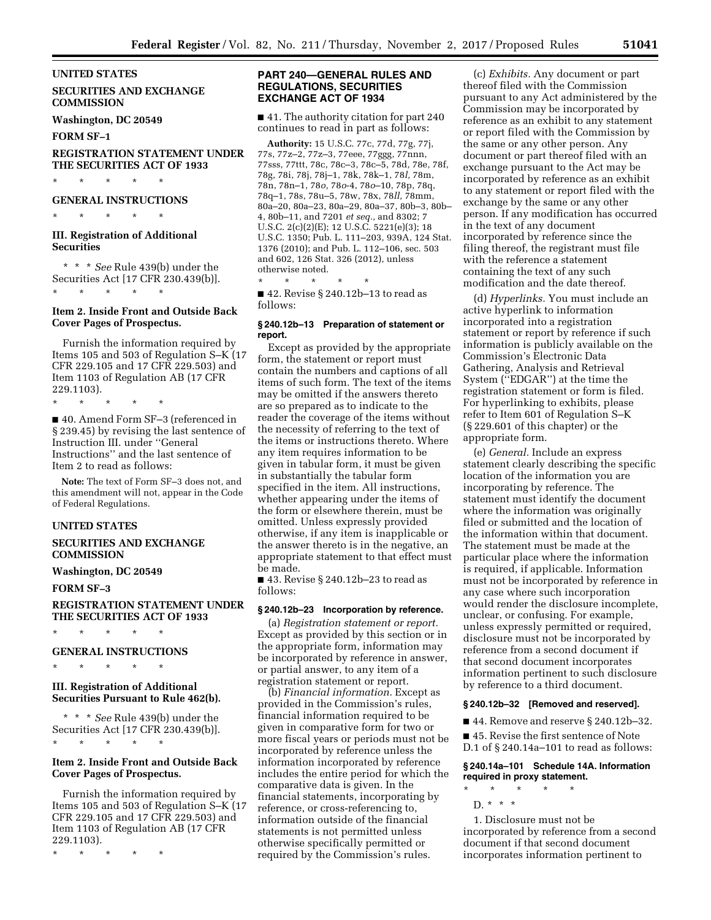UNITED STATES

SECURITIES AND EXCHANGE COMMISSION

Washington, DC 20549

FORM SF–1

REGISTRATION STATEMENT UNDER THE SECURITIES ACT OF 1933

\* \* \* \* \*

GENERAL INSTRUCTIONS

\* \* \* \* \*

**III. Registration of Additional Securities**

\* \* \* *See* Rule 439(b) under the Securities Act [17 CFR 230.439(b)].

\* \* \* \* \*

**Item 2. Inside Front and Outside Back Cover Pages of Prospectus.**

Furnish the information required by Items 105 and 503 of Regulation S–K (17 CFR 229.105 and 17 CFR 229.503) and Item 1103 of Regulation AB (17 CFR 229.1103).

\* \* \* \* \*

■ 40. Amend Form SF–3 (referenced in § 239.45) by revising the last sentence of Instruction III. under ''General Instructions'' and the last sentence of Item 2 to read as follows:

**Note:** The text of Form SF–3 does not, and this amendment will not, appear in the Code of Federal Regulations.

UNITED STATES

SECURITIES AND EXCHANGE COMMISSION

Washington, DC 20549

FORM SF–3

REGISTRATION STATEMENT UNDER THE SECURITIES ACT OF 1933

\* \* \* \* \*

GENERAL INSTRUCTIONS

\* \* \* \* \*

**III. Registration of Additional Securities Pursuant to Rule 462(b).**

\* \* \* *See* Rule 439(b) under the Securities Act [17 CFR 230.439(b)].

\* \* \* \* \*

**Item 2. Inside Front and Outside Back Cover Pages of Prospectus.**

Furnish the information required by Items 105 and 503 of Regulation S–K (17 CFR 229.105 and 17 CFR 229.503) and Item 1103 of Regulation AB (17 CFR 229.1103).

\* \* \* \* \*

## PART 240—GENERAL RULES AND REGULATIONS, SECURITIES EXCHANGE ACT OF 1934

■ 41. The authority citation for part 240 continues to read in part as follows:

**Authority:** 15 U.S.C. 77c, 77d, 77g, 77j, 77s, 77z–2, 77z–3, 77eee, 77ggg, 77nnn, 77sss, 77ttt, 78c, 78c–3, 78c–5, 78d, 78e, 78f, 78g, 78i, 78j, 78j–1, 78k, 78k–1, 78*l*, 78m, 78n, 78n–1, 78*o*, 78*o*-4, 78*o*–10, 78p, 78q, 78q–1, 78s, 78u–5, 78w, 78x, 78*ll*, 78mm, 80a–20, 80a–23, 80a–29, 80a–37, 80b–3, 80b–4, 80b–11, and 7201 *et seq.,* and 8302; 7 U.S.C. 2(c)(2)(E); 12 U.S.C. 5221(e)(3); 18 U.S.C. 1350; Pub. L. 111–203, 939A, 124 Stat. 1376 (2010); and Pub. L. 112–106, sec. 503 and 602, 126 Stat. 326 (2012), unless otherwise noted.

\* \* \* \* \*

■ 42. Revise § 240.12b–13 to read as follows:

### § 240.12b–13 Preparation of statement or report.

Except as provided by the appropriate form, the statement or report must contain the numbers and captions of all items of such form. The text of the items may be omitted if the answers thereto are so prepared as to indicate to the reader the coverage of the items without the necessity of referring to the text of the items or instructions thereto. Where any item requires information to be given in tabular form, it must be given in substantially the tabular form specified in the item. All instructions, whether appearing under the items of the form or elsewhere therein, must be omitted. Unless expressly provided otherwise, if any item is inapplicable or the answer thereto is in the negative, an appropriate statement to that effect must be made.

■ 43. Revise § 240.12b–23 to read as follows:

### § 240.12b–23 Incorporation by reference.

(a) *Registration statement or report.* Except as provided by this section or in the appropriate form, information may be incorporated by reference in answer, or partial answer, to any item of a registration statement or report.

(b) *Financial information.* Except as provided in the Commission's rules, financial information required to be given in comparative form for two or more fiscal years or periods must not be incorporated by reference unless the information incorporated by reference includes the entire period for which the comparative data is given. In the financial statements, incorporating by reference, or cross-referencing to, information outside of the financial statements is not permitted unless otherwise specifically permitted or required by the Commission's rules.

(c) *Exhibits.* Any document or part thereof filed with the Commission pursuant to any Act administered by the Commission may be incorporated by reference as an exhibit to any statement or report filed with the Commission by the same or any other person. Any document or part thereof filed with an exchange pursuant to the Act may be incorporated by reference as an exhibit to any statement or report filed with the exchange by the same or any other person. If any modification has occurred in the text of any document incorporated by reference since the filing thereof, the registrant must file with the reference a statement containing the text of any such modification and the date thereof.

(d) *Hyperlinks.* You must include an active hyperlink to information incorporated into a registration statement or report by reference if such information is publicly available on the Commission's Electronic Data Gathering, Analysis and Retrieval System (''EDGAR'') at the time the registration statement or form is filed. For hyperlinking to exhibits, please refer to Item 601 of Regulation S–K (§ 229.601 of this chapter) or the appropriate form.

(e) *General.* Include an express statement clearly describing the specific location of the information you are incorporating by reference. The statement must identify the document where the information was originally filed or submitted and the location of the information within that document. The statement must be made at the particular place where the information is required, if applicable. Information must not be incorporated by reference in any case where such incorporation would render the disclosure incomplete, unclear, or confusing. For example, unless expressly permitted or required, disclosure must not be incorporated by reference from a second document if that second document incorporates information pertinent to such disclosure by reference to a third document.

### § 240.12b–32 [Removed and reserved].

■ 44. Remove and reserve § 240.12b–32.

■ 45. Revise the first sentence of Note D.1 of § 240.14a–101 to read as follows:

### § 240.14a–101 Schedule 14A. Information required in proxy statement.

\* \* \* \* \*

D. \* \* \*

1. Disclosure must not be incorporated by reference from a second document if that second document incorporates information pertinent to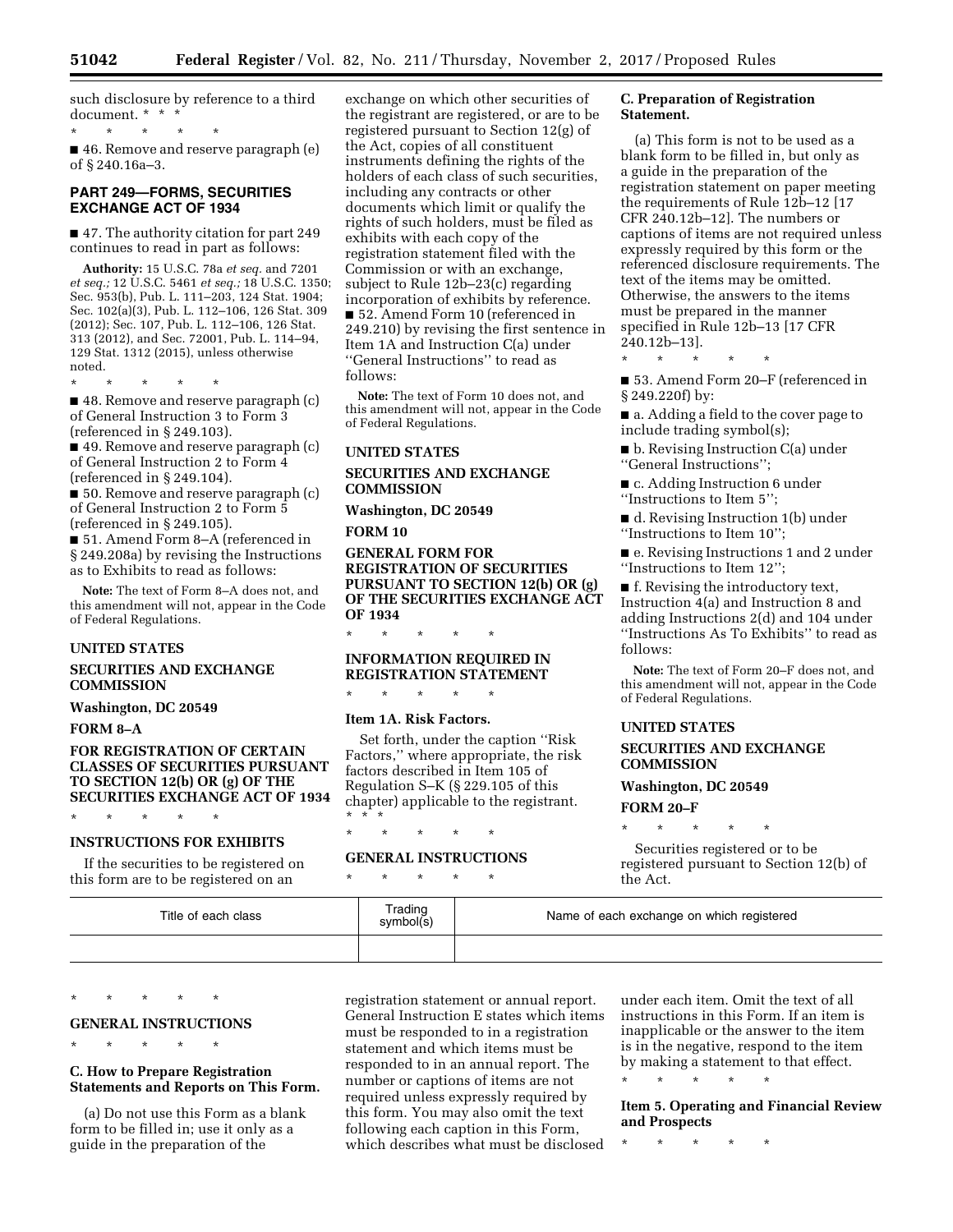such disclosure by reference to a third document. * * *

\* \* \* \* \*

■ 46. Remove and reserve paragraph (e) of § 240.16a–3.

## PART 249—FORMS, SECURITIES EXCHANGE ACT OF 1934

■ 47. The authority citation for part 249 continues to read in part as follows:

**Authority:** 15 U.S.C. 78a *et seq.* and 7201 *et seq.;* 12 U.S.C. 5461 *et seq.;* 18 U.S.C. 1350; Sec. 953(b), Pub. L. 111–203, 124 Stat. 1904; Sec. 102(a)(3), Pub. L. 112–106, 126 Stat. 309 (2012); Sec. 107, Pub. L. 112–106, 126 Stat. 313 (2012), and Sec. 72001, Pub. L. 114–94, 129 Stat. 1312 (2015), unless otherwise noted.

\* \* \* \* \*

■ 48. Remove and reserve paragraph (c) of General Instruction 3 to Form 3 (referenced in § 249.103).

■ 49. Remove and reserve paragraph (c) of General Instruction 2 to Form 4 (referenced in § 249.104).

■ 50. Remove and reserve paragraph (c) of General Instruction 2 to Form 5 (referenced in § 249.105).

■ 51. Amend Form 8–A (referenced in § 249.208a) by revising the Instructions as to Exhibits to read as follows:

**Note:** The text of Form 8–A does not, and this amendment will not, appear in the Code of Federal Regulations.

**UNITED STATES**

**SECURITIES AND EXCHANGE COMMISSION**

**Washington, DC 20549**

**FORM 8–A**

**FOR REGISTRATION OF CERTAIN CLASSES OF SECURITIES PURSUANT TO SECTION 12(b) OR (g) OF THE SECURITIES EXCHANGE ACT OF 1934**

\* \* \* \* \*

**INSTRUCTIONS FOR EXHIBITS**

If the securities to be registered on this form are to be registered on an exchange on which other securities of the registrant are registered, or are to be registered pursuant to Section 12(g) of the Act, copies of all constituent instruments defining the rights of the holders of each class of such securities, including any contracts or other documents which limit or qualify the rights of such holders, must be filed as exhibits with each copy of the registration statement filed with the Commission or with an exchange, subject to Rule 12b–23(c) regarding incorporation of exhibits by reference.

■ 52. Amend Form 10 (referenced in 249.210) by revising the first sentence in Item 1A and Instruction C(a) under ''General Instructions'' to read as follows:

**Note:** The text of Form 10 does not, and this amendment will not, appear in the Code of Federal Regulations.

**UNITED STATES**

**SECURITIES AND EXCHANGE COMMISSION**

**Washington, DC 20549**

**FORM 10**

**GENERAL FORM FOR REGISTRATION OF SECURITIES PURSUANT TO SECTION 12(b) OR (g) OF THE SECURITIES EXCHANGE ACT OF 1934**

\* \* \* \* \*

**INFORMATION REQUIRED IN REGISTRATION STATEMENT**

\* \* \* \* \*

**Item 1A. Risk Factors.**

Set forth, under the caption ''Risk Factors,'' where appropriate, the risk factors described in Item 105 of Regulation S–K (§ 229.105 of this chapter) applicable to the registrant. * * *

\* \* \* \* \*

**GENERAL INSTRUCTIONS**

\* \* \* \* \*

**C. Preparation of Registration Statement.**

(a) This form is not to be used as a blank form to be filled in, but only as a guide in the preparation of the registration statement on paper meeting the requirements of Rule 12b–12 [17 CFR 240.12b–12]. The numbers or captions of items are not required unless expressly required by this form or the referenced disclosure requirements. The text of the items may be omitted. Otherwise, the answers to the items must be prepared in the manner specified in Rule 12b–13 [17 CFR 240.12b–13].

\* \* \* \* \*

■ 53. Amend Form 20–F (referenced in § 249.220f) by:

■ a. Adding a field to the cover page to include trading symbol(s);

■ b. Revising Instruction C(a) under ''General Instructions'';

■ c. Adding Instruction 6 under ''Instructions to Item 5'';

■ d. Revising Instruction 1(b) under ''Instructions to Item 10'';

■ e. Revising Instructions 1 and 2 under ''Instructions to Item 12'';

■ f. Revising the introductory text, Instruction 4(a) and Instruction 8 and adding Instructions 2(d) and 104 under ''Instructions As To Exhibits'' to read as follows:

**Note:** The text of Form 20–F does not, and this amendment will not, appear in the Code of Federal Regulations.

**UNITED STATES**

**SECURITIES AND EXCHANGE COMMISSION**

**Washington, DC 20549**

**FORM 20–F**

\* \* \* \* \*

Securities registered or to be registered pursuant to Section 12(b) of the Act.

| Title of each class | Trading symbol(s) | Name of each exchange on which registered |
| --- | --- | --- |
| | | |

\* \* \* \* \*

**GENERAL INSTRUCTIONS**

\* \* \* \* \*

**C. How to Prepare Registration Statements and Reports on This Form.**

(a) Do not use this Form as a blank form to be filled in; use it only as a guide in the preparation of the registration statement or annual report. General Instruction E states which items must be responded to in a registration statement and which items must be responded to in an annual report. The number or captions of items are not required unless expressly required by this form. You may also omit the text following each caption in this Form, which describes what must be disclosed under each item. Omit the text of all instructions in this Form. If an item is inapplicable or the answer to the item is in the negative, respond to the item by making a statement to that effect.

\* \* \* \* \*

**Item 5. Operating and Financial Review and Prospects**

\* \* \* \* \*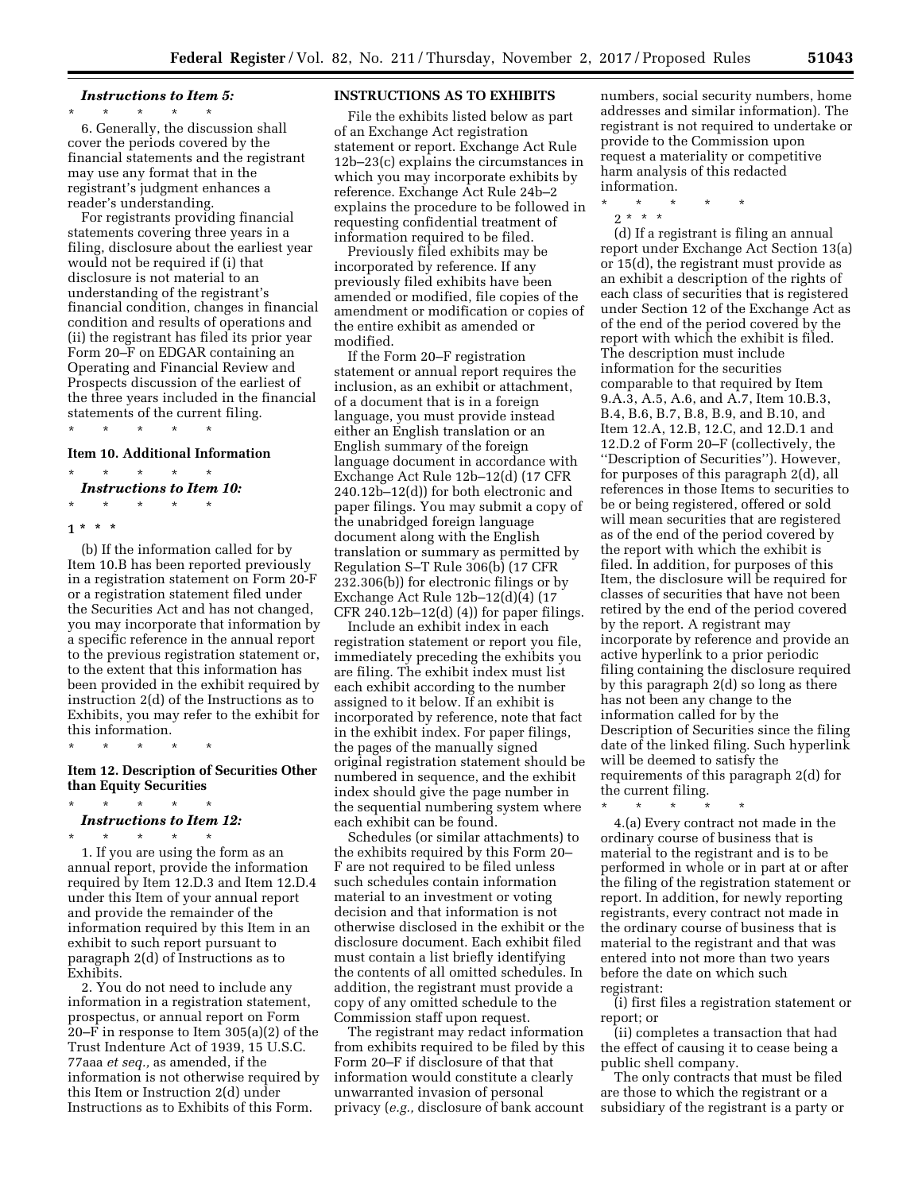***Instructions to Item 5:***

\* \* \* \* \*

6. Generally, the discussion shall cover the periods covered by the financial statements and the registrant may use any format that in the registrant's judgment enhances a reader's understanding.

For registrants providing financial statements covering three years in a filing, disclosure about the earliest year would not be required if (i) that disclosure is not material to an understanding of the registrant's financial condition, changes in financial condition and results of operations and (ii) the registrant has filed its prior year Form 20–F on EDGAR containing an Operating and Financial Review and Prospects discussion of the earliest of the three years included in the financial statements of the current filing.

\* \* \* \* \*

**Item 10. Additional Information**

\* \* \* \* \*

***Instructions to Item 10:***

\* \* \* \* \*

**1 \* \* \***

(b) If the information called for by Item 10.B has been reported previously in a registration statement on Form 20-F or a registration statement filed under the Securities Act and has not changed, you may incorporate that information by a specific reference in the annual report to the previous registration statement or, to the extent that this information has been provided in the exhibit required by instruction 2(d) of the Instructions as to Exhibits, you may refer to the exhibit for this information.

\* \* \* \* \*

**Item 12. Description of Securities Other than Equity Securities**

\* \* \* \* \*

***Instructions to Item 12:***

\* \* \* \* \*

1. If you are using the form as an annual report, provide the information required by Item 12.D.3 and Item 12.D.4 under this Item of your annual report and provide the remainder of the information required by this Item in an exhibit to such report pursuant to paragraph 2(d) of Instructions as to Exhibits.

2. You do not need to include any information in a registration statement, prospectus, or annual report on Form 20–F in response to Item 305(a)(2) of the Trust Indenture Act of 1939, 15 U.S.C. 77aaa *et seq.,* as amended, if the information is not otherwise required by this Item or Instruction 2(d) under Instructions as to Exhibits of this Form.

**INSTRUCTIONS AS TO EXHIBITS**

File the exhibits listed below as part of an Exchange Act registration statement or report. Exchange Act Rule 12b–23(c) explains the circumstances in which you may incorporate exhibits by reference. Exchange Act Rule 24b–2 explains the procedure to be followed in requesting confidential treatment of information required to be filed.

Previously filed exhibits may be incorporated by reference. If any previously filed exhibits have been amended or modified, file copies of the amendment or modification or copies of the entire exhibit as amended or modified.

If the Form 20–F registration statement or annual report requires the inclusion, as an exhibit or attachment, of a document that is in a foreign language, you must provide instead either an English translation or an English summary of the foreign language document in accordance with Exchange Act Rule 12b–12(d) (17 CFR 240.12b–12(d)) for both electronic and paper filings. You may submit a copy of the unabridged foreign language document along with the English translation or summary as permitted by Regulation S–T Rule 306(b) (17 CFR 232.306(b)) for electronic filings or by Exchange Act Rule 12b–12(d)(4) (17 CFR 240.12b–12(d) (4)) for paper filings.

Include an exhibit index in each registration statement or report you file, immediately preceding the exhibits you are filing. The exhibit index must list each exhibit according to the number assigned to it below. If an exhibit is incorporated by reference, note that fact in the exhibit index. For paper filings, the pages of the manually signed original registration statement should be numbered in sequence, and the exhibit index should give the page number in the sequential numbering system where each exhibit can be found.

Schedules (or similar attachments) to the exhibits required by this Form 20–F are not required to be filed unless such schedules contain information material to an investment or voting decision and that information is not otherwise disclosed in the exhibit or the disclosure document. Each exhibit filed must contain a list briefly identifying the contents of all omitted schedules. In addition, the registrant must provide a copy of any omitted schedule to the Commission staff upon request.

The registrant may redact information from exhibits required to be filed by this Form 20–F if disclosure of that that information would constitute a clearly unwarranted invasion of personal privacy (*e.g.,* disclosure of bank account numbers, social security numbers, home addresses and similar information). The registrant is not required to undertake or provide to the Commission upon request a materiality or competitive harm analysis of this redacted information.

\* \* \* \* \*

2 \* \* \*

(d) If a registrant is filing an annual report under Exchange Act Section 13(a) or 15(d), the registrant must provide as an exhibit a description of the rights of each class of securities that is registered under Section 12 of the Exchange Act as of the end of the period covered by the report with which the exhibit is filed. The description must include information for the securities comparable to that required by Item 9.A.3, A.5, A.6, and A.7, Item 10.B.3, B.4, B.6, B.7, B.8, B.9, and B.10, and Item 12.A, 12.B, 12.C, and 12.D.1 and 12.D.2 of Form 20–F (collectively, the ''Description of Securities''). However, for purposes of this paragraph 2(d), all references in those Items to securities to be or being registered, offered or sold will mean securities that are registered as of the end of the period covered by the report with which the exhibit is filed. In addition, for purposes of this Item, the disclosure will be required for classes of securities that have not been retired by the end of the period covered by the report. A registrant may incorporate by reference and provide an active hyperlink to a prior periodic filing containing the disclosure required by this paragraph 2(d) so long as there has not been any change to the information called for by the Description of Securities since the filing date of the linked filing. Such hyperlink will be deemed to satisfy the requirements of this paragraph 2(d) for the current filing.

\* \* \* \* \*

4.(a) Every contract not made in the ordinary course of business that is material to the registrant and is to be performed in whole or in part at or after the filing of the registration statement or report. In addition, for newly reporting registrants, every contract not made in the ordinary course of business that is material to the registrant and that was entered into not more than two years before the date on which such registrant:

(i) first files a registration statement or report; or

(ii) completes a transaction that had the effect of causing it to cease being a public shell company.

The only contracts that must be filed are those to which the registrant or a subsidiary of the registrant is a party or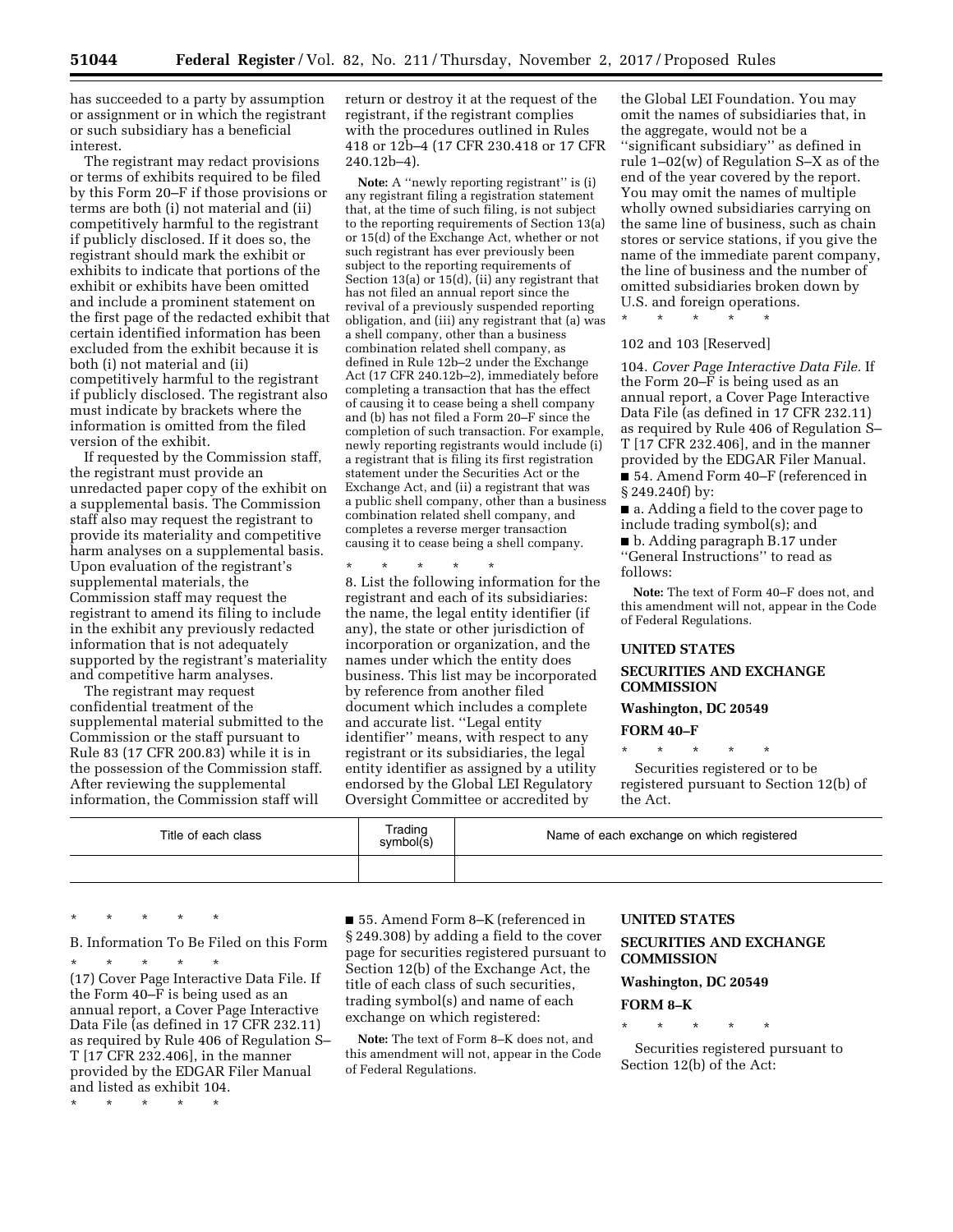has succeeded to a party by assumption or assignment or in which the registrant or such subsidiary has a beneficial interest.

The registrant may redact provisions or terms of exhibits required to be filed by this Form 20–F if those provisions or terms are both (i) not material and (ii) competitively harmful to the registrant if publicly disclosed. If it does so, the registrant should mark the exhibit or exhibits to indicate that portions of the exhibit or exhibits have been omitted and include a prominent statement on the first page of the redacted exhibit that certain identified information has been excluded from the exhibit because it is both (i) not material and (ii) competitively harmful to the registrant if publicly disclosed. The registrant also must indicate by brackets where the information is omitted from the filed version of the exhibit.

If requested by the Commission staff, the registrant must provide an unredacted paper copy of the exhibit on a supplemental basis. The Commission staff also may request the registrant to provide its materiality and competitive harm analyses on a supplemental basis. Upon evaluation of the registrant's supplemental materials, the Commission staff may request the registrant to amend its filing to include in the exhibit any previously redacted information that is not adequately supported by the registrant's materiality and competitive harm analyses.

The registrant may request confidential treatment of the supplemental material submitted to the Commission or the staff pursuant to Rule 83 (17 CFR 200.83) while it is in the possession of the Commission staff. After reviewing the supplemental information, the Commission staff will return or destroy it at the request of the registrant, if the registrant complies with the procedures outlined in Rules 418 or 12b–4 (17 CFR 230.418 or 17 CFR 240.12b–4).

**Note:** A ''newly reporting registrant'' is (i) any registrant filing a registration statement that, at the time of such filing, is not subject to the reporting requirements of Section 13(a) or 15(d) of the Exchange Act, whether or not such registrant has ever previously been subject to the reporting requirements of Section 13(a) or 15(d), (ii) any registrant that has not filed an annual report since the revival of a previously suspended reporting obligation, and (iii) any registrant that (a) was a shell company, other than a business combination related shell company, as defined in Rule 12b–2 under the Exchange Act (17 CFR 240.12b–2), immediately before completing a transaction that has the effect of causing it to cease being a shell company and (b) has not filed a Form 20–F since the completion of such transaction. For example, newly reporting registrants would include (i) a registrant that is filing its first registration statement under the Securities Act or the Exchange Act, and (ii) a registrant that was a public shell company, other than a business combination related shell company, and completes a reverse merger transaction causing it to cease being a shell company.

\* \* \* \* \*

8. List the following information for the registrant and each of its subsidiaries: the name, the legal entity identifier (if any), the state or other jurisdiction of incorporation or organization, and the names under which the entity does business. This list may be incorporated by reference from another filed document which includes a complete and accurate list. ''Legal entity identifier'' means, with respect to any registrant or its subsidiaries, the legal entity identifier as assigned by a utility endorsed by the Global LEI Regulatory Oversight Committee or accredited by the Global LEI Foundation. You may omit the names of subsidiaries that, in the aggregate, would not be a ''significant subsidiary'' as defined in rule 1–02(w) of Regulation S–X as of the end of the year covered by the report. You may omit the names of multiple wholly owned subsidiaries carrying on the same line of business, such as chain stores or service stations, if you give the name of the immediate parent company, the line of business and the number of omitted subsidiaries broken down by U.S. and foreign operations.

\* \* \* \* \*

102 and 103 [Reserved]

104. *Cover Page Interactive Data File.* If the Form 20–F is being used as an annual report, a Cover Page Interactive Data File (as defined in 17 CFR 232.11) as required by Rule 406 of Regulation S–T [17 CFR 232.406], and in the manner provided by the EDGAR Filer Manual.

■ 54. Amend Form 40–F (referenced in § 249.240f) by:

■ a. Adding a field to the cover page to include trading symbol(s); and

■ b. Adding paragraph B.17 under ''General Instructions'' to read as follows:

**Note:** The text of Form 40–F does not, and this amendment will not, appear in the Code of Federal Regulations.

**UNITED STATES**

**SECURITIES AND EXCHANGE COMMISSION**

**Washington, DC 20549**

**FORM 40–F**

\* \* \* \* \*

Securities registered or to be registered pursuant to Section 12(b) of the Act.

| Title of each class | Trading symbol(s) | Name of each exchange on which registered |
|---|---|---|
| | | |

\* \* \* \* \*

B. Information To Be Filed on this Form

\* \* \* \* \*

(17) Cover Page Interactive Data File. If the Form 40–F is being used as an annual report, a Cover Page Interactive Data File (as defined in 17 CFR 232.11) as required by Rule 406 of Regulation S–T [17 CFR 232.406], in the manner provided by the EDGAR Filer Manual and listed as exhibit 104.

\* \* \* \* \*

■ 55. Amend Form 8–K (referenced in § 249.308) by adding a field to the cover page for securities registered pursuant to Section 12(b) of the Exchange Act, the title of each class of such securities, trading symbol(s) and name of each exchange on which registered:

**Note:** The text of Form 8–K does not, and this amendment will not, appear in the Code of Federal Regulations.

**UNITED STATES**

**SECURITIES AND EXCHANGE COMMISSION**

**Washington, DC 20549**

**FORM 8–K**

\* \* \* \* \*

Securities registered pursuant to Section 12(b) of the Act: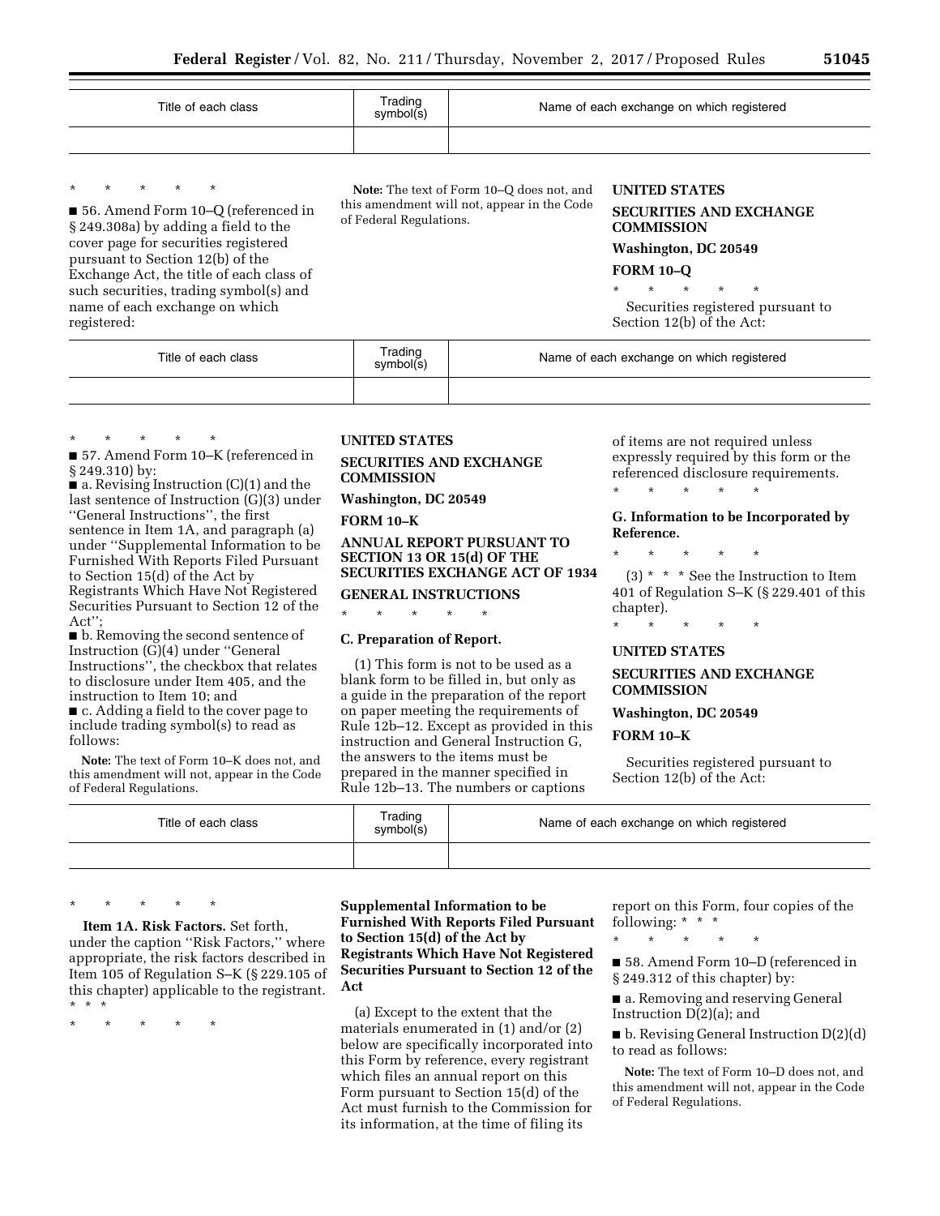| Title of each class | Trading symbol(s) | Name of each exchange on which registered |
| --- | --- | --- |
| | | |

\* \* \* \* \*

■ 56. Amend Form 10–Q (referenced in § 249.308a) by adding a field to the cover page for securities registered pursuant to Section 12(b) of the Exchange Act, the title of each class of such securities, trading symbol(s) and name of each exchange on which registered:

**Note:** The text of Form 10–Q does not, and this amendment will not, appear in the Code of Federal Regulations.

**UNITED STATES**

**SECURITIES AND EXCHANGE COMMISSION**

**Washington, DC 20549**

**FORM 10–Q**

\* \* \* \* \*

Securities registered pursuant to Section 12(b) of the Act:

| Title of each class | Trading symbol(s) | Name of each exchange on which registered |
| --- | --- | --- |
| | | |

\* \* \* \* \*

■ 57. Amend Form 10–K (referenced in § 249.310) by:

■ a. Revising Instruction (C)(1) and the last sentence of Instruction (G)(3) under ''General Instructions'', the first sentence in Item 1A, and paragraph (a) under ''Supplemental Information to be Furnished With Reports Filed Pursuant to Section 15(d) of the Act by Registrants Which Have Not Registered Securities Pursuant to Section 12 of the Act'';

■ b. Removing the second sentence of Instruction (G)(4) under ''General Instructions'', the checkbox that relates to disclosure under Item 405, and the instruction to Item 10; and

■ c. Adding a field to the cover page to include trading symbol(s) to read as follows:

**Note:** The text of Form 10–K does not, and this amendment will not, appear in the Code of Federal Regulations.

**UNITED STATES**

**SECURITIES AND EXCHANGE COMMISSION**

**Washington, DC 20549**

**FORM 10–K**

**ANNUAL REPORT PURSUANT TO SECTION 13 OR 15(d) OF THE SECURITIES EXCHANGE ACT OF 1934**

**GENERAL INSTRUCTIONS**

\* \* \* \* \*

**C. Preparation of Report.**

(1) This form is not to be used as a blank form to be filled in, but only as a guide in the preparation of the report on paper meeting the requirements of Rule 12b–12. Except as provided in this instruction and General Instruction G, the answers to the items must be prepared in the manner specified in Rule 12b–13. The numbers or captions of items are not required unless expressly required by this form or the referenced disclosure requirements.

\* \* \* \* \*

**G. Information to be Incorporated by Reference.**

\* \* \* \* \*

(3) \* \* \* See the Instruction to Item 401 of Regulation S–K (§ 229.401 of this chapter).

\* \* \* \* \*

**UNITED STATES**

**SECURITIES AND EXCHANGE COMMISSION**

**Washington, DC 20549**

**FORM 10–K**

Securities registered pursuant to Section 12(b) of the Act:

| Title of each class | Trading symbol(s) | Name of each exchange on which registered |
| --- | --- | --- |
| | | |

\* \* \* \* \*

**Item 1A. Risk Factors.** Set forth, under the caption ''Risk Factors,'' where appropriate, the risk factors described in Item 105 of Regulation S–K (§ 229.105 of this chapter) applicable to the registrant. \* \* \*

\* \* \* \* \*

**Supplemental Information to be Furnished With Reports Filed Pursuant to Section 15(d) of the Act by Registrants Which Have Not Registered Securities Pursuant to Section 12 of the Act**

(a) Except to the extent that the materials enumerated in (1) and/or (2) below are specifically incorporated into this Form by reference, every registrant which files an annual report on this Form pursuant to Section 15(d) of the Act must furnish to the Commission for its information, at the time of filing its report on this Form, four copies of the following: \* \* \*

\* \* \* \* \*

■ 58. Amend Form 10–D (referenced in § 249.312 of this chapter) by:

■ a. Removing and reserving General Instruction D(2)(a); and

■ b. Revising General Instruction D(2)(d) to read as follows:

**Note:** The text of Form 10–D does not, and this amendment will not, appear in the Code of Federal Regulations.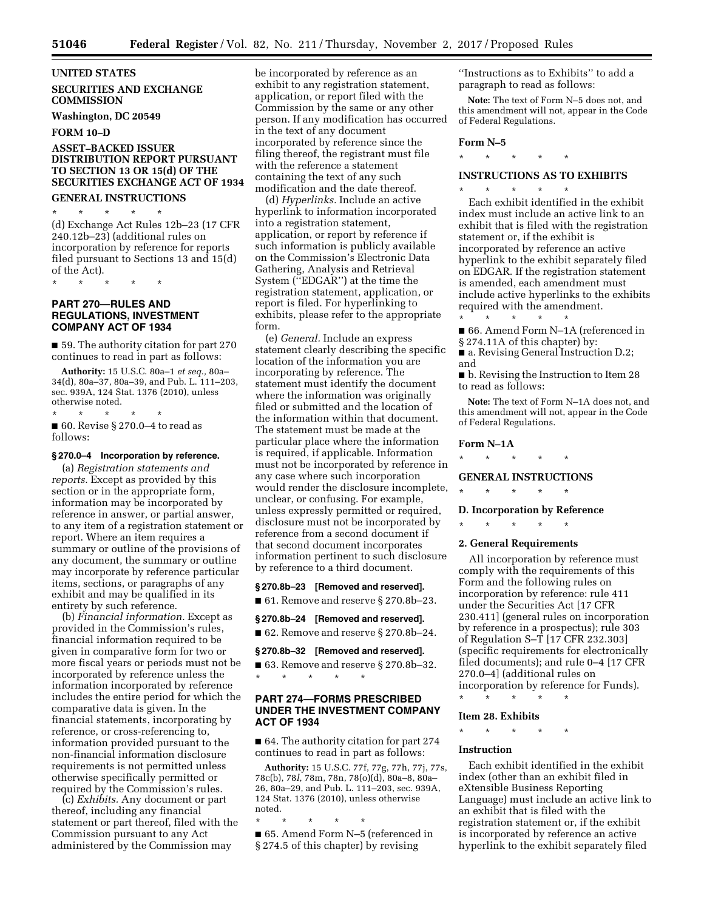**UNITED STATES**

**SECURITIES AND EXCHANGE COMMISSION**

**Washington, DC 20549**

**FORM 10–D**

**ASSET–BACKED ISSUER DISTRIBUTION REPORT PURSUANT TO SECTION 13 OR 15(d) OF THE SECURITIES EXCHANGE ACT OF 1934**

**GENERAL INSTRUCTIONS**

\* \* \* \* \*

(d) Exchange Act Rules 12b–23 (17 CFR 240.12b–23) (additional rules on incorporation by reference for reports filed pursuant to Sections 13 and 15(d) of the Act).

\* \* \* \* \*

## PART 270—RULES AND REGULATIONS, INVESTMENT COMPANY ACT OF 1934

■ 59. The authority citation for part 270 continues to read in part as follows:

**Authority:** 15 U.S.C. 80a–1 *et seq.,* 80a–34(d), 80a–37, 80a–39, and Pub. L. 111–203, sec. 939A, 124 Stat. 1376 (2010), unless otherwise noted.

\* \* \* \* \*

■ 60. Revise § 270.0–4 to read as follows:

### § 270.0–4 Incorporation by reference.

(a) *Registration statements and reports.* Except as provided by this section or in the appropriate form, information may be incorporated by reference in answer, or partial answer, to any item of a registration statement or report. Where an item requires a summary or outline of the provisions of any document, the summary or outline may incorporate by reference particular items, sections, or paragraphs of any exhibit and may be qualified in its entirety by such reference.

(b) *Financial information.* Except as provided in the Commission's rules, financial information required to be given in comparative form for two or more fiscal years or periods must not be incorporated by reference unless the information incorporated by reference includes the entire period for which the comparative data is given. In the financial statements, incorporating by reference, or cross-referencing to, information provided pursuant to the non-financial information disclosure requirements is not permitted unless otherwise specifically permitted or required by the Commission's rules.

(c) *Exhibits.* Any document or part thereof, including any financial statement or part thereof, filed with the Commission pursuant to any Act administered by the Commission may be incorporated by reference as an exhibit to any registration statement, application, or report filed with the Commission by the same or any other person. If any modification has occurred in the text of any document incorporated by reference since the filing thereof, the registrant must file with the reference a statement containing the text of any such modification and the date thereof.

(d) *Hyperlinks.* Include an active hyperlink to information incorporated into a registration statement, application, or report by reference if such information is publicly available on the Commission's Electronic Data Gathering, Analysis and Retrieval System (''EDGAR'') at the time the registration statement, application, or report is filed. For hyperlinking to exhibits, please refer to the appropriate form.

(e) *General.* Include an express statement clearly describing the specific location of the information you are incorporating by reference. The statement must identify the document where the information was originally filed or submitted and the location of the information within that document. The statement must be made at the particular place where the information is required, if applicable. Information must not be incorporated by reference in any case where such incorporation would render the disclosure incomplete, unclear, or confusing. For example, unless expressly permitted or required, disclosure must not be incorporated by reference from a second document if that second document incorporates information pertinent to such disclosure by reference to a third document.

### § 270.8b–23 [Removed and reserved].

■ 61. Remove and reserve § 270.8b–23.

### § 270.8b–24 [Removed and reserved].

■ 62. Remove and reserve § 270.8b–24.

### § 270.8b–32 [Removed and reserved].

■ 63. Remove and reserve § 270.8b–32.

\* \* \* \* \*

## PART 274—FORMS PRESCRIBED UNDER THE INVESTMENT COMPANY ACT OF 1934

■ 64. The authority citation for part 274 continues to read in part as follows:

**Authority:** 15 U.S.C. 77f, 77g, 77h, 77j, 77s, 78c(b), 78*l,* 78m, 78n, 78(o)(d), 80a–8, 80a–26, 80a–29, and Pub. L. 111–203, sec. 939A, 124 Stat. 1376 (2010), unless otherwise noted.

\* \* \* \* \*

■ 65. Amend Form N–5 (referenced in § 274.5 of this chapter) by revising ''Instructions as to Exhibits'' to add a paragraph to read as follows:

**Note:** The text of Form N–5 does not, and this amendment will not, appear in the Code of Federal Regulations.

**Form N–5**

\* \* \* \* \*

**INSTRUCTIONS AS TO EXHIBITS**

\* \* \* \* \*

Each exhibit identified in the exhibit index must include an active link to an exhibit that is filed with the registration statement or, if the exhibit is incorporated by reference an active hyperlink to the exhibit separately filed on EDGAR. If the registration statement is amended, each amendment must include active hyperlinks to the exhibits required with the amendment.

\* \* \* \* \*

■ 66. Amend Form N–1A (referenced in § 274.11A of this chapter) by:

■ a. Revising General Instruction D.2; and

■ b. Revising the Instruction to Item 28 to read as follows:

**Note:** The text of Form N–1A does not, and this amendment will not, appear in the Code of Federal Regulations.

**Form N–1A**

\* \* \* \* \*

**GENERAL INSTRUCTIONS**

\* \* \* \* \*

**D. Incorporation by Reference**

\* \* \* \* \*

**2. General Requirements**

All incorporation by reference must comply with the requirements of this Form and the following rules on incorporation by reference: rule 411 under the Securities Act [17 CFR 230.411] (general rules on incorporation by reference in a prospectus); rule 303 of Regulation S–T [17 CFR 232.303] (specific requirements for electronically filed documents); and rule 0–4 [17 CFR 270.0–4] (additional rules on incorporation by reference for Funds).

\* \* \* \* \*

**Item 28. Exhibits**

\* \* \* \* \*

**Instruction**

Each exhibit identified in the exhibit index (other than an exhibit filed in eXtensible Business Reporting Language) must include an active link to an exhibit that is filed with the registration statement or, if the exhibit is incorporated by reference an active hyperlink to the exhibit separately filed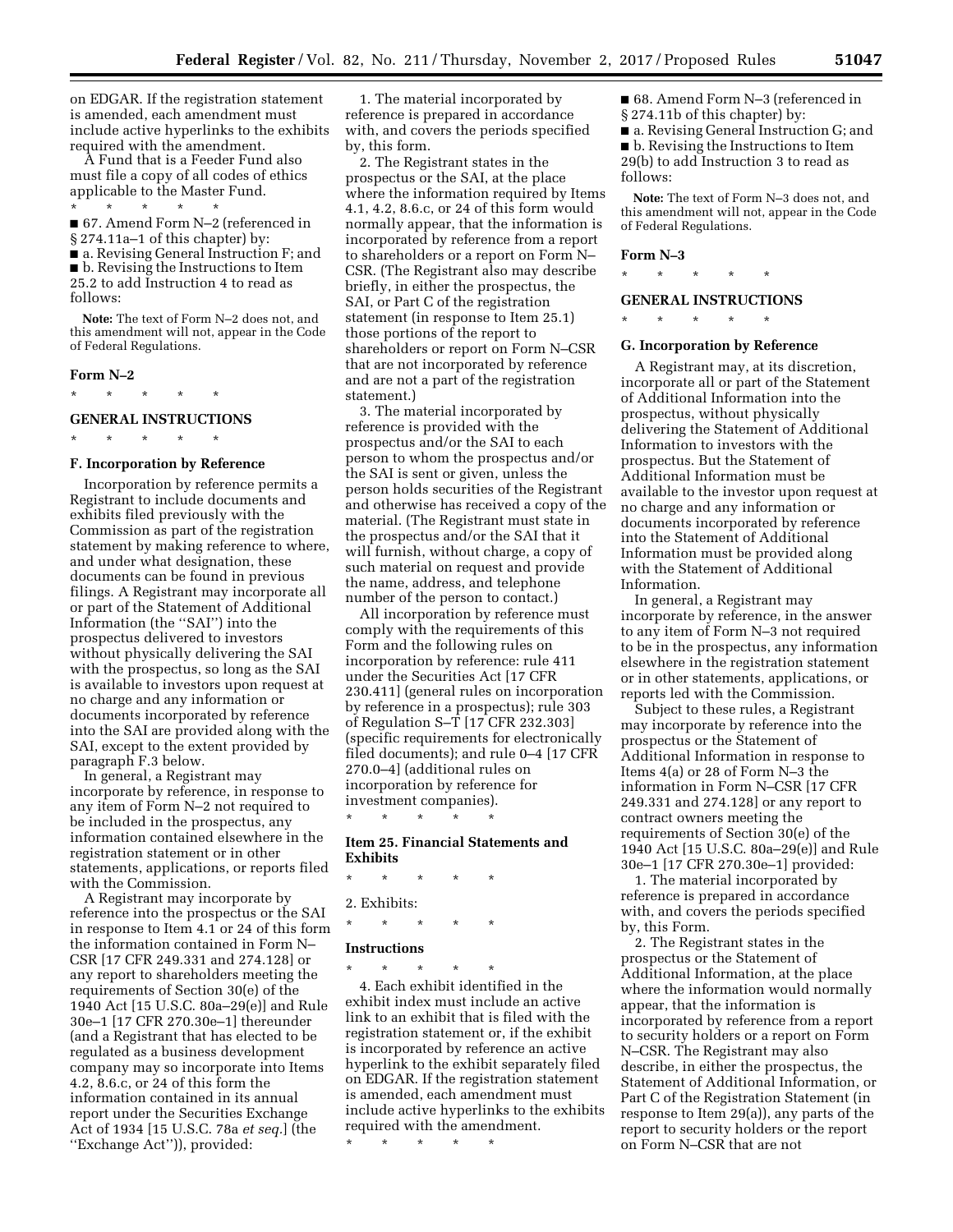on EDGAR. If the registration statement is amended, each amendment must include active hyperlinks to the exhibits required with the amendment.

A Fund that is a Feeder Fund also must file a copy of all codes of ethics applicable to the Master Fund.

\* \* \* \* \*

■ 67. Amend Form N–2 (referenced in § 274.11a–1 of this chapter) by:

■ a. Revising General Instruction F; and

■ b. Revising the Instructions to Item 25.2 to add Instruction 4 to read as follows:

**Note:** The text of Form N–2 does not, and this amendment will not, appear in the Code of Federal Regulations.

**Form N–2**

\* \* \* \* \*

**GENERAL INSTRUCTIONS**

\* \* \* \* \*

**F. Incorporation by Reference**

Incorporation by reference permits a Registrant to include documents and exhibits filed previously with the Commission as part of the registration statement by making reference to where, and under what designation, these documents can be found in previous filings. A Registrant may incorporate all or part of the Statement of Additional Information (the ''SAI'') into the prospectus delivered to investors without physically delivering the SAI with the prospectus, so long as the SAI is available to investors upon request at no charge and any information or documents incorporated by reference into the SAI are provided along with the SAI, except to the extent provided by paragraph F.3 below.

In general, a Registrant may incorporate by reference, in response to any item of Form N–2 not required to be included in the prospectus, any information contained elsewhere in the registration statement or in other statements, applications, or reports filed with the Commission.

A Registrant may incorporate by reference into the prospectus or the SAI in response to Item 4.1 or 24 of this form the information contained in Form N–CSR [17 CFR 249.331 and 274.128] or any report to shareholders meeting the requirements of Section 30(e) of the 1940 Act [15 U.S.C. 80a–29(e)] and Rule 30e–1 [17 CFR 270.30e–1] thereunder (and a Registrant that has elected to be regulated as a business development company may so incorporate into Items 4.2, 8.6.c, or 24 of this form the information contained in its annual report under the Securities Exchange Act of 1934 [15 U.S.C. 78a *et seq.*] (the ''Exchange Act'')), provided:

1. The material incorporated by reference is prepared in accordance with, and covers the periods specified by, this form.

2. The Registrant states in the prospectus or the SAI, at the place where the information required by Items 4.1, 4.2, 8.6.c, or 24 of this form would normally appear, that the information is incorporated by reference from a report to shareholders or a report on Form N–CSR. (The Registrant also may describe briefly, in either the prospectus, the SAI, or Part C of the registration statement (in response to Item 25.1) those portions of the report to shareholders or report on Form N–CSR that are not incorporated by reference and are not a part of the registration statement.)

3. The material incorporated by reference is provided with the prospectus and/or the SAI to each person to whom the prospectus and/or the SAI is sent or given, unless the person holds securities of the Registrant and otherwise has received a copy of the material. (The Registrant must state in the prospectus and/or the SAI that it will furnish, without charge, a copy of such material on request and provide the name, address, and telephone number of the person to contact.)

All incorporation by reference must comply with the requirements of this Form and the following rules on incorporation by reference: rule 411 under the Securities Act [17 CFR 230.411] (general rules on incorporation by reference in a prospectus); rule 303 of Regulation S–T [17 CFR 232.303] (specific requirements for electronically filed documents); and rule 0–4 [17 CFR 270.0–4] (additional rules on incorporation by reference for investment companies).

\* \* \* \* \*

**Item 25. Financial Statements and Exhibits**

\* \* \* \* \*

2. Exhibits:

\* \* \* \* \*

**Instructions**

\* \* \* \* \*

4. Each exhibit identified in the exhibit index must include an active link to an exhibit that is filed with the registration statement or, if the exhibit is incorporated by reference an active hyperlink to the exhibit separately filed on EDGAR. If the registration statement is amended, each amendment must include active hyperlinks to the exhibits required with the amendment.

\* \* \* \* \*

■ 68. Amend Form N–3 (referenced in § 274.11b of this chapter) by:

■ a. Revising General Instruction G; and

■ b. Revising the Instructions to Item 29(b) to add Instruction 3 to read as follows:

**Note:** The text of Form N–3 does not, and this amendment will not, appear in the Code of Federal Regulations.

**Form N–3**

\* \* \* \* \*

**GENERAL INSTRUCTIONS**

\* \* \* \* \*

**G. Incorporation by Reference**

A Registrant may, at its discretion, incorporate all or part of the Statement of Additional Information into the prospectus, without physically delivering the Statement of Additional Information to investors with the prospectus. But the Statement of Additional Information must be available to the investor upon request at no charge and any information or documents incorporated by reference into the Statement of Additional Information must be provided along with the Statement of Additional Information.

In general, a Registrant may incorporate by reference, in the answer to any item of Form N–3 not required to be in the prospectus, any information elsewhere in the registration statement or in other statements, applications, or reports led with the Commission.

Subject to these rules, a Registrant may incorporate by reference into the prospectus or the Statement of Additional Information in response to Items 4(a) or 28 of Form N–3 the information in Form N–CSR [17 CFR 249.331 and 274.128] or any report to contract owners meeting the requirements of Section 30(e) of the 1940 Act [15 U.S.C. 80a–29(e)] and Rule 30e–1 [17 CFR 270.30e–1] provided:

1. The material incorporated by reference is prepared in accordance with, and covers the periods specified by, this Form.

2. The Registrant states in the prospectus or the Statement of Additional Information, at the place where the information would normally appear, that the information is incorporated by reference from a report to security holders or a report on Form N–CSR. The Registrant may also describe, in either the prospectus, the Statement of Additional Information, or Part C of the Registration Statement (in response to Item 29(a)), any parts of the report to security holders or the report on Form N–CSR that are not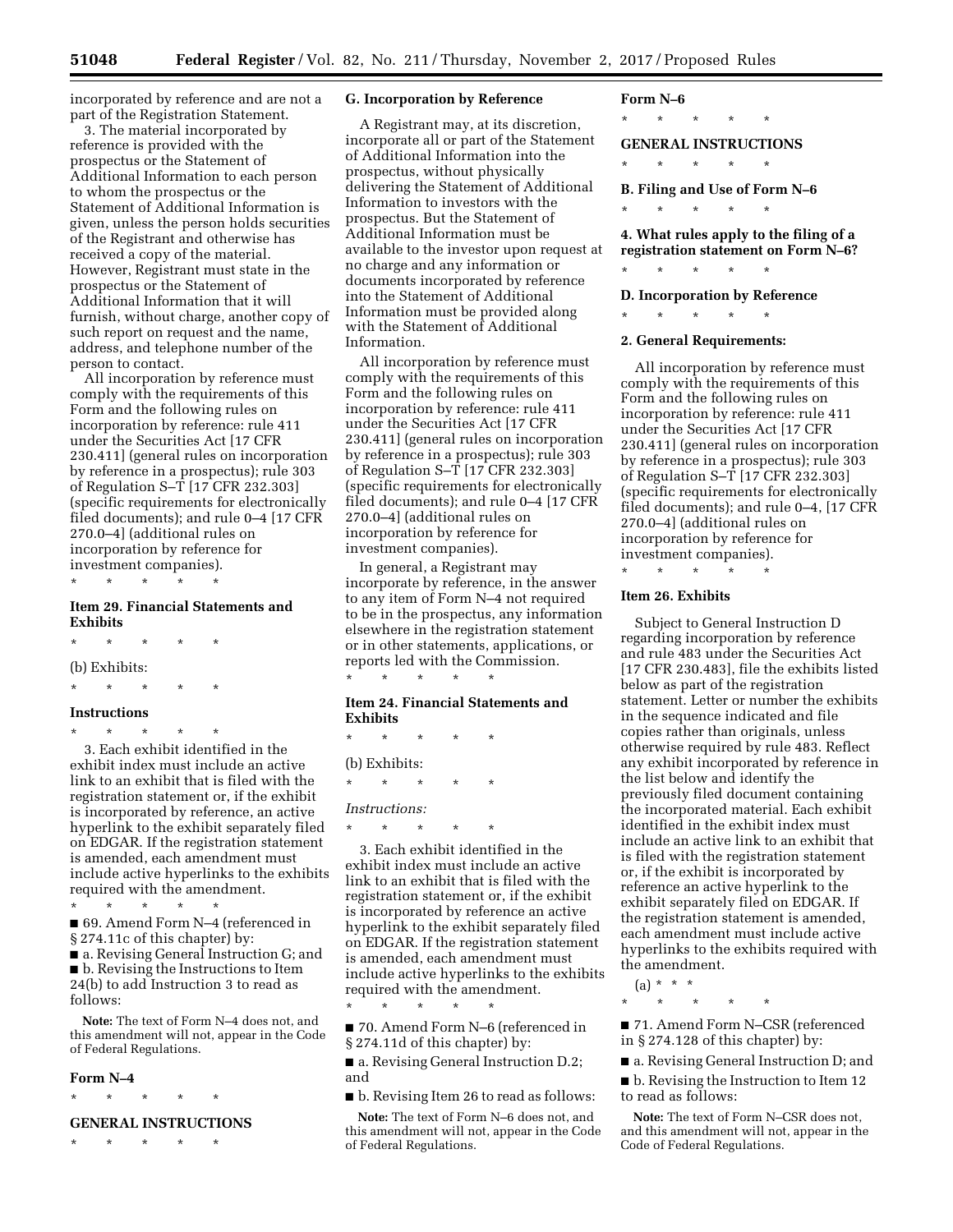incorporated by reference and are not a part of the Registration Statement.

3. The material incorporated by reference is provided with the prospectus or the Statement of Additional Information to each person to whom the prospectus or the Statement of Additional Information is given, unless the person holds securities of the Registrant and otherwise has received a copy of the material. However, Registrant must state in the prospectus or the Statement of Additional Information that it will furnish, without charge, another copy of such report on request and the name, address, and telephone number of the person to contact.

All incorporation by reference must comply with the requirements of this Form and the following rules on incorporation by reference: rule 411 under the Securities Act [17 CFR 230.411] (general rules on incorporation by reference in a prospectus); rule 303 of Regulation S–T [17 CFR 232.303] (specific requirements for electronically filed documents); and rule 0–4 [17 CFR 270.0–4] (additional rules on incorporation by reference for investment companies).

\* \* \* \* \*

### Item 29. Financial Statements and Exhibits

\* \* \* \* \*

(b) Exhibits:

\* \* \* \* \*

#### Instructions

\* \* \* \* \*

3. Each exhibit identified in the exhibit index must include an active link to an exhibit that is filed with the registration statement or, if the exhibit is incorporated by reference, an active hyperlink to the exhibit separately filed on EDGAR. If the registration statement is amended, each amendment must include active hyperlinks to the exhibits required with the amendment.

\* \* \* \* \*

■ 69. Amend Form N–4 (referenced in § 274.11c of this chapter) by:

■ a. Revising General Instruction G; and

■ b. Revising the Instructions to Item 24(b) to add Instruction 3 to read as follows:

**Note:** The text of Form N–4 does not, and this amendment will not, appear in the Code of Federal Regulations.

### Form N–4

\* \* \* \* \*

### GENERAL INSTRUCTIONS

\* \* \* \* \*

### G. Incorporation by Reference

A Registrant may, at its discretion, incorporate all or part of the Statement of Additional Information into the prospectus, without physically delivering the Statement of Additional Information to investors with the prospectus. But the Statement of Additional Information must be available to the investor upon request at no charge and any information or documents incorporated by reference into the Statement of Additional Information must be provided along with the Statement of Additional Information.

All incorporation by reference must comply with the requirements of this Form and the following rules on incorporation by reference: rule 411 under the Securities Act [17 CFR 230.411] (general rules on incorporation by reference in a prospectus); rule 303 of Regulation S–T [17 CFR 232.303] (specific requirements for electronically filed documents); and rule 0–4 [17 CFR 270.0–4] (additional rules on incorporation by reference for investment companies).

In general, a Registrant may incorporate by reference, in the answer to any item of Form N–4 not required to be in the prospectus, any information elsewhere in the registration statement or in other statements, applications, or reports led with the Commission.

\* \* \* \* \*

### Item 24. Financial Statements and Exhibits

\* \* \* \* \*

(b) Exhibits:

\* \* \* \* \*

*Instructions:*

\* \* \* \* \*

3. Each exhibit identified in the exhibit index must include an active link to an exhibit that is filed with the registration statement or, if the exhibit is incorporated by reference an active hyperlink to the exhibit separately filed on EDGAR. If the registration statement is amended, each amendment must include active hyperlinks to the exhibits required with the amendment.

\* \* \* \* \*

■ 70. Amend Form N–6 (referenced in § 274.11d of this chapter) by:

■ a. Revising General Instruction D.2; and

■ b. Revising Item 26 to read as follows:

**Note:** The text of Form N–6 does not, and this amendment will not, appear in the Code of Federal Regulations.

### Form N–6

\* \* \* \* \*

### GENERAL INSTRUCTIONS

\* \* \* \* \*

### B. Filing and Use of Form N–6

\* \* \* \* \*

### 4. What rules apply to the filing of a registration statement on Form N–6?

\* \* \* \* \*

### D. Incorporation by Reference

\* \* \* \* \*

### 2. General Requirements:

All incorporation by reference must comply with the requirements of this Form and the following rules on incorporation by reference: rule 411 under the Securities Act [17 CFR 230.411] (general rules on incorporation by reference in a prospectus); rule 303 of Regulation S–T [17 CFR 232.303] (specific requirements for electronically filed documents); and rule 0–4, [17 CFR 270.0–4] (additional rules on incorporation by reference for investment companies).

\* \* \* \* \*

### Item 26. Exhibits

Subject to General Instruction D regarding incorporation by reference and rule 483 under the Securities Act [17 CFR 230.483], file the exhibits listed below as part of the registration statement. Letter or number the exhibits in the sequence indicated and file copies rather than originals, unless otherwise required by rule 483. Reflect any exhibit incorporated by reference in the list below and identify the previously filed document containing the incorporated material. Each exhibit identified in the exhibit index must include an active link to an exhibit that is filed with the registration statement or, if the exhibit is incorporated by reference an active hyperlink to the exhibit separately filed on EDGAR. If the registration statement is amended, each amendment must include active hyperlinks to the exhibits required with the amendment.

(a) \* \* \*

\* \* \* \* \*

■ 71. Amend Form N–CSR (referenced in § 274.128 of this chapter) by:

■ a. Revising General Instruction D; and

■ b. Revising the Instruction to Item 12 to read as follows:

**Note:** The text of Form N–CSR does not, and this amendment will not, appear in the Code of Federal Regulations.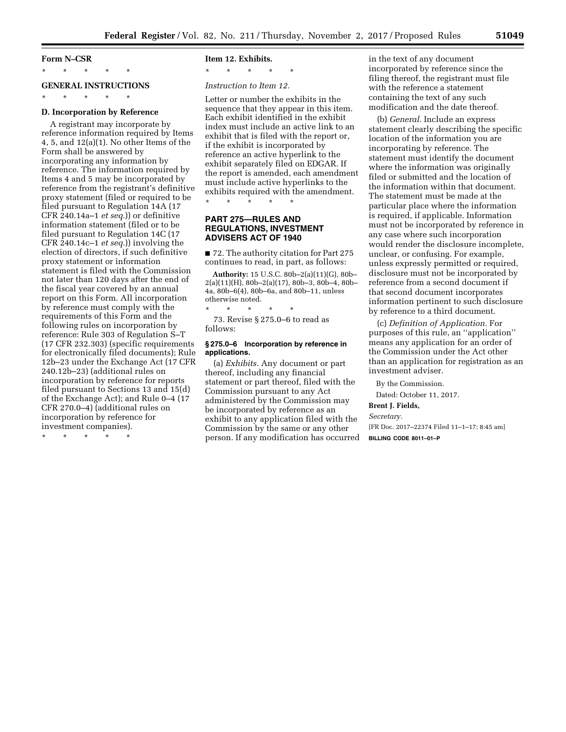**Form N–CSR**

\* \* \* \* \*

**GENERAL INSTRUCTIONS**

\* \* \* \* \*

**D. Incorporation by Reference**

A registrant may incorporate by reference information required by Items 4, 5, and 12(a)(1). No other Items of the Form shall be answered by incorporating any information by reference. The information required by Items 4 and 5 may be incorporated by reference from the registrant's definitive proxy statement (filed or required to be filed pursuant to Regulation 14A (17 CFR 240.14a–1 *et seq.*)) or definitive information statement (filed or to be filed pursuant to Regulation 14C (17 CFR 240.14c–1 *et seq.*)) involving the election of directors, if such definitive proxy statement or information statement is filed with the Commission not later than 120 days after the end of the fiscal year covered by an annual report on this Form. All incorporation by reference must comply with the requirements of this Form and the following rules on incorporation by reference: Rule 303 of Regulation S–T (17 CFR 232.303) (specific requirements for electronically filed documents); Rule 12b–23 under the Exchange Act (17 CFR 240.12b–23) (additional rules on incorporation by reference for reports filed pursuant to Sections 13 and 15(d) of the Exchange Act); and Rule 0–4 (17 CFR 270.0–4) (additional rules on incorporation by reference for investment companies).

\* \* \* \* \*

**Item 12. Exhibits.**

\* \* \* \* \*

*Instruction to Item 12.*

Letter or number the exhibits in the sequence that they appear in this item. Each exhibit identified in the exhibit index must include an active link to an exhibit that is filed with the report or, if the exhibit is incorporated by reference an active hyperlink to the exhibit separately filed on EDGAR. If the report is amended, each amendment must include active hyperlinks to the exhibits required with the amendment.

\* \* \* \* \*

**PART 275—RULES AND REGULATIONS, INVESTMENT ADVISERS ACT OF 1940**

■ 72. The authority citation for Part 275 continues to read, in part, as follows:

**Authority:** 15 U.S.C. 80b–2(a)(11)(G), 80b–2(a)(11)(H), 80b–2(a)(17), 80b–3, 80b–4, 80b–4a, 80b–6(4), 80b–6a, and 80b–11, unless otherwise noted.

\* \* \* \* \*

73. Revise § 275.0–6 to read as follows:

**§ 275.0–6 Incorporation by reference in applications.**

(a) *Exhibits.* Any document or part thereof, including any financial statement or part thereof, filed with the Commission pursuant to any Act administered by the Commission may be incorporated by reference as an exhibit to any application filed with the Commission by the same or any other person. If any modification has occurred in the text of any document incorporated by reference since the filing thereof, the registrant must file with the reference a statement containing the text of any such modification and the date thereof.

(b) *General.* Include an express statement clearly describing the specific location of the information you are incorporating by reference. The statement must identify the document where the information was originally filed or submitted and the location of the information within that document. The statement must be made at the particular place where the information is required, if applicable. Information must not be incorporated by reference in any case where such incorporation would render the disclosure incomplete, unclear, or confusing. For example, unless expressly permitted or required, disclosure must not be incorporated by reference from a second document if that second document incorporates information pertinent to such disclosure by reference to a third document.

(c) *Definition of Application.* For purposes of this rule, an ''application'' means any application for an order of the Commission under the Act other than an application for registration as an investment adviser.

By the Commission.

Dated: October 11, 2017.

**Brent J. Fields,**

*Secretary.*

[FR Doc. 2017–22374 Filed 11–1–17; 8:45 am]

**BILLING CODE 8011–01–P**